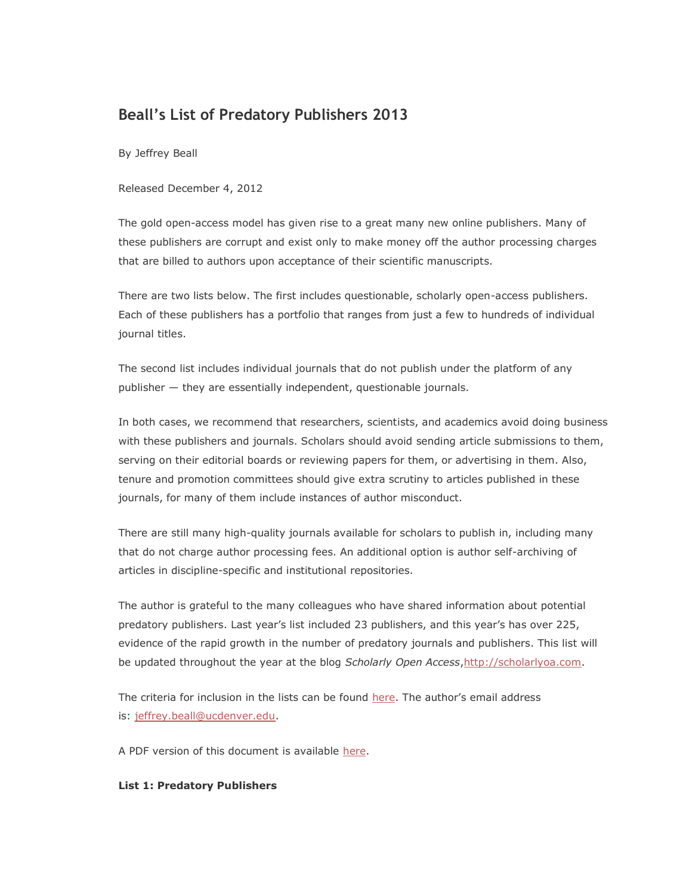# Beall's List of Predatory Publishers 2013

By Jeffrey Beall

Released December 4, 2012

The gold open-access model has given rise to a great many new online publishers. Many of these publishers are corrupt and exist only to make money off the author processing charges that are billed to authors upon acceptance of their scientific manuscripts.

There are two lists below. The first includes questionable, scholarly open-access publishers. Each of these publishers has a portfolio that ranges from just a few to hundreds of individual journal titles.

The second list includes individual journals that do not publish under the platform of any publisher — they are essentially independent, questionable journals.

In both cases, we recommend that researchers, scientists, and academics avoid doing business with these publishers and journals. Scholars should avoid sending article submissions to them, serving on their editorial boards or reviewing papers for them, or advertising in them. Also, tenure and promotion committees should give extra scrutiny to articles published in these journals, for many of them include instances of author misconduct.

There are still many high-quality journals available for scholars to publish in, including many that do not charge author processing fees. An additional option is author self-archiving of articles in discipline-specific and institutional repositories.

The author is grateful to the many colleagues who have shared information about potential predatory publishers. Last year's list included 23 publishers, and this year's has over 225, evidence of the rapid growth in the number of predatory journals and publishers. This list will be updated throughout the year at the blog *Scholarly Open Access*,http://scholarlyoa.com.

The criteria for inclusion in the lists can be found here. The author's email address is: jeffrey.beall@ucdenver.edu.

A PDF version of this document is available here.

**List 1: Predatory Publishers**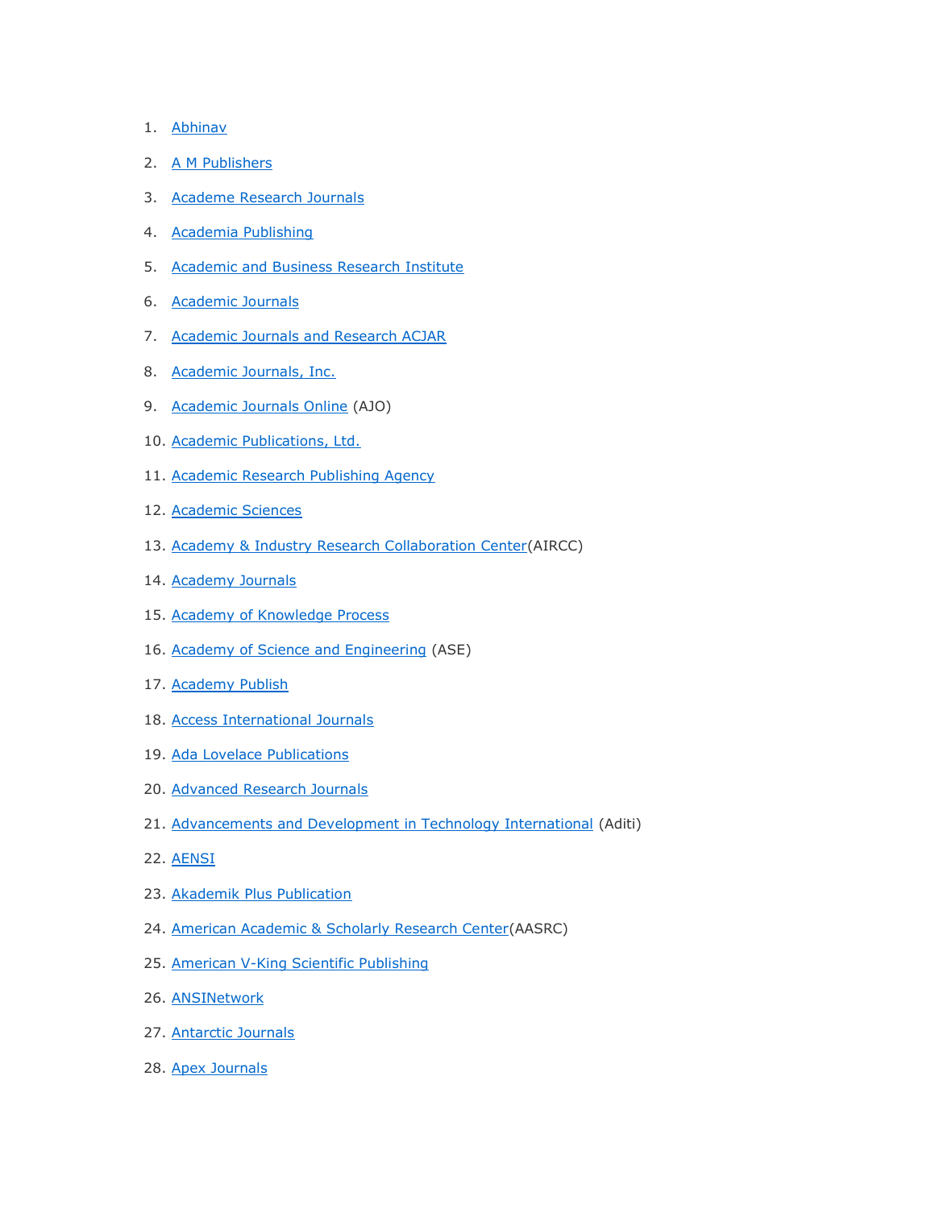1. Abhinav
2. A M Publishers
3. Academe Research Journals
4. Academia Publishing
5. Academic and Business Research Institute
6. Academic Journals
7. Academic Journals and Research ACJAR
8. Academic Journals, Inc.
9. Academic Journals Online (AJO)
10. Academic Publications, Ltd.
11. Academic Research Publishing Agency
12. Academic Sciences
13. Academy & Industry Research Collaboration Center(AIRCC)
14. Academy Journals
15. Academy of Knowledge Process
16. Academy of Science and Engineering (ASE)
17. Academy Publish
18. Access International Journals
19. Ada Lovelace Publications
20. Advanced Research Journals
21. Advancements and Development in Technology International (Aditi)
22. AENSI
23. Akademik Plus Publication
24. American Academic & Scholarly Research Center(AASRC)
25. American V-King Scientific Publishing
26. ANSINetwork
27. Antarctic Journals
28. Apex Journals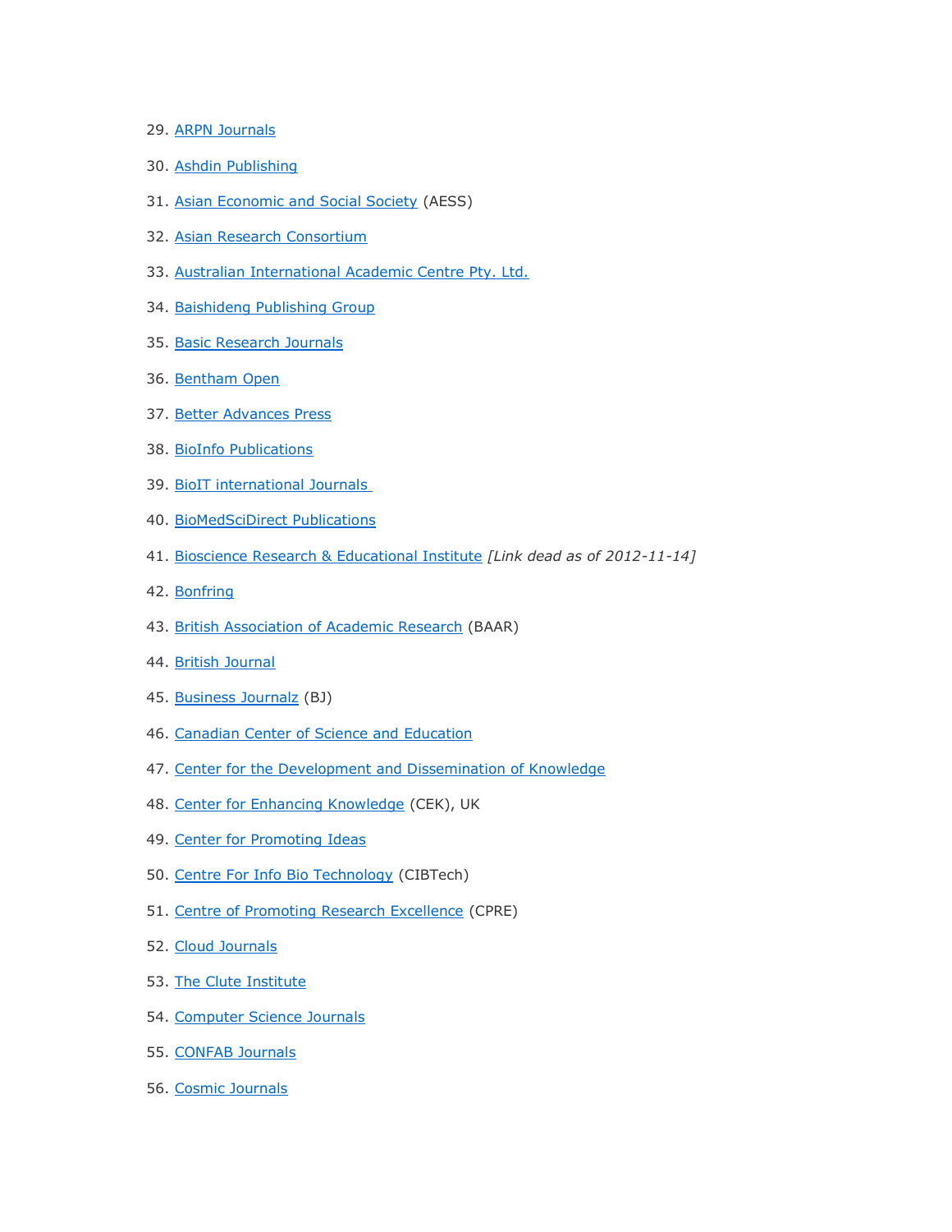29. ARPN Journals

30. Ashdin Publishing

31. Asian Economic and Social Society (AESS)

32. Asian Research Consortium

33. Australian International Academic Centre Pty. Ltd.

34. Baishideng Publishing Group

35. Basic Research Journals

36. Bentham Open

37. Better Advances Press

38. BioInfo Publications

39. BioIT international Journals

40. BioMedSciDirect Publications

41. Bioscience Research & Educational Institute *[Link dead as of 2012-11-14]*

42. Bonfring

43. British Association of Academic Research (BAAR)

44. British Journal

45. Business Journalz (BJ)

46. Canadian Center of Science and Education

47. Center for the Development and Dissemination of Knowledge

48. Center for Enhancing Knowledge (CEK), UK

49. Center for Promoting Ideas

50. Centre For Info Bio Technology (CIBTech)

51. Centre of Promoting Research Excellence (CPRE)

52. Cloud Journals

53. The Clute Institute

54. Computer Science Journals

55. CONFAB Journals

56. Cosmic Journals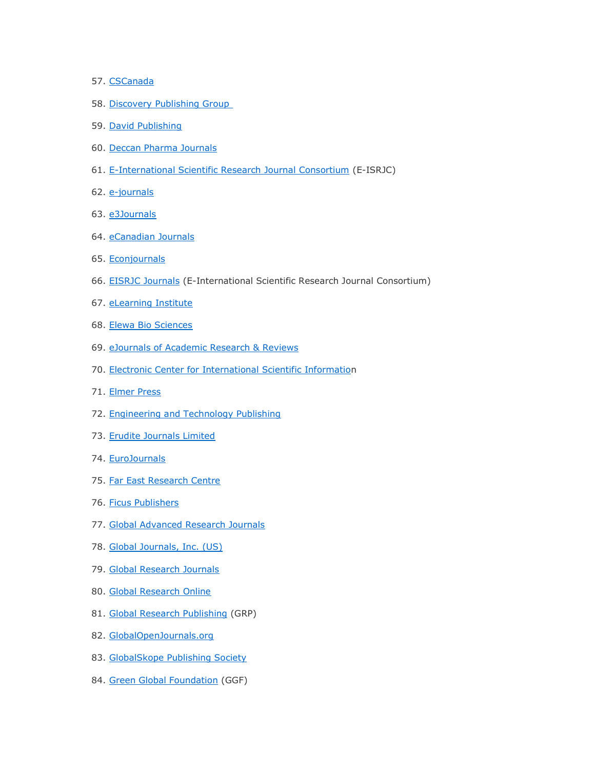57. CSCanada
58. Discovery Publishing Group
59. David Publishing
60. Deccan Pharma Journals
61. E-International Scientific Research Journal Consortium (E-ISRJC)
62. e-journals
63. e3Journals
64. eCanadian Journals
65. Econjournals
66. EISRJC Journals (E-International Scientific Research Journal Consortium)
67. eLearning Institute
68. Elewa Bio Sciences
69. eJournals of Academic Research & Reviews
70. Electronic Center for International Scientific Information
71. Elmer Press
72. Engineering and Technology Publishing
73. Erudite Journals Limited
74. EuroJournals
75. Far East Research Centre
76. Ficus Publishers
77. Global Advanced Research Journals
78. Global Journals, Inc. (US)
79. Global Research Journals
80. Global Research Online
81. Global Research Publishing (GRP)
82. GlobalOpenJournals.org
83. GlobalSkope Publishing Society
84. Green Global Foundation (GGF)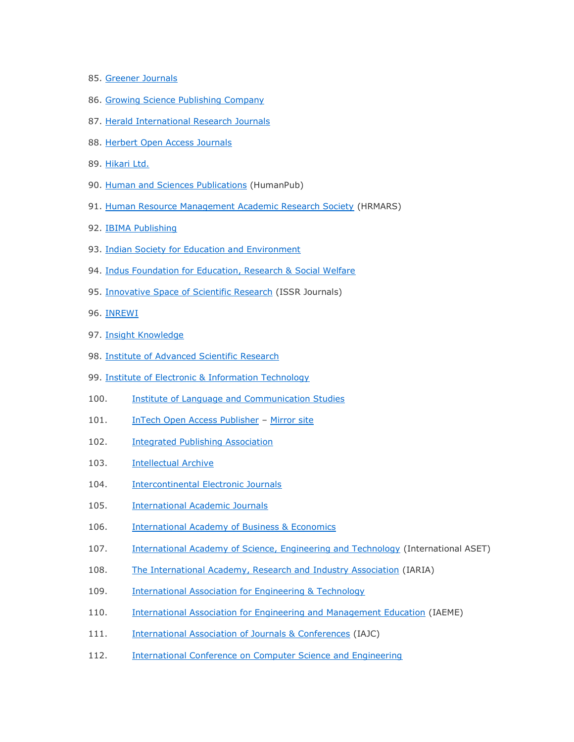85. Greener Journals
86. Growing Science Publishing Company
87. Herald International Research Journals
88. Herbert Open Access Journals
89. Hikari Ltd.
90. Human and Sciences Publications (HumanPub)
91. Human Resource Management Academic Research Society (HRMARS)
92. IBIMA Publishing
93. Indian Society for Education and Environment
94. Indus Foundation for Education, Research & Social Welfare
95. Innovative Space of Scientific Research (ISSR Journals)
96. INREWI
97. Insight Knowledge
98. Institute of Advanced Scientific Research
99. Institute of Electronic & Information Technology
100. Institute of Language and Communication Studies
101. InTech Open Access Publisher – Mirror site
102. Integrated Publishing Association
103. Intellectual Archive
104. Intercontinental Electronic Journals
105. International Academic Journals
106. International Academy of Business & Economics
107. International Academy of Science, Engineering and Technology (International ASET)
108. The International Academy, Research and Industry Association (IARIA)
109. International Association for Engineering & Technology
110. International Association for Engineering and Management Education (IAEME)
111. International Association of Journals & Conferences (IAJC)
112. International Conference on Computer Science and Engineering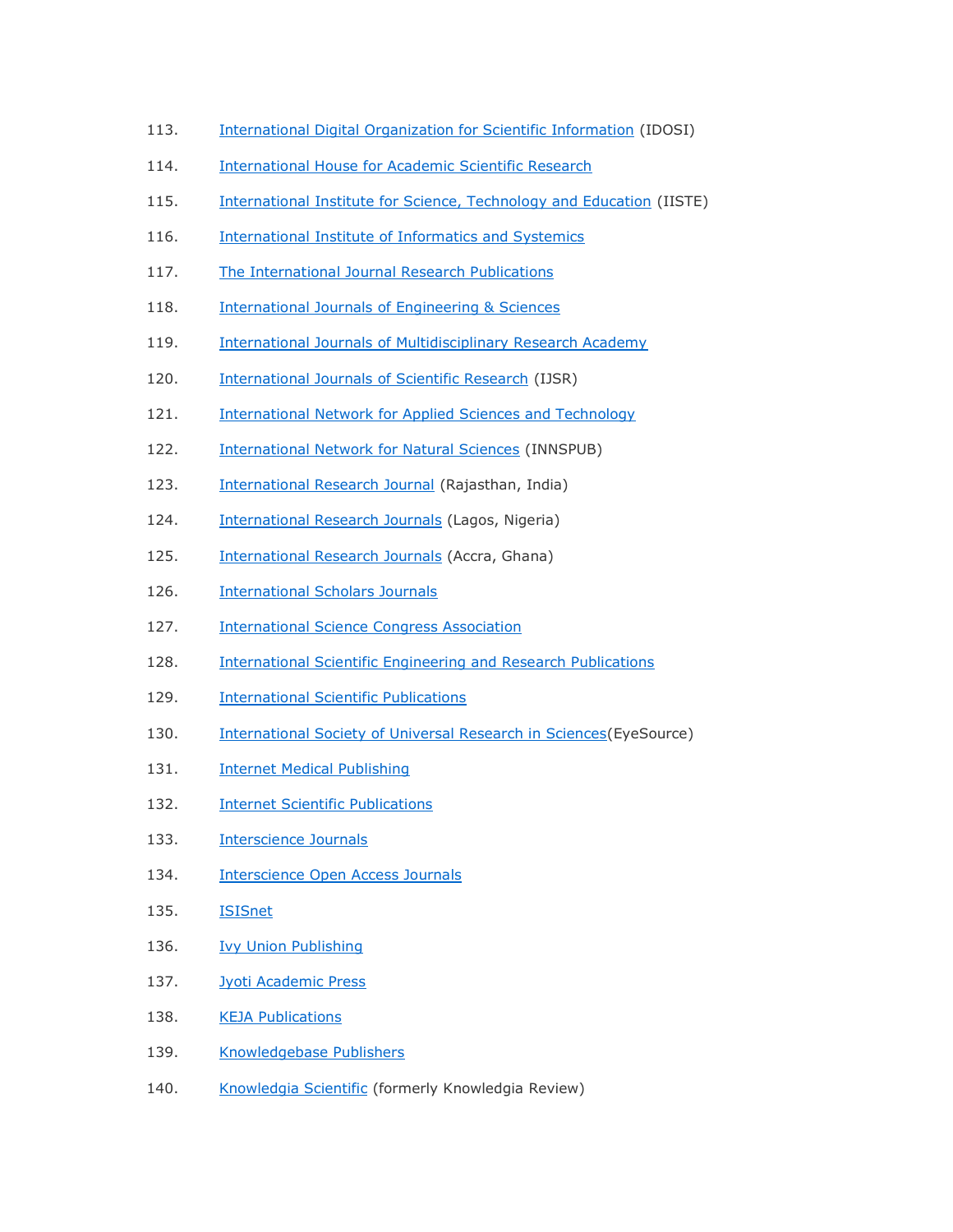113. International Digital Organization for Scientific Information (IDOSI)
114. International House for Academic Scientific Research
115. International Institute for Science, Technology and Education (IISTE)
116. International Institute of Informatics and Systemics
117. The International Journal Research Publications
118. International Journals of Engineering & Sciences
119. International Journals of Multidisciplinary Research Academy
120. International Journals of Scientific Research (IJSR)
121. International Network for Applied Sciences and Technology
122. International Network for Natural Sciences (INNSPUB)
123. International Research Journal (Rajasthan, India)
124. International Research Journals (Lagos, Nigeria)
125. International Research Journals (Accra, Ghana)
126. International Scholars Journals
127. International Science Congress Association
128. International Scientific Engineering and Research Publications
129. International Scientific Publications
130. International Society of Universal Research in Sciences(EyeSource)
131. Internet Medical Publishing
132. Internet Scientific Publications
133. Interscience Journals
134. Interscience Open Access Journals
135. ISISnet
136. Ivy Union Publishing
137. Jyoti Academic Press
138. KEJA Publications
139. Knowledgebase Publishers
140. Knowledgia Scientific (formerly Knowledgia Review)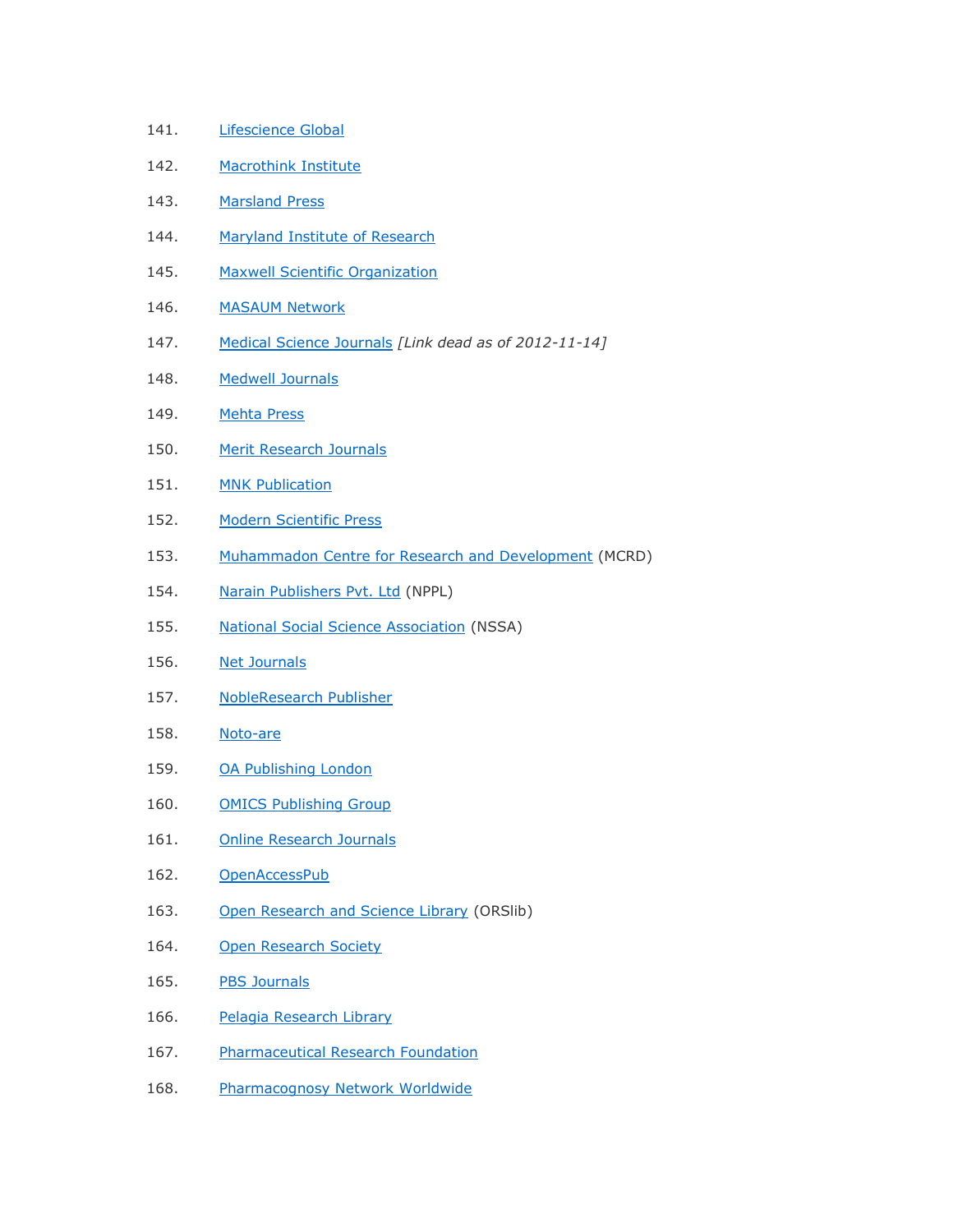141. Lifescience Global
142. Macrothink Institute
143. Marsland Press
144. Maryland Institute of Research
145. Maxwell Scientific Organization
146. MASAUM Network
147. Medical Science Journals *[Link dead as of 2012-11-14]*
148. Medwell Journals
149. Mehta Press
150. Merit Research Journals
151. MNK Publication
152. Modern Scientific Press
153. Muhammadon Centre for Research and Development (MCRD)
154. Narain Publishers Pvt. Ltd (NPPL)
155. National Social Science Association (NSSA)
156. Net Journals
157. NobleResearch Publisher
158. Noto-are
159. OA Publishing London
160. OMICS Publishing Group
161. Online Research Journals
162. OpenAccessPub
163. Open Research and Science Library (ORSlib)
164. Open Research Society
165. PBS Journals
166. Pelagia Research Library
167. Pharmaceutical Research Foundation
168. Pharmacognosy Network Worldwide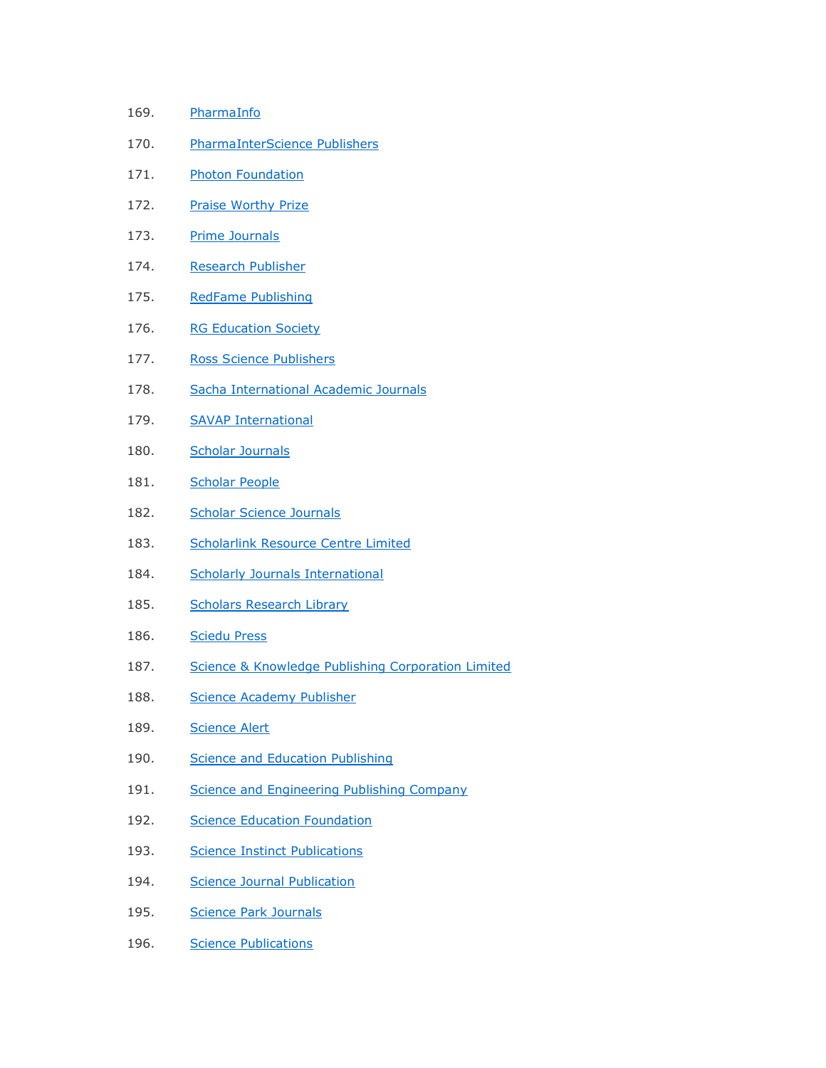169. PharmaInfo
170. PharmaInterScience Publishers
171. Photon Foundation
172. Praise Worthy Prize
173. Prime Journals
174. Research Publisher
175. RedFame Publishing
176. RG Education Society
177. Ross Science Publishers
178. Sacha International Academic Journals
179. SAVAP International
180. Scholar Journals
181. Scholar People
182. Scholar Science Journals
183. Scholarlink Resource Centre Limited
184. Scholarly Journals International
185. Scholars Research Library
186. Sciedu Press
187. Science & Knowledge Publishing Corporation Limited
188. Science Academy Publisher
189. Science Alert
190. Science and Education Publishing
191. Science and Engineering Publishing Company
192. Science Education Foundation
193. Science Instinct Publications
194. Science Journal Publication
195. Science Park Journals
196. Science Publications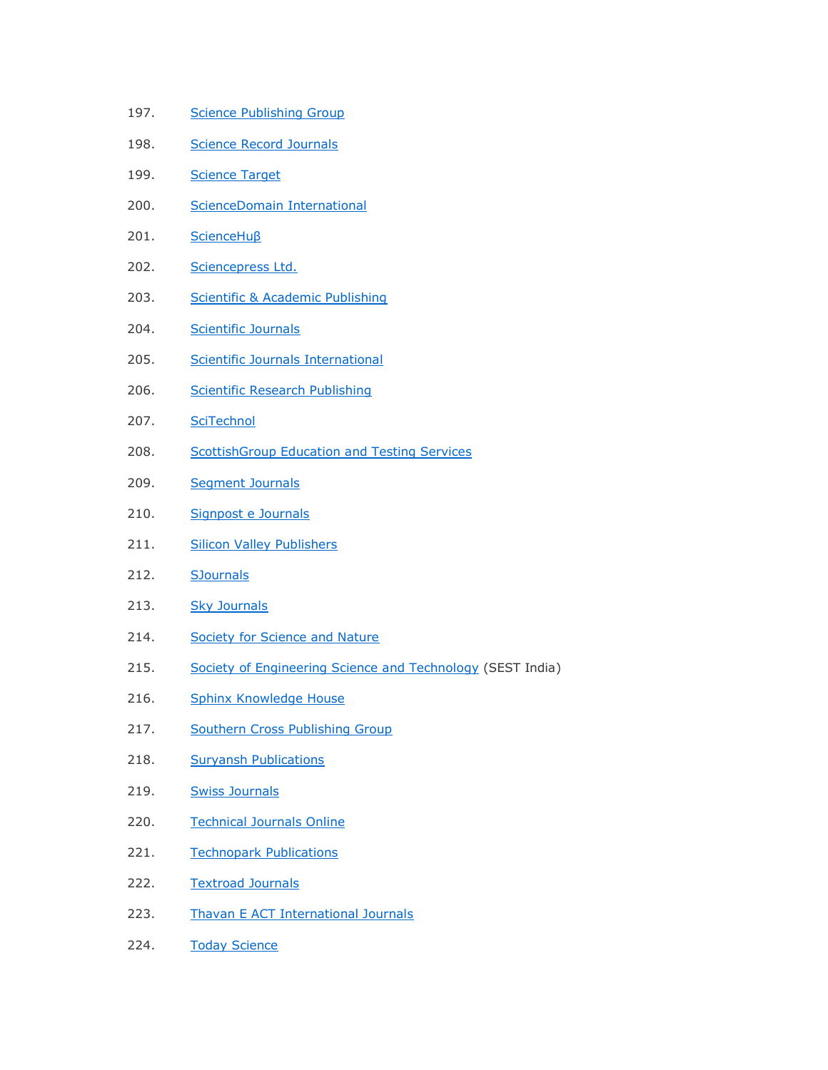197. Science Publishing Group
198. Science Record Journals
199. Science Target
200. ScienceDomain International
201. ScienceHuβ
202. Sciencepress Ltd.
203. Scientific & Academic Publishing
204. Scientific Journals
205. Scientific Journals International
206. Scientific Research Publishing
207. SciTechnol
208. ScottishGroup Education and Testing Services
209. Segment Journals
210. Signpost e Journals
211. Silicon Valley Publishers
212. SJournals
213. Sky Journals
214. Society for Science and Nature
215. Society of Engineering Science and Technology (SEST India)
216. Sphinx Knowledge House
217. Southern Cross Publishing Group
218. Suryansh Publications
219. Swiss Journals
220. Technical Journals Online
221. Technopark Publications
222. Textroad Journals
223. Thavan E ACT International Journals
224. Today Science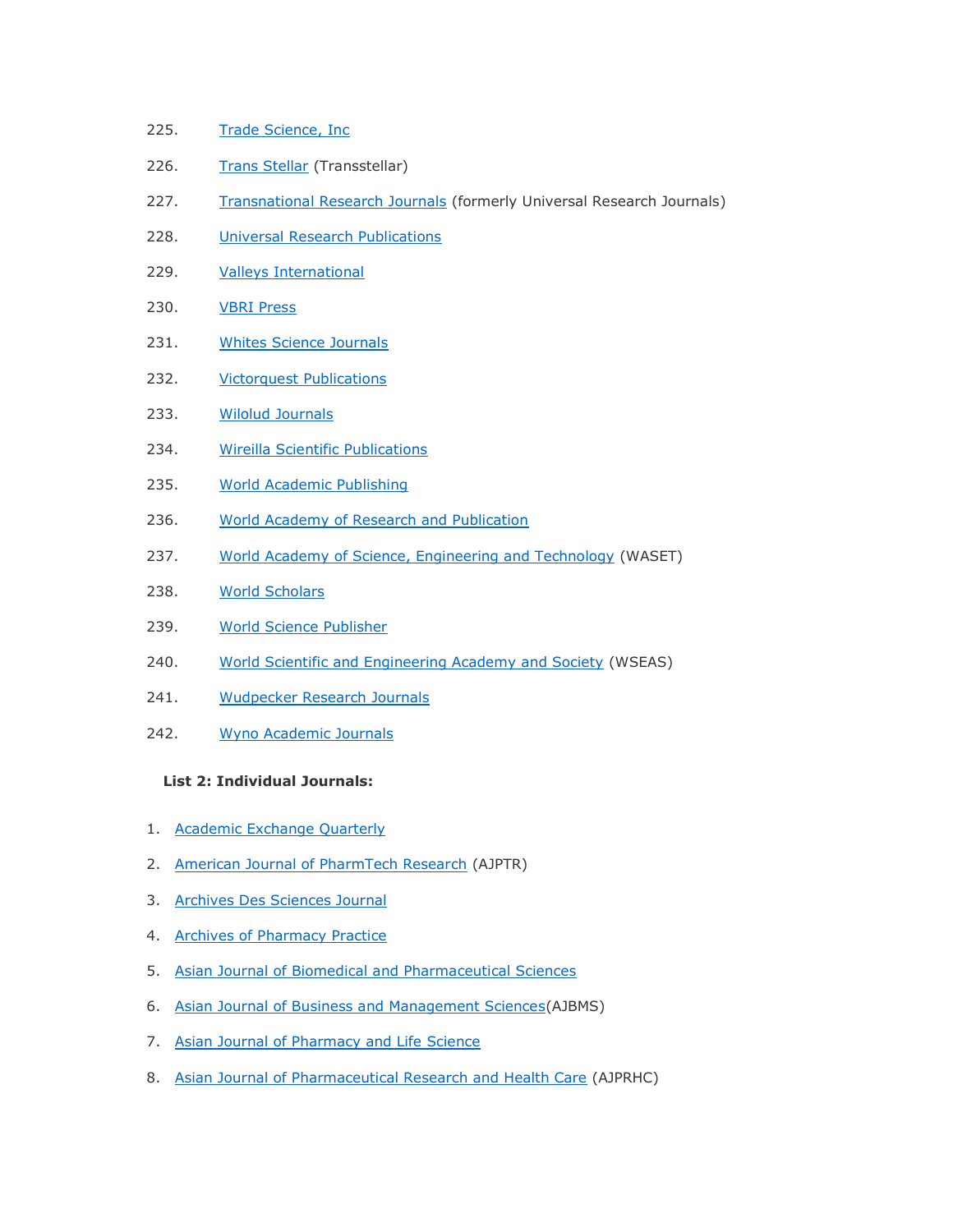225. Trade Science, Inc
226. Trans Stellar (Transstellar)
227. Transnational Research Journals (formerly Universal Research Journals)
228. Universal Research Publications
229. Valleys International
230. VBRI Press
231. Whites Science Journals
232. Victorquest Publications
233. Wilolud Journals
234. Wireilla Scientific Publications
235. World Academic Publishing
236. World Academy of Research and Publication
237. World Academy of Science, Engineering and Technology (WASET)
238. World Scholars
239. World Science Publisher
240. World Scientific and Engineering Academy and Society (WSEAS)
241. Wudpecker Research Journals
242. Wyno Academic Journals

**List 2: Individual Journals:**

1. Academic Exchange Quarterly
2. American Journal of PharmTech Research (AJPTR)
3. Archives Des Sciences Journal
4. Archives of Pharmacy Practice
5. Asian Journal of Biomedical and Pharmaceutical Sciences
6. Asian Journal of Business and Management Sciences(AJBMS)
7. Asian Journal of Pharmacy and Life Science
8. Asian Journal of Pharmaceutical Research and Health Care (AJPRHC)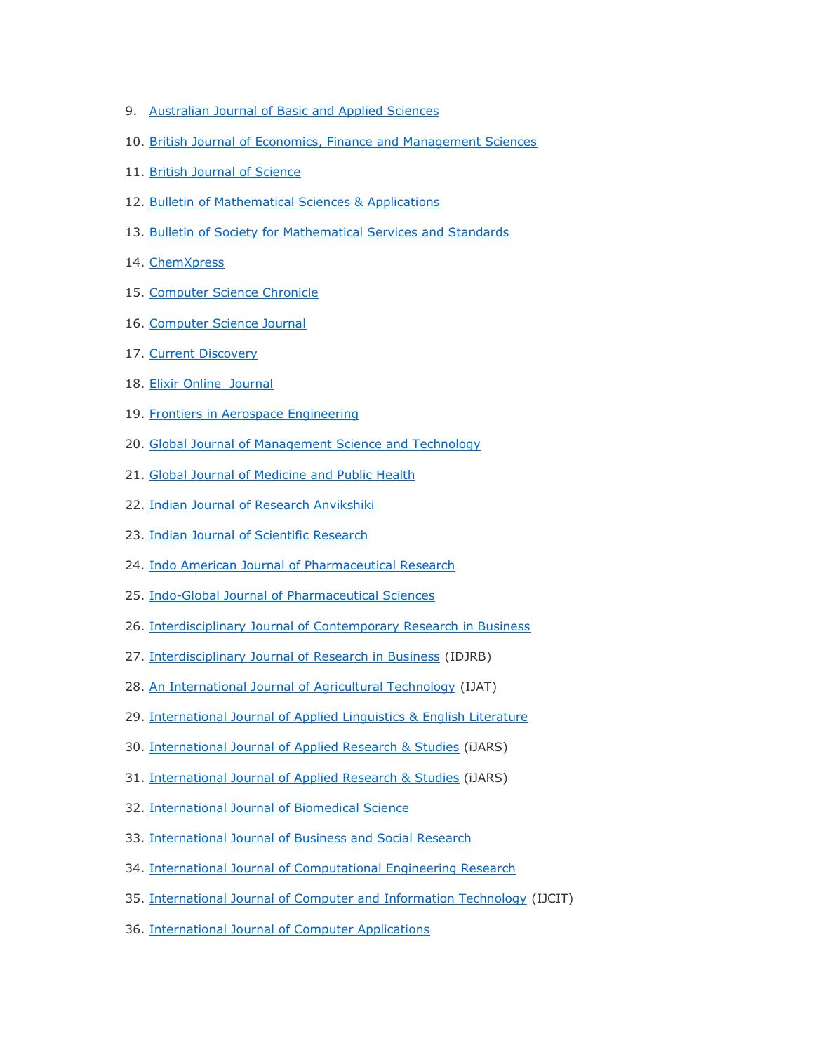9. Australian Journal of Basic and Applied Sciences
10. British Journal of Economics, Finance and Management Sciences
11. British Journal of Science
12. Bulletin of Mathematical Sciences & Applications
13. Bulletin of Society for Mathematical Services and Standards
14. ChemXpress
15. Computer Science Chronicle
16. Computer Science Journal
17. Current Discovery
18. Elixir Online  Journal
19. Frontiers in Aerospace Engineering
20. Global Journal of Management Science and Technology
21. Global Journal of Medicine and Public Health
22. Indian Journal of Research Anvikshiki
23. Indian Journal of Scientific Research
24. Indo American Journal of Pharmaceutical Research
25. Indo-Global Journal of Pharmaceutical Sciences
26. Interdisciplinary Journal of Contemporary Research in Business
27. Interdisciplinary Journal of Research in Business (IDJRB)
28. An International Journal of Agricultural Technology (IJAT)
29. International Journal of Applied Linguistics & English Literature
30. International Journal of Applied Research & Studies (iJARS)
31. International Journal of Applied Research & Studies (iJARS)
32. International Journal of Biomedical Science
33. International Journal of Business and Social Research
34. International Journal of Computational Engineering Research
35. International Journal of Computer and Information Technology (IJCIT)
36. International Journal of Computer Applications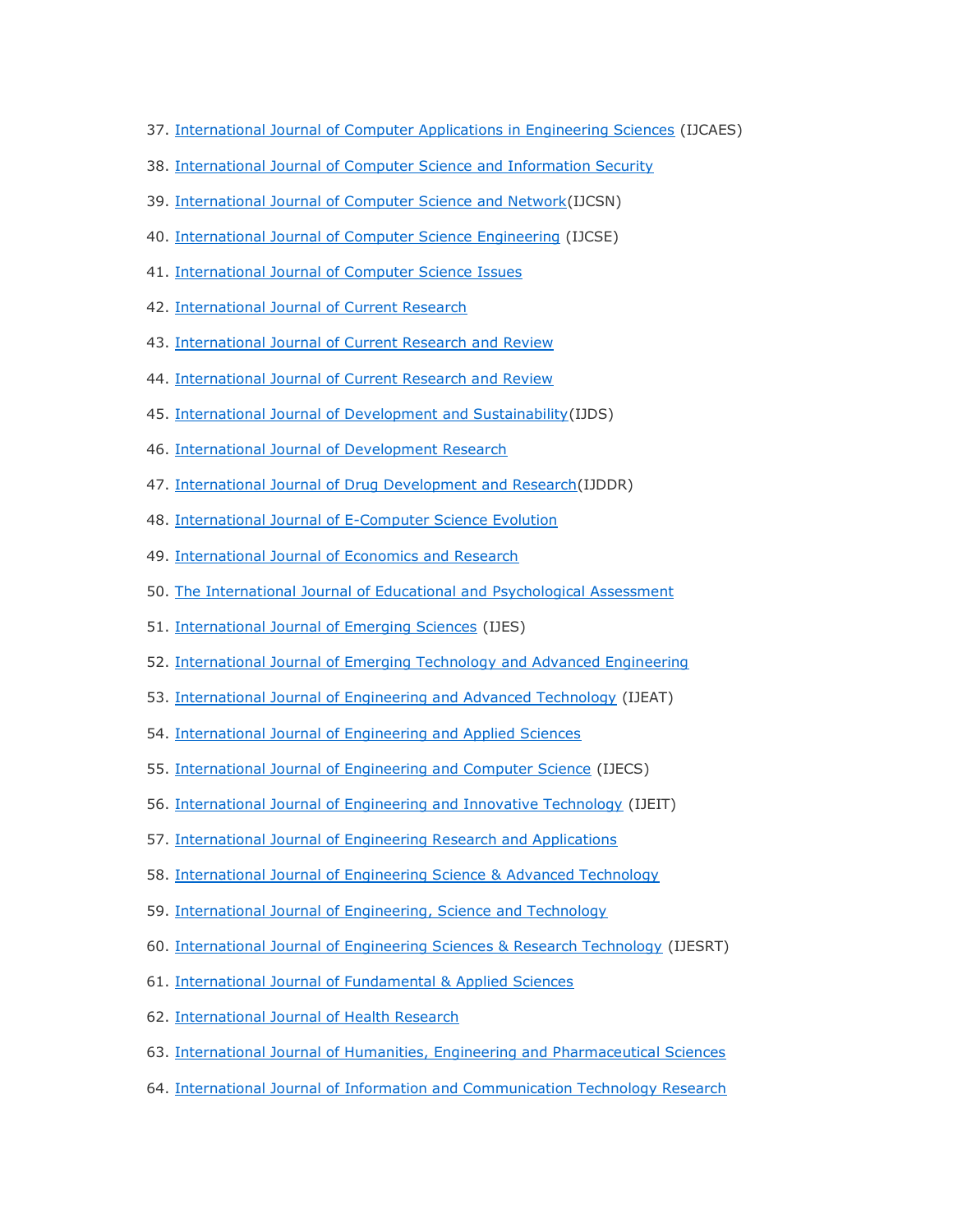37. International Journal of Computer Applications in Engineering Sciences (IJCAES)
38. International Journal of Computer Science and Information Security
39. International Journal of Computer Science and Network(IJCSN)
40. International Journal of Computer Science Engineering (IJCSE)
41. International Journal of Computer Science Issues
42. International Journal of Current Research
43. International Journal of Current Research and Review
44. International Journal of Current Research and Review
45. International Journal of Development and Sustainability(IJDS)
46. International Journal of Development Research
47. International Journal of Drug Development and Research(IJDDR)
48. International Journal of E-Computer Science Evolution
49. International Journal of Economics and Research
50. The International Journal of Educational and Psychological Assessment
51. International Journal of Emerging Sciences (IJES)
52. International Journal of Emerging Technology and Advanced Engineering
53. International Journal of Engineering and Advanced Technology (IJEAT)
54. International Journal of Engineering and Applied Sciences
55. International Journal of Engineering and Computer Science (IJECS)
56. International Journal of Engineering and Innovative Technology (IJEIT)
57. International Journal of Engineering Research and Applications
58. International Journal of Engineering Science & Advanced Technology
59. International Journal of Engineering, Science and Technology
60. International Journal of Engineering Sciences & Research Technology (IJESRT)
61. International Journal of Fundamental & Applied Sciences
62. International Journal of Health Research
63. International Journal of Humanities, Engineering and Pharmaceutical Sciences
64. International Journal of Information and Communication Technology Research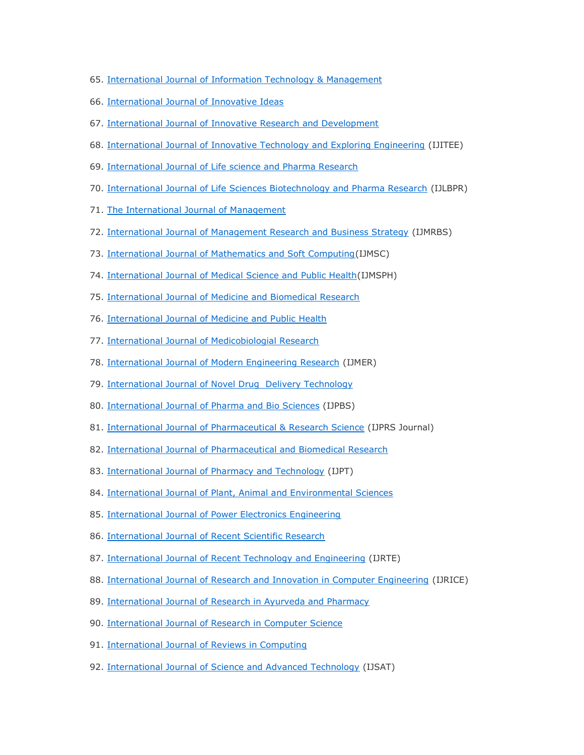65. International Journal of Information Technology & Management
66. International Journal of Innovative Ideas
67. International Journal of Innovative Research and Development
68. International Journal of Innovative Technology and Exploring Engineering (IJITEE)
69. International Journal of Life science and Pharma Research
70. International Journal of Life Sciences Biotechnology and Pharma Research (IJLBPR)
71. The International Journal of Management
72. International Journal of Management Research and Business Strategy (IJMRBS)
73. International Journal of Mathematics and Soft Computing(IJMSC)
74. International Journal of Medical Science and Public Health(IJMSPH)
75. International Journal of Medicine and Biomedical Research
76. International Journal of Medicine and Public Health
77. International Journal of Medicobiologial Research
78. International Journal of Modern Engineering Research (IJMER)
79. International Journal of Novel Drug Delivery Technology
80. International Journal of Pharma and Bio Sciences (IJPBS)
81. International Journal of Pharmaceutical & Research Science (IJPRS Journal)
82. International Journal of Pharmaceutical and Biomedical Research
83. International Journal of Pharmacy and Technology (IJPT)
84. International Journal of Plant, Animal and Environmental Sciences
85. International Journal of Power Electronics Engineering
86. International Journal of Recent Scientific Research
87. International Journal of Recent Technology and Engineering (IJRTE)
88. International Journal of Research and Innovation in Computer Engineering (IJRICE)
89. International Journal of Research in Ayurveda and Pharmacy
90. International Journal of Research in Computer Science
91. International Journal of Reviews in Computing
92. International Journal of Science and Advanced Technology (IJSAT)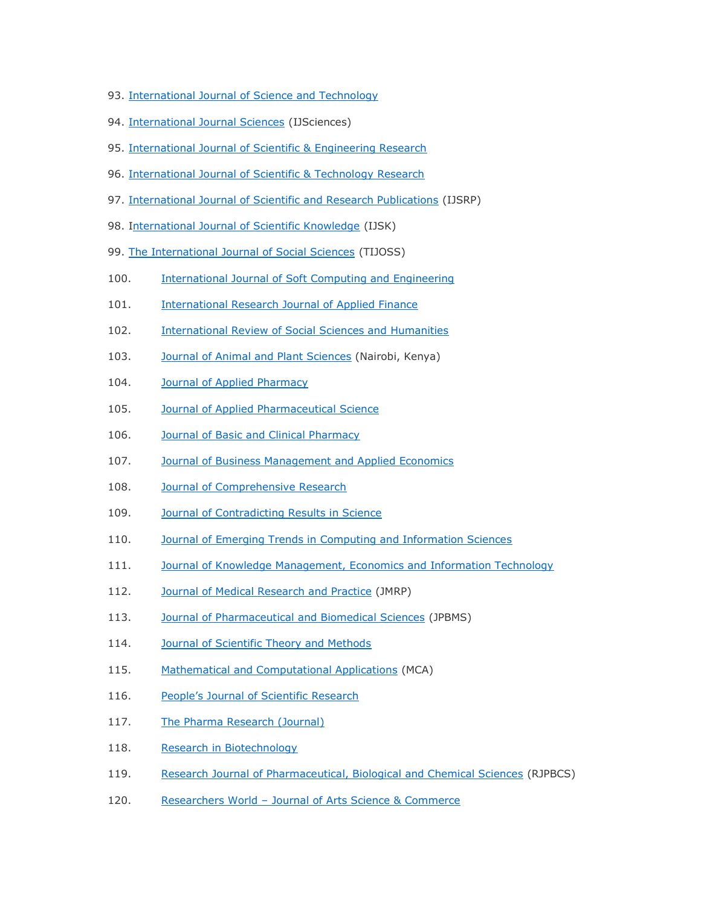93. International Journal of Science and Technology
94. International Journal Sciences (IJSciences)
95. International Journal of Scientific & Engineering Research
96. International Journal of Scientific & Technology Research
97. International Journal of Scientific and Research Publications (IJSRP)
98. International Journal of Scientific Knowledge (IJSK)
99. The International Journal of Social Sciences (TIJOSS)
100. International Journal of Soft Computing and Engineering
101. International Research Journal of Applied Finance
102. International Review of Social Sciences and Humanities
103. Journal of Animal and Plant Sciences (Nairobi, Kenya)
104. Journal of Applied Pharmacy
105. Journal of Applied Pharmaceutical Science
106. Journal of Basic and Clinical Pharmacy
107. Journal of Business Management and Applied Economics
108. Journal of Comprehensive Research
109. Journal of Contradicting Results in Science
110. Journal of Emerging Trends in Computing and Information Sciences
111. Journal of Knowledge Management, Economics and Information Technology
112. Journal of Medical Research and Practice (JMRP)
113. Journal of Pharmaceutical and Biomedical Sciences (JPBMS)
114. Journal of Scientific Theory and Methods
115. Mathematical and Computational Applications (MCA)
116. People's Journal of Scientific Research
117. The Pharma Research (Journal)
118. Research in Biotechnology
119. Research Journal of Pharmaceutical, Biological and Chemical Sciences (RJPBCS)
120. Researchers World – Journal of Arts Science & Commerce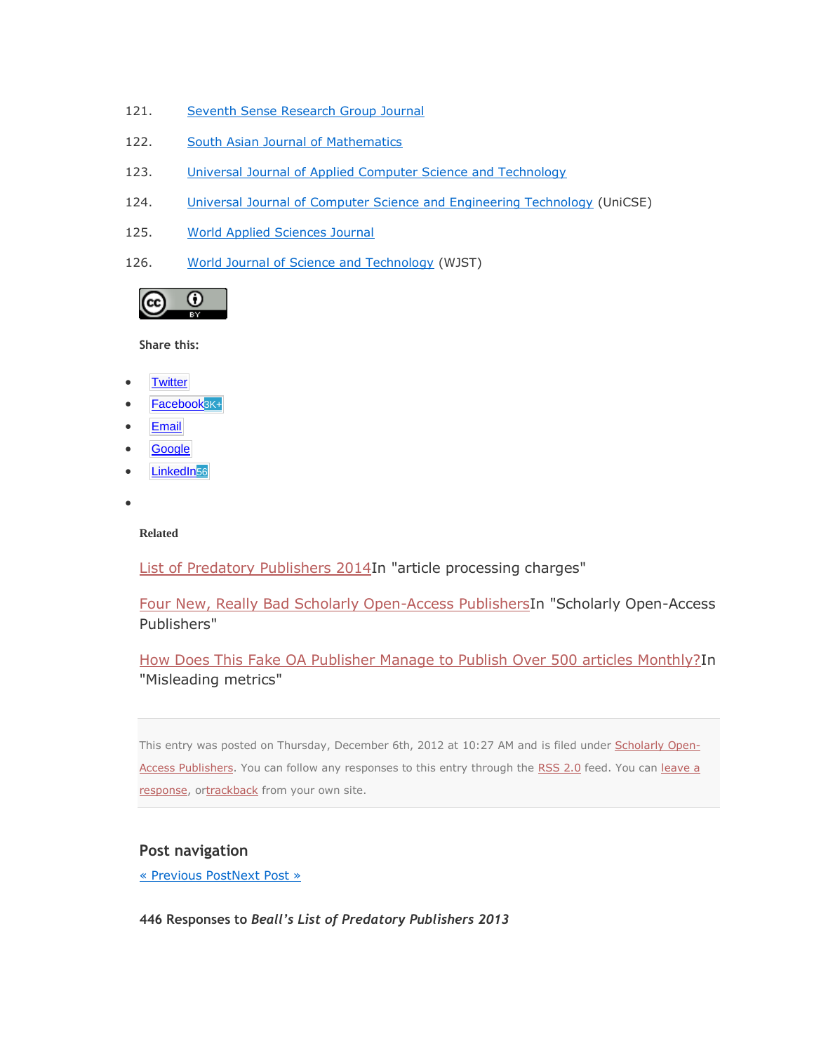121. Seventh Sense Research Group Journal
122. South Asian Journal of Mathematics
123. Universal Journal of Applied Computer Science and Technology
124. Universal Journal of Computer Science and Engineering Technology (UniCSE)
125. World Applied Sciences Journal
126. World Journal of Science and Technology (WJST)

**Share this:**

- Twitter
- Facebook8K+
- Email
- Google
- LinkedIn56
-

**Related**

List of Predatory Publishers 2014In "article processing charges"

Four New, Really Bad Scholarly Open-Access PublishersIn "Scholarly Open-Access Publishers"

How Does This Fake OA Publisher Manage to Publish Over 500 articles Monthly?In "Misleading metrics"

This entry was posted on Thursday, December 6th, 2012 at 10:27 AM and is filed under Scholarly Open-Access Publishers. You can follow any responses to this entry through the RSS 2.0 feed. You can leave a response, ortrackback from your own site.

## Post navigation

« Previous PostNext Post »

**446 Responses to *Beall's List of Predatory Publishers 2013***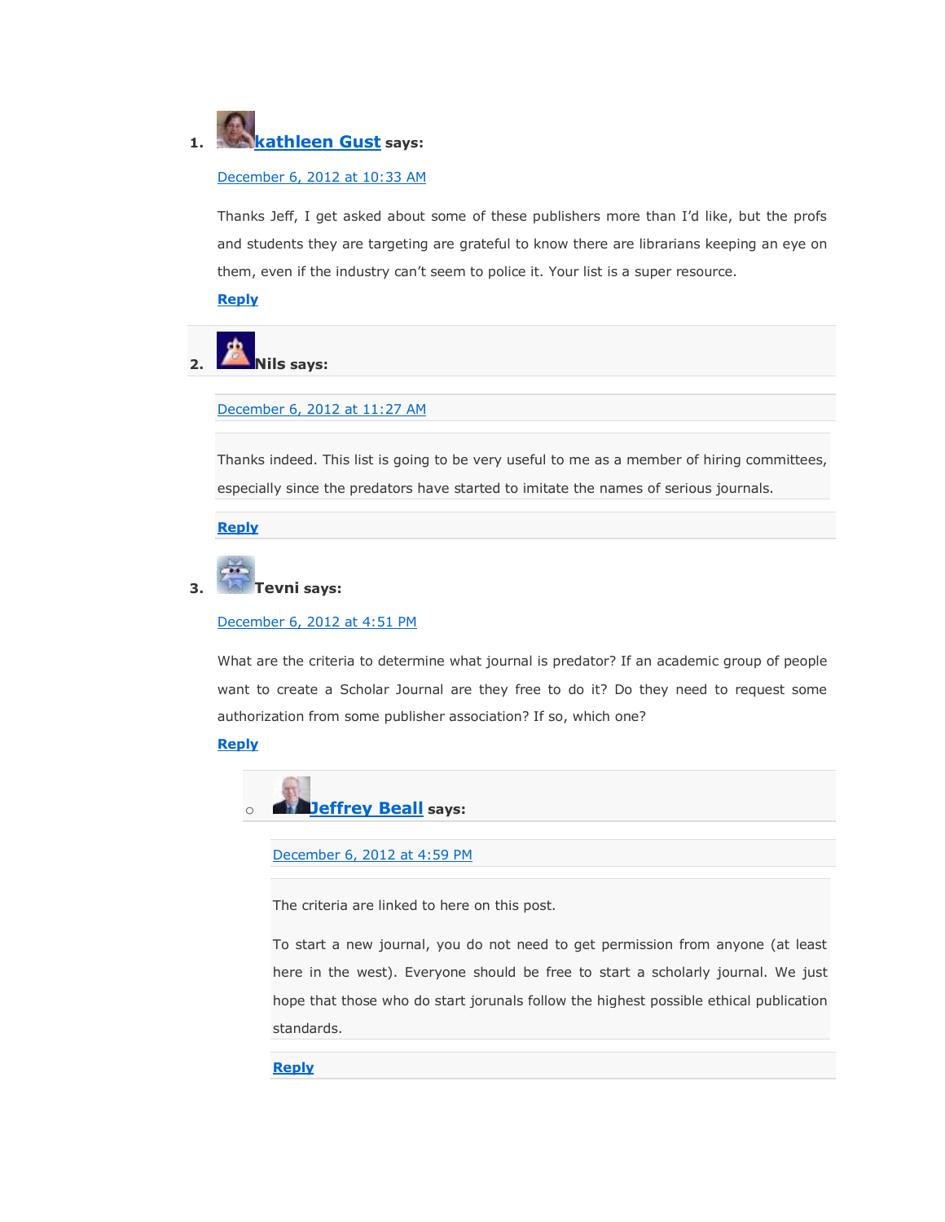1. **kathleen Gust** says:

   December 6, 2012 at 10:33 AM

   Thanks Jeff, I get asked about some of these publishers more than I'd like, but the profs and students they are targeting are grateful to know there are librarians keeping an eye on them, even if the industry can't seem to police it. Your list is a super resource.

   Reply

2. **Nils** says:

   December 6, 2012 at 11:27 AM

   Thanks indeed. This list is going to be very useful to me as a member of hiring committees, especially since the predators have started to imitate the names of serious journals.

   Reply

3. **Tevni** says:

   December 6, 2012 at 4:51 PM

   What are the criteria to determine what journal is predator? If an academic group of people want to create a Scholar Journal are they free to do it? Do they need to request some authorization from some publisher association? If so, which one?

   Reply

   - **Jeffrey Beall** says:

     December 6, 2012 at 4:59 PM

     The criteria are linked to here on this post.

     To start a new journal, you do not need to get permission from anyone (at least here in the west). Everyone should be free to start a scholarly journal. We just hope that those who do start jorunals follow the highest possible ethical publication standards.

     Reply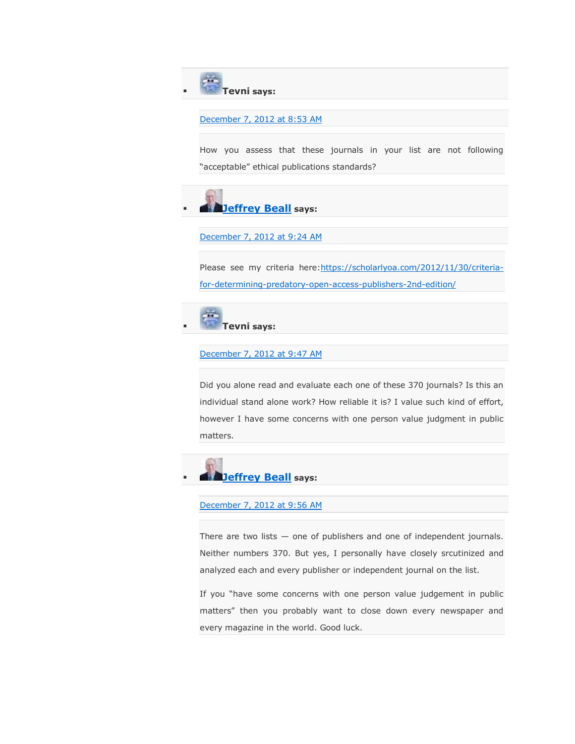- **Tevni says:**

  December 7, 2012 at 8:53 AM

  How you assess that these journals in your list are not following "acceptable" ethical publications standards?

- **Jeffrey Beall says:**

  December 7, 2012 at 9:24 AM

  Please see my criteria here:https://scholarlyoa.com/2012/11/30/criteria-for-determining-predatory-open-access-publishers-2nd-edition/

- **Tevni says:**

  December 7, 2012 at 9:47 AM

  Did you alone read and evaluate each one of these 370 journals? Is this an individual stand alone work? How reliable it is? I value such kind of effort, however I have some concerns with one person value judgment in public matters.

- **Jeffrey Beall says:**

  December 7, 2012 at 9:56 AM

  There are two lists — one of publishers and one of independent journals. Neither numbers 370. But yes, I personally have closely srcutinized and analyzed each and every publisher or independent journal on the list.

  If you "have some concerns with one person value judgement in public matters" then you probably want to close down every newspaper and every magazine in the world. Good luck.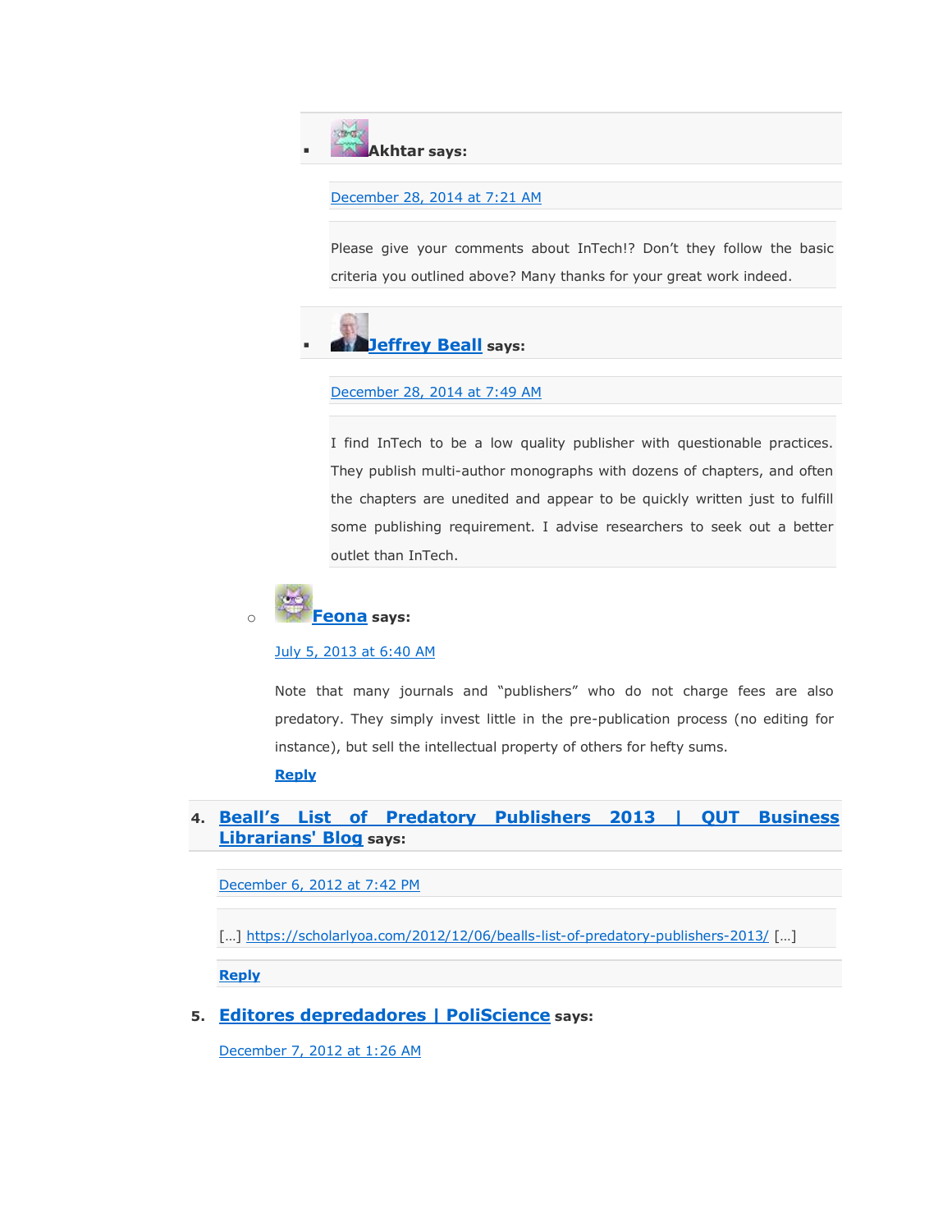- **Akhtar** says:

  December 28, 2014 at 7:21 AM

  Please give your comments about InTech!? Don't they follow the basic criteria you outlined above? Many thanks for your great work indeed.

- **Jeffrey Beall** says:

  December 28, 2014 at 7:49 AM

  I find InTech to be a low quality publisher with questionable practices. They publish multi-author monographs with dozens of chapters, and often the chapters are unedited and appear to be quickly written just to fulfill some publishing requirement. I advise researchers to seek out a better outlet than InTech.

- **Feona** says:

  July 5, 2013 at 6:40 AM

  Note that many journals and "publishers" who do not charge fees are also predatory. They simply invest little in the pre-publication process (no editing for instance), but sell the intellectual property of others for hefty sums.

  **Reply**

4. **Beall's List of Predatory Publishers 2013 | QUT Business Librarians' Blog** says:

   December 6, 2012 at 7:42 PM

   […] https://scholarlyoa.com/2012/12/06/bealls-list-of-predatory-publishers-2013/ […]

   **Reply**

5. **Editores depredadores | PoliScience** says:

   December 7, 2012 at 1:26 AM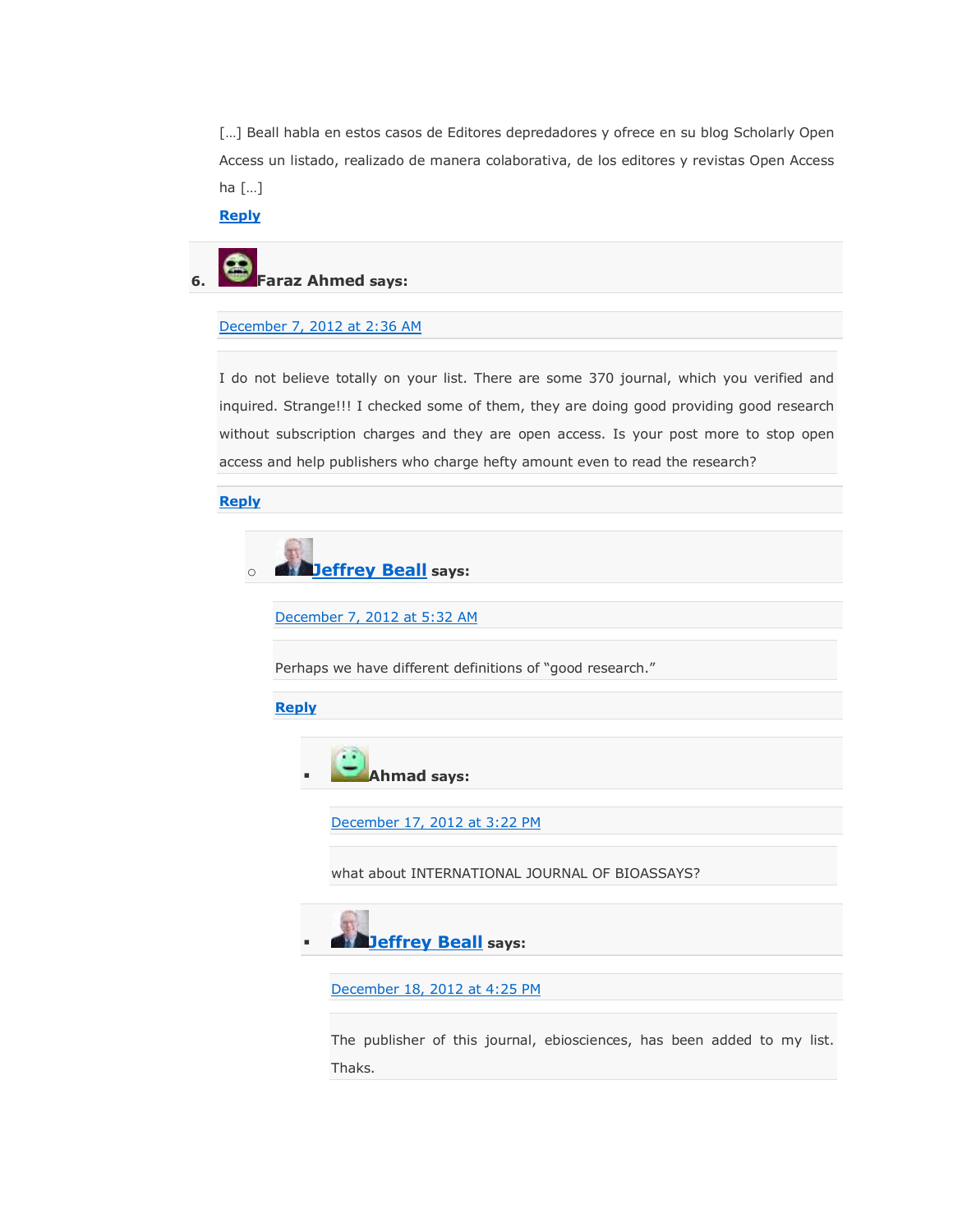[…] Beall habla en estos casos de Editores depredadores y ofrece en su blog Scholarly Open Access un listado, realizado de manera colaborativa, de los editores y revistas Open Access ha […]

**Reply**

6. **Faraz Ahmed says:**

December 7, 2012 at 2:36 AM

I do not believe totally on your list. There are some 370 journal, which you verified and inquired. Strange!!! I checked some of them, they are doing good providing good research without subscription charges and they are open access. Is your post more to stop open access and help publishers who charge hefty amount even to read the research?

**Reply**

- **Jeffrey Beall says:**

  December 7, 2012 at 5:32 AM

  Perhaps we have different definitions of "good research."

  **Reply**

  - **Ahmad says:**

    December 17, 2012 at 3:22 PM

    what about INTERNATIONAL JOURNAL OF BIOASSAYS?

  - **Jeffrey Beall says:**

    December 18, 2012 at 4:25 PM

    The publisher of this journal, ebiosciences, has been added to my list. Thaks.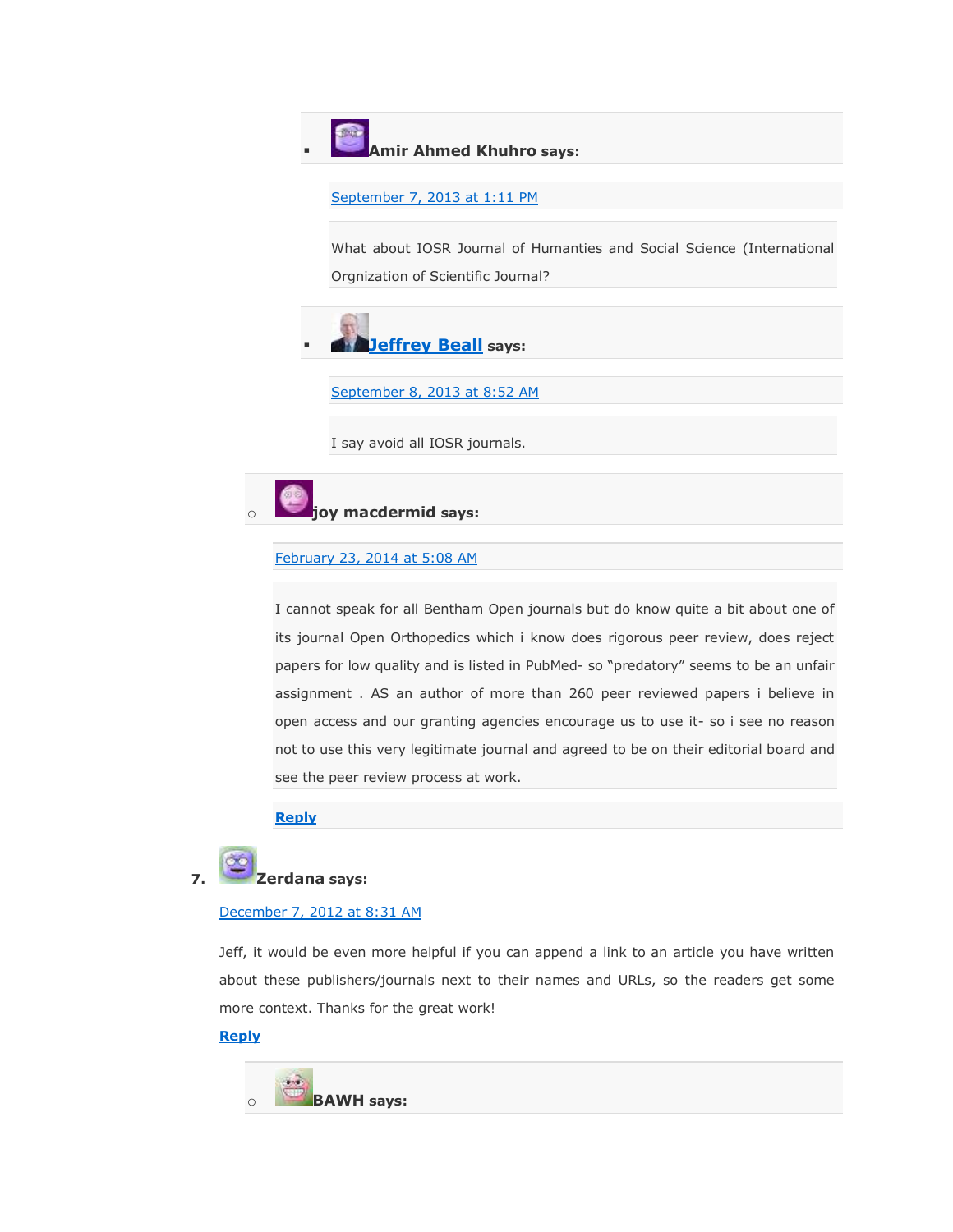- **Amir Ahmed Khuhro says:**

  September 7, 2013 at 1:11 PM

  What about IOSR Journal of Humanties and Social Science (International Orgnization of Scientific Journal?

- **Jeffrey Beall says:**

  September 8, 2013 at 8:52 AM

  I say avoid all IOSR journals.

- **joy macdermid says:**

  February 23, 2014 at 5:08 AM

  I cannot speak for all Bentham Open journals but do know quite a bit about one of its journal Open Orthopedics which i know does rigorous peer review, does reject papers for low quality and is listed in PubMed- so "predatory" seems to be an unfair assignment . AS an author of more than 260 peer reviewed papers i believe in open access and our granting agencies encourage us to use it- so i see no reason not to use this very legitimate journal and agreed to be on their editorial board and see the peer review process at work.

  **Reply**

7. **Zerdana says:**

   December 7, 2012 at 8:31 AM

   Jeff, it would be even more helpful if you can append a link to an article you have written about these publishers/journals next to their names and URLs, so the readers get some more context. Thanks for the great work!

   **Reply**

   - **BAWH says:**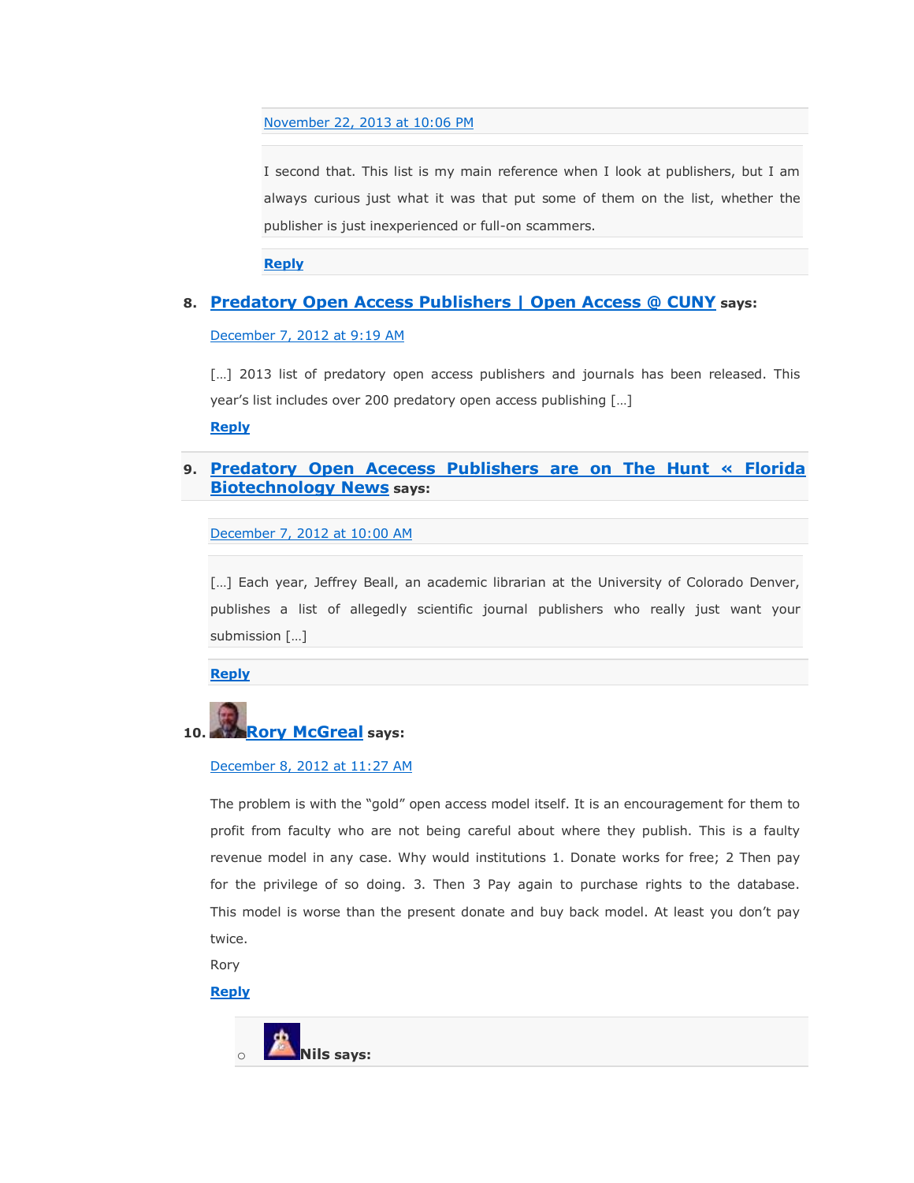November 22, 2013 at 10:06 PM

I second that. This list is my main reference when I look at publishers, but I am always curious just what it was that put some of them on the list, whether the publisher is just inexperienced or full-on scammers.

**Reply**

8. **Predatory Open Access Publishers | Open Access @ CUNY** says:

   December 7, 2012 at 9:19 AM

   […] 2013 list of predatory open access publishers and journals has been released. This year's list includes over 200 predatory open access publishing […]

   **Reply**

9. **Predatory Open Acecess Publishers are on The Hunt « Florida Biotechnology News** says:

   December 7, 2012 at 10:00 AM

   […] Each year, Jeffrey Beall, an academic librarian at the University of Colorado Denver, publishes a list of allegedly scientific journal publishers who really just want your submission […]

   **Reply**

10. **Rory McGreal** says:

    December 8, 2012 at 11:27 AM

    The problem is with the "gold" open access model itself. It is an encouragement for them to profit from faculty who are not being careful about where they publish. This is a faulty revenue model in any case. Why would institutions 1. Donate works for free; 2 Then pay for the privilege of so doing. 3. Then 3 Pay again to purchase rights to the database. This model is worse than the present donate and buy back model. At least you don't pay twice.

    Rory

    **Reply**

    - **Nils** says: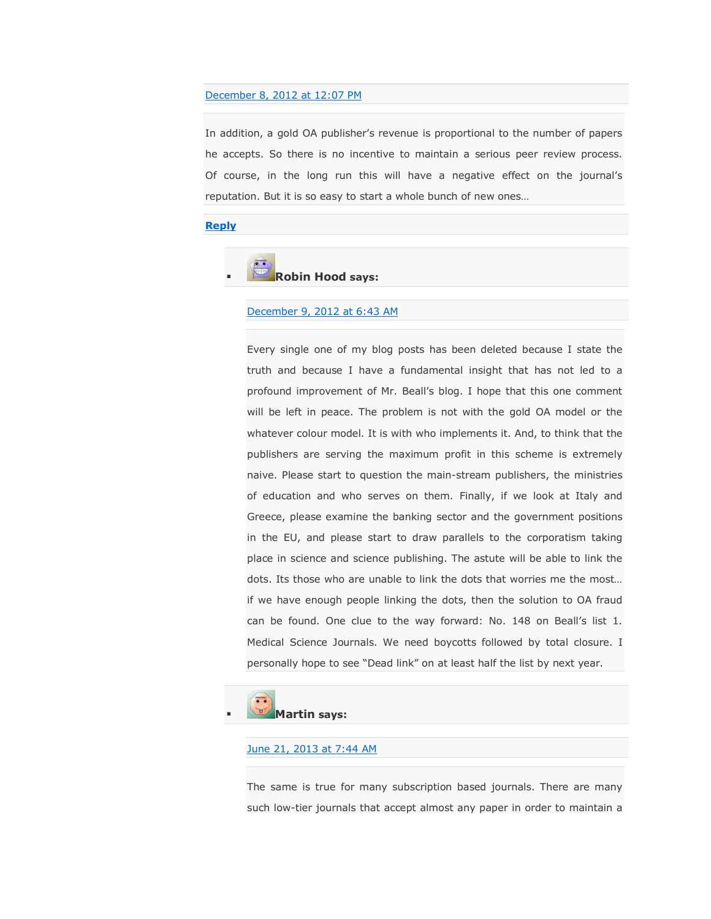December 8, 2012 at 12:07 PM

In addition, a gold OA publisher's revenue is proportional to the number of papers he accepts. So there is no incentive to maintain a serious peer review process. Of course, in the long run this will have a negative effect on the journal's reputation. But it is so easy to start a whole bunch of new ones…

**Reply**

- **Robin Hood says:**

  December 9, 2012 at 6:43 AM

  Every single one of my blog posts has been deleted because I state the truth and because I have a fundamental insight that has not led to a profound improvement of Mr. Beall's blog. I hope that this one comment will be left in peace. The problem is not with the gold OA model or the whatever colour model. It is with who implements it. And, to think that the publishers are serving the maximum profit in this scheme is extremely naive. Please start to question the main-stream publishers, the ministries of education and who serves on them. Finally, if we look at Italy and Greece, please examine the banking sector and the government positions in the EU, and please start to draw parallels to the corporatism taking place in science and science publishing. The astute will be able to link the dots. Its those who are unable to link the dots that worries me the most… if we have enough people linking the dots, then the solution to OA fraud can be found. One clue to the way forward: No. 148 on Beall's list 1. Medical Science Journals. We need boycotts followed by total closure. I personally hope to see "Dead link" on at least half the list by next year.

- **Martin says:**

  June 21, 2013 at 7:44 AM

  The same is true for many subscription based journals. There are many such low-tier journals that accept almost any paper in order to maintain a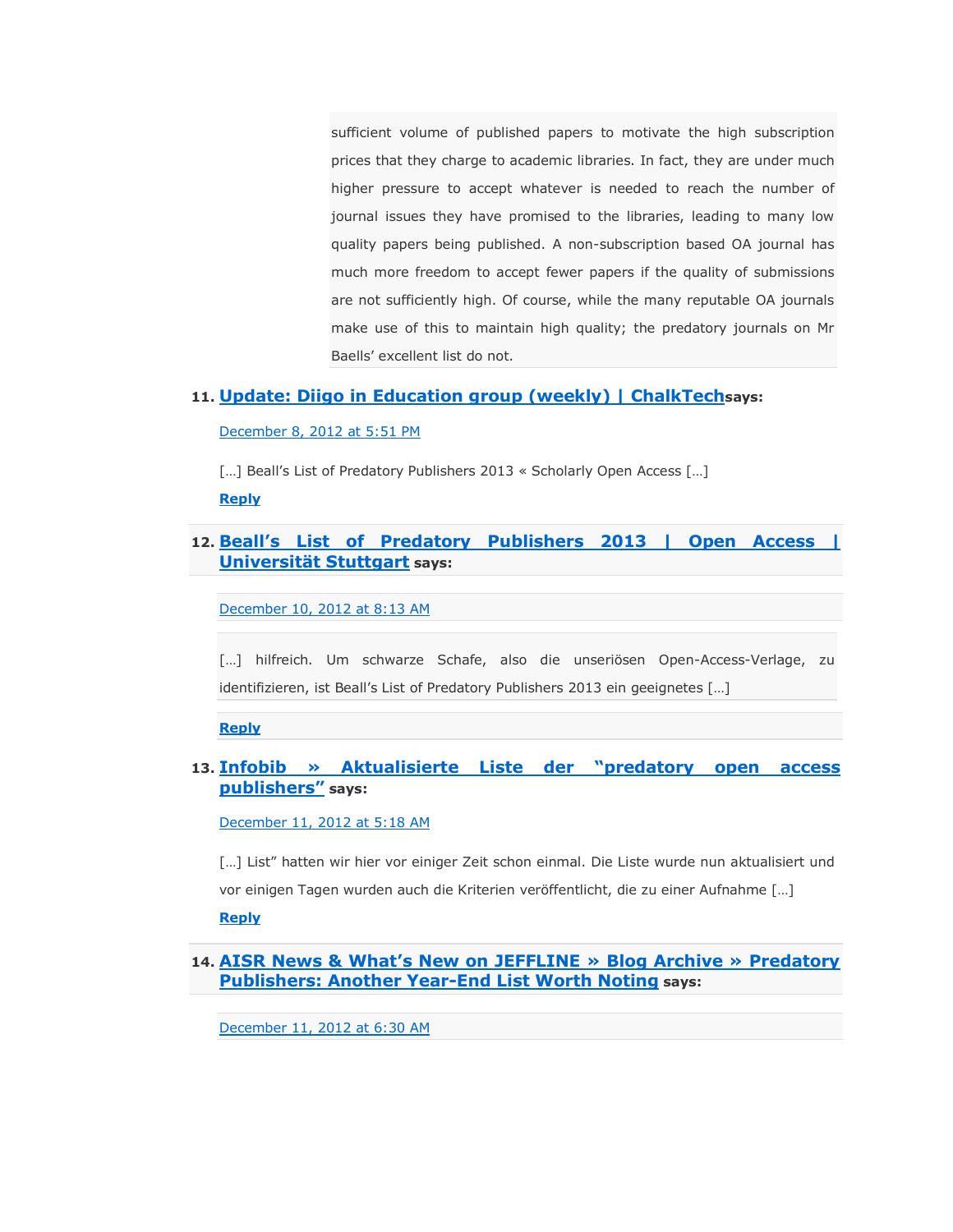sufficient volume of published papers to motivate the high subscription prices that they charge to academic libraries. In fact, they are under much higher pressure to accept whatever is needed to reach the number of journal issues they have promised to the libraries, leading to many low quality papers being published. A non-subscription based OA journal has much more freedom to accept fewer papers if the quality of submissions are not sufficiently high. Of course, while the many reputable OA journals make use of this to maintain high quality; the predatory journals on Mr Baells' excellent list do not.

11. **Update: Diigo in Education group (weekly) | ChalkTech says:**

December 8, 2012 at 5:51 PM

[…] Beall's List of Predatory Publishers 2013 « Scholarly Open Access […]

**Reply**

12. **Beall's List of Predatory Publishers 2013 | Open Access | Universität Stuttgart says:**

December 10, 2012 at 8:13 AM

[…] hilfreich. Um schwarze Schafe, also die unseriösen Open-Access-Verlage, zu identifizieren, ist Beall's List of Predatory Publishers 2013 ein geeignetes […]

**Reply**

13. **Infobib » Aktualisierte Liste der "predatory open access publishers" says:**

December 11, 2012 at 5:18 AM

[…] List" hatten wir hier vor einiger Zeit schon einmal. Die Liste wurde nun aktualisiert und vor einigen Tagen wurden auch die Kriterien veröffentlicht, die zu einer Aufnahme […]

**Reply**

14. **AISR News & What's New on JEFFLINE » Blog Archive » Predatory Publishers: Another Year-End List Worth Noting says:**

December 11, 2012 at 6:30 AM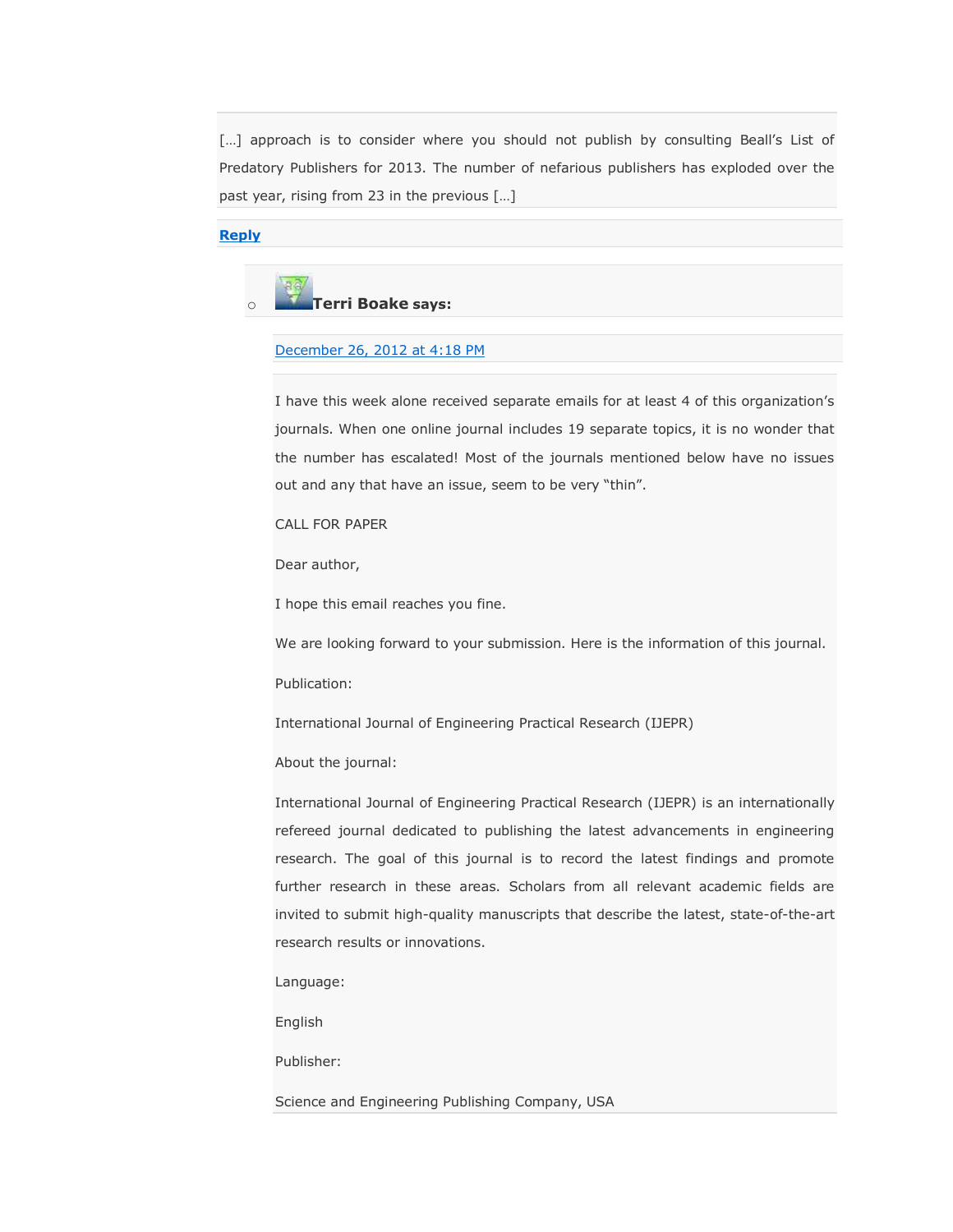[…] approach is to consider where you should not publish by consulting Beall's List of Predatory Publishers for 2013. The number of nefarious publishers has exploded over the past year, rising from 23 in the previous […]

**Reply**

- **Terri Boake says:**

  December 26, 2012 at 4:18 PM

  I have this week alone received separate emails for at least 4 of this organization's journals. When one online journal includes 19 separate topics, it is no wonder that the number has escalated! Most of the journals mentioned below have no issues out and any that have an issue, seem to be very "thin".

  CALL FOR PAPER

  Dear author,

  I hope this email reaches you fine.

  We are looking forward to your submission. Here is the information of this journal.

  Publication:

  International Journal of Engineering Practical Research (IJEPR)

  About the journal:

  International Journal of Engineering Practical Research (IJEPR) is an internationally refereed journal dedicated to publishing the latest advancements in engineering research. The goal of this journal is to record the latest findings and promote further research in these areas. Scholars from all relevant academic fields are invited to submit high-quality manuscripts that describe the latest, state-of-the-art research results or innovations.

  Language:

  English

  Publisher:

  Science and Engineering Publishing Company, USA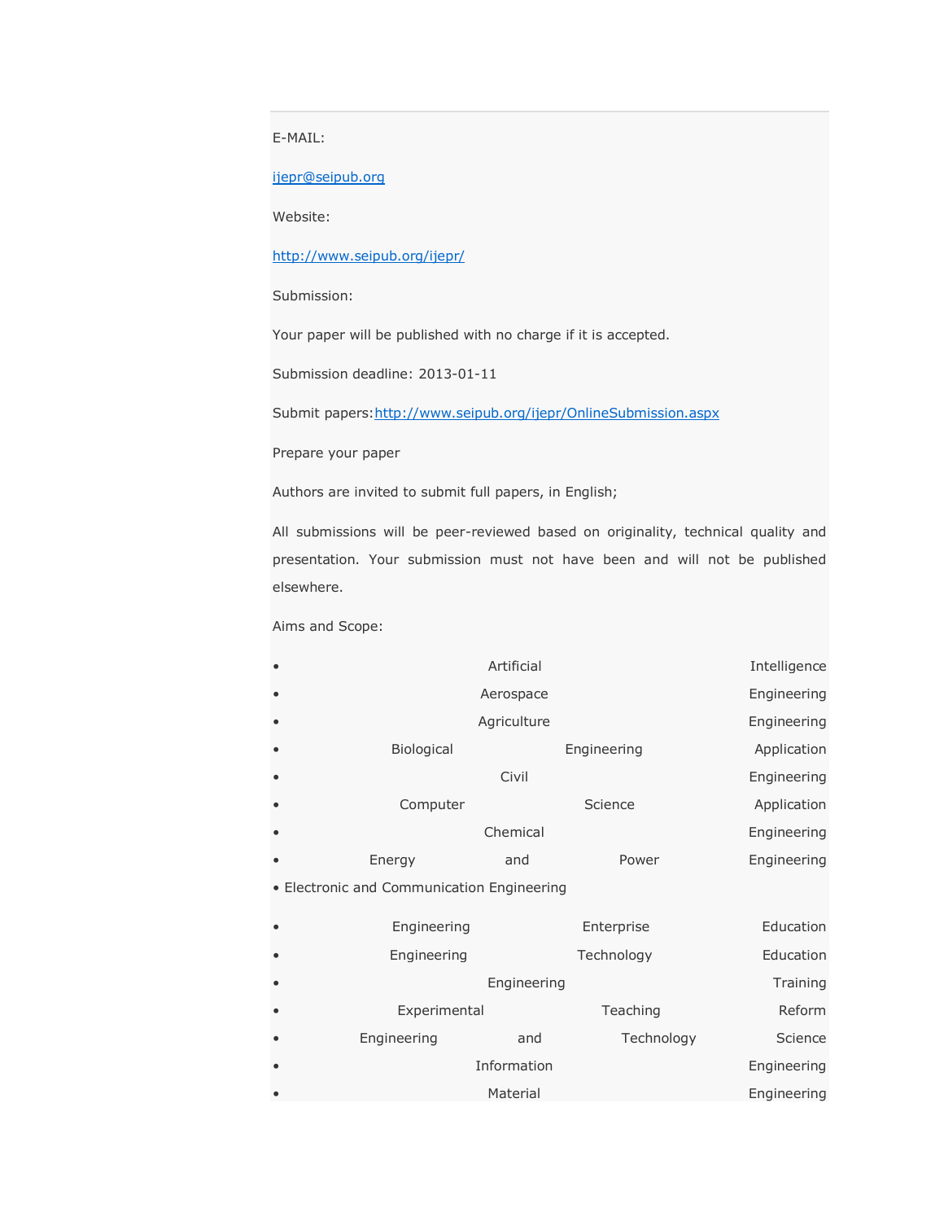E-MAIL:

ijepr@seipub.org

Website:

http://www.seipub.org/ijepr/

Submission:

Your paper will be published with no charge if it is accepted.

Submission deadline: 2013-01-11

Submit papers: http://www.seipub.org/ijepr/OnlineSubmission.aspx

Prepare your paper

Authors are invited to submit full papers, in English;

All submissions will be peer-reviewed based on originality, technical quality and presentation. Your submission must not have been and will not be published elsewhere.

Aims and Scope:

- Artificial Intelligence
- Aerospace Engineering
- Agriculture Engineering
- Biological Engineering Application
- Civil Engineering
- Computer Science Application
- Chemical Engineering
- Energy and Power Engineering
- Electronic and Communication Engineering
- Engineering Enterprise Education
- Engineering Technology Education
- Engineering Training
- Experimental Teaching Reform
- Engineering and Technology Science
- Information Engineering
- Material Engineering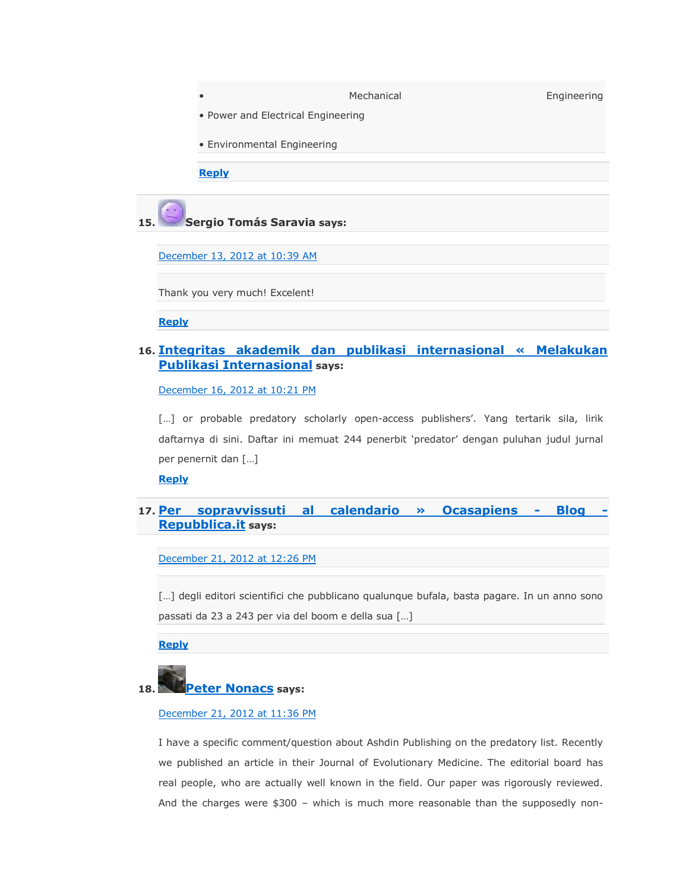- Mechanical Engineering
- Power and Electrical Engineering
- Environmental Engineering

Reply

15. **Sergio Tomás Saravia says:**

December 13, 2012 at 10:39 AM

Thank you very much! Excelent!

Reply

16. **Integritas akademik dan publikasi internasional « Melakukan Publikasi Internasional says:**

December 16, 2012 at 10:21 PM

[…] or probable predatory scholarly open-access publishers'. Yang tertarik sila, lirik daftarnya di sini. Daftar ini memuat 244 penerbit 'predator' dengan puluhan judul jurnal per penernit dan […]

Reply

17. **Per sopravvissuti al calendario » Ocasapiens - Blog - Repubblica.it says:**

December 21, 2012 at 12:26 PM

[…] degli editori scientifici che pubblicano qualunque bufala, basta pagare. In un anno sono passati da 23 a 243 per via del boom e della sua […]

Reply

18. **Peter Nonacs says:**

December 21, 2012 at 11:36 PM

I have a specific comment/question about Ashdin Publishing on the predatory list. Recently we published an article in their Journal of Evolutionary Medicine. The editorial board has real people, who are actually well known in the field. Our paper was rigorously reviewed. And the charges were $300 – which is much more reasonable than the supposedly non-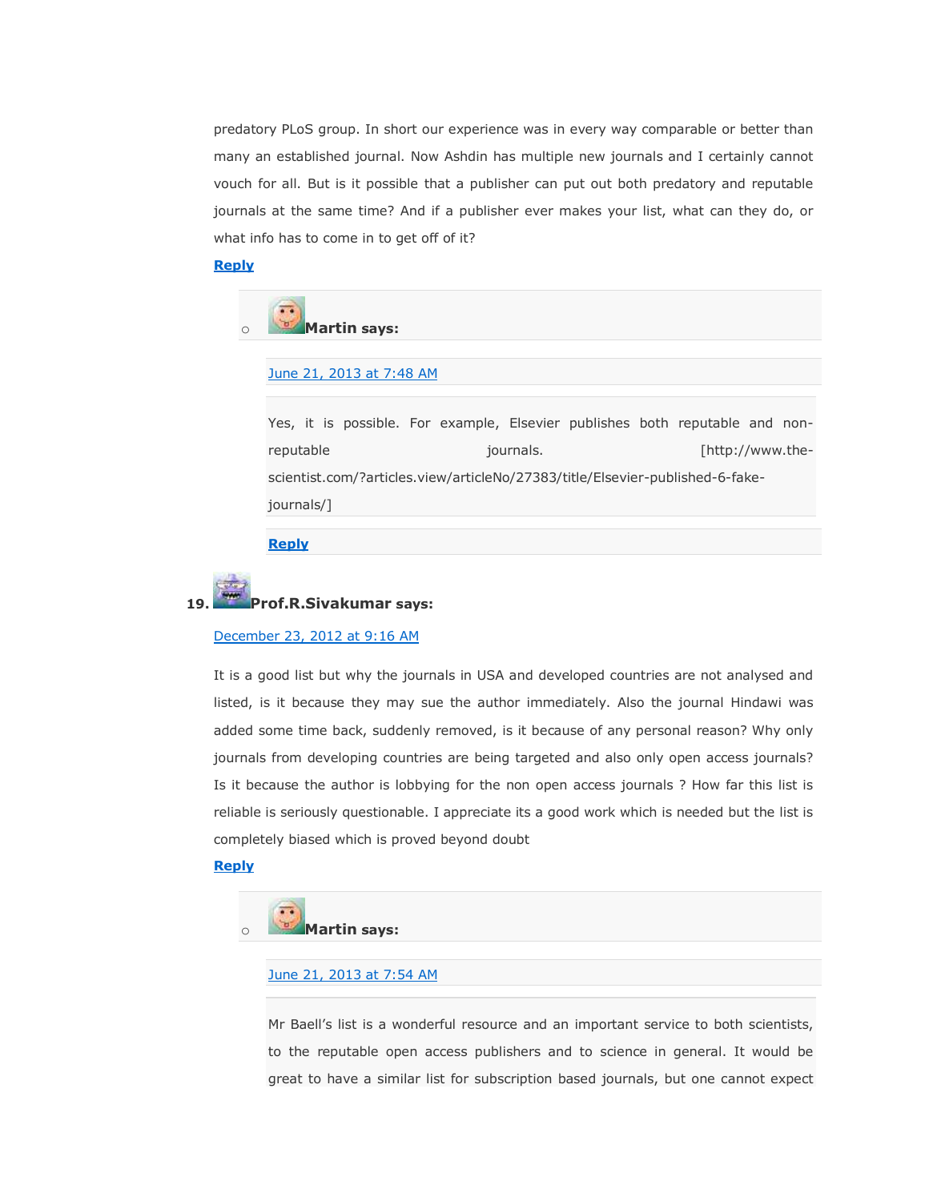predatory PLoS group. In short our experience was in every way comparable or better than many an established journal. Now Ashdin has multiple new journals and I certainly cannot vouch for all. But is it possible that a publisher can put out both predatory and reputable journals at the same time? And if a publisher ever makes your list, what can they do, or what info has to come in to get off of it?

**Reply**

- **Martin says:**

  June 21, 2013 at 7:48 AM

  Yes, it is possible. For example, Elsevier publishes both reputable and non-reputable journals. [http://www.the-scientist.com/?articles.view/articleNo/27383/title/Elsevier-published-6-fake-journals/]

  **Reply**

19. **Prof.R.Sivakumar says:**

December 23, 2012 at 9:16 AM

It is a good list but why the journals in USA and developed countries are not analysed and listed, is it because they may sue the author immediately. Also the journal Hindawi was added some time back, suddenly removed, is it because of any personal reason? Why only journals from developing countries are being targeted and also only open access journals? Is it because the author is lobbying for the non open access journals ? How far this list is reliable is seriously questionable. I appreciate its a good work which is needed but the list is completely biased which is proved beyond doubt

**Reply**

- **Martin says:**

  June 21, 2013 at 7:54 AM

  Mr Baell's list is a wonderful resource and an important service to both scientists, to the reputable open access publishers and to science in general. It would be great to have a similar list for subscription based journals, but one cannot expect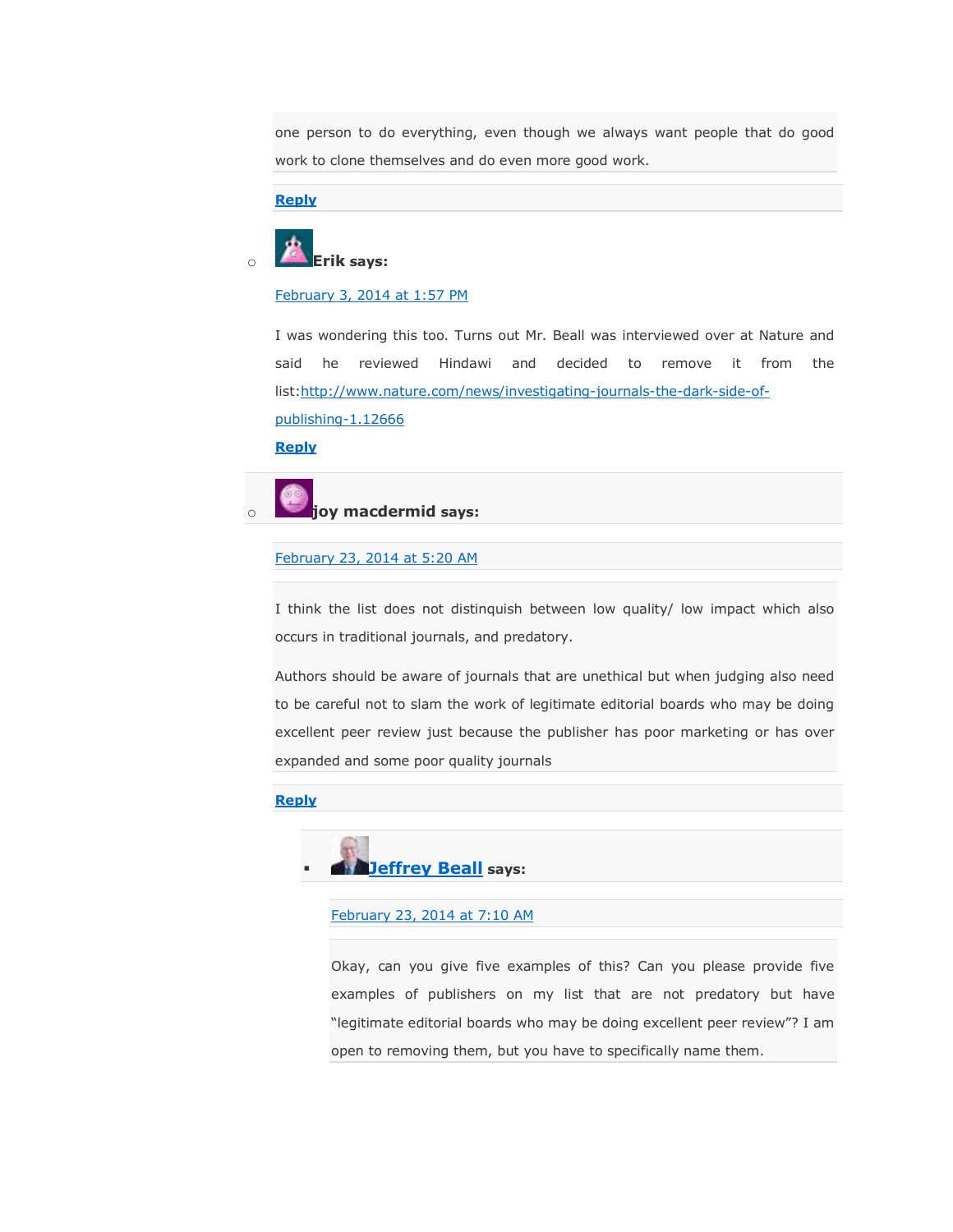one person to do everything, even though we always want people that do good work to clone themselves and do even more good work.

Reply

- **Erik says:**

  February 3, 2014 at 1:57 PM

  I was wondering this too. Turns out Mr. Beall was interviewed over at Nature and said he reviewed Hindawi and decided to remove it from the list:http://www.nature.com/news/investigating-journals-the-dark-side-of-publishing-1.12666

  Reply

- **joy macdermid says:**

  February 23, 2014 at 5:20 AM

  I think the list does not distinquish between low quality/ low impact which also occurs in traditional journals, and predatory.

  Authors should be aware of journals that are unethical but when judging also need to be careful not to slam the work of legitimate editorial boards who may be doing excellent peer review just because the publisher has poor marketing or has over expanded and some poor quality journals

  Reply

  - **Jeffrey Beall says:**

    February 23, 2014 at 7:10 AM

    Okay, can you give five examples of this? Can you please provide five examples of publishers on my list that are not predatory but have "legitimate editorial boards who may be doing excellent peer review"? I am open to removing them, but you have to specifically name them.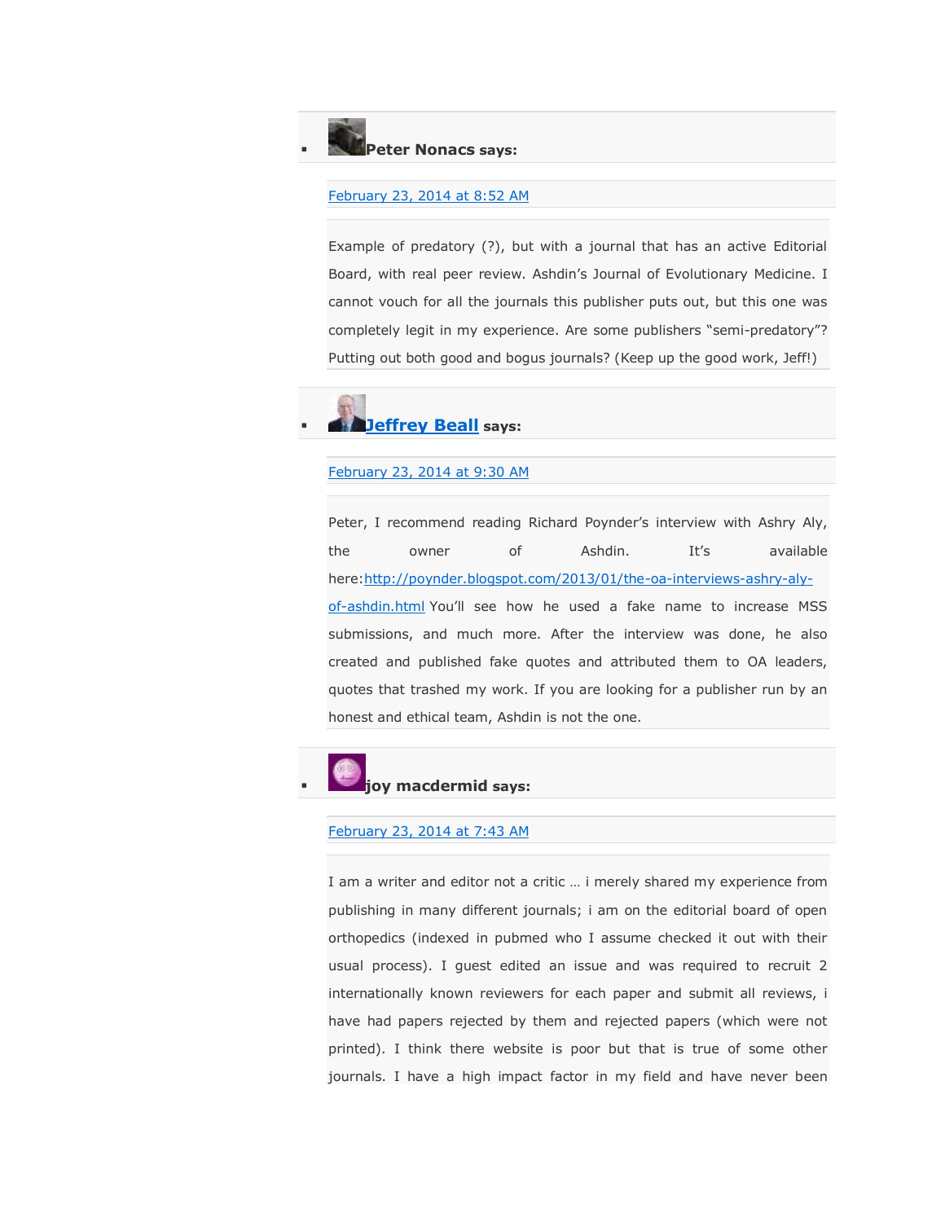- **Peter Nonacs says:**

  February 23, 2014 at 8:52 AM

  Example of predatory (?), but with a journal that has an active Editorial Board, with real peer review. Ashdin's Journal of Evolutionary Medicine. I cannot vouch for all the journals this publisher puts out, but this one was completely legit in my experience. Are some publishers "semi-predatory"? Putting out both good and bogus journals? (Keep up the good work, Jeff!)

- **Jeffrey Beall says:**

  February 23, 2014 at 9:30 AM

  Peter, I recommend reading Richard Poynder's interview with Ashry Aly, the owner of Ashdin. It's available here:http://poynder.blogspot.com/2013/01/the-oa-interviews-ashry-aly-of-ashdin.html You'll see how he used a fake name to increase MSS submissions, and much more. After the interview was done, he also created and published fake quotes and attributed them to OA leaders, quotes that trashed my work. If you are looking for a publisher run by an honest and ethical team, Ashdin is not the one.

- **joy macdermid says:**

  February 23, 2014 at 7:43 AM

  I am a writer and editor not a critic … i merely shared my experience from publishing in many different journals; i am on the editorial board of open orthopedics (indexed in pubmed who I assume checked it out with their usual process). I guest edited an issue and was required to recruit 2 internationally known reviewers for each paper and submit all reviews, i have had papers rejected by them and rejected papers (which were not printed). I think there website is poor but that is true of some other journals. I have a high impact factor in my field and have never been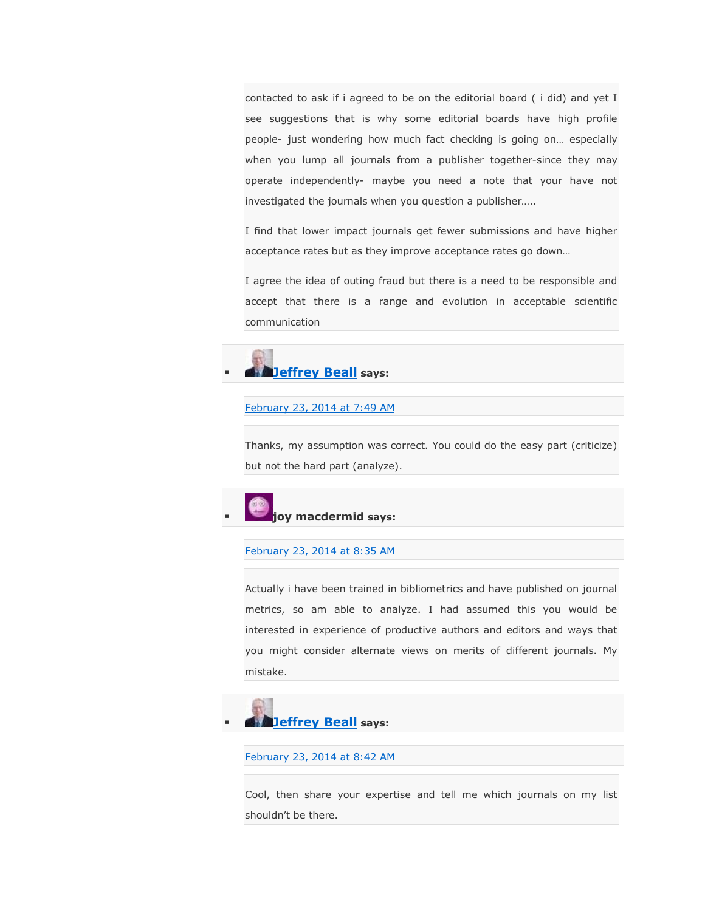contacted to ask if i agreed to be on the editorial board ( i did) and yet I see suggestions that is why some editorial boards have high profile people- just wondering how much fact checking is going on… especially when you lump all journals from a publisher together-since they may operate independently- maybe you need a note that your have not investigated the journals when you question a publisher…..

I find that lower impact journals get fewer submissions and have higher acceptance rates but as they improve acceptance rates go down…

I agree the idea of outing fraud but there is a need to be responsible and accept that there is a range and evolution in acceptable scientific communication

- **Jeffrey Beall says:**

  February 23, 2014 at 7:49 AM

  Thanks, my assumption was correct. You could do the easy part (criticize) but not the hard part (analyze).

- **joy macdermid says:**

  February 23, 2014 at 8:35 AM

  Actually i have been trained in bibliometrics and have published on journal metrics, so am able to analyze. I had assumed this you would be interested in experience of productive authors and editors and ways that you might consider alternate views on merits of different journals. My mistake.

- **Jeffrey Beall says:**

  February 23, 2014 at 8:42 AM

  Cool, then share your expertise and tell me which journals on my list shouldn't be there.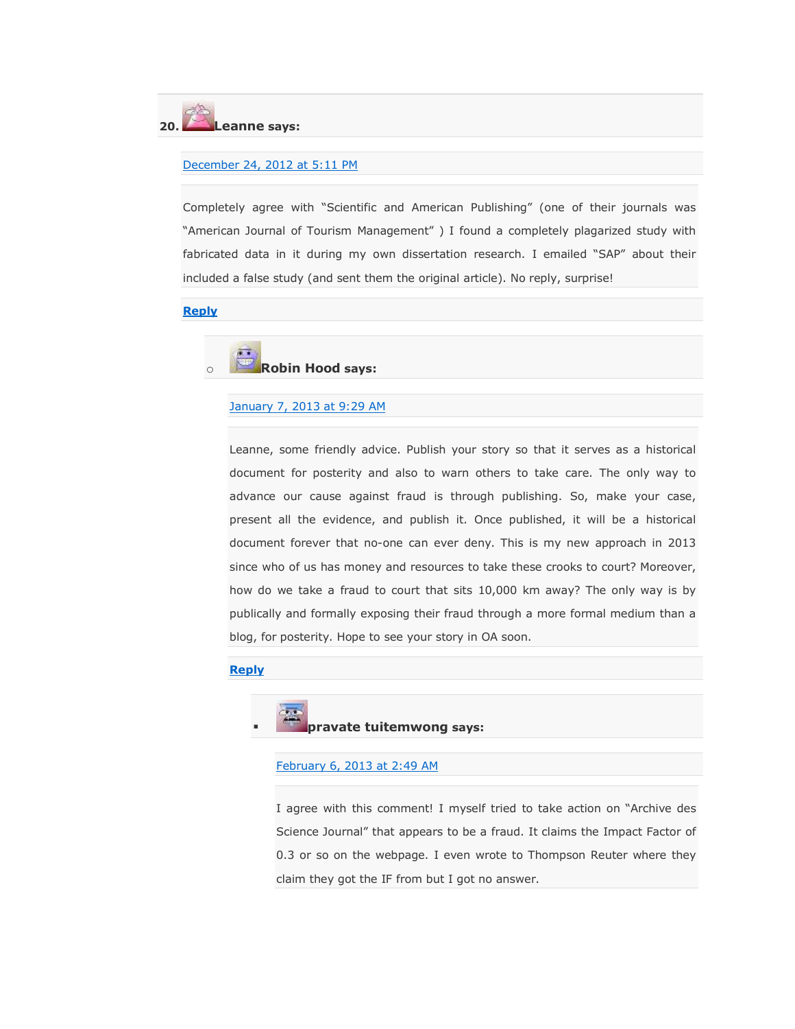20. **Leanne says:**

December 24, 2012 at 5:11 PM

Completely agree with "Scientific and American Publishing" (one of their journals was "American Journal of Tourism Management" ) I found a completely plagarized study with fabricated data in it during my own dissertation research. I emailed "SAP" about their included a false study (and sent them the original article). No reply, surprise!

**Reply**

- **Robin Hood says:**

  January 7, 2013 at 9:29 AM

  Leanne, some friendly advice. Publish your story so that it serves as a historical document for posterity and also to warn others to take care. The only way to advance our cause against fraud is through publishing. So, make your case, present all the evidence, and publish it. Once published, it will be a historical document forever that no-one can ever deny. This is my new approach in 2013 since who of us has money and resources to take these crooks to court? Moreover, how do we take a fraud to court that sits 10,000 km away? The only way is by publically and formally exposing their fraud through a more formal medium than a blog, for posterity. Hope to see your story in OA soon.

  **Reply**

  - **pravate tuitemwong says:**

    February 6, 2013 at 2:49 AM

    I agree with this comment! I myself tried to take action on "Archive des Science Journal" that appears to be a fraud. It claims the Impact Factor of 0.3 or so on the webpage. I even wrote to Thompson Reuter where they claim they got the IF from but I got no answer.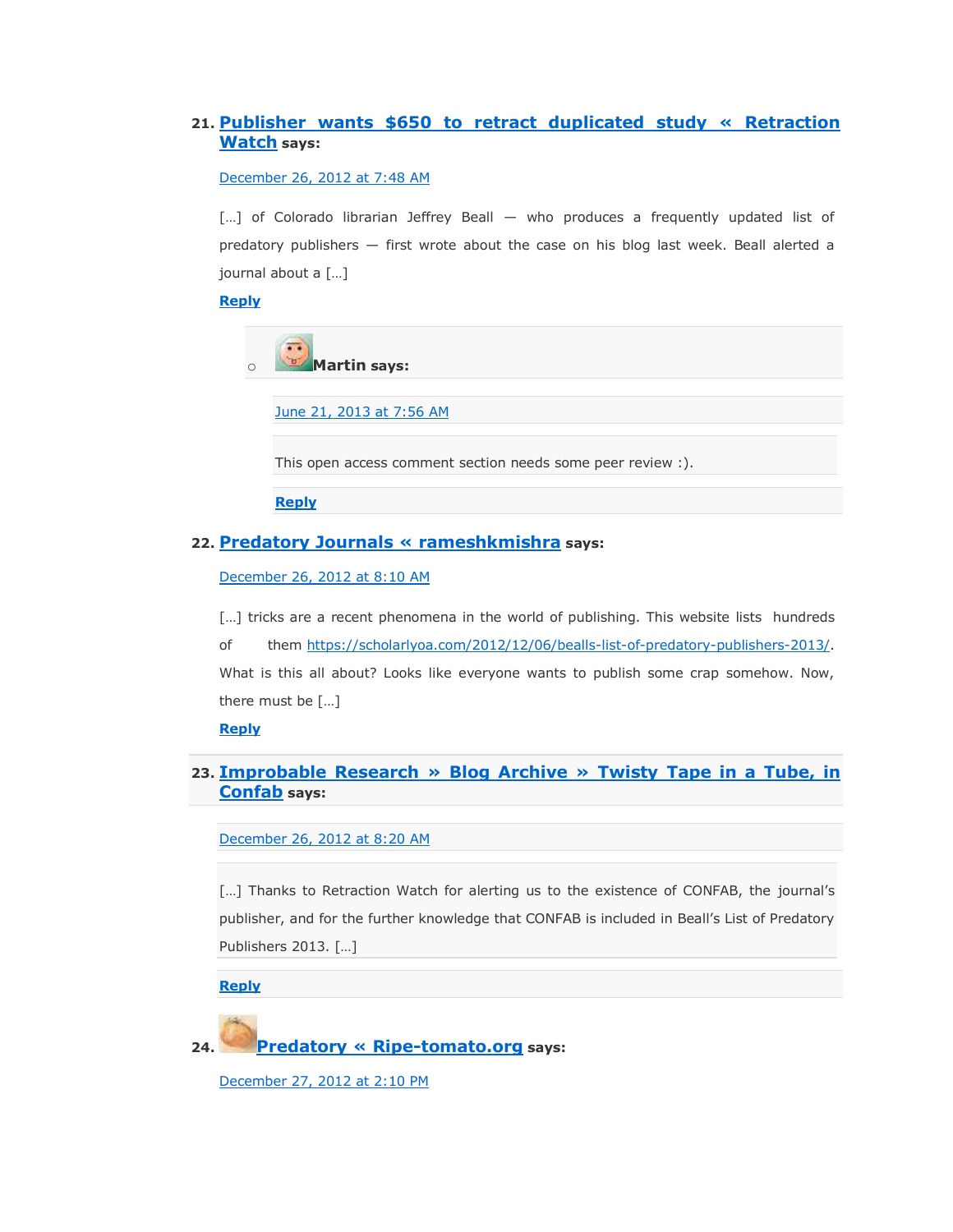21. **Publisher wants $650 to retract duplicated study « Retraction Watch** says:

    December 26, 2012 at 7:48 AM

    […] of Colorado librarian Jeffrey Beall — who produces a frequently updated list of predatory publishers — first wrote about the case on his blog last week. Beall alerted a journal about a […]

    **Reply**

    - **Martin** says:

      June 21, 2013 at 7:56 AM

      This open access comment section needs some peer review :).

      **Reply**

22. **Predatory Journals « rameshkmishra** says:

    December 26, 2012 at 8:10 AM

    […] tricks are a recent phenomena in the world of publishing. This website lists hundreds of them https://scholarlyoa.com/2012/12/06/bealls-list-of-predatory-publishers-2013/. What is this all about? Looks like everyone wants to publish some crap somehow. Now, there must be […]

    **Reply**

23. **Improbable Research » Blog Archive » Twisty Tape in a Tube, in Confab** says:

    December 26, 2012 at 8:20 AM

    […] Thanks to Retraction Watch for alerting us to the existence of CONFAB, the journal's publisher, and for the further knowledge that CONFAB is included in Beall's List of Predatory Publishers 2013. […]

    **Reply**

24. **Predatory « Ripe-tomato.org** says:

    December 27, 2012 at 2:10 PM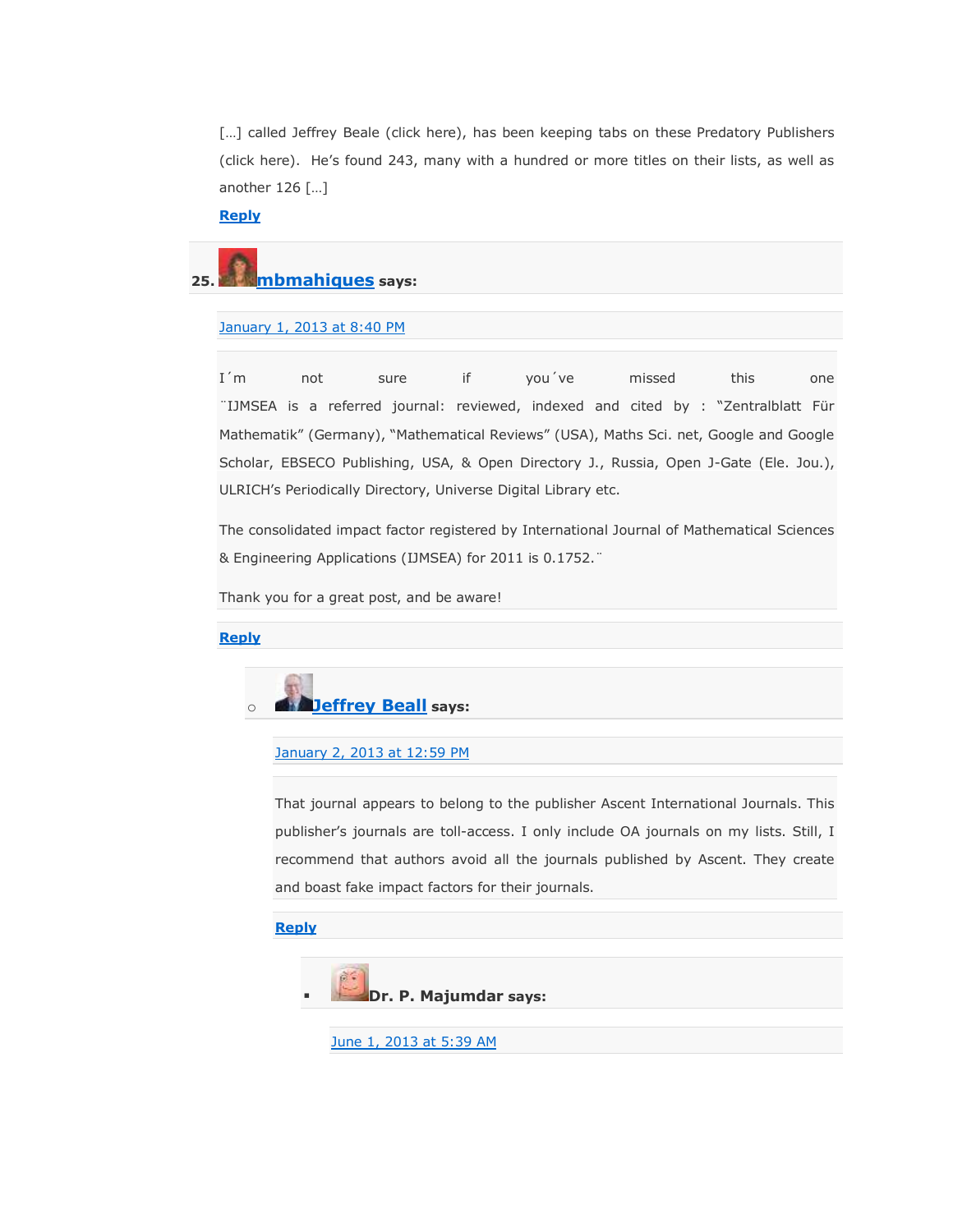[…] called Jeffrey Beale (click here), has been keeping tabs on these Predatory Publishers (click here). He's found 243, many with a hundred or more titles on their lists, as well as another 126 […]

**Reply**

25. **mbmahiques** says:

January 1, 2013 at 8:40 PM

I´m not sure if you´ve missed this one ¨IJMSEA is a referred journal: reviewed, indexed and cited by : "Zentralblatt Für Mathematik" (Germany), "Mathematical Reviews" (USA), Maths Sci. net, Google and Google Scholar, EBSECO Publishing, USA, & Open Directory J., Russia, Open J-Gate (Ele. Jou.), ULRICH's Periodically Directory, Universe Digital Library etc.

The consolidated impact factor registered by International Journal of Mathematical Sciences & Engineering Applications (IJMSEA) for 2011 is 0.1752.¨

Thank you for a great post, and be aware!

**Reply**

- **Jeffrey Beall** says:

  January 2, 2013 at 12:59 PM

  That journal appears to belong to the publisher Ascent International Journals. This publisher's journals are toll-access. I only include OA journals on my lists. Still, I recommend that authors avoid all the journals published by Ascent. They create and boast fake impact factors for their journals.

  **Reply**

  - **Dr. P. Majumdar** says:

    June 1, 2013 at 5:39 AM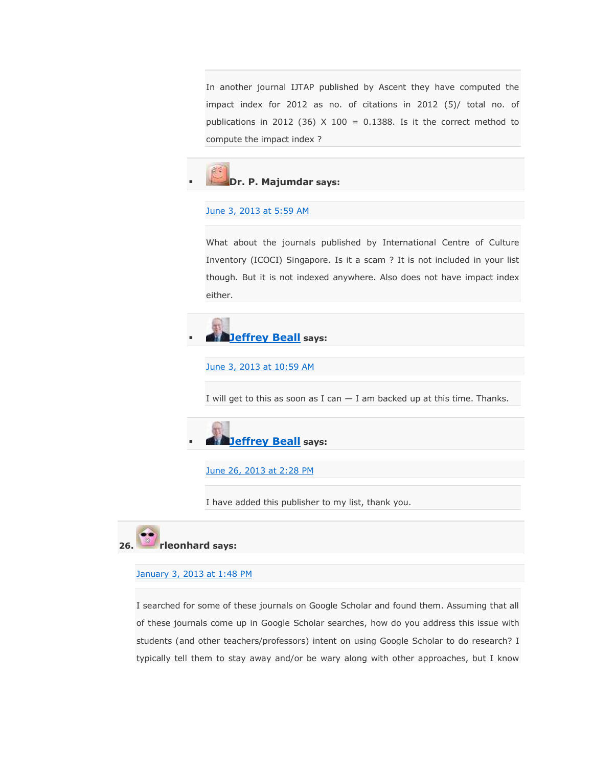In another journal IJTAP published by Ascent they have computed the impact index for 2012 as no. of citations in 2012 (5)/ total no. of publications in 2012 (36) X 100 = 0.1388. Is it the correct method to compute the impact index ?

- **Dr. P. Majumdar says:**

  June 3, 2013 at 5:59 AM

  What about the journals published by International Centre of Culture Inventory (ICOCI) Singapore. Is it a scam ? It is not included in your list though. But it is not indexed anywhere. Also does not have impact index either.

- **Jeffrey Beall says:**

  June 3, 2013 at 10:59 AM

  I will get to this as soon as I can — I am backed up at this time. Thanks.

- **Jeffrey Beall says:**

  June 26, 2013 at 2:28 PM

  I have added this publisher to my list, thank you.

26. **rleonhard says:**

    January 3, 2013 at 1:48 PM

    I searched for some of these journals on Google Scholar and found them. Assuming that all of these journals come up in Google Scholar searches, how do you address this issue with students (and other teachers/professors) intent on using Google Scholar to do research? I typically tell them to stay away and/or be wary along with other approaches, but I know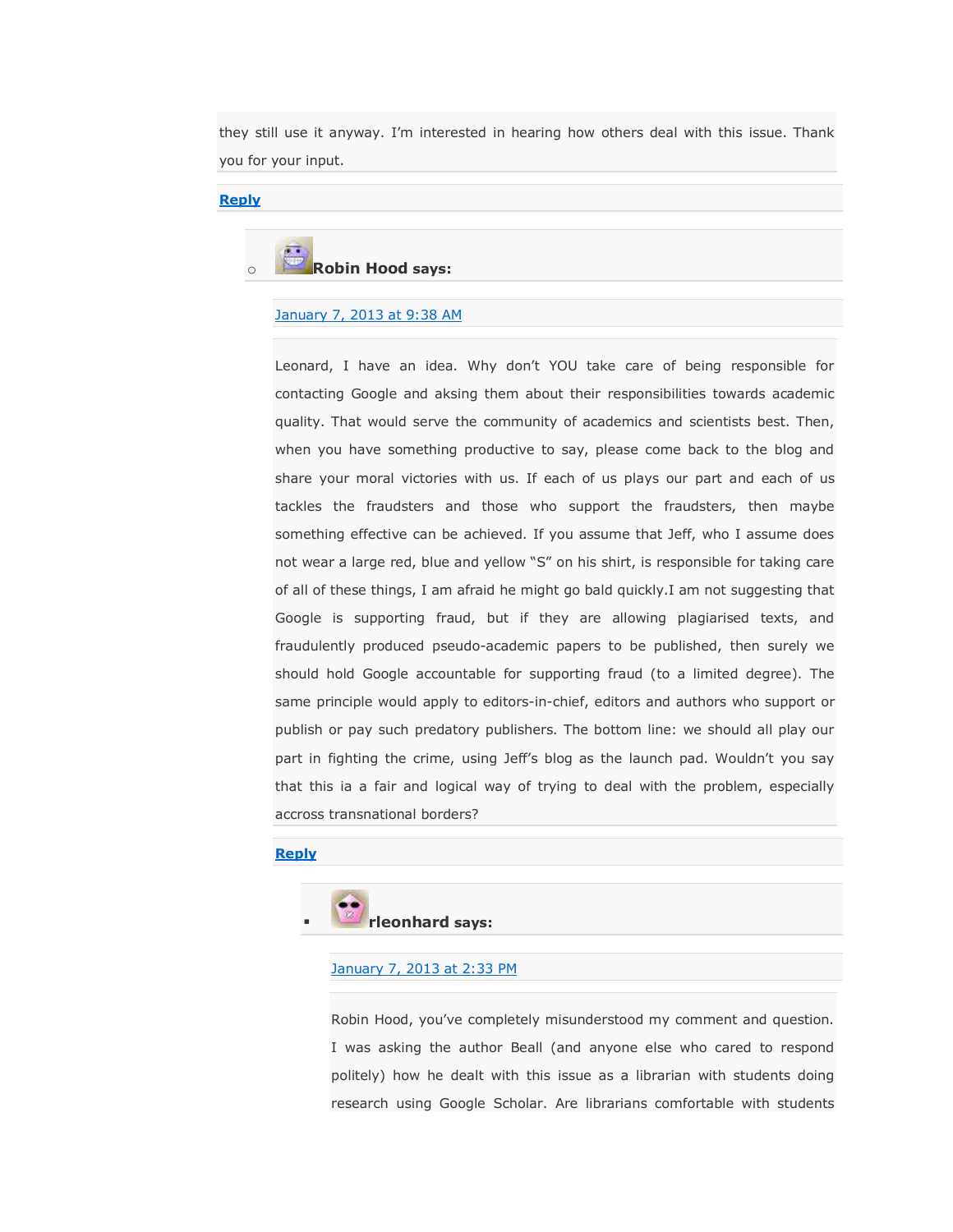they still use it anyway. I'm interested in hearing how others deal with this issue. Thank you for your input.

Reply

- **Robin Hood says:**

  January 7, 2013 at 9:38 AM

  Leonard, I have an idea. Why don't YOU take care of being responsible for contacting Google and aksing them about their responsibilities towards academic quality. That would serve the community of academics and scientists best. Then, when you have something productive to say, please come back to the blog and share your moral victories with us. If each of us plays our part and each of us tackles the fraudsters and those who support the fraudsters, then maybe something effective can be achieved. If you assume that Jeff, who I assume does not wear a large red, blue and yellow "S" on his shirt, is responsible for taking care of all of these things, I am afraid he might go bald quickly.I am not suggesting that Google is supporting fraud, but if they are allowing plagiarised texts, and fraudulently produced pseudo-academic papers to be published, then surely we should hold Google accountable for supporting fraud (to a limited degree). The same principle would apply to editors-in-chief, editors and authors who support or publish or pay such predatory publishers. The bottom line: we should all play our part in fighting the crime, using Jeff's blog as the launch pad. Wouldn't you say that this ia a fair and logical way of trying to deal with the problem, especially accross transnational borders?

  Reply

  - **rleonhard says:**

    January 7, 2013 at 2:33 PM

    Robin Hood, you've completely misunderstood my comment and question. I was asking the author Beall (and anyone else who cared to respond politely) how he dealt with this issue as a librarian with students doing research using Google Scholar. Are librarians comfortable with students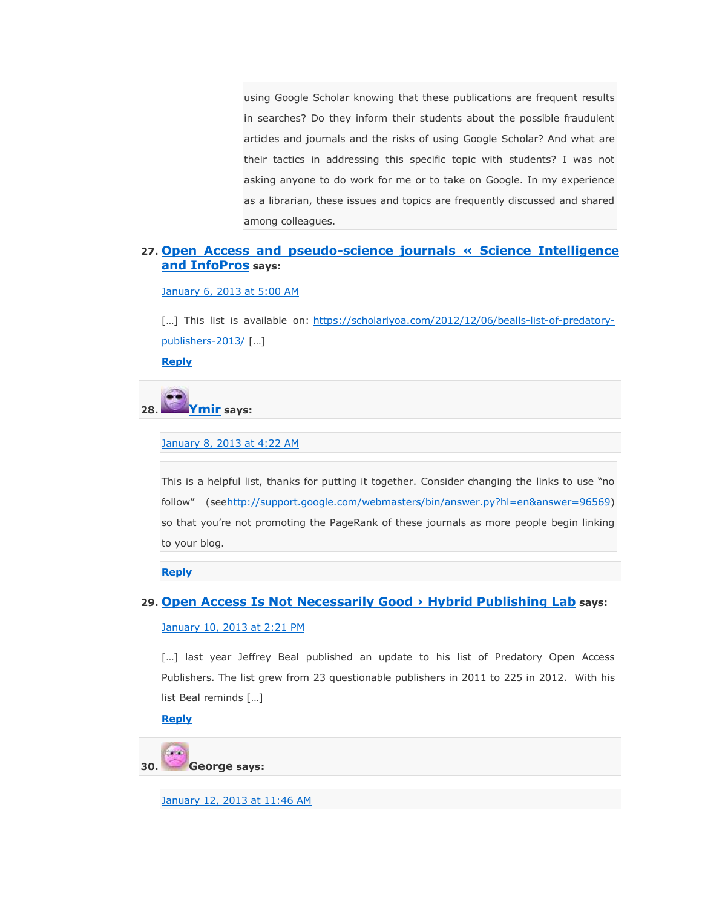using Google Scholar knowing that these publications are frequent results in searches? Do they inform their students about the possible fraudulent articles and journals and the risks of using Google Scholar? And what are their tactics in addressing this specific topic with students? I was not asking anyone to do work for me or to take on Google. In my experience as a librarian, these issues and topics are frequently discussed and shared among colleagues.

27. **Open Access and pseudo-science journals « Science Intelligence and InfoPros** says:

January 6, 2013 at 5:00 AM

[…] This list is available on: https://scholarlyoa.com/2012/12/06/bealls-list-of-predatory-publishers-2013/ […]

**Reply**

28. **Ymir** says:

January 8, 2013 at 4:22 AM

This is a helpful list, thanks for putting it together. Consider changing the links to use "no follow" (seehttp://support.google.com/webmasters/bin/answer.py?hl=en&answer=96569) so that you're not promoting the PageRank of these journals as more people begin linking to your blog.

**Reply**

29. **Open Access Is Not Necessarily Good › Hybrid Publishing Lab** says:

January 10, 2013 at 2:21 PM

[…] last year Jeffrey Beal published an update to his list of Predatory Open Access Publishers. The list grew from 23 questionable publishers in 2011 to 225 in 2012. With his list Beal reminds […]

**Reply**

30. **George** says:

January 12, 2013 at 11:46 AM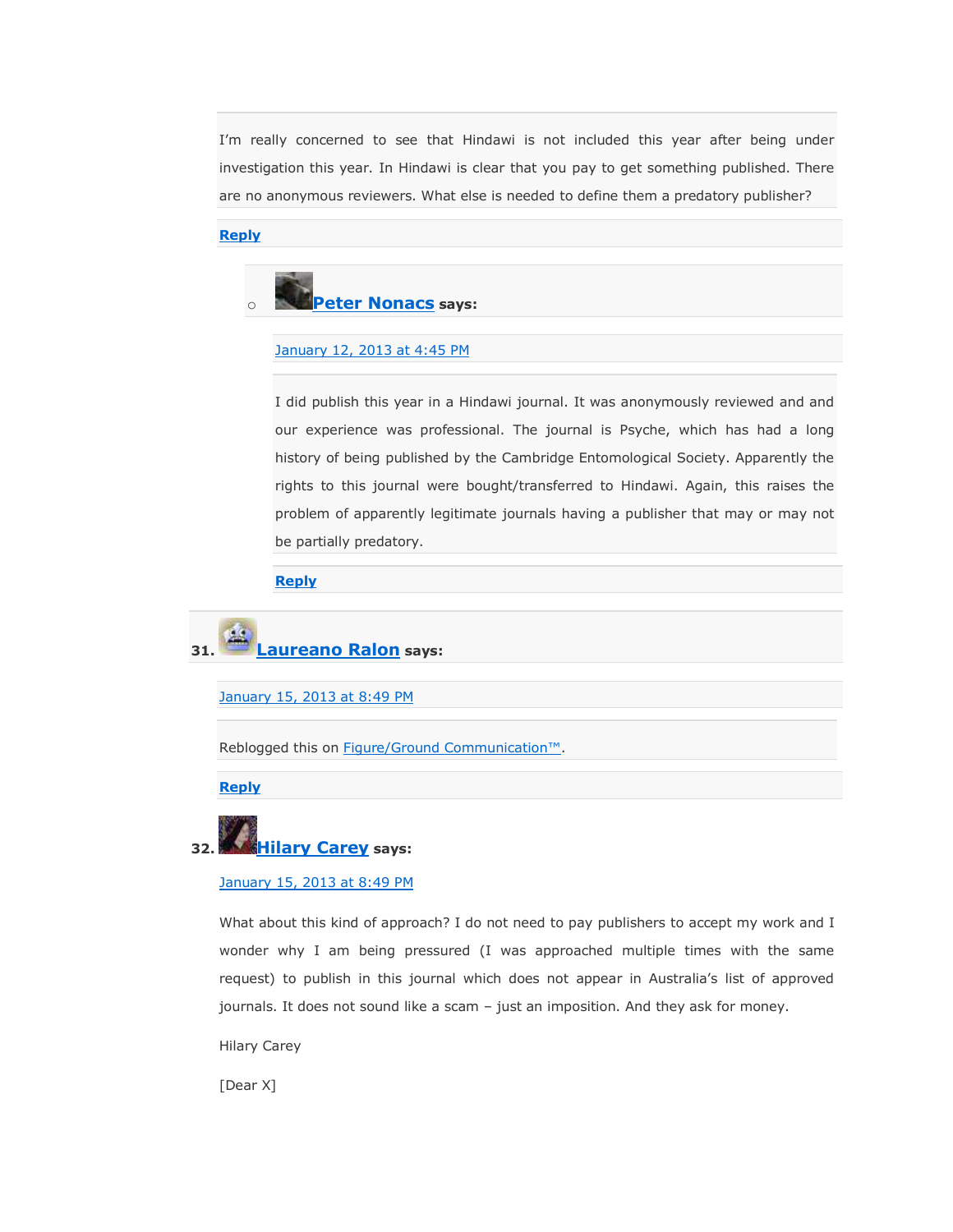I'm really concerned to see that Hindawi is not included this year after being under investigation this year. In Hindawi is clear that you pay to get something published. There are no anonymous reviewers. What else is needed to define them a predatory publisher?

Reply

- **Peter Nonacs** says:

  January 12, 2013 at 4:45 PM

  I did publish this year in a Hindawi journal. It was anonymously reviewed and and our experience was professional. The journal is Psyche, which has had a long history of being published by the Cambridge Entomological Society. Apparently the rights to this journal were bought/transferred to Hindawi. Again, this raises the problem of apparently legitimate journals having a publisher that may or may not be partially predatory.

  Reply

31. **Laureano Ralon** says:

January 15, 2013 at 8:49 PM

Reblogged this on Figure/Ground Communication™.

Reply

32. **Hilary Carey** says:

January 15, 2013 at 8:49 PM

What about this kind of approach? I do not need to pay publishers to accept my work and I wonder why I am being pressured (I was approached multiple times with the same request) to publish in this journal which does not appear in Australia's list of approved journals. It does not sound like a scam – just an imposition. And they ask for money.

Hilary Carey

[Dear X]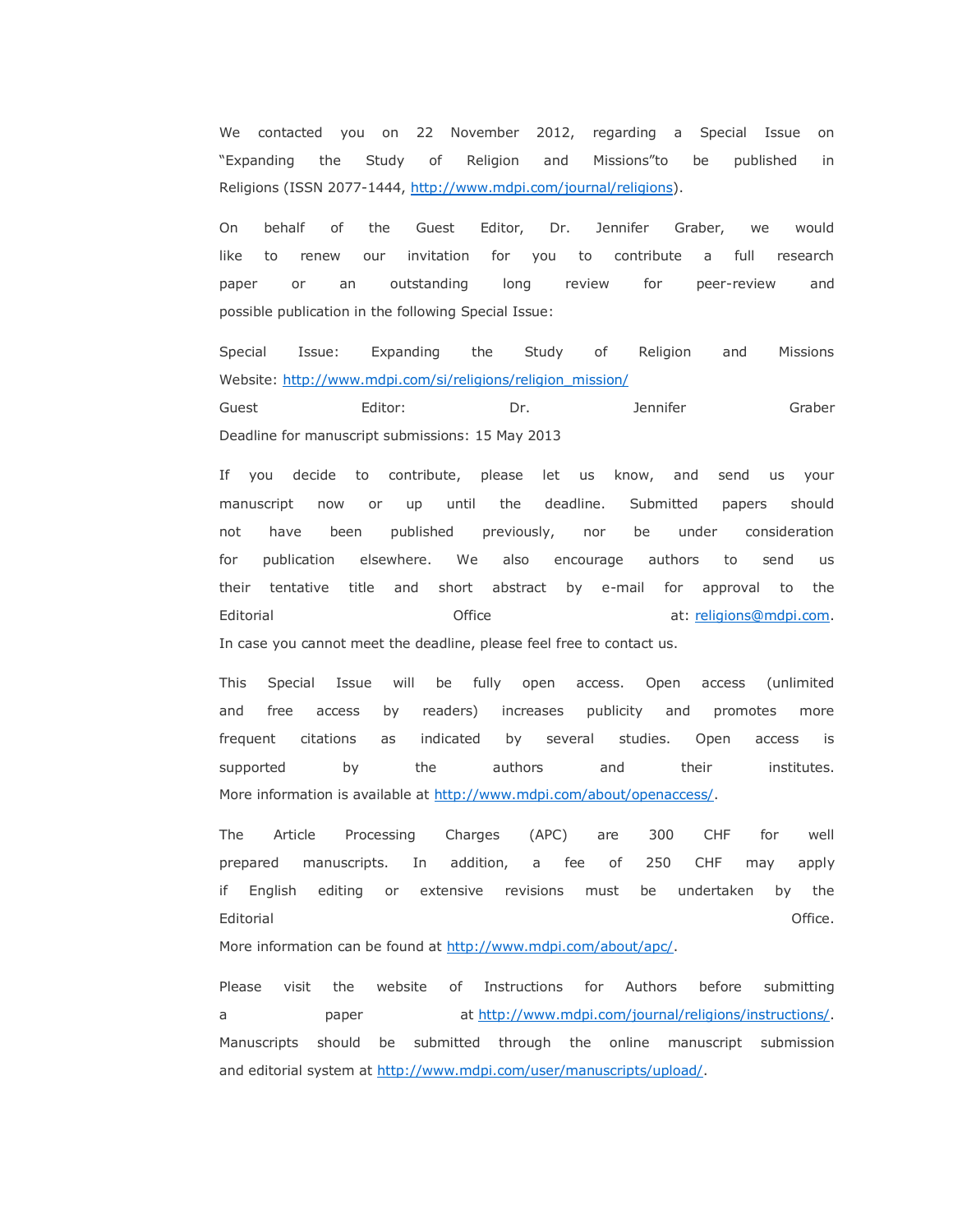We contacted you on 22 November 2012, regarding a Special Issue on “Expanding the Study of Religion and Missions”to be published in Religions (ISSN 2077-1444, http://www.mdpi.com/journal/religions).

On behalf of the Guest Editor, Dr. Jennifer Graber, we would like to renew our invitation for you to contribute a full research paper or an outstanding long review for peer-review and possible publication in the following Special Issue:

Special Issue: Expanding the Study of Religion and Missions
Website: http://www.mdpi.com/si/religions/religion_mission/
Guest Editor: Dr. Jennifer Graber
Deadline for manuscript submissions: 15 May 2013

If you decide to contribute, please let us know, and send us your manuscript now or up until the deadline. Submitted papers should not have been published previously, nor be under consideration for publication elsewhere. We also encourage authors to send us their tentative title and short abstract by e-mail for approval to the Editorial Office at: religions@mdpi.com. In case you cannot meet the deadline, please feel free to contact us.

This Special Issue will be fully open access. Open access (unlimited and free access by readers) increases publicity and promotes more frequent citations as indicated by several studies. Open access is supported by the authors and their institutes. More information is available at http://www.mdpi.com/about/openaccess/.

The Article Processing Charges (APC) are 300 CHF for well prepared manuscripts. In addition, a fee of 250 CHF may apply if English editing or extensive revisions must be undertaken by the Editorial Office. More information can be found at http://www.mdpi.com/about/apc/.

Please visit the website of Instructions for Authors before submitting a paper at http://www.mdpi.com/journal/religions/instructions/. Manuscripts should be submitted through the online manuscript submission and editorial system at http://www.mdpi.com/user/manuscripts/upload/.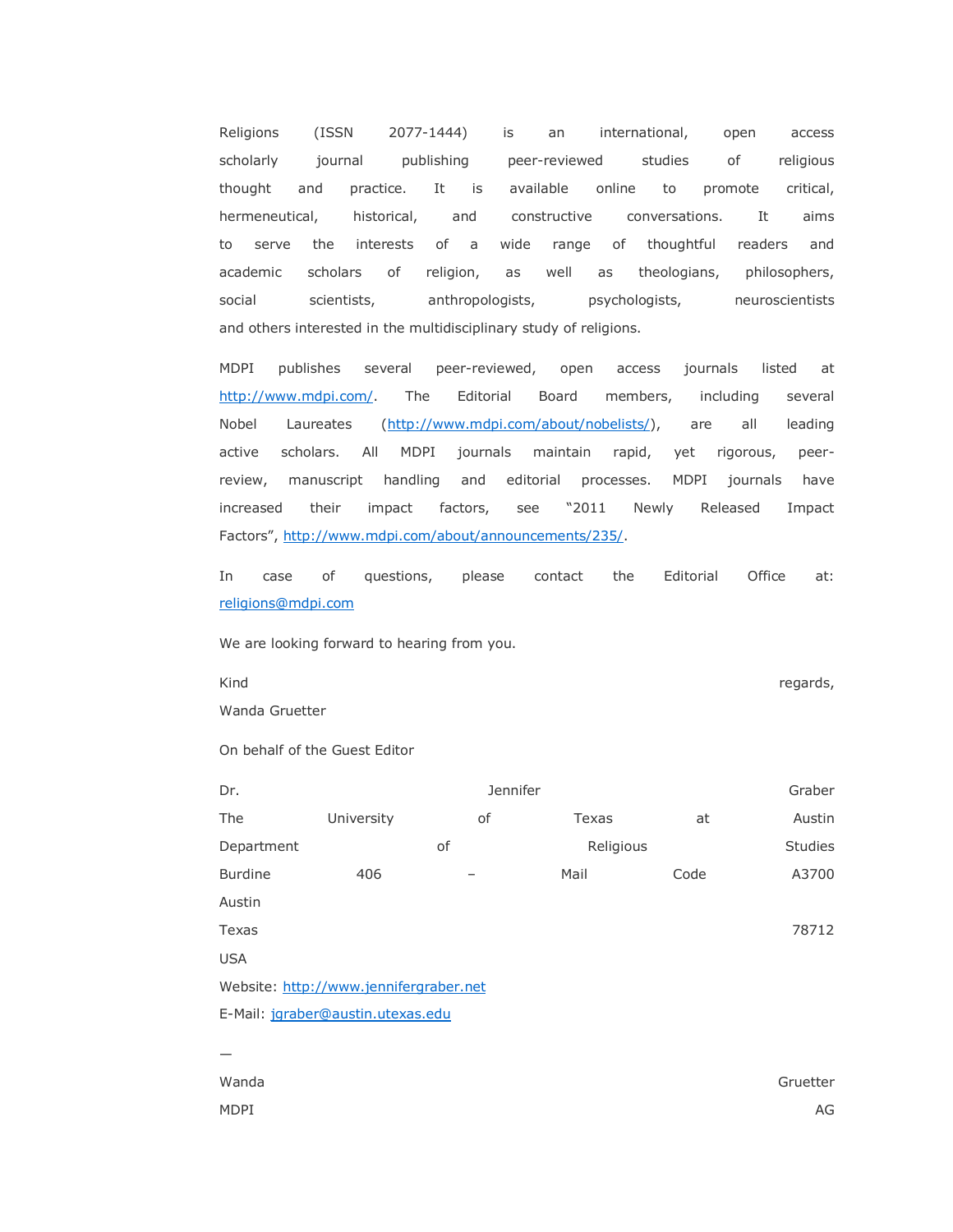Religions (ISSN 2077-1444) is an international, open access scholarly journal publishing peer-reviewed studies of religious thought and practice. It is available online to promote critical, hermeneutical, historical, and constructive conversations. It aims to serve the interests of a wide range of thoughtful readers and academic scholars of religion, as well as theologians, philosophers, social scientists, anthropologists, psychologists, neuroscientists and others interested in the multidisciplinary study of religions.

MDPI publishes several peer-reviewed, open access journals listed at http://www.mdpi.com/. The Editorial Board members, including several Nobel Laureates (http://www.mdpi.com/about/nobelists/), are all leading active scholars. All MDPI journals maintain rapid, yet rigorous, peer-review, manuscript handling and editorial processes. MDPI journals have increased their impact factors, see "2011 Newly Released Impact Factors", http://www.mdpi.com/about/announcements/235/.

In case of questions, please contact the Editorial Office at: religions@mdpi.com

We are looking forward to hearing from you.

Kind regards,
Wanda Gruetter

On behalf of the Guest Editor

Dr. Jennifer Graber
The University of Texas at Austin
Department of Religious Studies
Burdine 406 – Mail Code A3700
Austin
Texas 78712
USA
Website: http://www.jennifergraber.net
E-Mail: jgraber@austin.utexas.edu

—
Wanda Gruetter
MDPI AG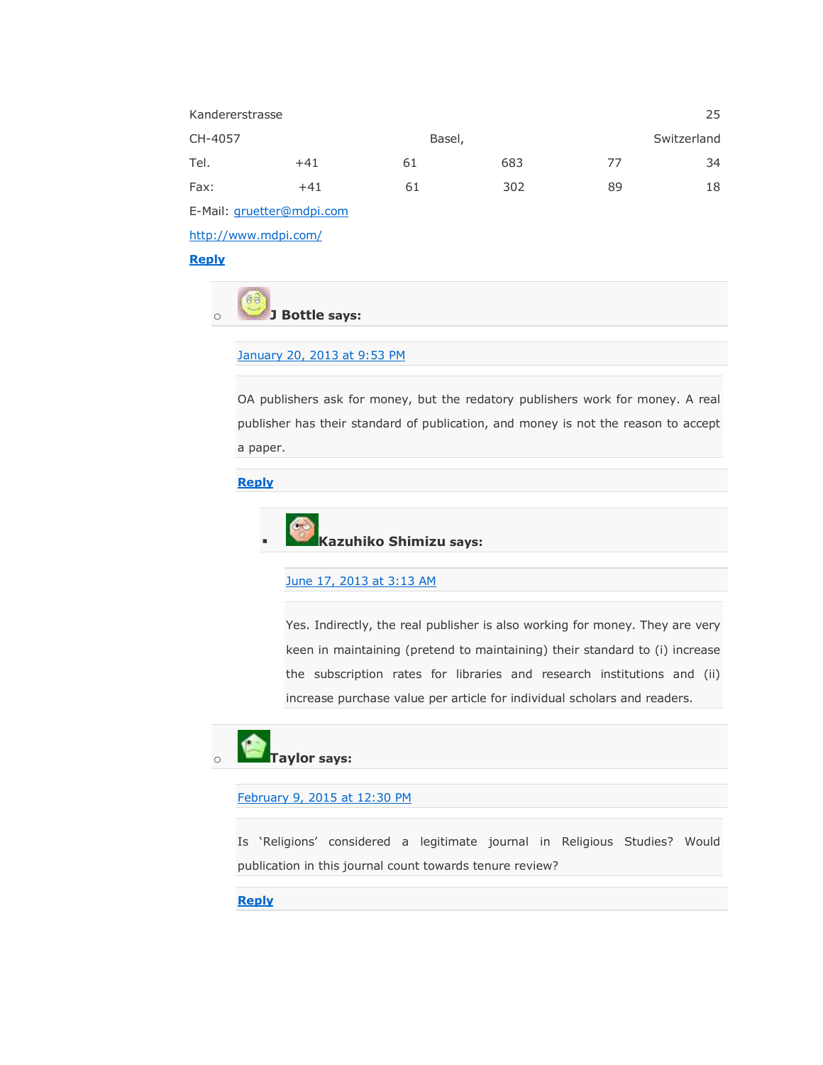Kandererstrasse 25

CH-4057 Basel, Switzerland

Tel. +41 61 683 77 34

Fax: +41 61 302 89 18

E-Mail: gruetter@mdpi.com

http://www.mdpi.com/

**Reply**

- **J Bottle says:**

  January 20, 2013 at 9:53 PM

  OA publishers ask for money, but the redatory publishers work for money. A real publisher has their standard of publication, and money is not the reason to accept a paper.

  **Reply**

  - **Kazuhiko Shimizu says:**

    June 17, 2013 at 3:13 AM

    Yes. Indirectly, the real publisher is also working for money. They are very keen in maintaining (pretend to maintaining) their standard to (i) increase the subscription rates for libraries and research institutions and (ii) increase purchase value per article for individual scholars and readers.

- **Taylor says:**

  February 9, 2015 at 12:30 PM

  Is 'Religions' considered a legitimate journal in Religious Studies? Would publication in this journal count towards tenure review?

  **Reply**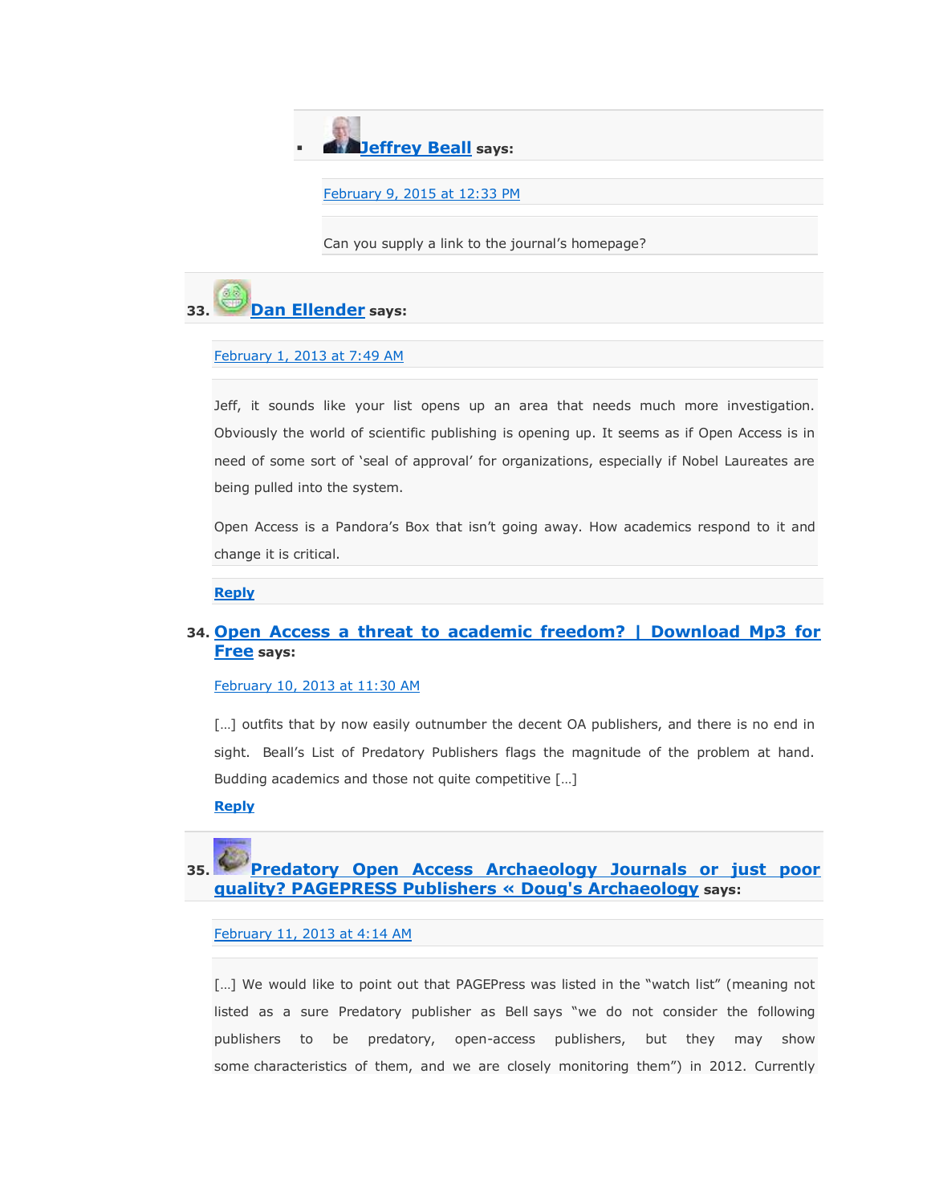- **Jeffrey Beall** says:

  February 9, 2015 at 12:33 PM

  Can you supply a link to the journal's homepage?

33. **Dan Ellender** says:

    February 1, 2013 at 7:49 AM

    Jeff, it sounds like your list opens up an area that needs much more investigation. Obviously the world of scientific publishing is opening up. It seems as if Open Access is in need of some sort of 'seal of approval' for organizations, especially if Nobel Laureates are being pulled into the system.

    Open Access is a Pandora's Box that isn't going away. How academics respond to it and change it is critical.

    **Reply**

34. **Open Access a threat to academic freedom? | Download Mp3 for Free** says:

    February 10, 2013 at 11:30 AM

    […] outfits that by now easily outnumber the decent OA publishers, and there is no end in sight. Beall's List of Predatory Publishers flags the magnitude of the problem at hand. Budding academics and those not quite competitive […]

    **Reply**

35. **Predatory Open Access Archaeology Journals or just poor quality? PAGEPRESS Publishers « Doug's Archaeology** says:

    February 11, 2013 at 4:14 AM

    […] We would like to point out that PAGEPress was listed in the "watch list" (meaning not listed as a sure Predatory publisher as Bell says "we do not consider the following publishers to be predatory, open-access publishers, but they may show some characteristics of them, and we are closely monitoring them") in 2012. Currently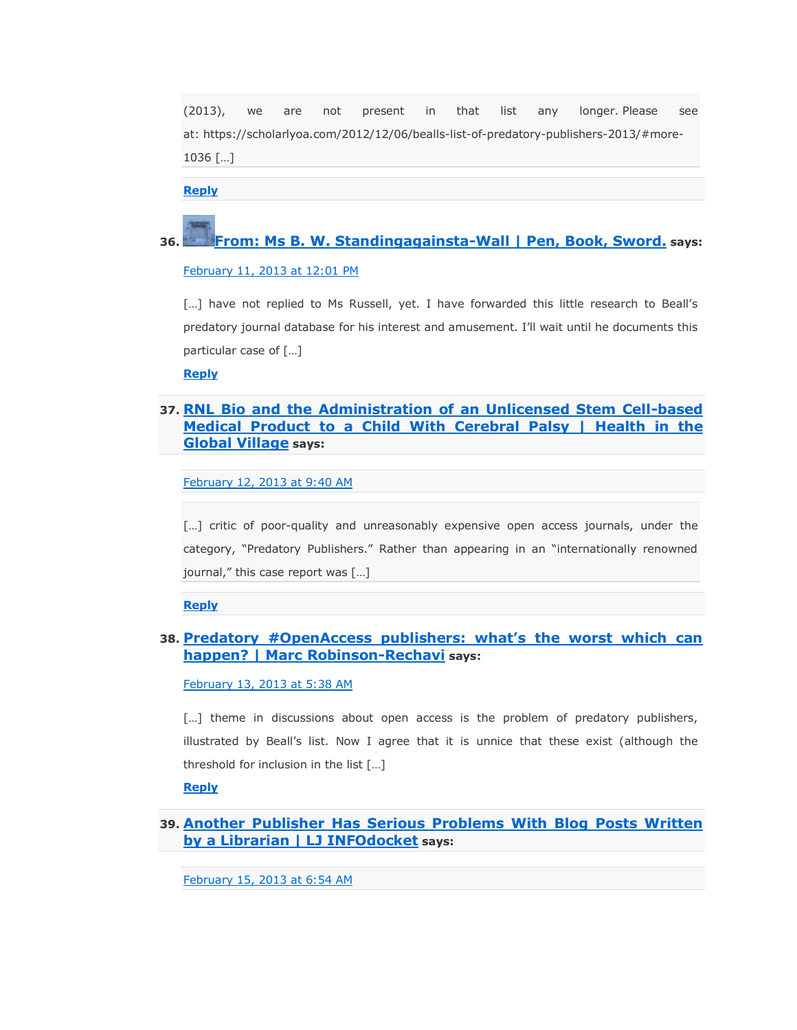(2013), we are not present in that list any longer. Please see at: https://scholarlyoa.com/2012/12/06/bealls-list-of-predatory-publishers-2013/#more-1036 […]

**Reply**

36. **From: Ms B. W. Standingagainsta-Wall | Pen, Book, Sword.** says:

February 11, 2013 at 12:01 PM

[…] have not replied to Ms Russell, yet. I have forwarded this little research to Beall's predatory journal database for his interest and amusement. I'll wait until he documents this particular case of […]

**Reply**

37. **RNL Bio and the Administration of an Unlicensed Stem Cell-based Medical Product to a Child With Cerebral Palsy | Health in the Global Village** says:

February 12, 2013 at 9:40 AM

[…] critic of poor-quality and unreasonably expensive open access journals, under the category, "Predatory Publishers." Rather than appearing in an "internationally renowned journal," this case report was […]

**Reply**

38. **Predatory #OpenAccess publishers: what's the worst which can happen? | Marc Robinson-Rechavi** says:

February 13, 2013 at 5:38 AM

[…] theme in discussions about open access is the problem of predatory publishers, illustrated by Beall's list. Now I agree that it is unnice that these exist (although the threshold for inclusion in the list […]

**Reply**

39. **Another Publisher Has Serious Problems With Blog Posts Written by a Librarian | LJ INFOdocket** says:

February 15, 2013 at 6:54 AM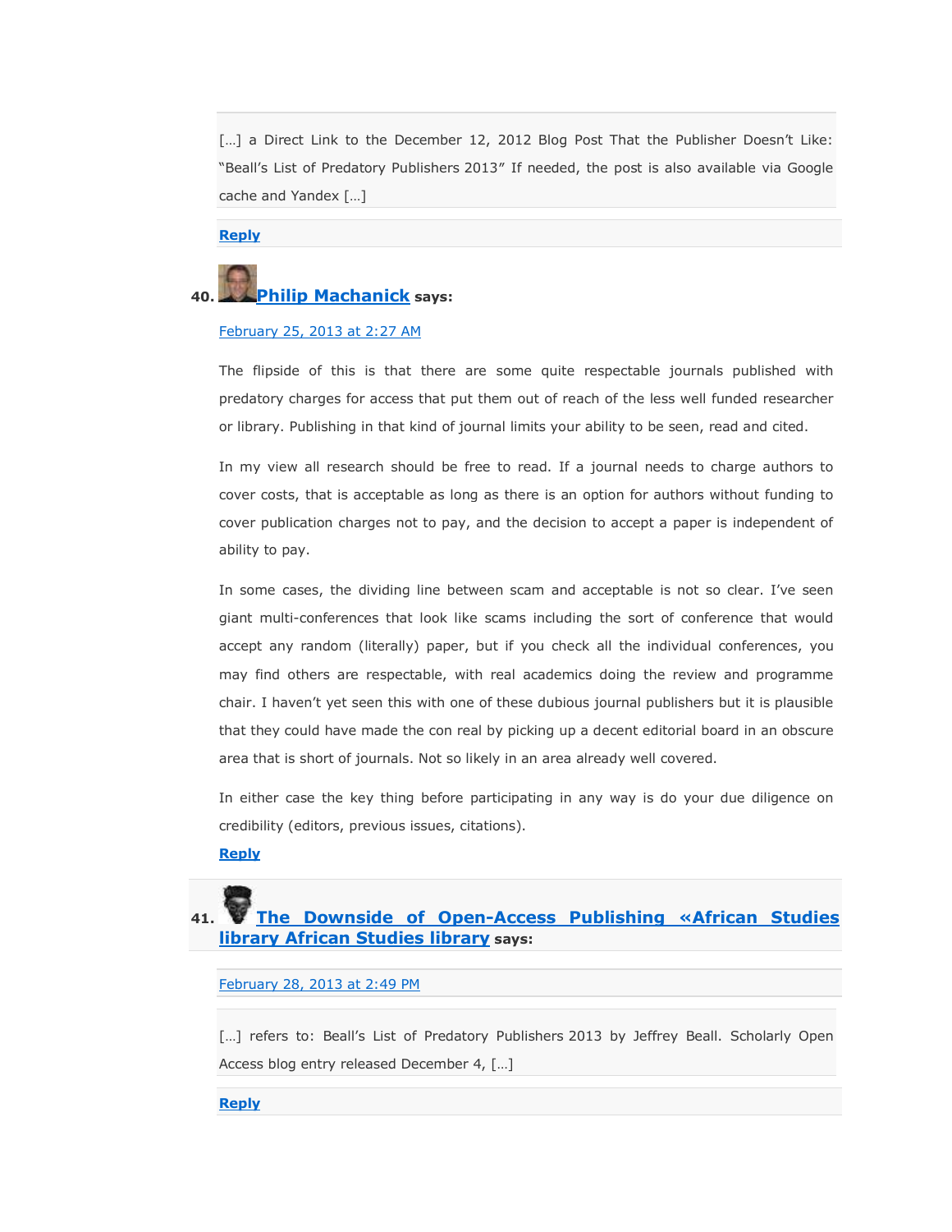[…] a Direct Link to the December 12, 2012 Blog Post That the Publisher Doesn't Like: "Beall's List of Predatory Publishers 2013" If needed, the post is also available via Google cache and Yandex […]

Reply

40. **Philip Machanick** says:

February 25, 2013 at 2:27 AM

The flipside of this is that there are some quite respectable journals published with predatory charges for access that put them out of reach of the less well funded researcher or library. Publishing in that kind of journal limits your ability to be seen, read and cited.

In my view all research should be free to read. If a journal needs to charge authors to cover costs, that is acceptable as long as there is an option for authors without funding to cover publication charges not to pay, and the decision to accept a paper is independent of ability to pay.

In some cases, the dividing line between scam and acceptable is not so clear. I've seen giant multi-conferences that look like scams including the sort of conference that would accept any random (literally) paper, but if you check all the individual conferences, you may find others are respectable, with real academics doing the review and programme chair. I haven't yet seen this with one of these dubious journal publishers but it is plausible that they could have made the con real by picking up a decent editorial board in an obscure area that is short of journals. Not so likely in an area already well covered.

In either case the key thing before participating in any way is do your due diligence on credibility (editors, previous issues, citations).

Reply

41. **The Downside of Open-Access Publishing «African Studies library African Studies library** says:

February 28, 2013 at 2:49 PM

[…] refers to: Beall's List of Predatory Publishers 2013 by Jeffrey Beall. Scholarly Open Access blog entry released December 4, […]

Reply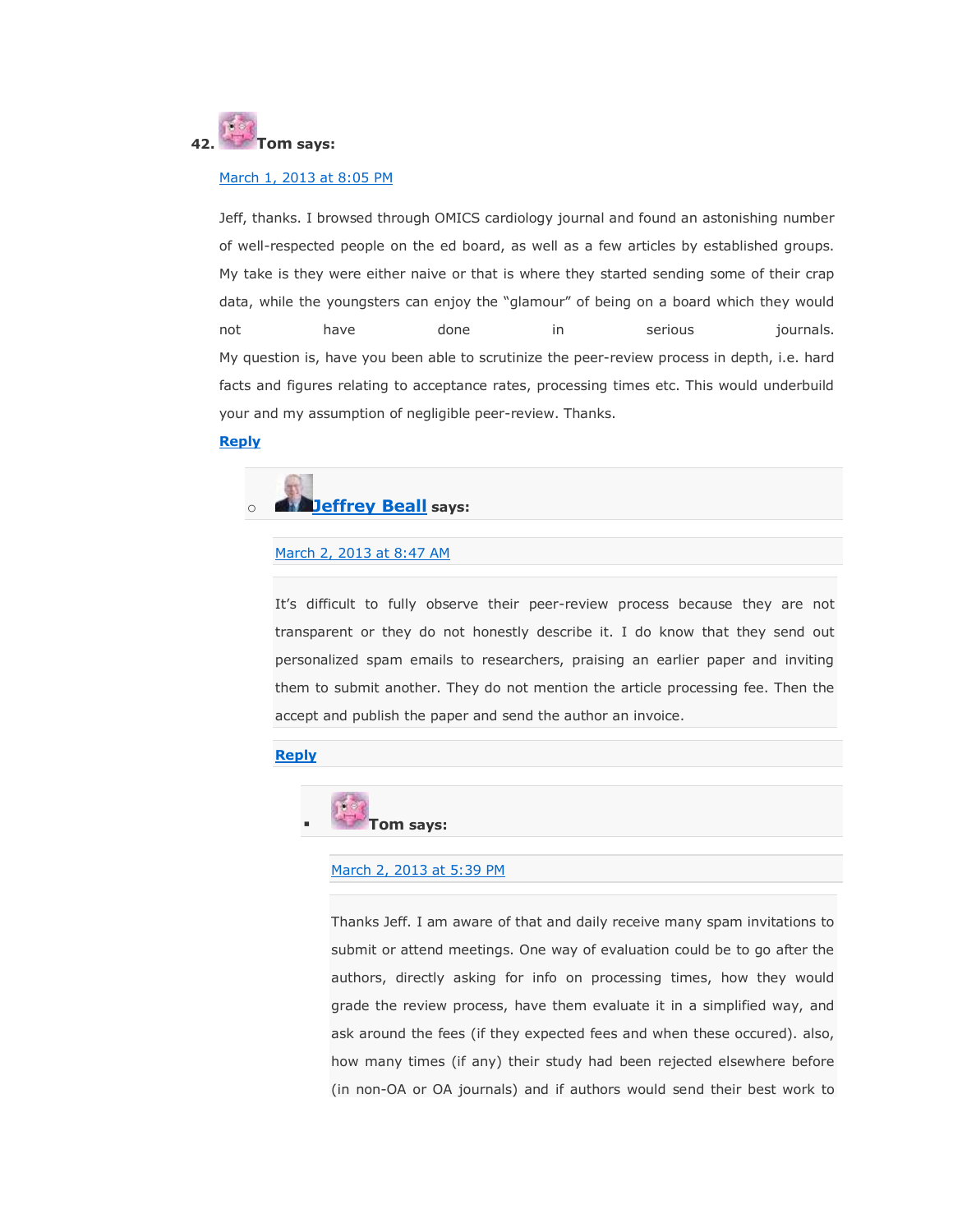42. **Tom says:**

March 1, 2013 at 8:05 PM

Jeff, thanks. I browsed through OMICS cardiology journal and found an astonishing number of well-respected people on the ed board, as well as a few articles by established groups. My take is they were either naive or that is where they started sending some of their crap data, while the youngsters can enjoy the "glamour" of being on a board which they would not have done in serious journals.
My question is, have you been able to scrutinize the peer-review process in depth, i.e. hard facts and figures relating to acceptance rates, processing times etc. This would underbuild your and my assumption of negligible peer-review. Thanks.

**Reply**

- **Jeffrey Beall** says:

  March 2, 2013 at 8:47 AM

  It's difficult to fully observe their peer-review process because they are not transparent or they do not honestly describe it. I do know that they send out personalized spam emails to researchers, praising an earlier paper and inviting them to submit another. They do not mention the article processing fee. Then the accept and publish the paper and send the author an invoice.

  **Reply**

  - **Tom says:**

    March 2, 2013 at 5:39 PM

    Thanks Jeff. I am aware of that and daily receive many spam invitations to submit or attend meetings. One way of evaluation could be to go after the authors, directly asking for info on processing times, how they would grade the review process, have them evaluate it in a simplified way, and ask around the fees (if they expected fees and when these occured). also, how many times (if any) their study had been rejected elsewhere before (in non-OA or OA journals) and if authors would send their best work to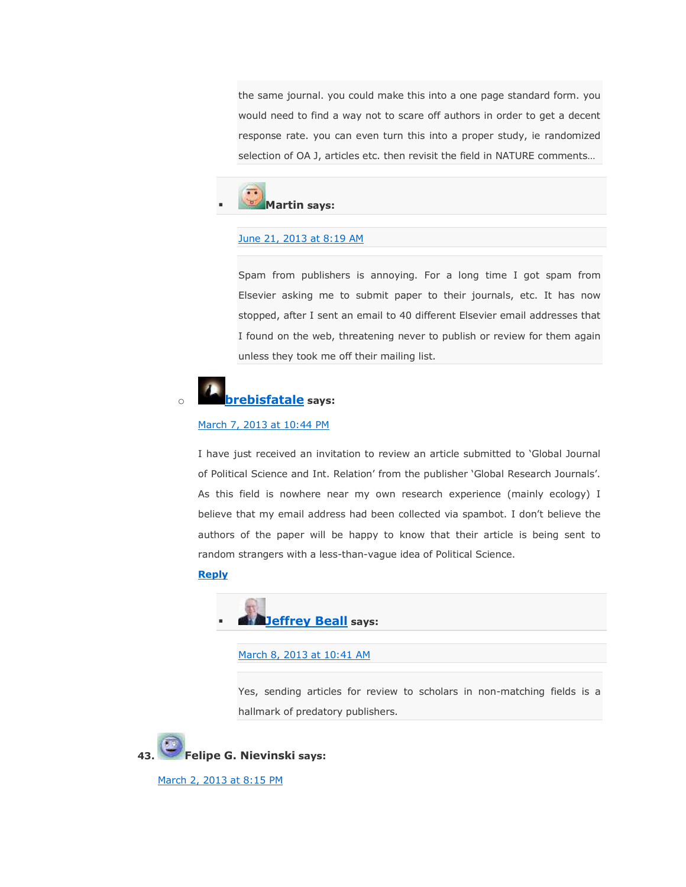the same journal. you could make this into a one page standard form. you would need to find a way not to scare off authors in order to get a decent response rate. you can even turn this into a proper study, ie randomized selection of OA J, articles etc. then revisit the field in NATURE comments…

- **Martin says:**

  June 21, 2013 at 8:19 AM

  Spam from publishers is annoying. For a long time I got spam from Elsevier asking me to submit paper to their journals, etc. It has now stopped, after I sent an email to 40 different Elsevier email addresses that I found on the web, threatening never to publish or review for them again unless they took me off their mailing list.

- **brebisfatale says:**

  March 7, 2013 at 10:44 PM

  I have just received an invitation to review an article submitted to 'Global Journal of Political Science and Int. Relation' from the publisher 'Global Research Journals'. As this field is nowhere near my own research experience (mainly ecology) I believe that my email address had been collected via spambot. I don't believe the authors of the paper will be happy to know that their article is being sent to random strangers with a less-than-vague idea of Political Science.

  **Reply**

  - **Jeffrey Beall says:**

    March 8, 2013 at 10:41 AM

    Yes, sending articles for review to scholars in non-matching fields is a hallmark of predatory publishers.

43. **Felipe G. Nievinski says:**

March 2, 2013 at 8:15 PM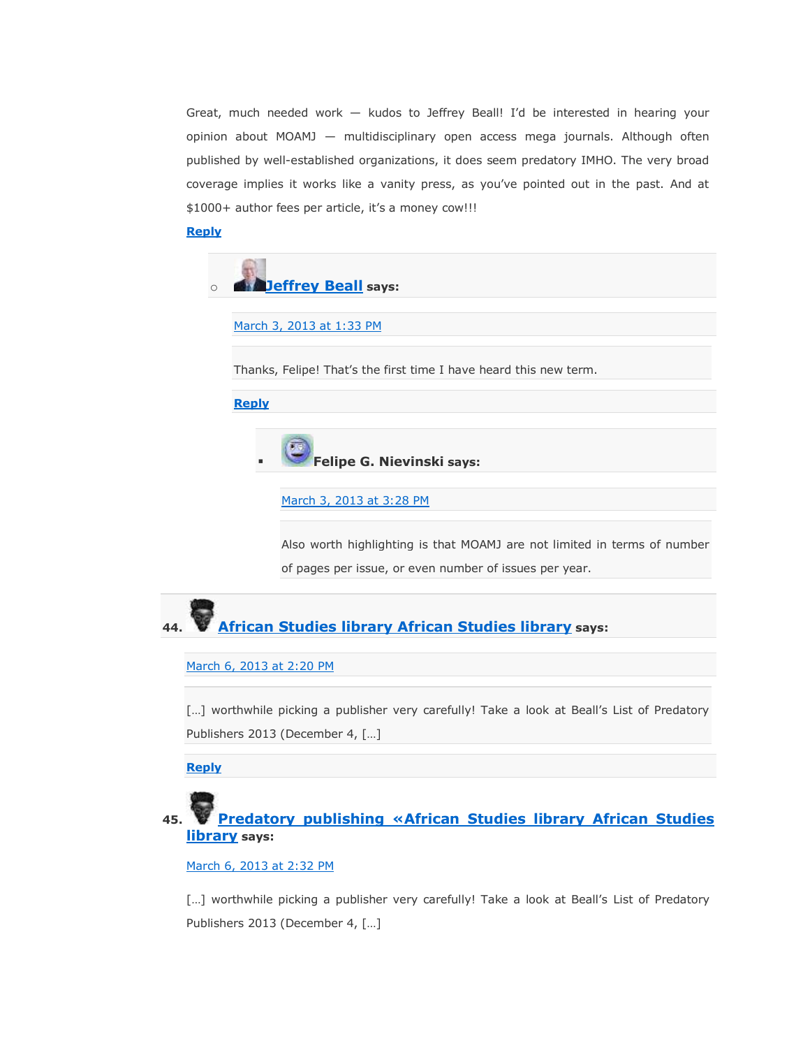Great, much needed work — kudos to Jeffrey Beall! I'd be interested in hearing your opinion about MOAMJ — multidisciplinary open access mega journals. Although often published by well-established organizations, it does seem predatory IMHO. The very broad coverage implies it works like a vanity press, as you've pointed out in the past. And at $1000+ author fees per article, it's a money cow!!!

Reply

- **Jeffrey Beall says:**

  March 3, 2013 at 1:33 PM

  Thanks, Felipe! That's the first time I have heard this new term.

  Reply

  - **Felipe G. Nievinski says:**

    March 3, 2013 at 3:28 PM

    Also worth highlighting is that MOAMJ are not limited in terms of number of pages per issue, or even number of issues per year.

44. **African Studies library African Studies library says:**

    March 6, 2013 at 2:20 PM

    […] worthwhile picking a publisher very carefully! Take a look at Beall's List of Predatory Publishers 2013 (December 4, […]

    Reply

45. **Predatory publishing «African Studies library African Studies library says:**

    March 6, 2013 at 2:32 PM

    […] worthwhile picking a publisher very carefully! Take a look at Beall's List of Predatory Publishers 2013 (December 4, […]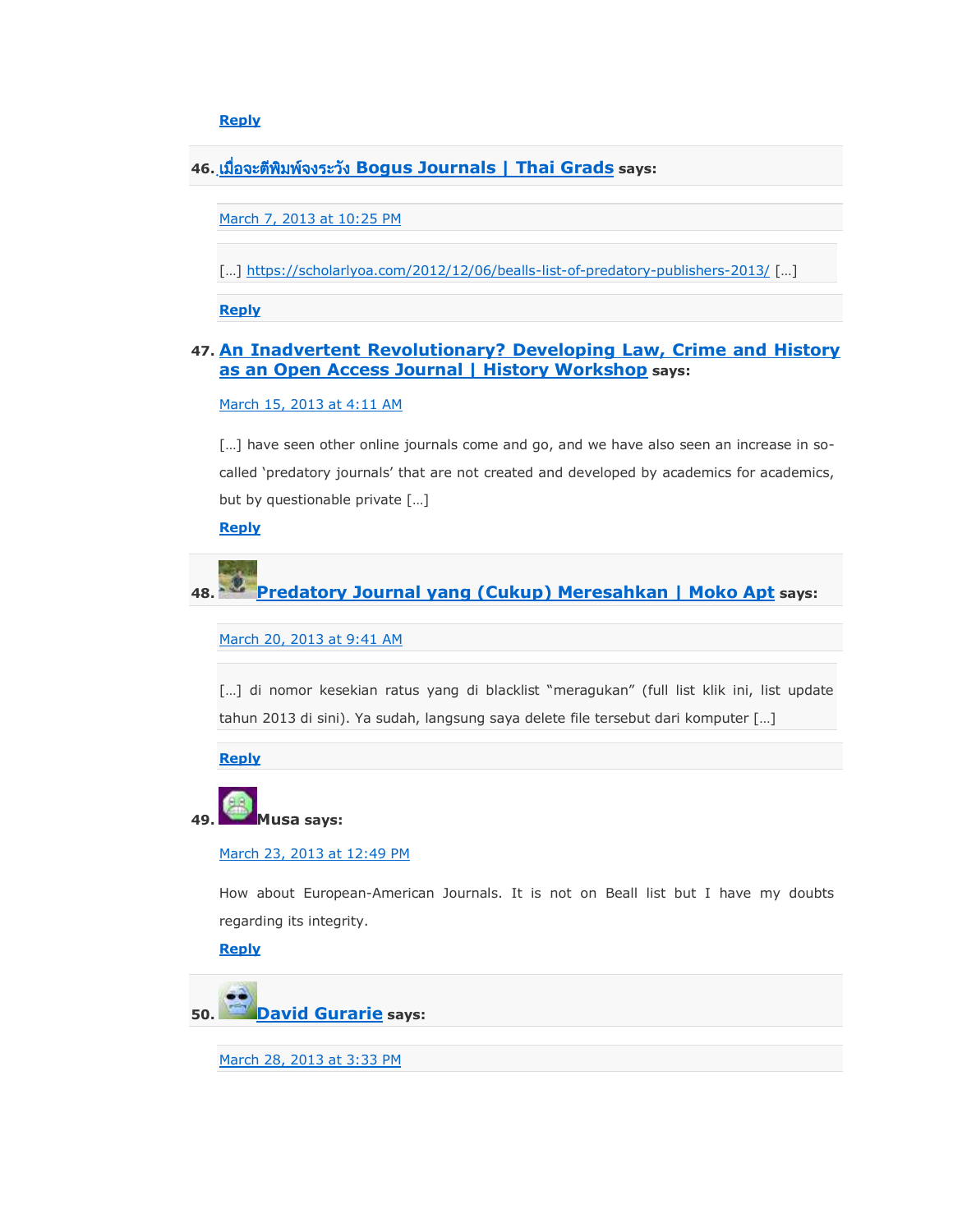Reply

46. เมื่อจะตีพิมพ์จงระวัง Bogus Journals | Thai Grads says:

March 7, 2013 at 10:25 PM

[…] https://scholarlyoa.com/2012/12/06/bealls-list-of-predatory-publishers-2013/ […]

Reply

47. An Inadvertent Revolutionary? Developing Law, Crime and History as an Open Access Journal | History Workshop says:

March 15, 2013 at 4:11 AM

[…] have seen other online journals come and go, and we have also seen an increase in so-called 'predatory journals' that are not created and developed by academics for academics, but by questionable private […]

Reply

48. Predatory Journal yang (Cukup) Meresahkan | Moko Apt says:

March 20, 2013 at 9:41 AM

[…] di nomor kesekian ratus yang di blacklist "meragukan" (full list klik ini, list update tahun 2013 di sini). Ya sudah, langsung saya delete file tersebut dari komputer […]

Reply

49. Musa says:

March 23, 2013 at 12:49 PM

How about European-American Journals. It is not on Beall list but I have my doubts regarding its integrity.

Reply

50. David Gurarie says:

March 28, 2013 at 3:33 PM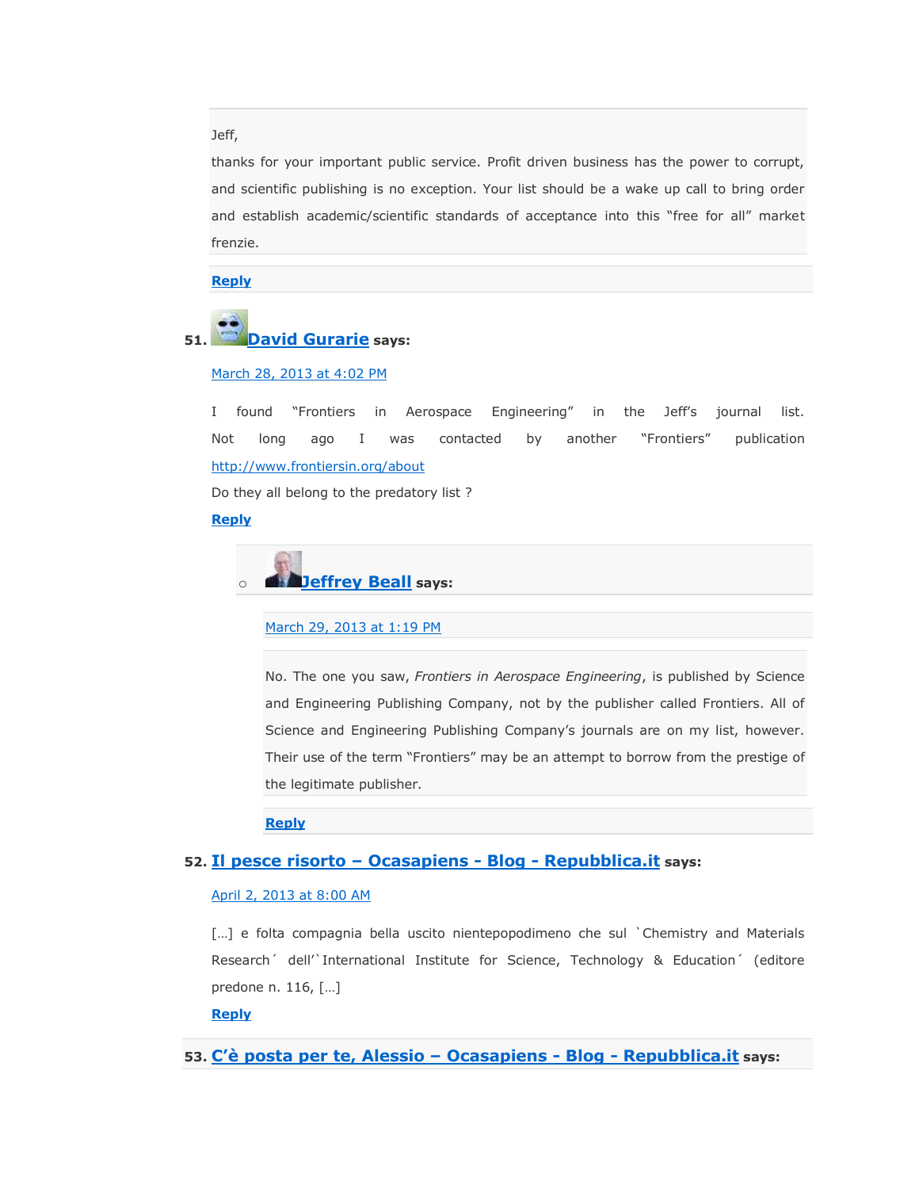Jeff,

thanks for your important public service. Profit driven business has the power to corrupt, and scientific publishing is no exception. Your list should be a wake up call to bring order and establish academic/scientific standards of acceptance into this "free for all" market frenzie.

Reply

51. **David Gurarie** says:

March 28, 2013 at 4:02 PM

I found "Frontiers in Aerospace Engineering" in the Jeff's journal list. Not long ago I was contacted by another "Frontiers" publication http://www.frontiersin.org/about

Do they all belong to the predatory list ?

Reply

- **Jeffrey Beall** says:

  March 29, 2013 at 1:19 PM

  No. The one you saw, *Frontiers in Aerospace Engineering*, is published by Science and Engineering Publishing Company, not by the publisher called Frontiers. All of Science and Engineering Publishing Company's journals are on my list, however. Their use of the term "Frontiers" may be an attempt to borrow from the prestige of the legitimate publisher.

  Reply

52. **Il pesce risorto – Ocasapiens - Blog - Repubblica.it** says:

April 2, 2013 at 8:00 AM

[…] e folta compagnia bella uscito nientepopodimeno che sul `Chemistry and Materials Research´ dell'`International Institute for Science, Technology & Education´ (editore predone n. 116, […]

Reply

53. **C'è posta per te, Alessio – Ocasapiens - Blog - Repubblica.it** says: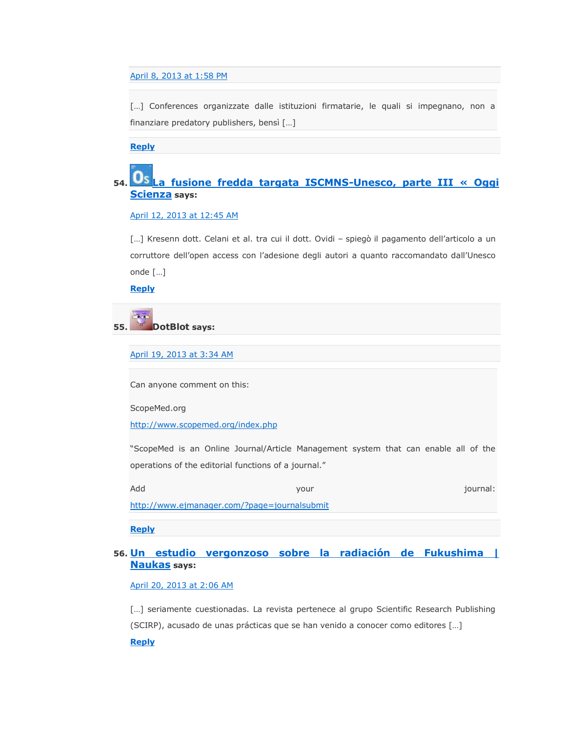April 8, 2013 at 1:58 PM

[…] Conferences organizzate dalle istituzioni firmatarie, le quali si impegnano, non a finanziare predatory publishers, bensì […]

**Reply**

54. **La fusione fredda targata ISCMNS-Unesco, parte III « Oggi Scienza** says:

April 12, 2013 at 12:45 AM

[…] Kresenn dott. Celani et al. tra cui il dott. Ovidi – spiegò il pagamento dell'articolo a un corruttore dell'open access con l'adesione degli autori a quanto raccomandato dall'Unesco onde […]

**Reply**

55. **DotBlot says:**

April 19, 2013 at 3:34 AM

Can anyone comment on this:

ScopeMed.org

http://www.scopemed.org/index.php

"ScopeMed is an Online Journal/Article Management system that can enable all of the operations of the editorial functions of a journal."

Add your journal: http://www.ejmanager.com/?page=journalsubmit

**Reply**

56. **Un estudio vergonzoso sobre la radiación de Fukushima | Naukas** says:

April 20, 2013 at 2:06 AM

[…] seriamente cuestionadas. La revista pertenece al grupo Scientific Research Publishing (SCIRP), acusado de unas prácticas que se han venido a conocer como editores […]

**Reply**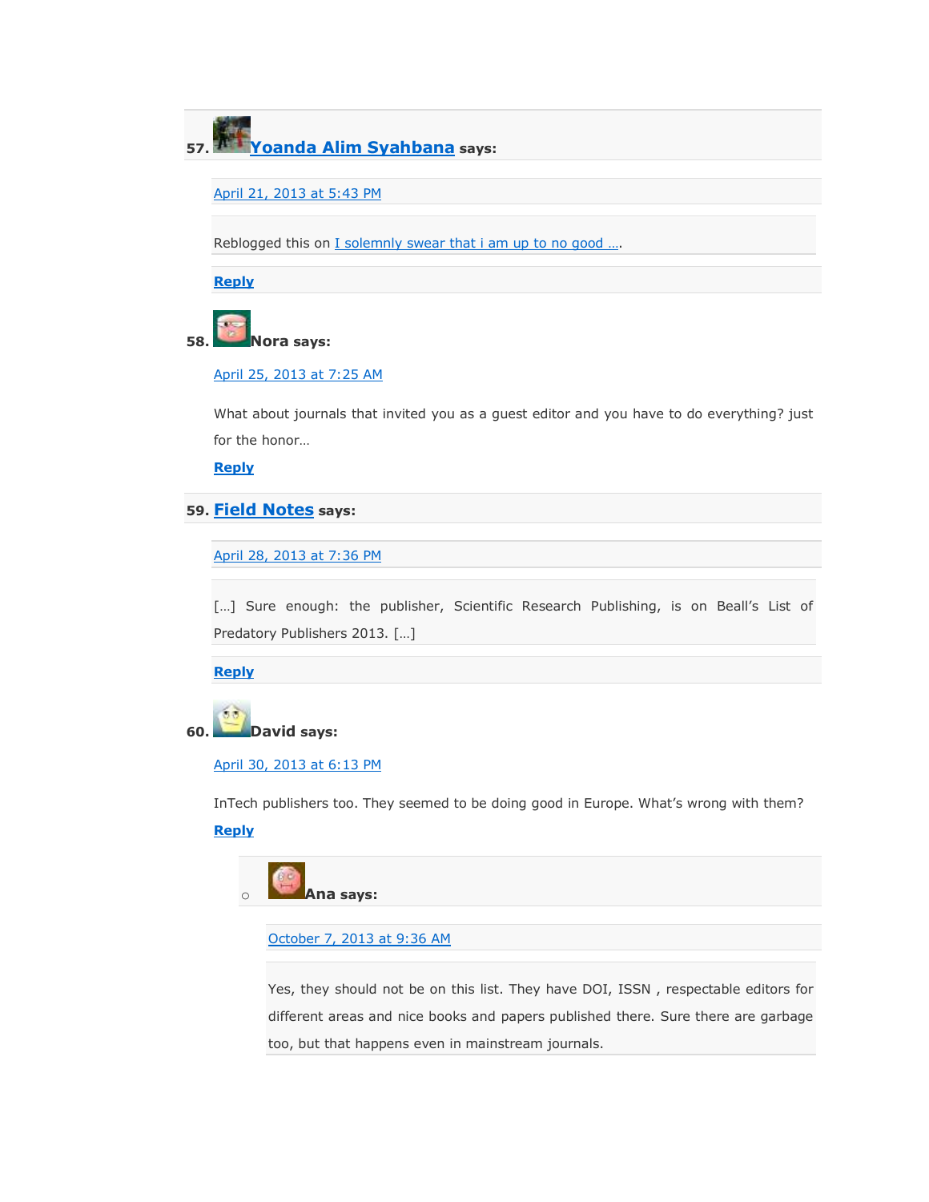57. **Yoanda Alim Syahbana** says:

April 21, 2013 at 5:43 PM

Reblogged this on I solemnly swear that i am up to no good ….

**Reply**

58. **Nora** says:

April 25, 2013 at 7:25 AM

What about journals that invited you as a guest editor and you have to do everything? just for the honor…

**Reply**

59. **Field Notes** says:

April 28, 2013 at 7:36 PM

[…] Sure enough: the publisher, Scientific Research Publishing, is on Beall's List of Predatory Publishers 2013. […]

**Reply**

60. **David** says:

April 30, 2013 at 6:13 PM

InTech publishers too. They seemed to be doing good in Europe. What's wrong with them?

**Reply**

- **Ana** says:

  October 7, 2013 at 9:36 AM

  Yes, they should not be on this list. They have DOI, ISSN , respectable editors for different areas and nice books and papers published there. Sure there are garbage too, but that happens even in mainstream journals.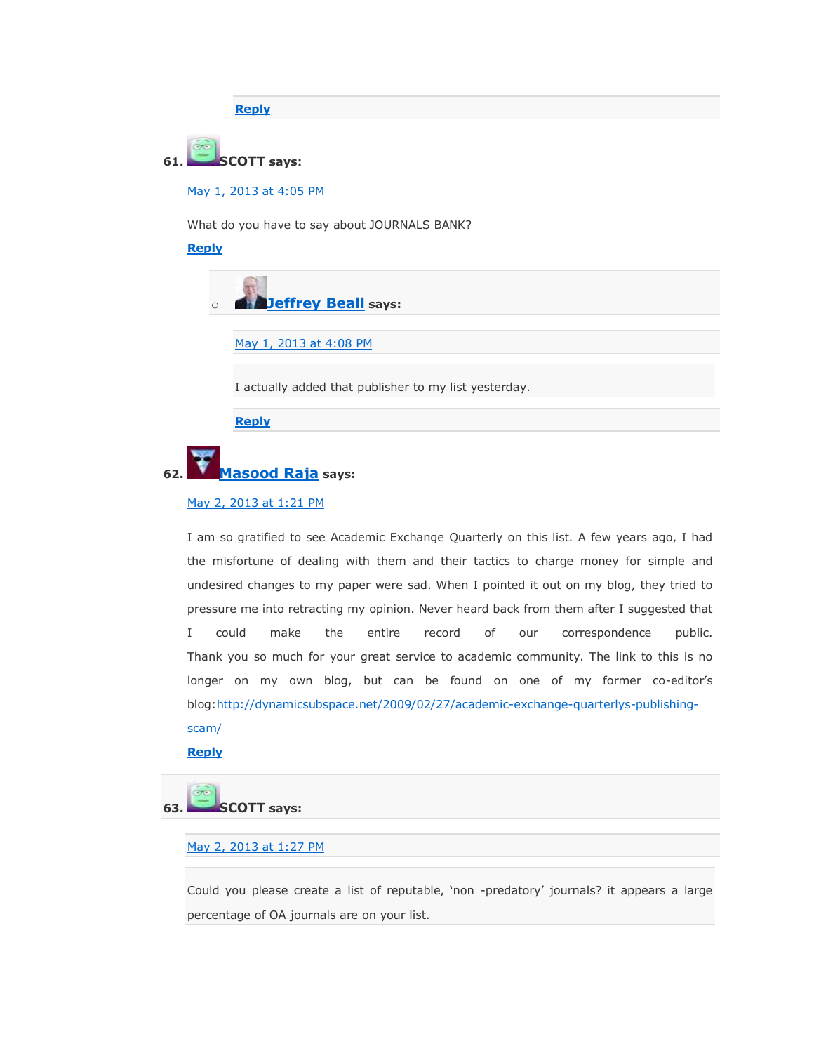Reply

61. SCOTT says:

May 1, 2013 at 4:05 PM

What do you have to say about JOURNALS BANK?

Reply

- Jeffrey Beall says:

  May 1, 2013 at 4:08 PM

  I actually added that publisher to my list yesterday.

  Reply

62. Masood Raja says:

May 2, 2013 at 1:21 PM

I am so gratified to see Academic Exchange Quarterly on this list. A few years ago, I had the misfortune of dealing with them and their tactics to charge money for simple and undesired changes to my paper were sad. When I pointed it out on my blog, they tried to pressure me into retracting my opinion. Never heard back from them after I suggested that I could make the entire record of our correspondence public. Thank you so much for your great service to academic community. The link to this is no longer on my own blog, but can be found on one of my former co-editor's blog:http://dynamicsubspace.net/2009/02/27/academic-exchange-quarterlys-publishing-scam/

Reply

63. SCOTT says:

May 2, 2013 at 1:27 PM

Could you please create a list of reputable, 'non -predatory' journals? it appears a large percentage of OA journals are on your list.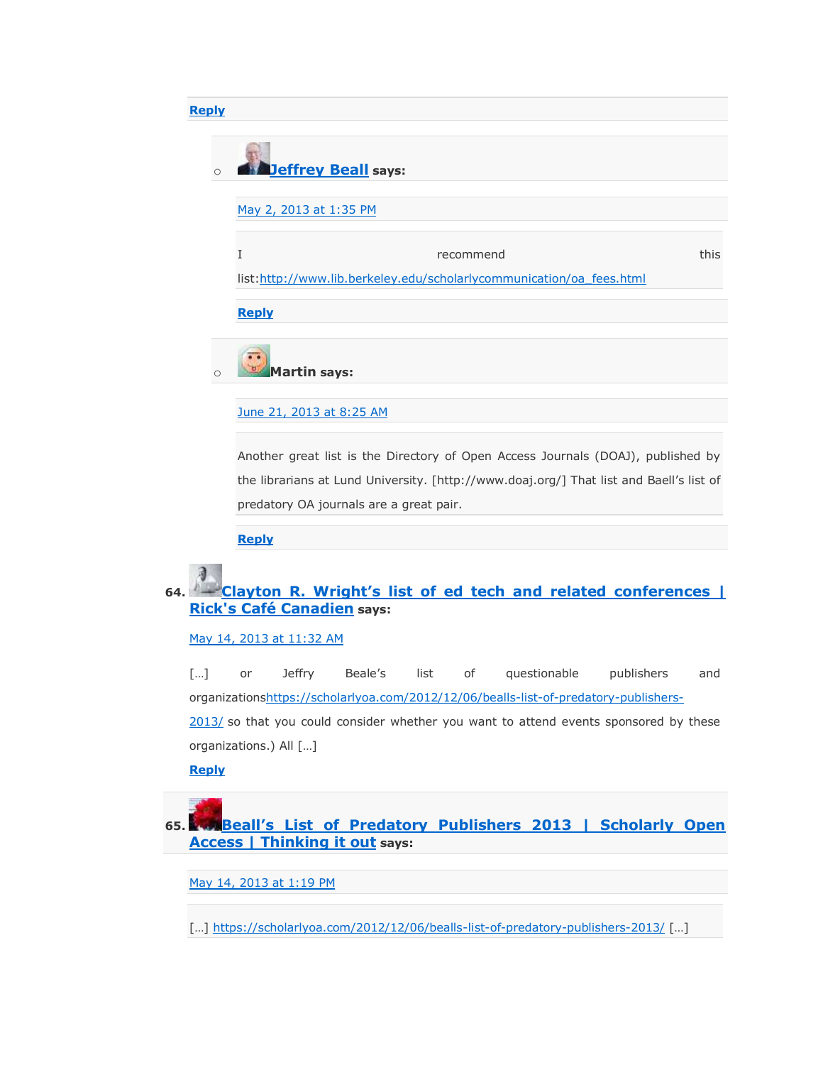Reply

- **Jeffrey Beall** says:

  May 2, 2013 at 1:35 PM

  I recommend this list:http://www.lib.berkeley.edu/scholarlycommunication/oa_fees.html

  Reply

- **Martin** says:

  June 21, 2013 at 8:25 AM

  Another great list is the Directory of Open Access Journals (DOAJ), published by the librarians at Lund University. [http://www.doaj.org/] That list and Baell's list of predatory OA journals are a great pair.

  Reply

64. **Clayton R. Wright's list of ed tech and related conferences | Rick's Café Canadien** says:

    May 14, 2013 at 11:32 AM

    […] or Jeffry Beale's list of questionable publishers and organizationshttps://scholarlyoa.com/2012/12/06/bealls-list-of-predatory-publishers-2013/ so that you could consider whether you want to attend events sponsored by these organizations.) All […]

    Reply

65. **Beall's List of Predatory Publishers 2013 | Scholarly Open Access | Thinking it out** says:

    May 14, 2013 at 1:19 PM

    […] https://scholarlyoa.com/2012/12/06/bealls-list-of-predatory-publishers-2013/ […]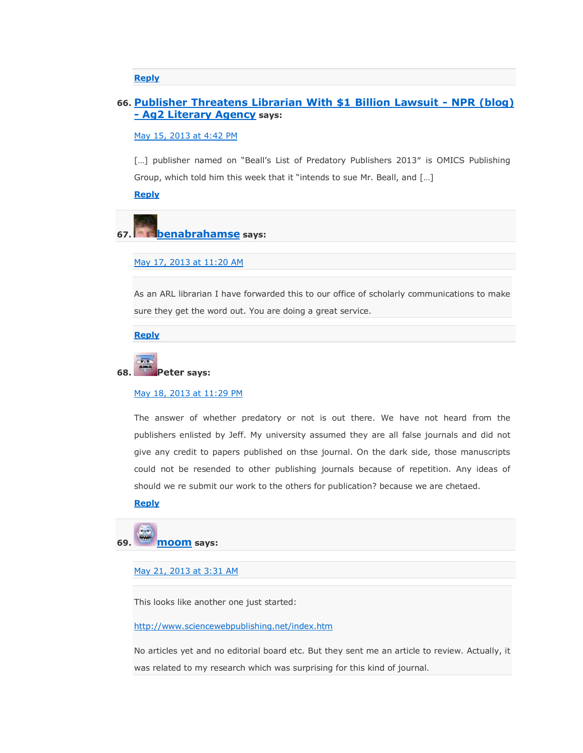Reply

66. **Publisher Threatens Librarian With $1 Billion Lawsuit - NPR (blog) - Ag2 Literary Agency** says:

May 15, 2013 at 4:42 PM

[…] publisher named on "Beall's List of Predatory Publishers 2013" is OMICS Publishing Group, which told him this week that it "intends to sue Mr. Beall, and […]

Reply

67. **benabrahamse** says:

May 17, 2013 at 11:20 AM

As an ARL librarian I have forwarded this to our office of scholarly communications to make sure they get the word out. You are doing a great service.

Reply

68. **Peter** says:

May 18, 2013 at 11:29 PM

The answer of whether predatory or not is out there. We have not heard from the publishers enlisted by Jeff. My university assumed they are all false journals and did not give any credit to papers published on thse journal. On the dark side, those manuscripts could not be resended to other publishing journals because of repetition. Any ideas of should we re submit our work to the others for publication? because we are chetaed.

Reply

69. **moom** says:

May 21, 2013 at 3:31 AM

This looks like another one just started:

http://www.sciencewebpublishing.net/index.htm

No articles yet and no editorial board etc. But they sent me an article to review. Actually, it was related to my research which was surprising for this kind of journal.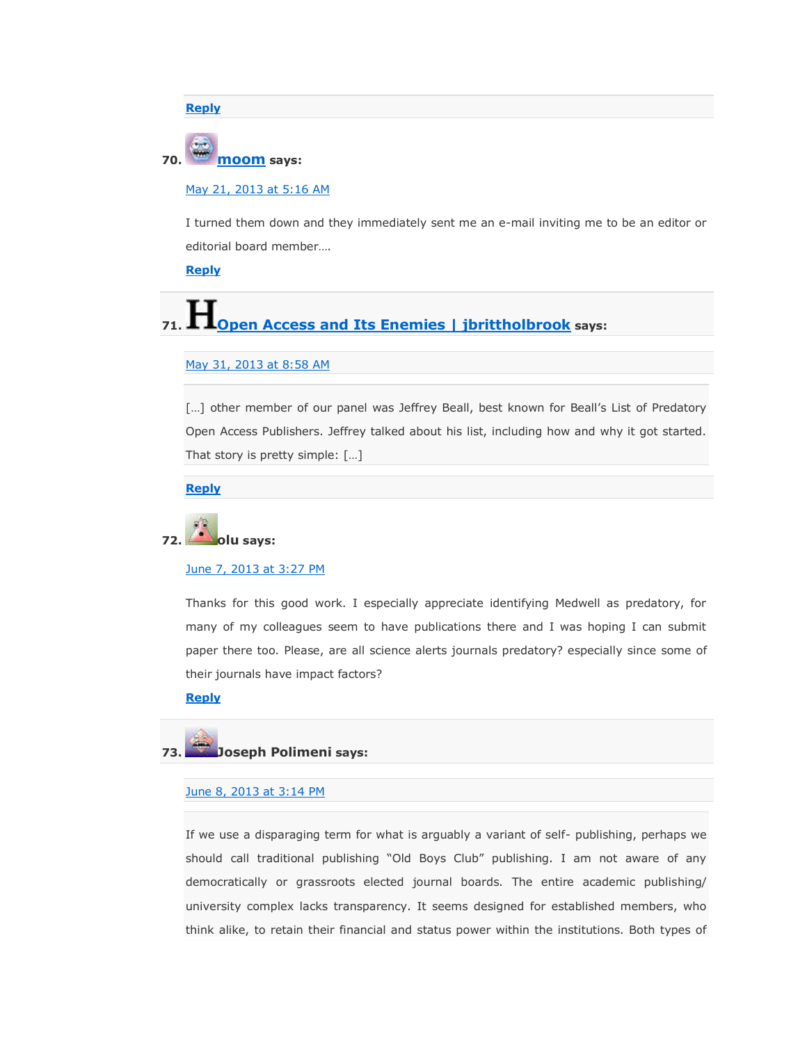Reply

70. **moom** says:

May 21, 2013 at 5:16 AM

I turned them down and they immediately sent me an e-mail inviting me to be an editor or editorial board member….

Reply

71. **Open Access and Its Enemies | jbrittholbrook** says:

May 31, 2013 at 8:58 AM

[…] other member of our panel was Jeffrey Beall, best known for Beall's List of Predatory Open Access Publishers. Jeffrey talked about his list, including how and why it got started. That story is pretty simple: […]

Reply

72. **olu** says:

June 7, 2013 at 3:27 PM

Thanks for this good work. I especially appreciate identifying Medwell as predatory, for many of my colleagues seem to have publications there and I was hoping I can submit paper there too. Please, are all science alerts journals predatory? especially since some of their journals have impact factors?

Reply

73. **Joseph Polimeni** says:

June 8, 2013 at 3:14 PM

If we use a disparaging term for what is arguably a variant of self- publishing, perhaps we should call traditional publishing "Old Boys Club" publishing. I am not aware of any democratically or grassroots elected journal boards. The entire academic publishing/ university complex lacks transparency. It seems designed for established members, who think alike, to retain their financial and status power within the institutions. Both types of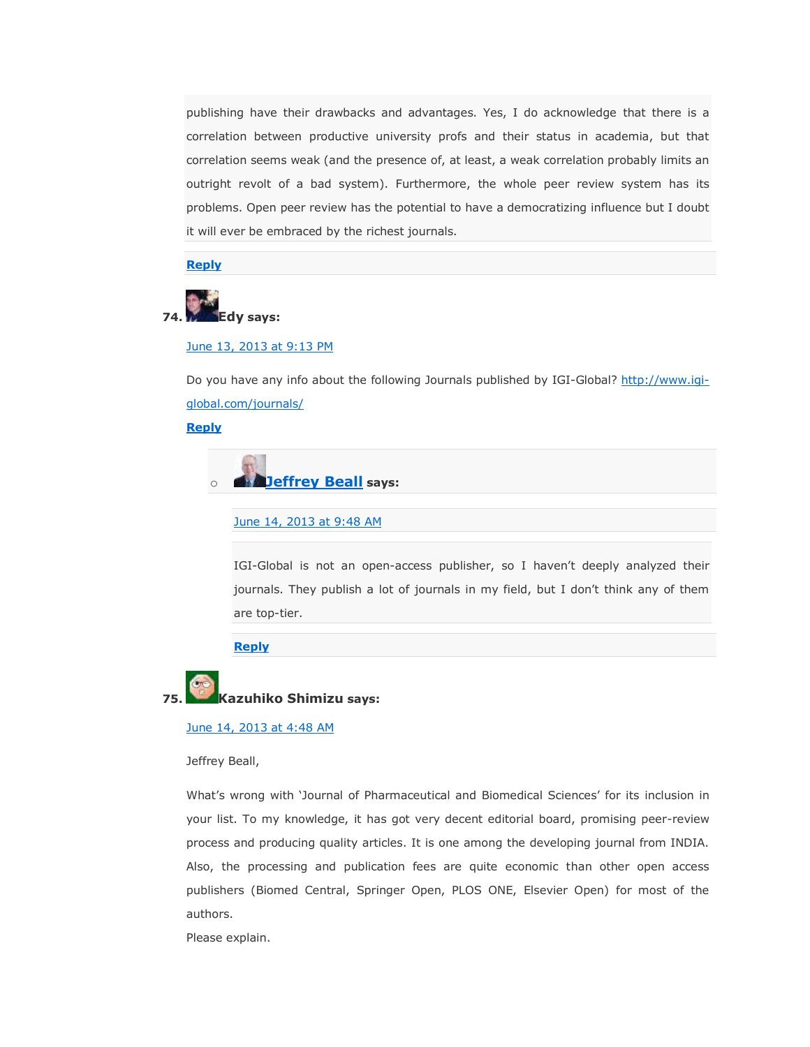publishing have their drawbacks and advantages. Yes, I do acknowledge that there is a correlation between productive university profs and their status in academia, but that correlation seems weak (and the presence of, at least, a weak correlation probably limits an outright revolt of a bad system). Furthermore, the whole peer review system has its problems. Open peer review has the potential to have a democratizing influence but I doubt it will ever be embraced by the richest journals.

Reply

74. **Edy says:**

June 13, 2013 at 9:13 PM

Do you have any info about the following Journals published by IGI-Global? http://www.igi-global.com/journals/

Reply

- **Jeffrey Beall says:**

  June 14, 2013 at 9:48 AM

  IGI-Global is not an open-access publisher, so I haven't deeply analyzed their journals. They publish a lot of journals in my field, but I don't think any of them are top-tier.

  Reply

75. **Kazuhiko Shimizu says:**

June 14, 2013 at 4:48 AM

Jeffrey Beall,

What's wrong with 'Journal of Pharmaceutical and Biomedical Sciences' for its inclusion in your list. To my knowledge, it has got very decent editorial board, promising peer-review process and producing quality articles. It is one among the developing journal from INDIA. Also, the processing and publication fees are quite economic than other open access publishers (Biomed Central, Springer Open, PLOS ONE, Elsevier Open) for most of the authors.
Please explain.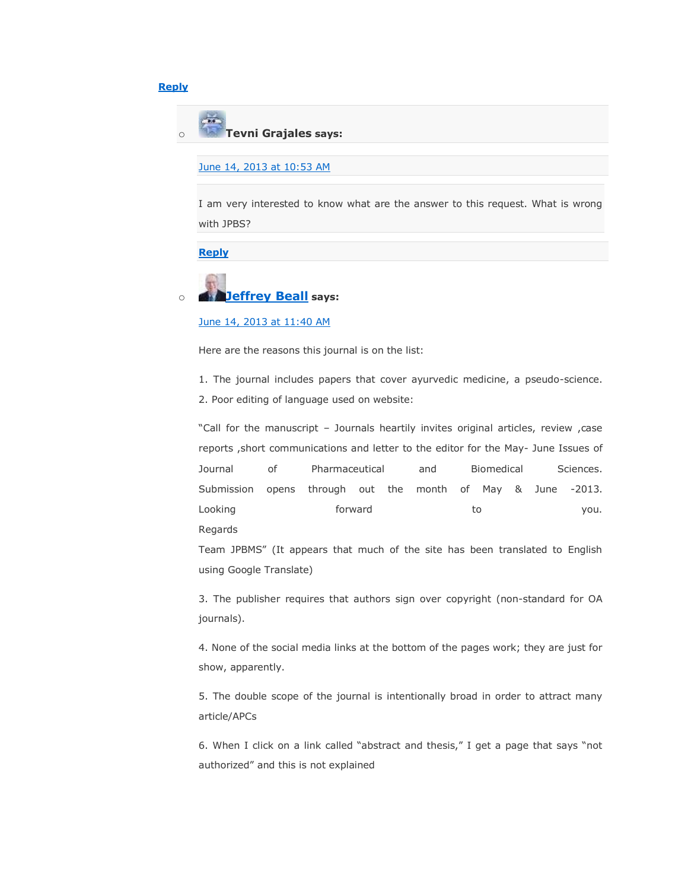Reply

- **Tevni Grajales says:**

  June 14, 2013 at 10:53 AM

  I am very interested to know what are the answer to this request. What is wrong with JPBS?

  Reply

- **Jeffrey Beall says:**

  June 14, 2013 at 11:40 AM

  Here are the reasons this journal is on the list:

  1. The journal includes papers that cover ayurvedic medicine, a pseudo-science.
  2. Poor editing of language used on website:

  "Call for the manuscript – Journals heartily invites original articles, review ,case reports ,short communications and letter to the editor for the May- June Issues of Journal of Pharmaceutical and Biomedical Sciences. Submission opens through out the month of May & June -2013. Looking forward to you.
  Regards
  Team JPBMS" (It appears that much of the site has been translated to English using Google Translate)

  3. The publisher requires that authors sign over copyright (non-standard for OA journals).

  4. None of the social media links at the bottom of the pages work; they are just for show, apparently.

  5. The double scope of the journal is intentionally broad in order to attract many article/APCs

  6. When I click on a link called "abstract and thesis," I get a page that says "not authorized" and this is not explained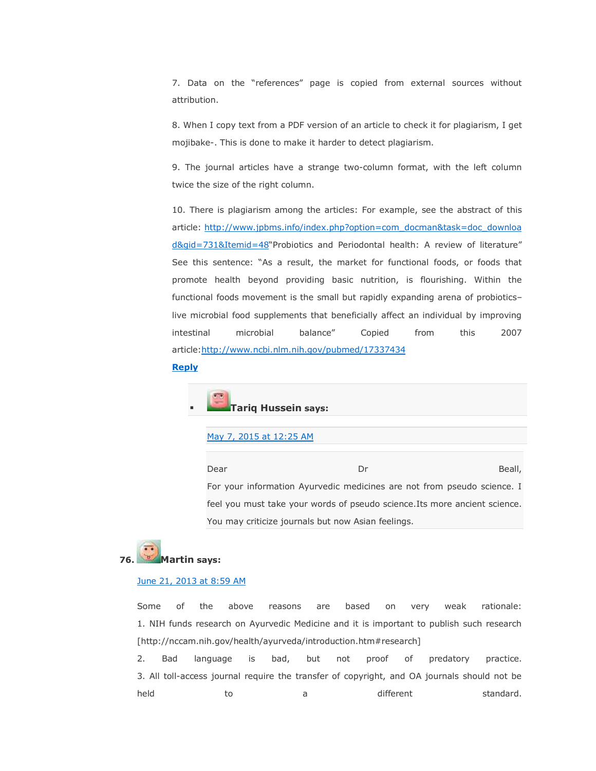7. Data on the "references" page is copied from external sources without attribution.

8. When I copy text from a PDF version of an article to check it for plagiarism, I get mojibake-. This is done to make it harder to detect plagiarism.

9. The journal articles have a strange two-column format, with the left column twice the size of the right column.

10. There is plagiarism among the articles: For example, see the abstract of this article: [http://www.jpbms.info/index.php?option=com_docman&task=doc_download&gid=731&Itemid=48](http://www.jpbms.info/index.php?option=com_docman&task=doc_download&gid=731&Itemid=48)"Probiotics and Periodontal health: A review of literature" See this sentence: "As a result, the market for functional foods, or foods that promote health beyond providing basic nutrition, is flourishing. Within the functional foods movement is the small but rapidly expanding arena of probiotics–live microbial food supplements that beneficially affect an individual by improving intestinal microbial balance" Copied from this 2007 article:[http://www.ncbi.nlm.nih.gov/pubmed/17337434](http://www.ncbi.nlm.nih.gov/pubmed/17337434)

**Reply**

- **Tariq Hussein says:**

  May 7, 2015 at 12:25 AM

  Dear Dr Beall,
  For your information Ayurvedic medicines are not from pseudo science. I feel you must take your words of pseudo science.Its more ancient science. You may criticize journals but now Asian feelings.

**76. Martin says:**

June 21, 2013 at 8:59 AM

Some of the above reasons are based on very weak rationale:
1. NIH funds research on Ayurvedic Medicine and it is important to publish such research [http://nccam.nih.gov/health/ayurveda/introduction.htm#research]
2. Bad language is bad, but not proof of predatory practice.
3. All toll-access journal require the transfer of copyright, and OA journals should not be held to a different standard.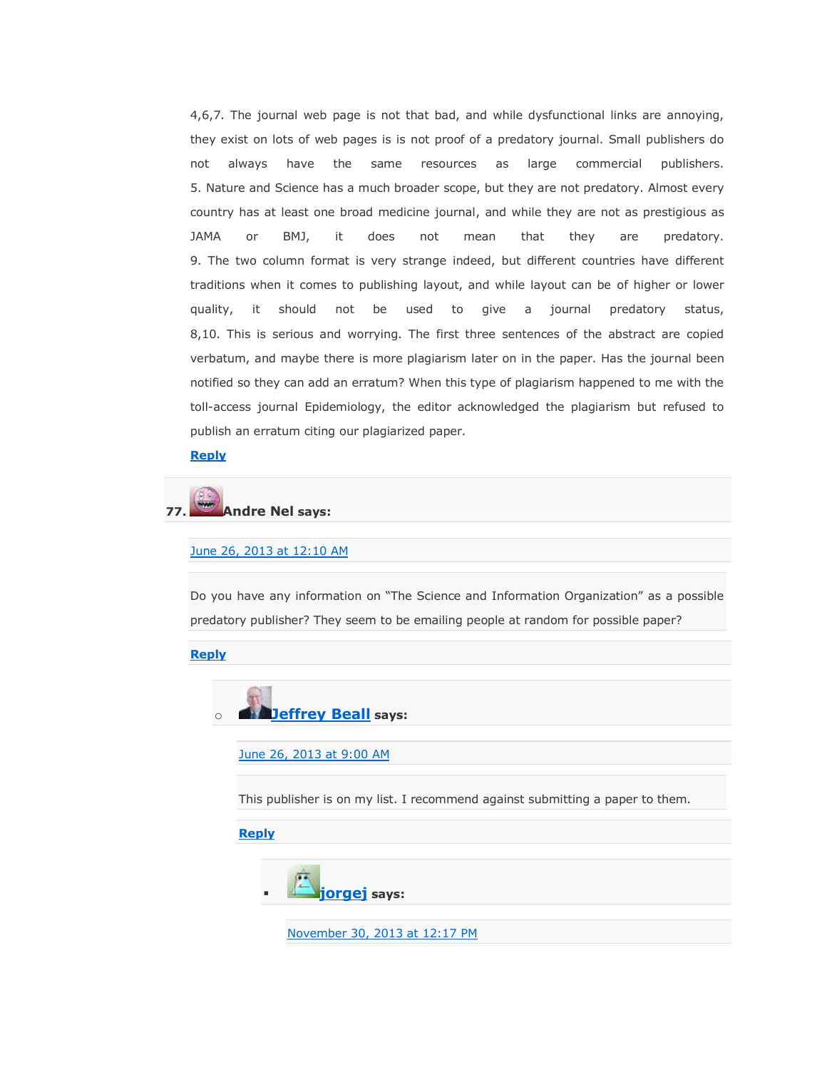4,6,7. The journal web page is not that bad, and while dysfunctional links are annoying, they exist on lots of web pages is is not proof of a predatory journal. Small publishers do not always have the same resources as large commercial publishers.
5. Nature and Science has a much broader scope, but they are not predatory. Almost every country has at least one broad medicine journal, and while they are not as prestigious as JAMA or BMJ, it does not mean that they are predatory.
9. The two column format is very strange indeed, but different countries have different traditions when it comes to publishing layout, and while layout can be of higher or lower quality, it should not be used to give a journal predatory status,
8,10. This is serious and worrying. The first three sentences of the abstract are copied verbatum, and maybe there is more plagiarism later on in the paper. Has the journal been notified so they can add an erratum? When this type of plagiarism happened to me with the toll-access journal Epidemiology, the editor acknowledged the plagiarism but refused to publish an erratum citing our plagiarized paper.

**Reply**

77. **Andre Nel says:**

June 26, 2013 at 12:10 AM

Do you have any information on "The Science and Information Organization" as a possible predatory publisher? They seem to be emailing people at random for possible paper?

**Reply**

- **Jeffrey Beall says:**

  June 26, 2013 at 9:00 AM

  This publisher is on my list. I recommend against submitting a paper to them.

  **Reply**

  - **jorgej says:**

    November 30, 2013 at 12:17 PM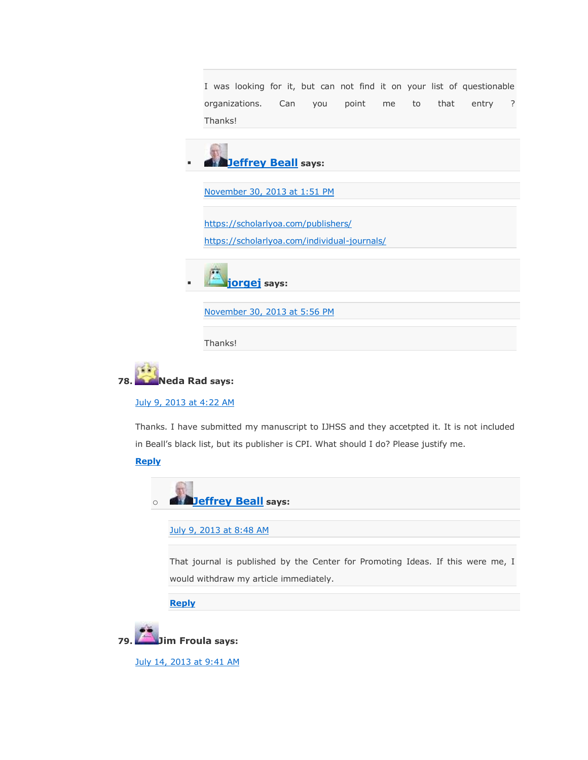I was looking for it, but can not find it on your list of questionable organizations. Can you point me to that entry ? Thanks!

- **Jeffrey Beall** says:

  November 30, 2013 at 1:51 PM

  https://scholarlyoa.com/publishers/
  https://scholarlyoa.com/individual-journals/

- **jorgej** says:

  November 30, 2013 at 5:56 PM

  Thanks!

78. **Neda Rad says:**

July 9, 2013 at 4:22 AM

Thanks. I have submitted my manuscript to IJHSS and they accetpted it. It is not included in Beall's black list, but its publisher is CPI. What should I do? Please justify me.

**Reply**

- **Jeffrey Beall** says:

  July 9, 2013 at 8:48 AM

  That journal is published by the Center for Promoting Ideas. If this were me, I would withdraw my article immediately.

  **Reply**

79. **Jim Froula says:**

July 14, 2013 at 9:41 AM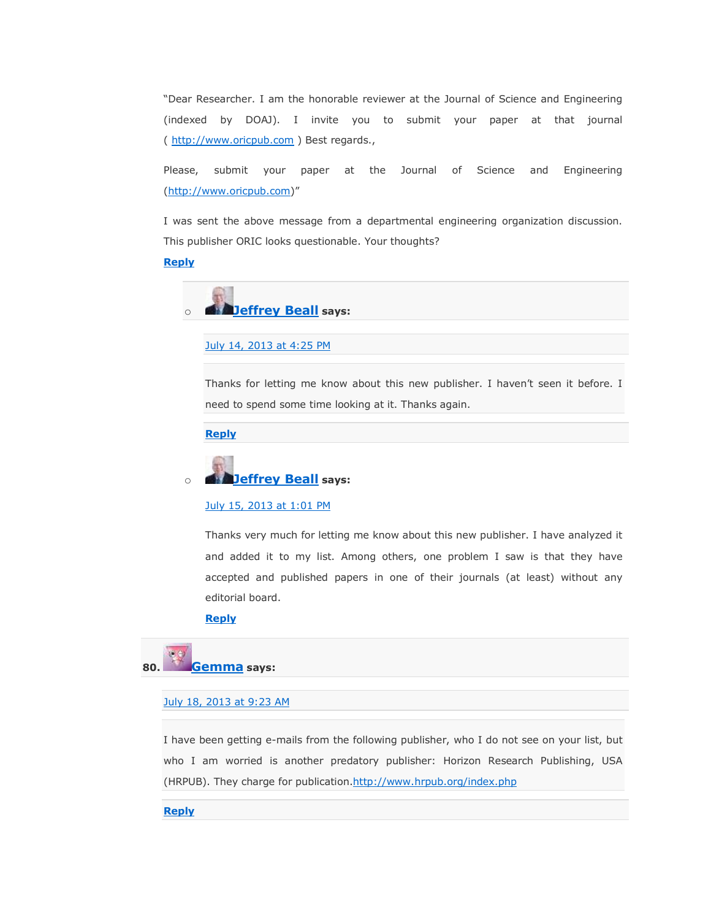"Dear Researcher. I am the honorable reviewer at the Journal of Science and Engineering (indexed by DOAJ). I invite you to submit your paper at that journal ( http://www.oricpub.com ) Best regards.,

Please, submit your paper at the Journal of Science and Engineering (http://www.oricpub.com)"

I was sent the above message from a departmental engineering organization discussion. This publisher ORIC looks questionable. Your thoughts?

**Reply**

- **Jeffrey Beall** says:

  July 14, 2013 at 4:25 PM

  Thanks for letting me know about this new publisher. I haven't seen it before. I need to spend some time looking at it. Thanks again.

  **Reply**

- **Jeffrey Beall** says:

  July 15, 2013 at 1:01 PM

  Thanks very much for letting me know about this new publisher. I have analyzed it and added it to my list. Among others, one problem I saw is that they have accepted and published papers in one of their journals (at least) without any editorial board.

  **Reply**

80. **Gemma** says:

July 18, 2013 at 9:23 AM

I have been getting e-mails from the following publisher, who I do not see on your list, but who I am worried is another predatory publisher: Horizon Research Publishing, USA (HRPUB). They charge for publication.http://www.hrpub.org/index.php

**Reply**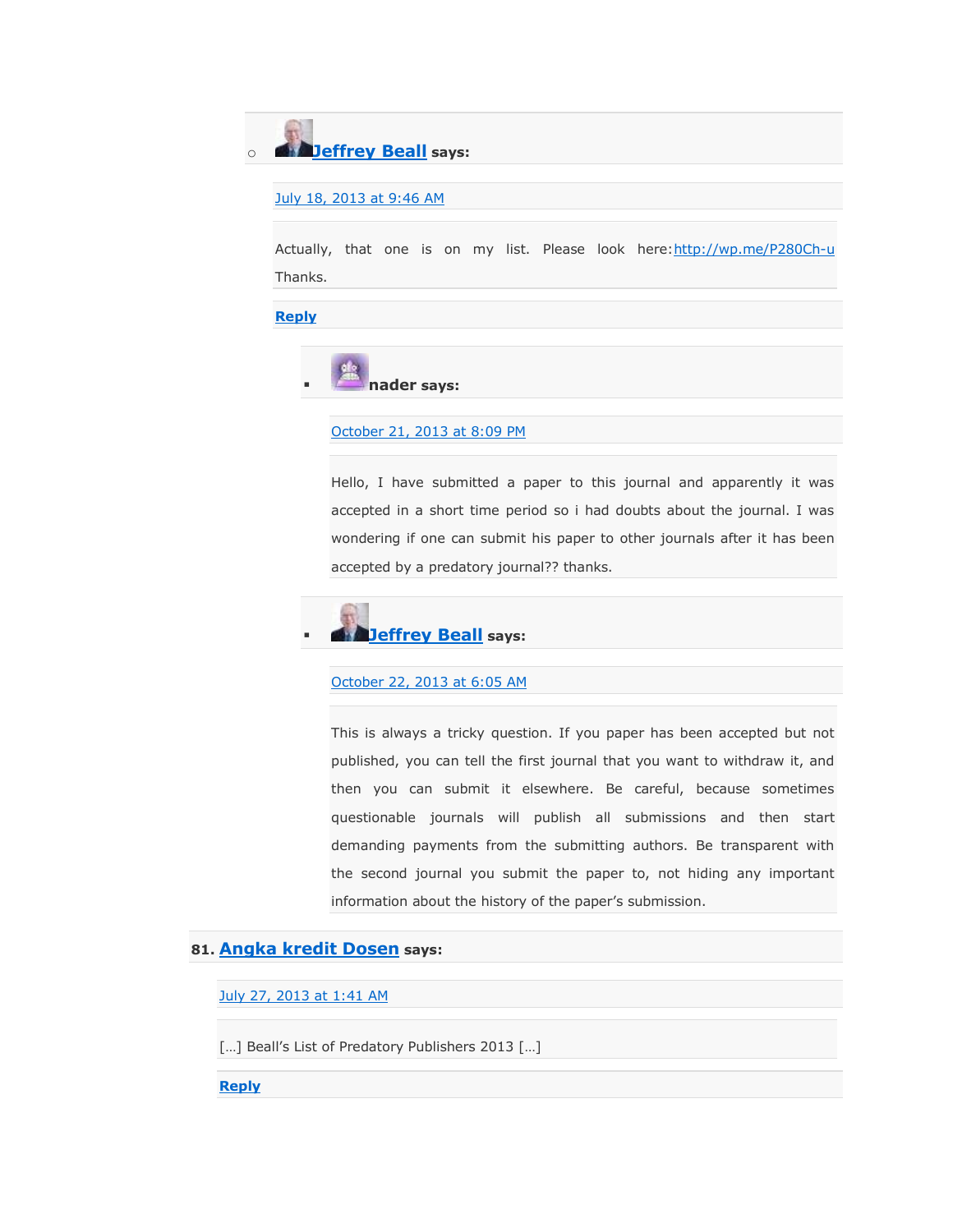- **Jeffrey Beall** says:

  July 18, 2013 at 9:46 AM

  Actually, that one is on my list. Please look here: http://wp.me/P280Ch-u Thanks.

  **Reply**

  - **nader** says:

    October 21, 2013 at 8:09 PM

    Hello, I have submitted a paper to this journal and apparently it was accepted in a short time period so i had doubts about the journal. I was wondering if one can submit his paper to other journals after it has been accepted by a predatory journal?? thanks.

  - **Jeffrey Beall** says:

    October 22, 2013 at 6:05 AM

    This is always a tricky question. If you paper has been accepted but not published, you can tell the first journal that you want to withdraw it, and then you can submit it elsewhere. Be careful, because sometimes questionable journals will publish all submissions and then start demanding payments from the submitting authors. Be transparent with the second journal you submit the paper to, not hiding any important information about the history of the paper's submission.

81. **Angka kredit Dosen** says:

    July 27, 2013 at 1:41 AM

    […] Beall's List of Predatory Publishers 2013 […]

    **Reply**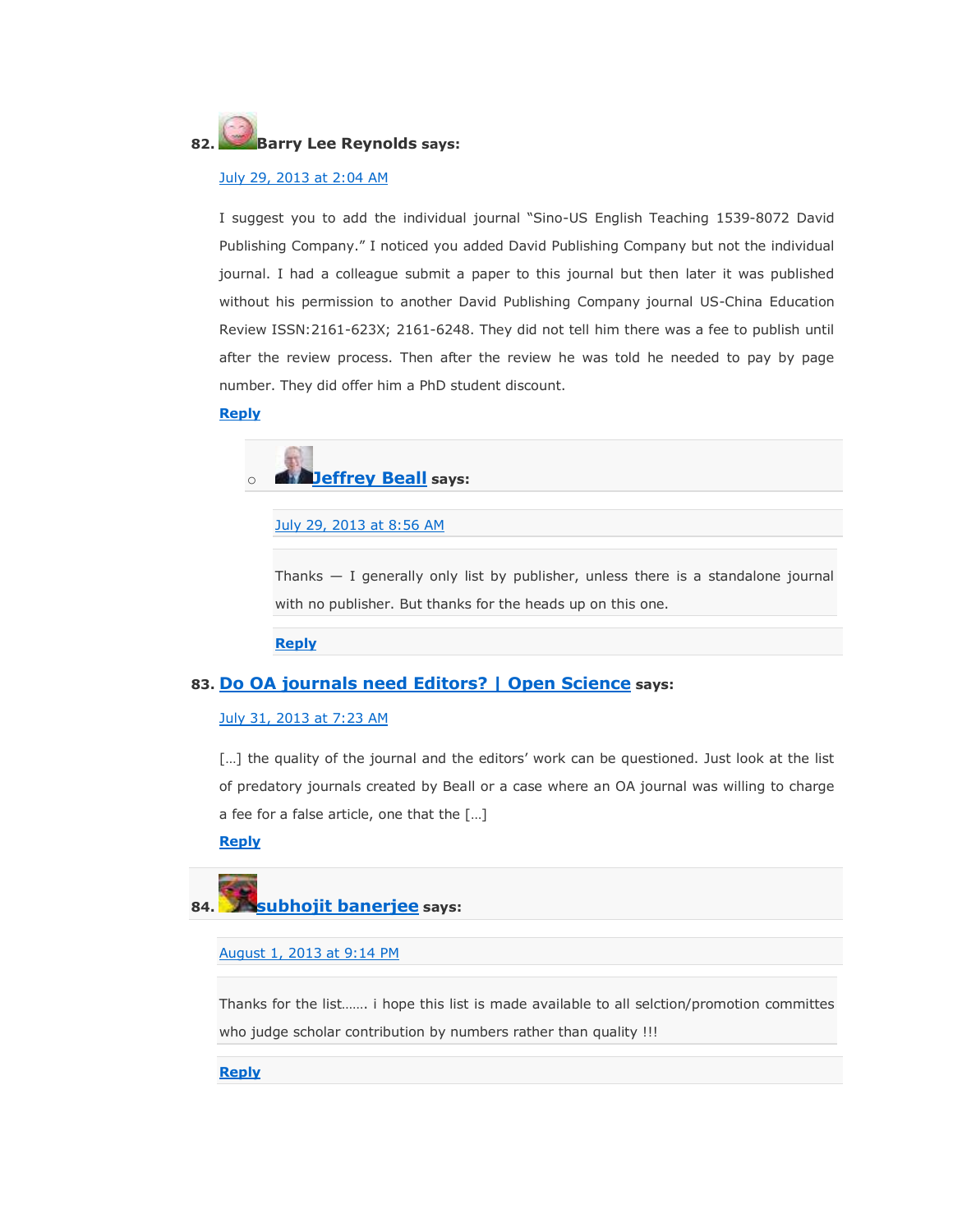82. **Barry Lee Reynolds says:**

July 29, 2013 at 2:04 AM

I suggest you to add the individual journal "Sino-US English Teaching 1539-8072 David Publishing Company." I noticed you added David Publishing Company but not the individual journal. I had a colleague submit a paper to this journal but then later it was published without his permission to another David Publishing Company journal US-China Education Review ISSN:2161-623X; 2161-6248. They did not tell him there was a fee to publish until after the review process. Then after the review he was told he needed to pay by page number. They did offer him a PhD student discount.

**Reply**

- **Jeffrey Beall says:**

  July 29, 2013 at 8:56 AM

  Thanks — I generally only list by publisher, unless there is a standalone journal with no publisher. But thanks for the heads up on this one.

  **Reply**

83. **Do OA journals need Editors? | Open Science says:**

July 31, 2013 at 7:23 AM

[…] the quality of the journal and the editors' work can be questioned. Just look at the list of predatory journals created by Beall or a case where an OA journal was willing to charge a fee for a false article, one that the […]

**Reply**

84. **subhojit banerjee says:**

August 1, 2013 at 9:14 PM

Thanks for the list……. i hope this list is made available to all selction/promotion committes who judge scholar contribution by numbers rather than quality !!!

**Reply**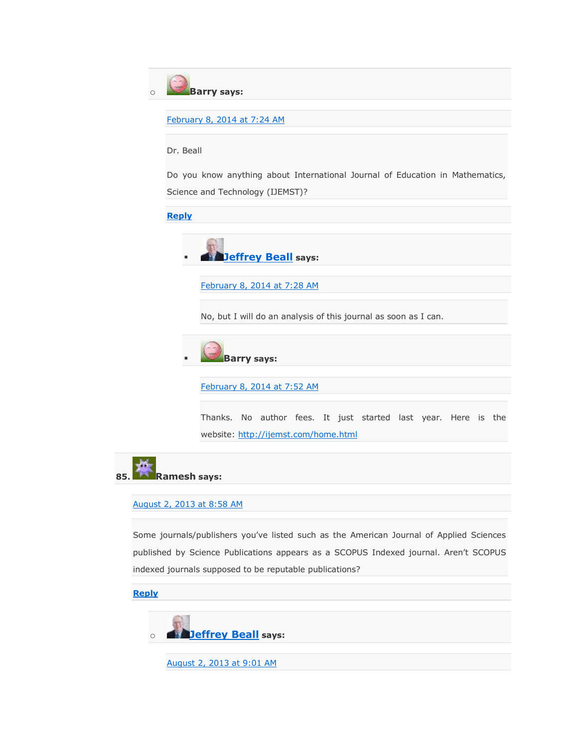- **Barry says:**

  February 8, 2014 at 7:24 AM

  Dr. Beall

  Do you know anything about International Journal of Education in Mathematics, Science and Technology (IJEMST)?

  **Reply**

  - **Jeffrey Beall says:**

    February 8, 2014 at 7:28 AM

    No, but I will do an analysis of this journal as soon as I can.

  - **Barry says:**

    February 8, 2014 at 7:52 AM

    Thanks. No author fees. It just started last year. Here is the website: http://ijemst.com/home.html

85. **Ramesh says:**

    August 2, 2013 at 8:58 AM

    Some journals/publishers you've listed such as the American Journal of Applied Sciences published by Science Publications appears as a SCOPUS Indexed journal. Aren't SCOPUS indexed journals supposed to be reputable publications?

    **Reply**

    - **Jeffrey Beall says:**

      August 2, 2013 at 9:01 AM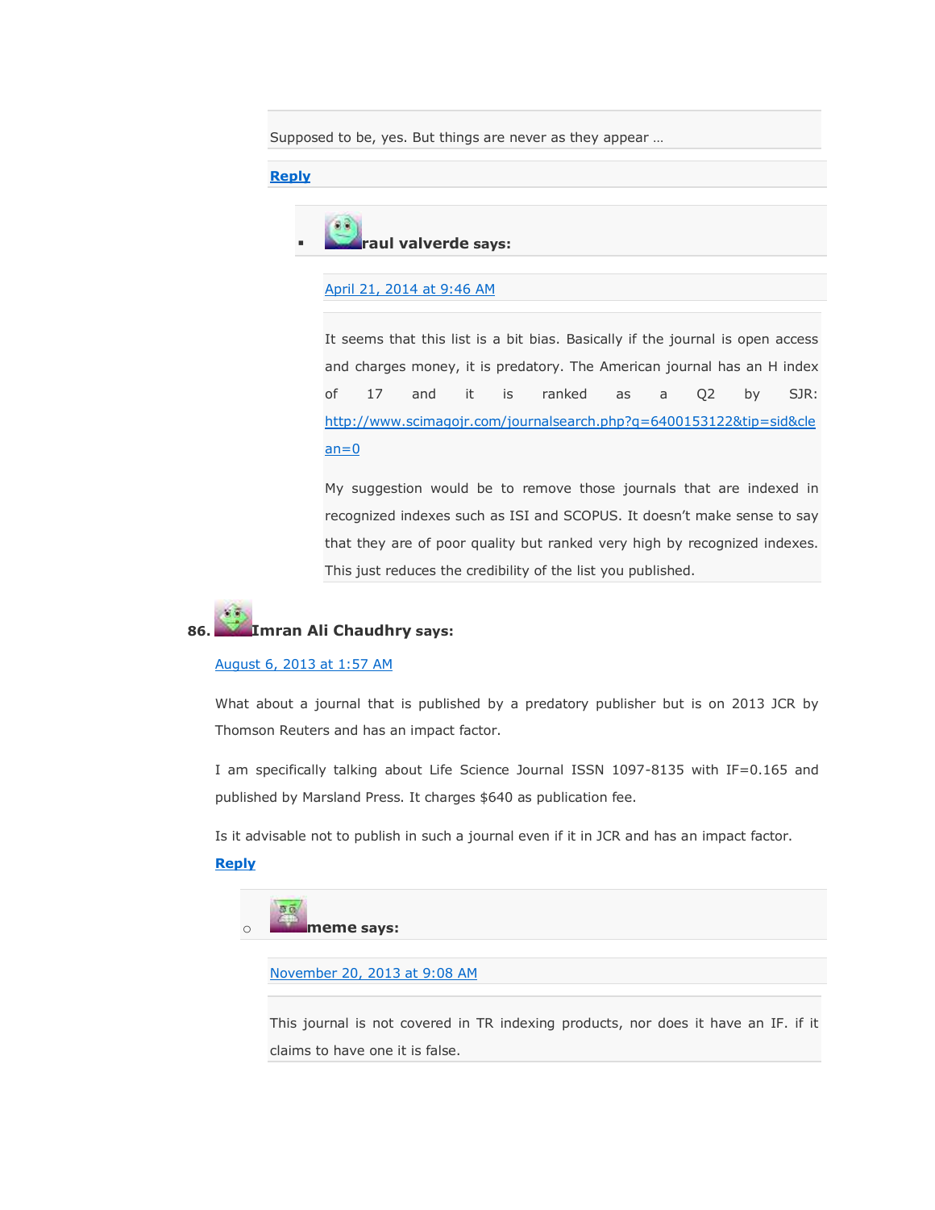Supposed to be, yes. But things are never as they appear …

**Reply**

- **raul valverde says:**

  April 21, 2014 at 9:46 AM

  It seems that this list is a bit bias. Basically if the journal is open access and charges money, it is predatory. The American journal has an H index of 17 and it is ranked as a Q2 by SJR: http://www.scimagojr.com/journalsearch.php?q=6400153122&tip=sid&clean=0

  My suggestion would be to remove those journals that are indexed in recognized indexes such as ISI and SCOPUS. It doesn't make sense to say that they are of poor quality but ranked very high by recognized indexes. This just reduces the credibility of the list you published.

86. **Imran Ali Chaudhry says:**

August 6, 2013 at 1:57 AM

What about a journal that is published by a predatory publisher but is on 2013 JCR by Thomson Reuters and has an impact factor.

I am specifically talking about Life Science Journal ISSN 1097-8135 with IF=0.165 and published by Marsland Press. It charges $640 as publication fee.

Is it advisable not to publish in such a journal even if it in JCR and has an impact factor.

**Reply**

- **meme says:**

  November 20, 2013 at 9:08 AM

  This journal is not covered in TR indexing products, nor does it have an IF. if it claims to have one it is false.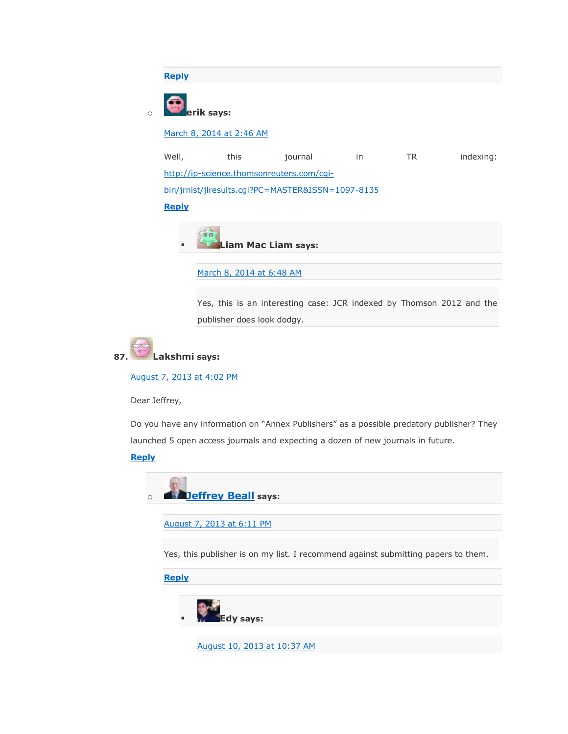Reply

- **erik says:**

  March 8, 2014 at 2:46 AM

  Well, this journal in TR indexing: http://ip-science.thomsonreuters.com/cgi-bin/jrnlst/jlresults.cgi?PC=MASTER&ISSN=1097-8135

  Reply

  - **Liam Mac Liam says:**

    March 8, 2014 at 6:48 AM

    Yes, this is an interesting case: JCR indexed by Thomson 2012 and the publisher does look dodgy.

87. **Lakshmi says:**

August 7, 2013 at 4:02 PM

Dear Jeffrey,

Do you have any information on "Annex Publishers" as a possible predatory publisher? They launched 5 open access journals and expecting a dozen of new journals in future.

Reply

- **Jeffrey Beall says:**

  August 7, 2013 at 6:11 PM

  Yes, this publisher is on my list. I recommend against submitting papers to them.

  Reply

  - **Edy says:**

    August 10, 2013 at 10:37 AM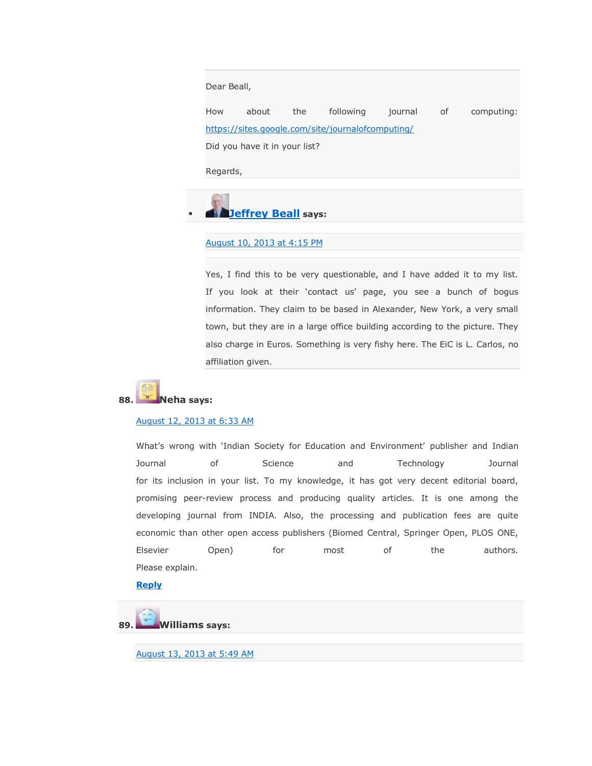Dear Beall,

How about the following journal of computing: https://sites.google.com/site/journalofcomputing/

Did you have it in your list?

Regards,

- **Jeffrey Beall** says:

  August 10, 2013 at 4:15 PM

  Yes, I find this to be very questionable, and I have added it to my list. If you look at their 'contact us' page, you see a bunch of bogus information. They claim to be based in Alexander, New York, a very small town, but they are in a large office building according to the picture. They also charge in Euros. Something is very fishy here. The EiC is L. Carlos, no affiliation given.

88. **Neha says:**

August 12, 2013 at 6:33 AM

What's wrong with 'Indian Society for Education and Environment' publisher and Indian Journal of Science and Technology Journal for its inclusion in your list. To my knowledge, it has got very decent editorial board, promising peer-review process and producing quality articles. It is one among the developing journal from INDIA. Also, the processing and publication fees are quite economic than other open access publishers (Biomed Central, Springer Open, PLOS ONE, Elsevier Open) for most of the authors. Please explain.

**Reply**

89. **Williams says:**

August 13, 2013 at 5:49 AM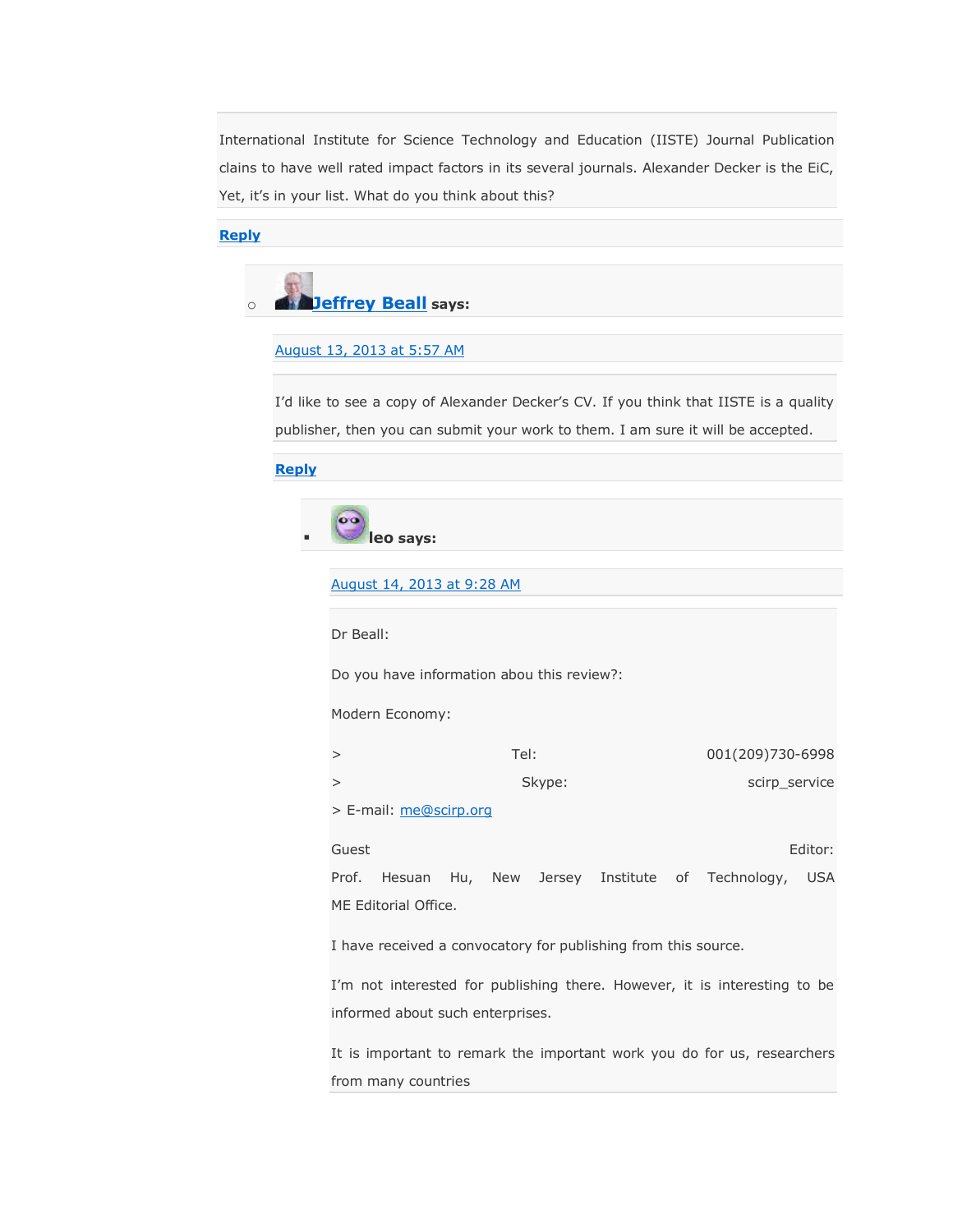International Institute for Science Technology and Education (IISTE) Journal Publication clains to have well rated impact factors in its several journals. Alexander Decker is the EiC, Yet, it's in your list. What do you think about this?

Reply

- **Jeffrey Beall** says:

  August 13, 2013 at 5:57 AM

  I'd like to see a copy of Alexander Decker's CV. If you think that IISTE is a quality publisher, then you can submit your work to them. I am sure it will be accepted.

  Reply

  - **leo** says:

    August 14, 2013 at 9:28 AM

    Dr Beall:

    Do you have information abou this review?:

    Modern Economy:

    > Tel: 001(209)730-6998
    > Skype: scirp_service
    > E-mail: me@scirp.org

    Guest Editor:
    Prof. Hesuan Hu, New Jersey Institute of Technology, USA
    ME Editorial Office.

    I have received a convocatory for publishing from this source.

    I'm not interested for publishing there. However, it is interesting to be informed about such enterprises.

    It is important to remark the important work you do for us, researchers from many countries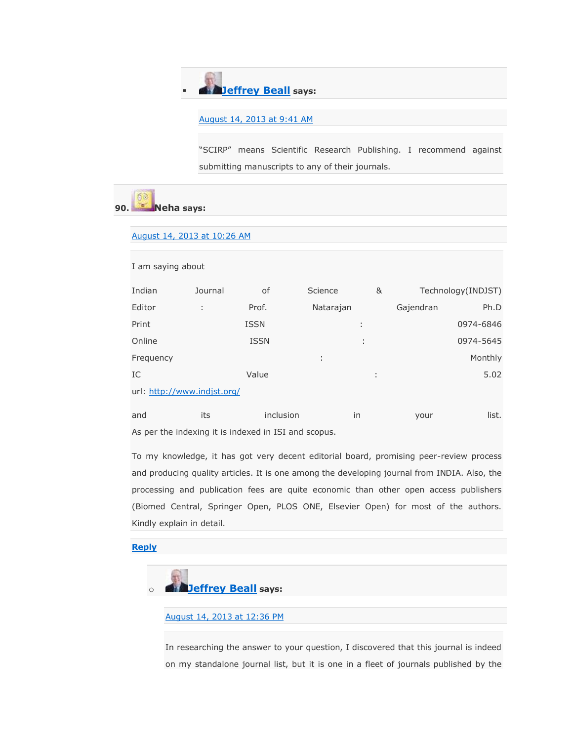- **Jeffrey Beall** says:

  August 14, 2013 at 9:41 AM

  "SCIRP" means Scientific Research Publishing. I recommend against submitting manuscripts to any of their journals.

90. **Neha says:**

August 14, 2013 at 10:26 AM

I am saying about

Indian Journal of Science & Technology(INDJST)
Editor : Prof. Natarajan Gajendran Ph.D
Print ISSN : 0974-6846
Online ISSN : 0974-5645
Frequency : Monthly
IC Value : 5.02
url: http://www.indjst.org/

and its inclusion in your list.
As per the indexing it is indexed in ISI and scopus.

To my knowledge, it has got very decent editorial board, promising peer-review process and producing quality articles. It is one among the developing journal from INDIA. Also, the processing and publication fees are quite economic than other open access publishers (Biomed Central, Springer Open, PLOS ONE, Elsevier Open) for most of the authors. Kindly explain in detail.

Reply

- **Jeffrey Beall** says:

  August 14, 2013 at 12:36 PM

  In researching the answer to your question, I discovered that this journal is indeed on my standalone journal list, but it is one in a fleet of journals published by the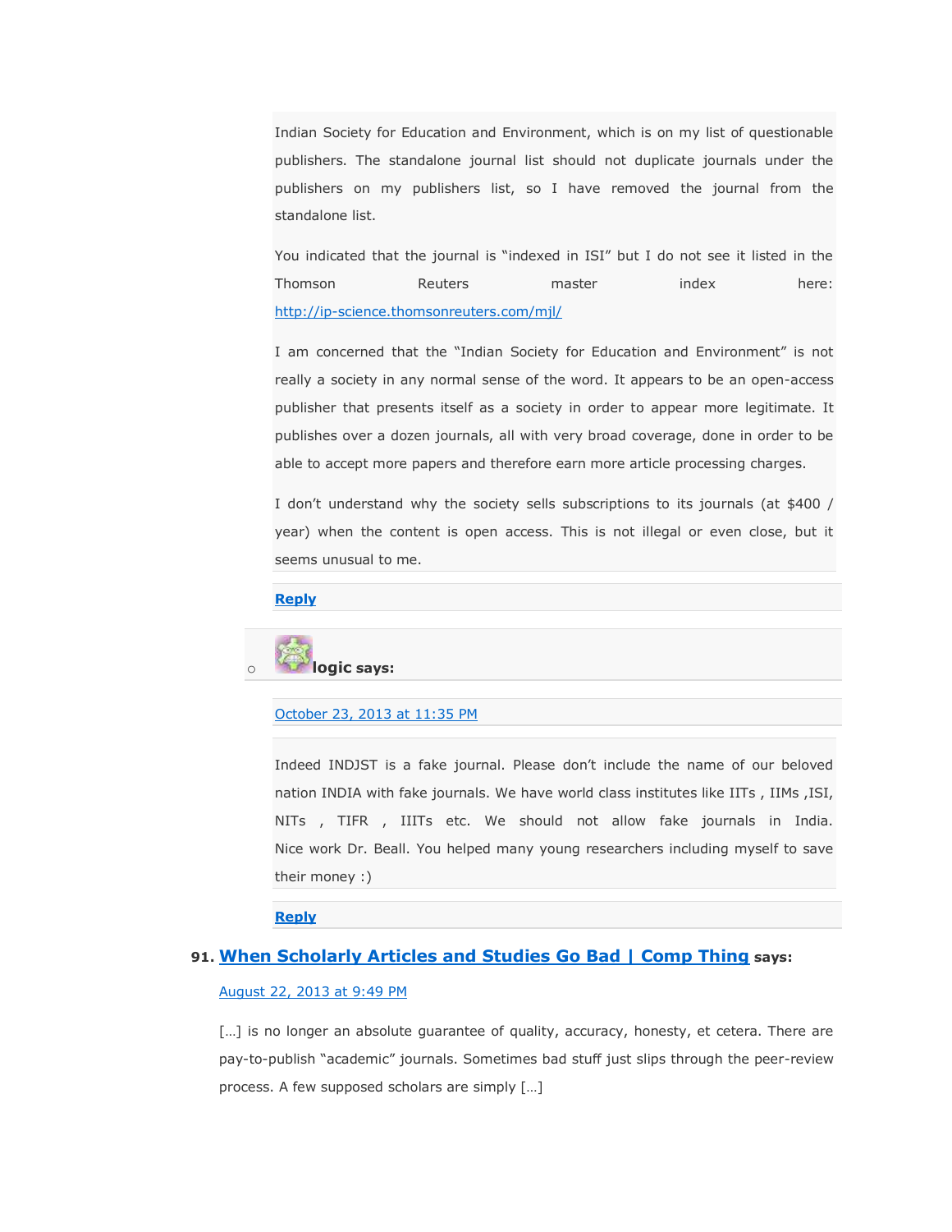Indian Society for Education and Environment, which is on my list of questionable publishers. The standalone journal list should not duplicate journals under the publishers on my publishers list, so I have removed the journal from the standalone list.

You indicated that the journal is "indexed in ISI" but I do not see it listed in the Thomson Reuters master index here: http://ip-science.thomsonreuters.com/mjl/

I am concerned that the "Indian Society for Education and Environment" is not really a society in any normal sense of the word. It appears to be an open-access publisher that presents itself as a society in order to appear more legitimate. It publishes over a dozen journals, all with very broad coverage, done in order to be able to accept more papers and therefore earn more article processing charges.

I don't understand why the society sells subscriptions to its journals (at $400 / year) when the content is open access. This is not illegal or even close, but it seems unusual to me.

**Reply**

- **logic says:**

  October 23, 2013 at 11:35 PM

  Indeed INDJST is a fake journal. Please don't include the name of our beloved nation INDIA with fake journals. We have world class institutes like IITs , IIMs ,ISI, NITs , TIFR , IIITs etc. We should not allow fake journals in India. Nice work Dr. Beall. You helped many young researchers including myself to save their money :)

  **Reply**

91. **When Scholarly Articles and Studies Go Bad | Comp Thing says:**

    August 22, 2013 at 9:49 PM

    […] is no longer an absolute guarantee of quality, accuracy, honesty, et cetera. There are pay-to-publish "academic" journals. Sometimes bad stuff just slips through the peer-review process. A few supposed scholars are simply […]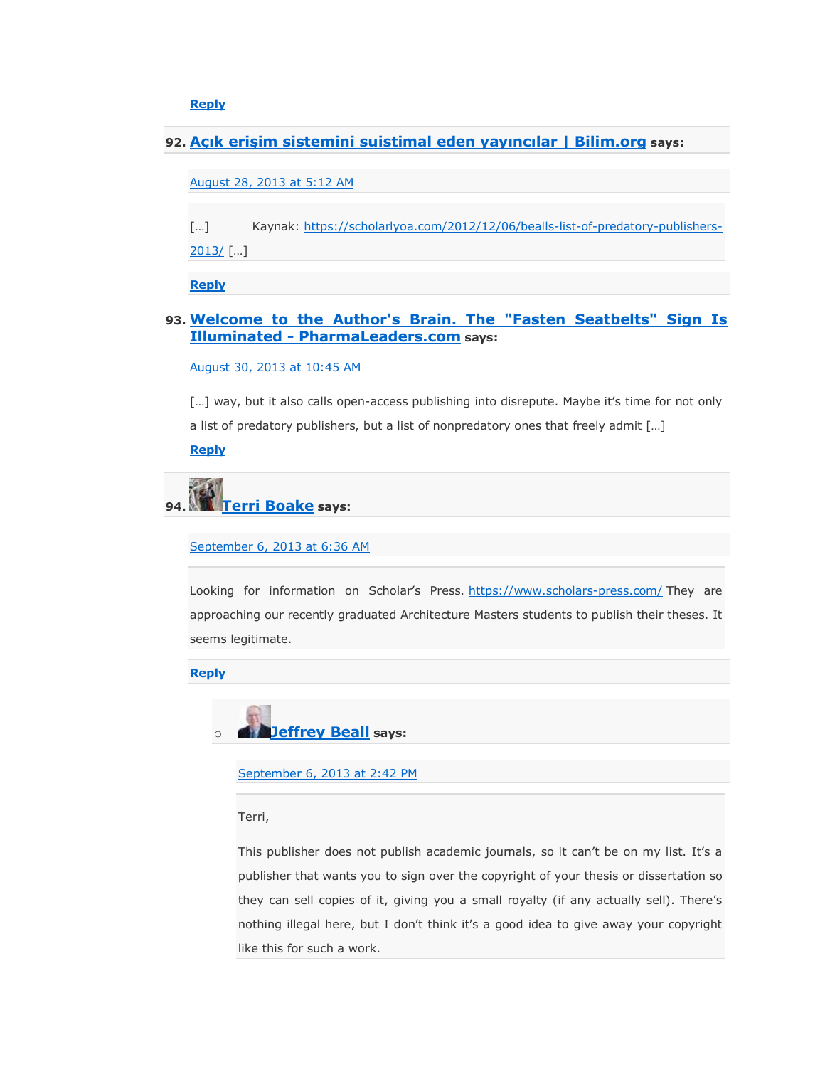Reply

92. **Açık erişim sistemini suistimal eden yayıncılar | Bilim.org** says:

August 28, 2013 at 5:12 AM

[…] Kaynak: https://scholarlyoa.com/2012/12/06/bealls-list-of-predatory-publishers-2013/ […]

Reply

93. **Welcome to the Author's Brain. The "Fasten Seatbelts" Sign Is Illuminated - PharmaLeaders.com** says:

August 30, 2013 at 10:45 AM

[…] way, but it also calls open-access publishing into disrepute. Maybe it's time for not only a list of predatory publishers, but a list of nonpredatory ones that freely admit […]

Reply

94. **Terri Boake** says:

September 6, 2013 at 6:36 AM

Looking for information on Scholar's Press. https://www.scholars-press.com/ They are approaching our recently graduated Architecture Masters students to publish their theses. It seems legitimate.

Reply

- **Jeffrey Beall** says:

  September 6, 2013 at 2:42 PM

  Terri,

  This publisher does not publish academic journals, so it can't be on my list. It's a publisher that wants you to sign over the copyright of your thesis or dissertation so they can sell copies of it, giving you a small royalty (if any actually sell). There's nothing illegal here, but I don't think it's a good idea to give away your copyright like this for such a work.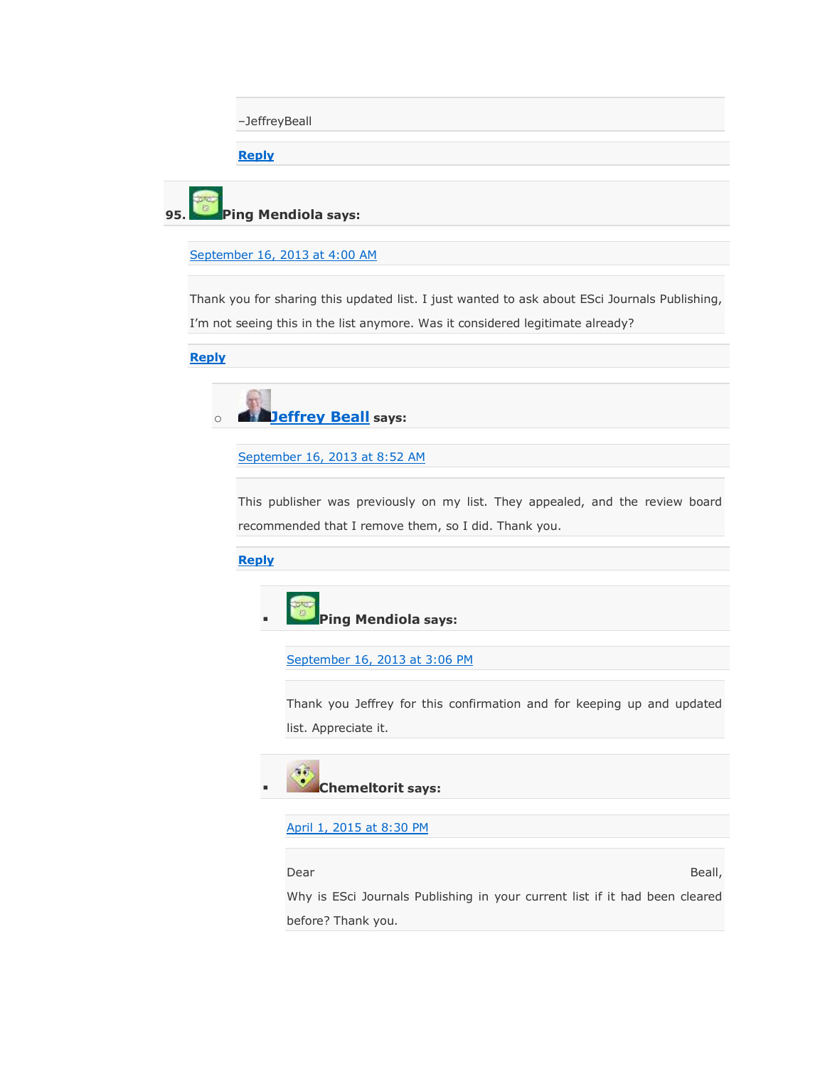–JeffreyBeall

Reply

95. **Ping Mendiola says:**

September 16, 2013 at 4:00 AM

Thank you for sharing this updated list. I just wanted to ask about ESci Journals Publishing, I'm not seeing this in the list anymore. Was it considered legitimate already?

Reply

- **Jeffrey Beall says:**

  September 16, 2013 at 8:52 AM

  This publisher was previously on my list. They appealed, and the review board recommended that I remove them, so I did. Thank you.

  Reply

  - **Ping Mendiola says:**

    September 16, 2013 at 3:06 PM

    Thank you Jeffrey for this confirmation and for keeping up and updated list. Appreciate it.

  - **Chemeltorit says:**

    April 1, 2015 at 8:30 PM

    Dear Beall,
    Why is ESci Journals Publishing in your current list if it had been cleared before? Thank you.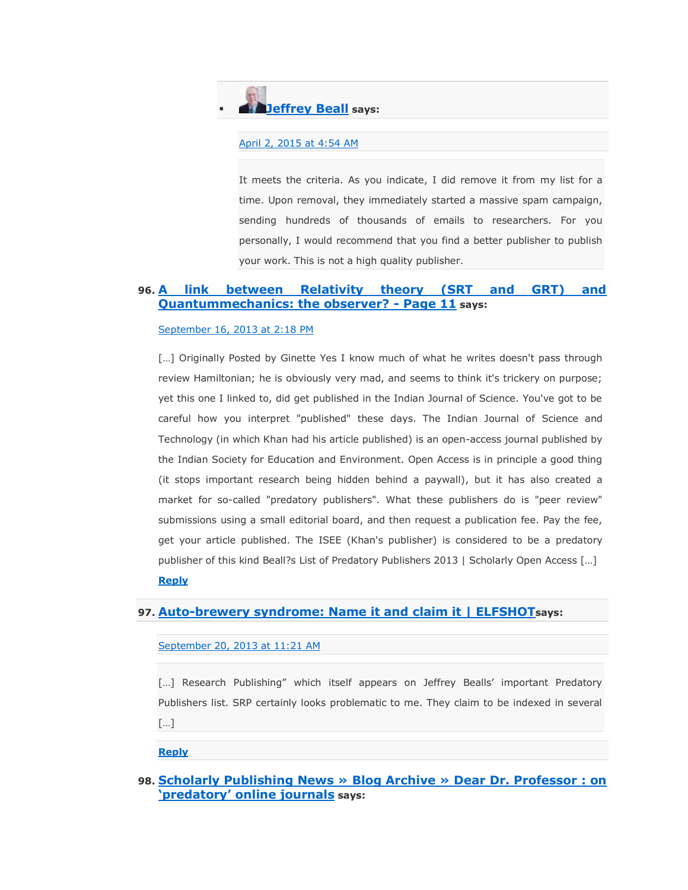- **Jeffrey Beall** says:

  April 2, 2015 at 4:54 AM

  It meets the criteria. As you indicate, I did remove it from my list for a time. Upon removal, they immediately started a massive spam campaign, sending hundreds of thousands of emails to researchers. For you personally, I would recommend that you find a better publisher to publish your work. This is not a high quality publisher.

96. **A link between Relativity theory (SRT and GRT) and Quantummechanics: the observer? - Page 11** says:

    September 16, 2013 at 2:18 PM

    […] Originally Posted by Ginette Yes I know much of what he writes doesn't pass through review Hamiltonian; he is obviously very mad, and seems to think it's trickery on purpose; yet this one I linked to, did get published in the Indian Journal of Science. You've got to be careful how you interpret "published" these days. The Indian Journal of Science and Technology (in which Khan had his article published) is an open-access journal published by the Indian Society for Education and Environment. Open Access is in principle a good thing (it stops important research being hidden behind a paywall), but it has also created a market for so-called "predatory publishers". What these publishers do is "peer review" submissions using a small editorial board, and then request a publication fee. Pay the fee, get your article published. The ISEE (Khan's publisher) is considered to be a predatory publisher of this kind Beall?s List of Predatory Publishers 2013 | Scholarly Open Access […]

    **Reply**

97. **Auto-brewery syndrome: Name it and claim it | ELFSHOT** says:

    September 20, 2013 at 11:21 AM

    […] Research Publishing" which itself appears on Jeffrey Bealls' important Predatory Publishers list. SRP certainly looks problematic to me. They claim to be indexed in several […]

    **Reply**

98. **Scholarly Publishing News » Blog Archive » Dear Dr. Professor : on 'predatory' online journals** says: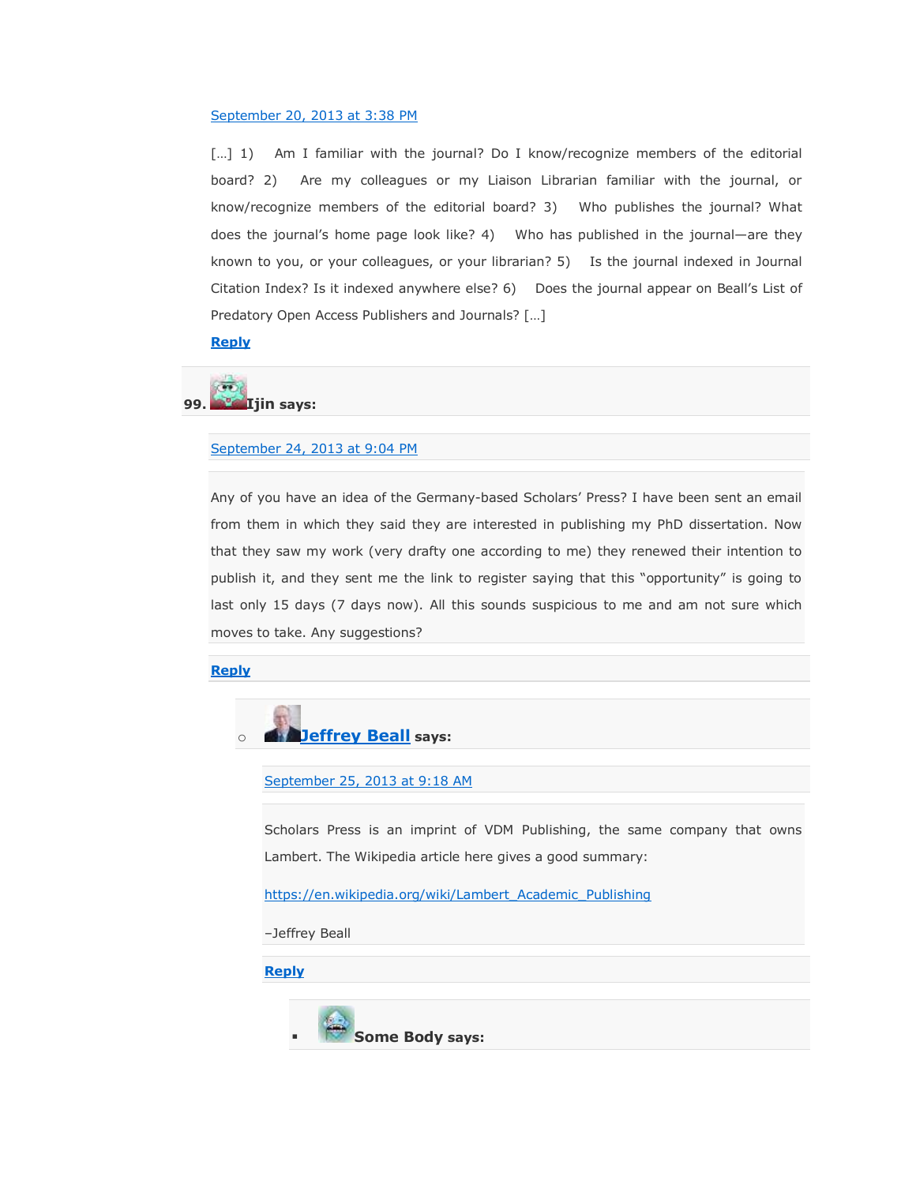September 20, 2013 at 3:38 PM

[…] 1) Am I familiar with the journal? Do I know/recognize members of the editorial board? 2) Are my colleagues or my Liaison Librarian familiar with the journal, or know/recognize members of the editorial board? 3) Who publishes the journal? What does the journal's home page look like? 4) Who has published in the journal—are they known to you, or your colleagues, or your librarian? 5) Is the journal indexed in Journal Citation Index? Is it indexed anywhere else? 6) Does the journal appear on Beall's List of Predatory Open Access Publishers and Journals? […]

**Reply**

99. **Ijin says:**

September 24, 2013 at 9:04 PM

Any of you have an idea of the Germany-based Scholars' Press? I have been sent an email from them in which they said they are interested in publishing my PhD dissertation. Now that they saw my work (very drafty one according to me) they renewed their intention to publish it, and they sent me the link to register saying that this "opportunity" is going to last only 15 days (7 days now). All this sounds suspicious to me and am not sure which moves to take. Any suggestions?

**Reply**

- **Jeffrey Beall says:**

  September 25, 2013 at 9:18 AM

  Scholars Press is an imprint of VDM Publishing, the same company that owns Lambert. The Wikipedia article here gives a good summary:

  https://en.wikipedia.org/wiki/Lambert_Academic_Publishing

  –Jeffrey Beall

  **Reply**

  - **Some Body says:**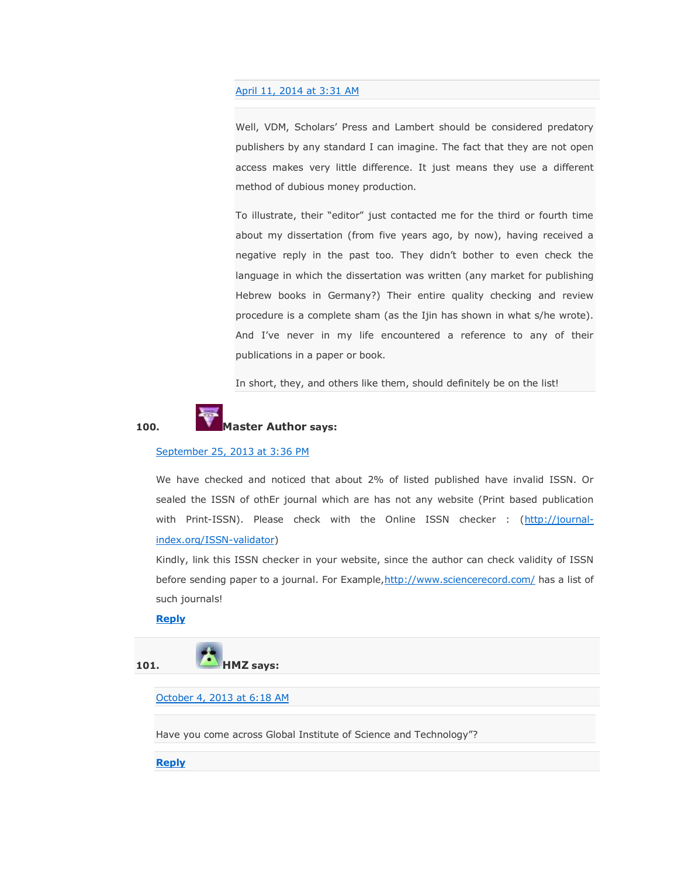April 11, 2014 at 3:31 AM

Well, VDM, Scholars' Press and Lambert should be considered predatory publishers by any standard I can imagine. The fact that they are not open access makes very little difference. It just means they use a different method of dubious money production.

To illustrate, their "editor" just contacted me for the third or fourth time about my dissertation (from five years ago, by now), having received a negative reply in the past too. They didn't bother to even check the language in which the dissertation was written (any market for publishing Hebrew books in Germany?) Their entire quality checking and review procedure is a complete sham (as the Ijin has shown in what s/he wrote). And I've never in my life encountered a reference to any of their publications in a paper or book.

In short, they, and others like them, should definitely be on the list!

**100. Master Author says:**

September 25, 2013 at 3:36 PM

We have checked and noticed that about 2% of listed published have invalid ISSN. Or sealed the ISSN of othEr journal which are has not any website (Print based publication with Print-ISSN). Please check with the Online ISSN checker : (http://journal-index.org/ISSN-validator)
Kindly, link this ISSN checker in your website, since the author can check validity of ISSN before sending paper to a journal. For Example,http://www.sciencerecord.com/ has a list of such journals!

**Reply**

**101. HMZ says:**

October 4, 2013 at 6:18 AM

Have you come across Global Institute of Science and Technology"?

**Reply**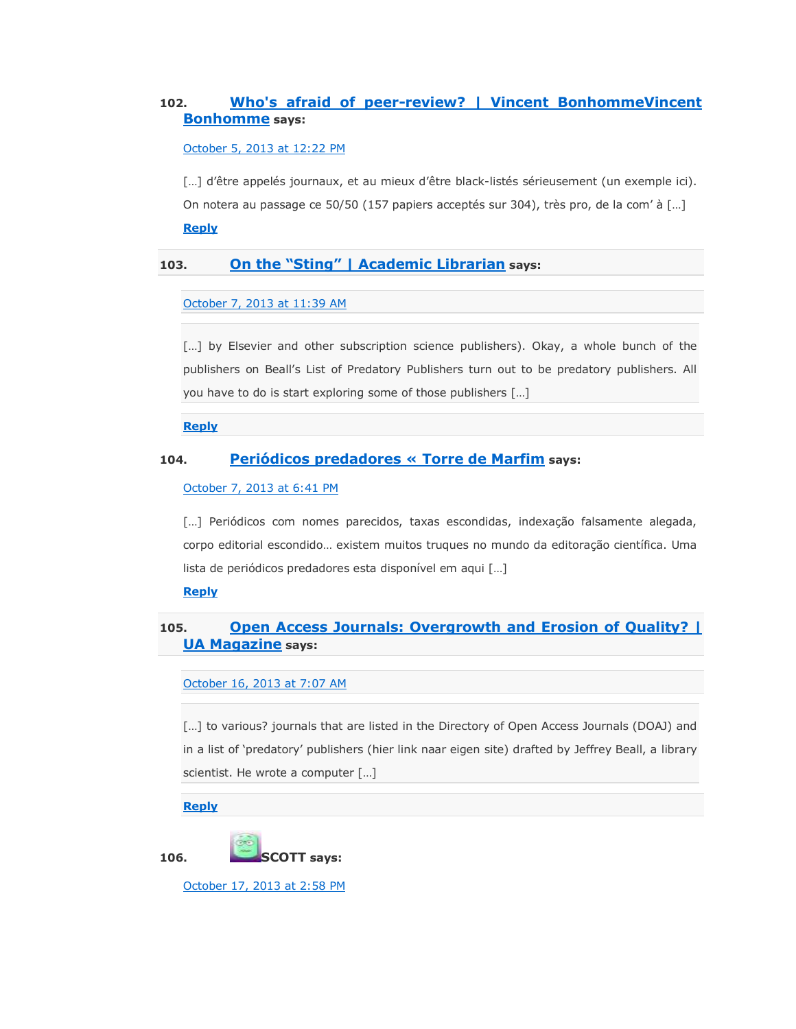102. **[Who's afraid of peer-review? | Vincent BonhommeVincent Bonhomme]** says:

October 5, 2013 at 12:22 PM

[…] d'être appelés journaux, et au mieux d'être black-listés sérieusement (un exemple ici). On notera au passage ce 50/50 (157 papiers acceptés sur 304), très pro, de la com' à […]

**Reply**

103. **On the "Sting" | Academic Librarian** says:

October 7, 2013 at 11:39 AM

[…] by Elsevier and other subscription science publishers). Okay, a whole bunch of the publishers on Beall's List of Predatory Publishers turn out to be predatory publishers. All you have to do is start exploring some of those publishers […]

**Reply**

104. **Periódicos predadores « Torre de Marfim** says:

October 7, 2013 at 6:41 PM

[…] Periódicos com nomes parecidos, taxas escondidas, indexação falsamente alegada, corpo editorial escondido… existem muitos truques no mundo da editoração científica. Uma lista de periódicos predadores esta disponível em aqui […]

**Reply**

105. **Open Access Journals: Overgrowth and Erosion of Quality? | UA Magazine** says:

October 16, 2013 at 7:07 AM

[…] to various? journals that are listed in the Directory of Open Access Journals (DOAJ) and in a list of 'predatory' publishers (hier link naar eigen site) drafted by Jeffrey Beall, a library scientist. He wrote a computer […]

**Reply**

106. **SCOTT** says:

October 17, 2013 at 2:58 PM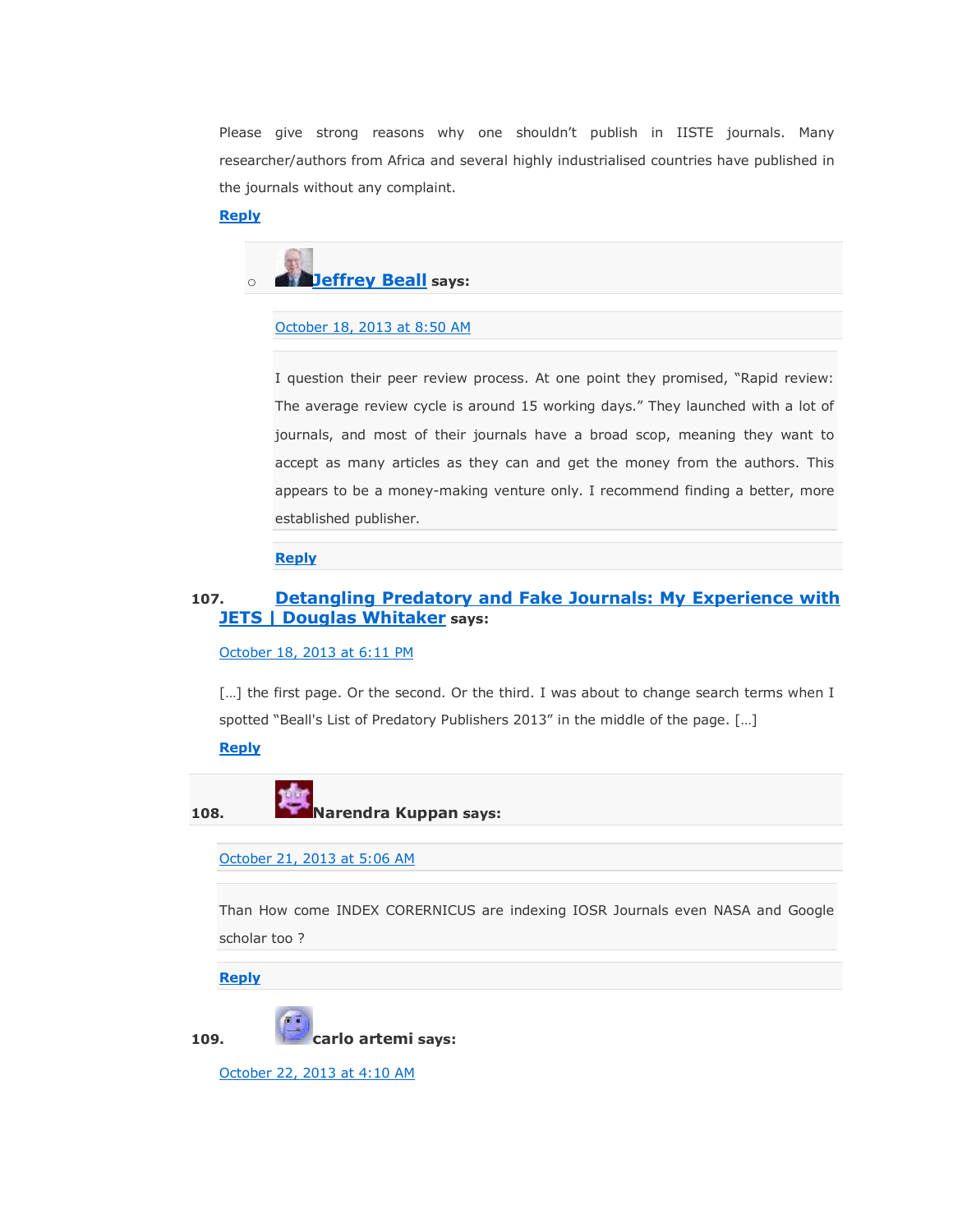Please give strong reasons why one shouldn't publish in IISTE journals. Many researcher/authors from Africa and several highly industrialised countries have published in the journals without any complaint.

Reply

- **Jeffrey Beall** says:

  October 18, 2013 at 8:50 AM

  I question their peer review process. At one point they promised, "Rapid review: The average review cycle is around 15 working days." They launched with a lot of journals, and most of their journals have a broad scop, meaning they want to accept as many articles as they can and get the money from the authors. This appears to be a money-making venture only. I recommend finding a better, more established publisher.

  Reply

107. **Detangling Predatory and Fake Journals: My Experience with JETS | Douglas Whitaker** says:

October 18, 2013 at 6:11 PM

[…] the first page. Or the second. Or the third. I was about to change search terms when I spotted "Beall's List of Predatory Publishers 2013" in the middle of the page. […]

Reply

108. **Narendra Kuppan** says:

October 21, 2013 at 5:06 AM

Than How come INDEX CORERNICUS are indexing IOSR Journals even NASA and Google scholar too ?

Reply

109. **carlo artemi** says:

October 22, 2013 at 4:10 AM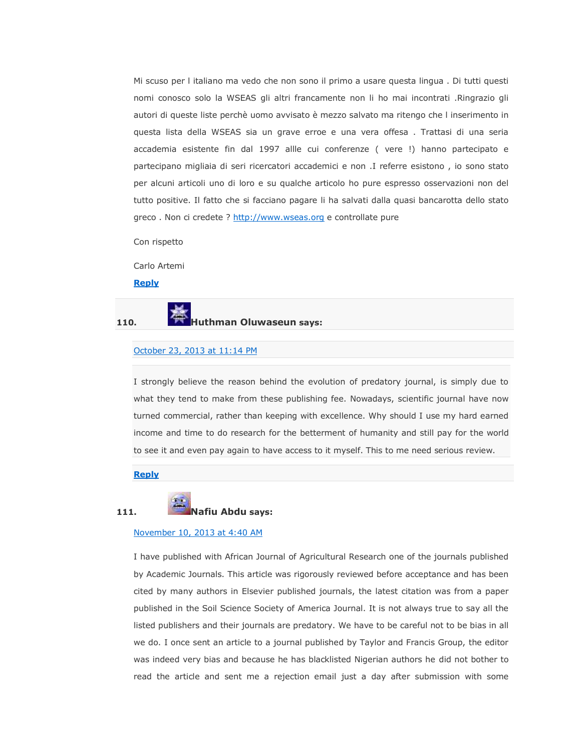Mi scuso per l italiano ma vedo che non sono il primo a usare questa lingua . Di tutti questi nomi conosco solo la WSEAS gli altri francamente non li ho mai incontrati .Ringrazio gli autori di queste liste perchè uomo avvisato è mezzo salvato ma ritengo che l inserimento in questa lista della WSEAS sia un grave erroe e una vera offesa . Trattasi di una seria accademia esistente fin dal 1997 allle cui conferenze ( vere !) hanno partecipato e partecipano migliaia di seri ricercatori accademici e non .I referre esistono , io sono stato per alcuni articoli uno di loro e su qualche articolo ho pure espresso osservazioni non del tutto positive. Il fatto che si facciano pagare li ha salvati dalla quasi bancarotta dello stato greco . Non ci credete ? [http://www.wseas.org](http://www.wseas.org) e controllate pure

Con rispetto

Carlo Artemi

**Reply**

110. **Huthman Oluwaseun says:**

October 23, 2013 at 11:14 PM

I strongly believe the reason behind the evolution of predatory journal, is simply due to what they tend to make from these publishing fee. Nowadays, scientific journal have now turned commercial, rather than keeping with excellence. Why should I use my hard earned income and time to do research for the betterment of humanity and still pay for the world to see it and even pay again to have access to it myself. This to me need serious review.

**Reply**

111. **Nafiu Abdu says:**

November 10, 2013 at 4:40 AM

I have published with African Journal of Agricultural Research one of the journals published by Academic Journals. This article was rigorously reviewed before acceptance and has been cited by many authors in Elsevier published journals, the latest citation was from a paper published in the Soil Science Society of America Journal. It is not always true to say all the listed publishers and their journals are predatory. We have to be careful not to be bias in all we do. I once sent an article to a journal published by Taylor and Francis Group, the editor was indeed very bias and because he has blacklisted Nigerian authors he did not bother to read the article and sent me a rejection email just a day after submission with some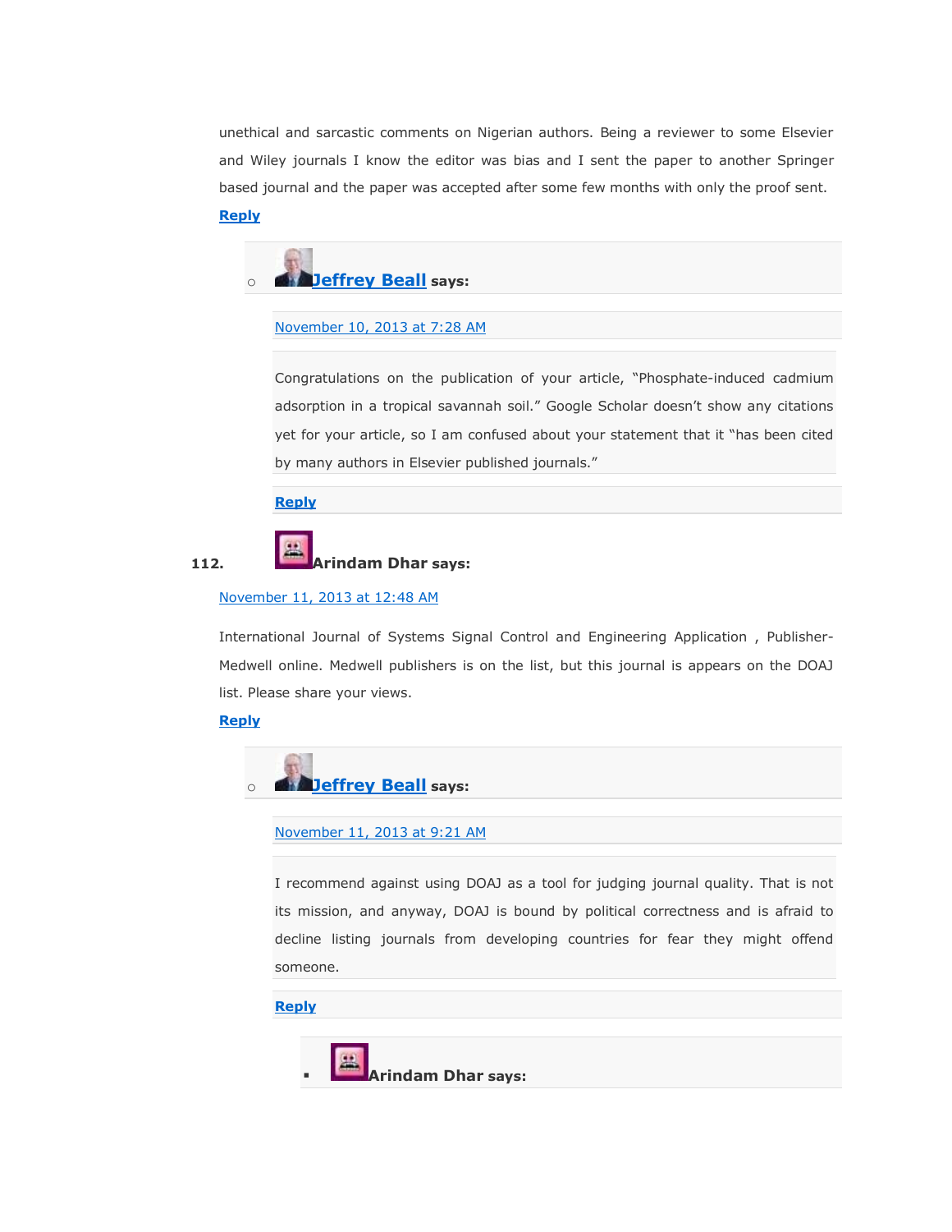unethical and sarcastic comments on Nigerian authors. Being a reviewer to some Elsevier and Wiley journals I know the editor was bias and I sent the paper to another Springer based journal and the paper was accepted after some few months with only the proof sent.

**Reply**

- **Jeffrey Beall** says:

  November 10, 2013 at 7:28 AM

  Congratulations on the publication of your article, "Phosphate-induced cadmium adsorption in a tropical savannah soil." Google Scholar doesn't show any citations yet for your article, so I am confused about your statement that it "has been cited by many authors in Elsevier published journals."

  **Reply**

112. **Arindam Dhar** says:

November 11, 2013 at 12:48 AM

International Journal of Systems Signal Control and Engineering Application , Publisher-Medwell online. Medwell publishers is on the list, but this journal is appears on the DOAJ list. Please share your views.

**Reply**

- **Jeffrey Beall** says:

  November 11, 2013 at 9:21 AM

  I recommend against using DOAJ as a tool for judging journal quality. That is not its mission, and anyway, DOAJ is bound by political correctness and is afraid to decline listing journals from developing countries for fear they might offend someone.

  **Reply**

  - **Arindam Dhar** says: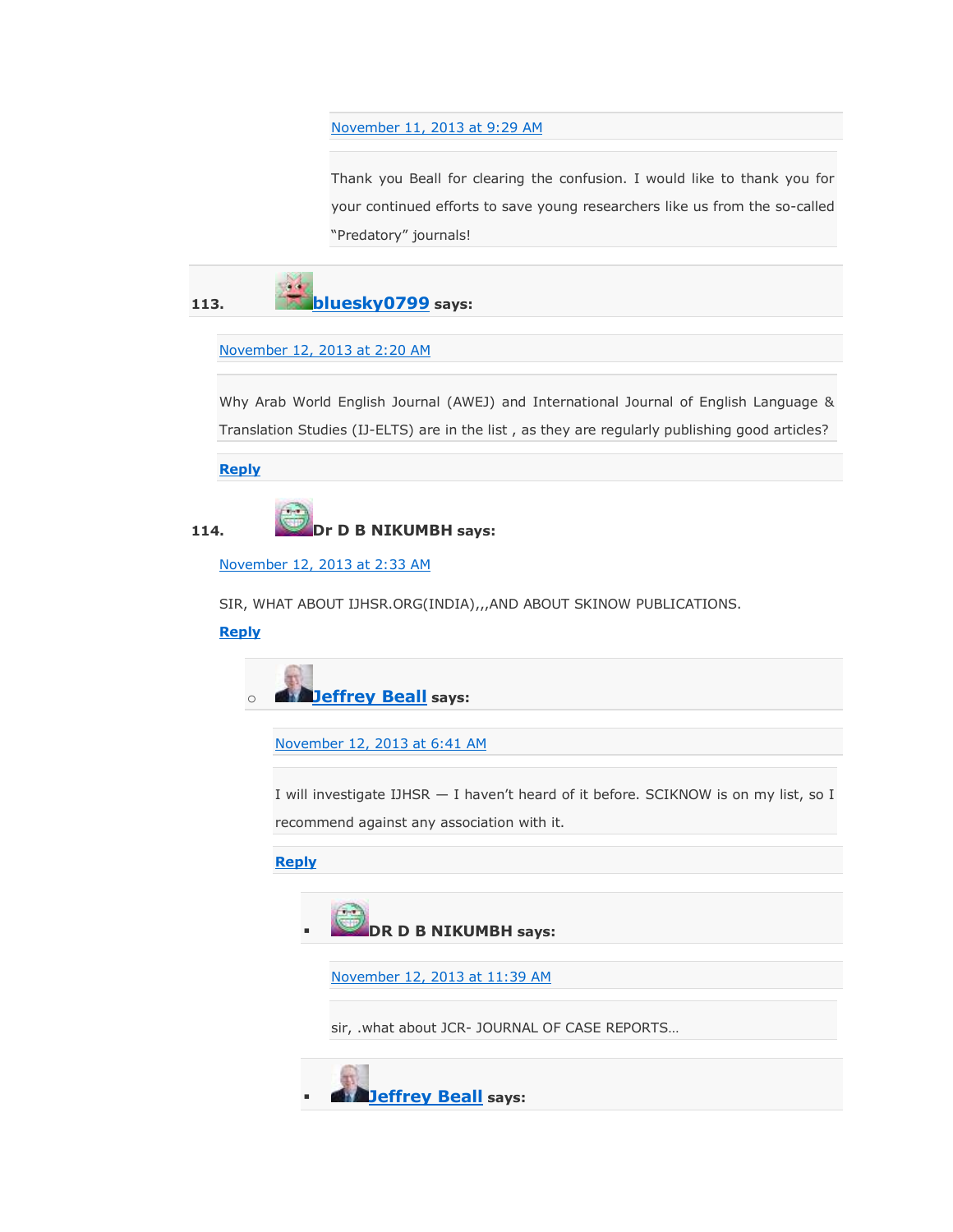November 11, 2013 at 9:29 AM

Thank you Beall for clearing the confusion. I would like to thank you for your continued efforts to save young researchers like us from the so-called "Predatory" journals!

113. **bluesky0799 says:**

November 12, 2013 at 2:20 AM

Why Arab World English Journal (AWEJ) and International Journal of English Language & Translation Studies (IJ-ELTS) are in the list , as they are regularly publishing good articles?

**Reply**

114. **Dr D B NIKUMBH says:**

November 12, 2013 at 2:33 AM

SIR, WHAT ABOUT IJHSR.ORG(INDIA),,,AND ABOUT SKINOW PUBLICATIONS.

**Reply**

- **Jeffrey Beall says:**

  November 12, 2013 at 6:41 AM

  I will investigate IJHSR — I haven't heard of it before. SCIKNOW is on my list, so I recommend against any association with it.

  **Reply**

  - **DR D B NIKUMBH says:**

    November 12, 2013 at 11:39 AM

    sir, .what about JCR- JOURNAL OF CASE REPORTS…

  - **Jeffrey Beall says:**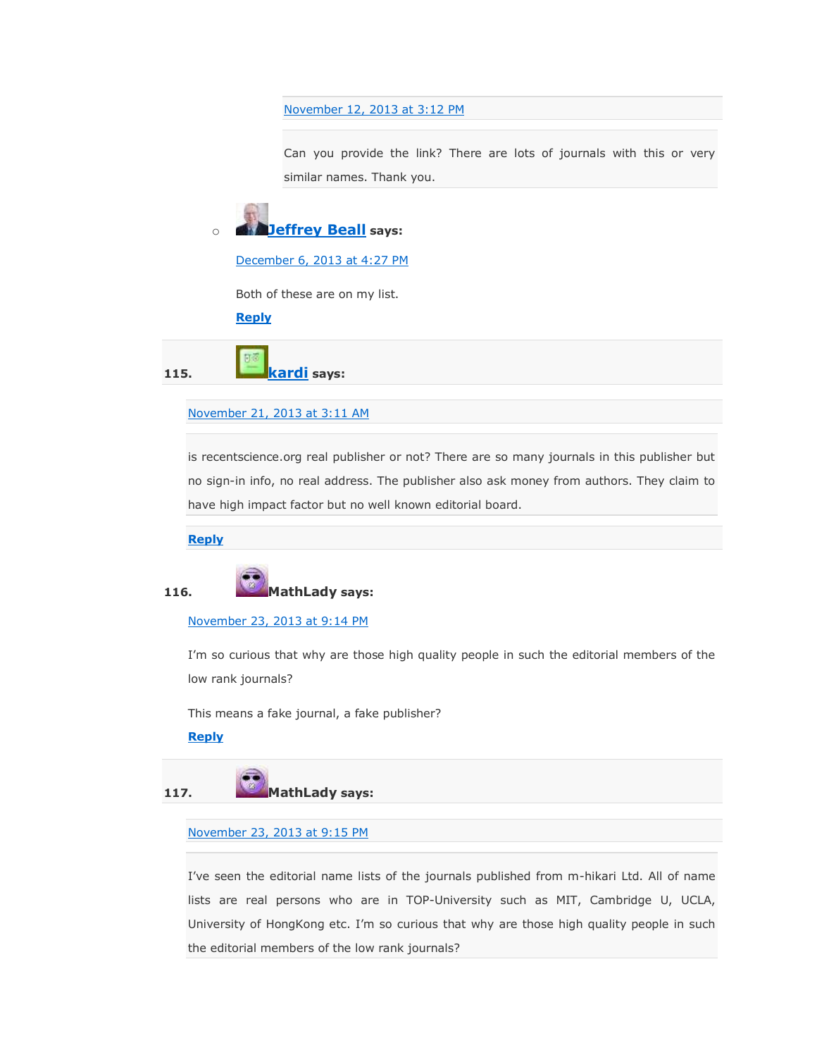November 12, 2013 at 3:12 PM

Can you provide the link? There are lots of journals with this or very similar names. Thank you.

- **Jeffrey Beall** says:

  December 6, 2013 at 4:27 PM

  Both of these are on my list.

  **Reply**

115. **kardi** says:

November 21, 2013 at 3:11 AM

is recentscience.org real publisher or not? There are so many journals in this publisher but no sign-in info, no real address. The publisher also ask money from authors. They claim to have high impact factor but no well known editorial board.

**Reply**

116. **MathLady** says:

November 23, 2013 at 9:14 PM

I'm so curious that why are those high quality people in such the editorial members of the low rank journals?

This means a fake journal, a fake publisher?

**Reply**

117. **MathLady** says:

November 23, 2013 at 9:15 PM

I've seen the editorial name lists of the journals published from m-hikari Ltd. All of name lists are real persons who are in TOP-University such as MIT, Cambridge U, UCLA, University of HongKong etc. I'm so curious that why are those high quality people in such the editorial members of the low rank journals?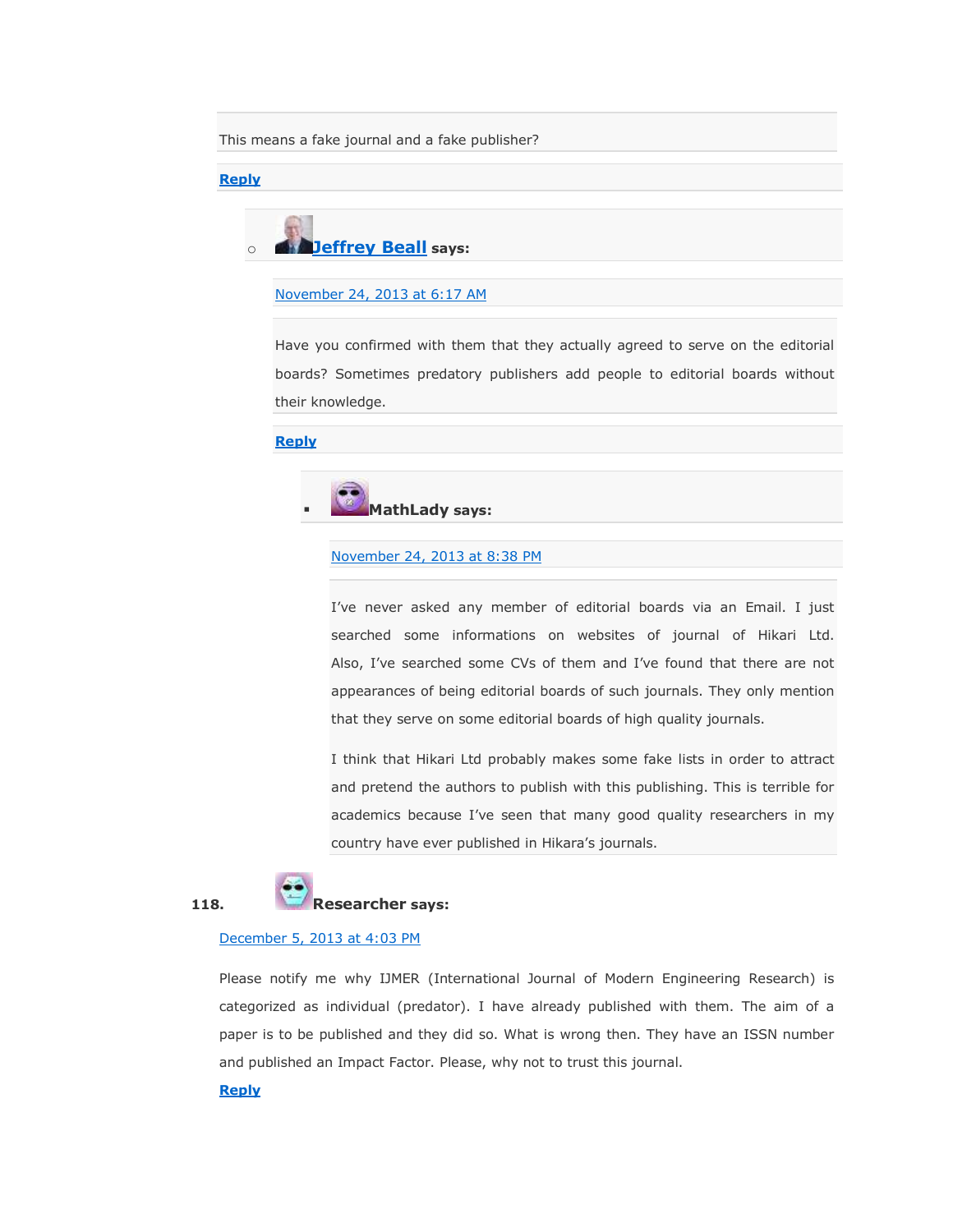This means a fake journal and a fake publisher?

**Reply**

- **Jeffrey Beall** says:

  November 24, 2013 at 6:17 AM

  Have you confirmed with them that they actually agreed to serve on the editorial boards? Sometimes predatory publishers add people to editorial boards without their knowledge.

  **Reply**

  - **MathLady** says:

    November 24, 2013 at 8:38 PM

    I've never asked any member of editorial boards via an Email. I just searched some informations on websites of journal of Hikari Ltd. Also, I've searched some CVs of them and I've found that there are not appearances of being editorial boards of such journals. They only mention that they serve on some editorial boards of high quality journals.

    I think that Hikari Ltd probably makes some fake lists in order to attract and pretend the authors to publish with this publishing. This is terrible for academics because I've seen that many good quality researchers in my country have ever published in Hikara's journals.

118. **Researcher** says:

December 5, 2013 at 4:03 PM

Please notify me why IJMER (International Journal of Modern Engineering Research) is categorized as individual (predator). I have already published with them. The aim of a paper is to be published and they did so. What is wrong then. They have an ISSN number and published an Impact Factor. Please, why not to trust this journal.

**Reply**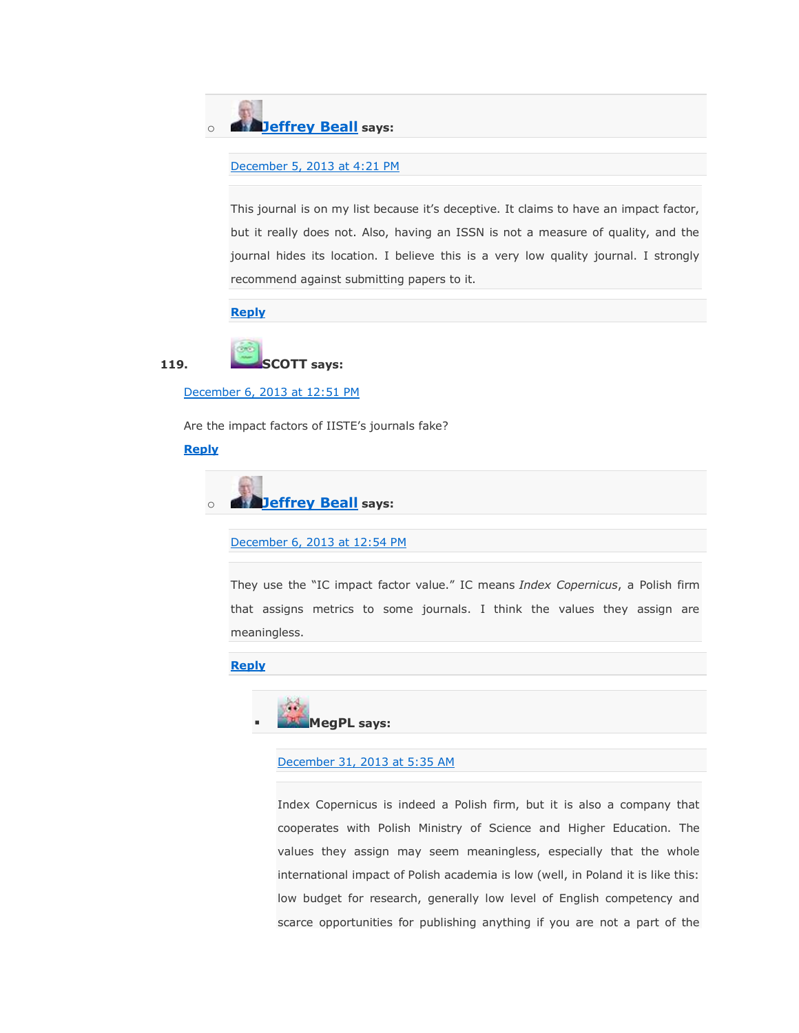- **Jeffrey Beall** says:

  December 5, 2013 at 4:21 PM

  This journal is on my list because it's deceptive. It claims to have an impact factor, but it really does not. Also, having an ISSN is not a measure of quality, and the journal hides its location. I believe this is a very low quality journal. I strongly recommend against submitting papers to it.

  **Reply**

119. **SCOTT** says:

December 6, 2013 at 12:51 PM

Are the impact factors of IISTE's journals fake?

**Reply**

- **Jeffrey Beall** says:

  December 6, 2013 at 12:54 PM

  They use the "IC impact factor value." IC means *Index Copernicus*, a Polish firm that assigns metrics to some journals. I think the values they assign are meaningless.

  **Reply**

  - **MegPL** says:

    December 31, 2013 at 5:35 AM

    Index Copernicus is indeed a Polish firm, but it is also a company that cooperates with Polish Ministry of Science and Higher Education. The values they assign may seem meaningless, especially that the whole international impact of Polish academia is low (well, in Poland it is like this: low budget for research, generally low level of English competency and scarce opportunities for publishing anything if you are not a part of the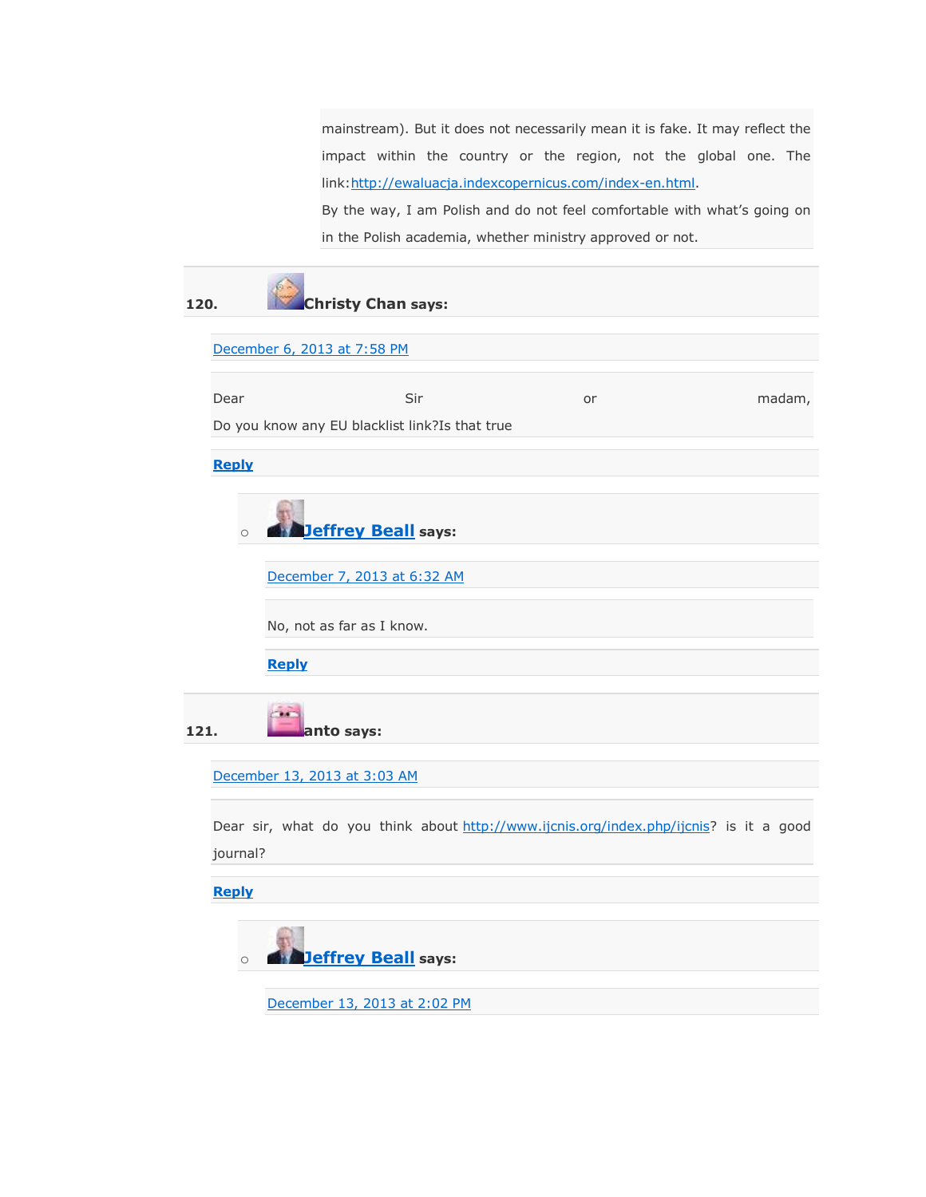mainstream). But it does not necessarily mean it is fake. It may reflect the impact within the country or the region, not the global one. The link:[http://ewaluacja.indexcopernicus.com/index-en.html](http://ewaluacja.indexcopernicus.com/index-en.html).
By the way, I am Polish and do not feel comfortable with what's going on in the Polish academia, whether ministry approved or not.

**120. Christy Chan says:**

[December 6, 2013 at 7:58 PM]()

Dear Sir or madam,
Do you know any EU blacklist link?Is that true

**[Reply]()**

- **[Jeffrey Beall]() says:**

  [December 7, 2013 at 6:32 AM]()

  No, not as far as I know.

  **[Reply]()**

**121. anto says:**

[December 13, 2013 at 3:03 AM]()

Dear sir, what do you think about [http://www.ijcnis.org/index.php/ijcnis](http://www.ijcnis.org/index.php/ijcnis)? is it a good journal?

**[Reply]()**

- **[Jeffrey Beall]() says:**

  [December 13, 2013 at 2:02 PM]()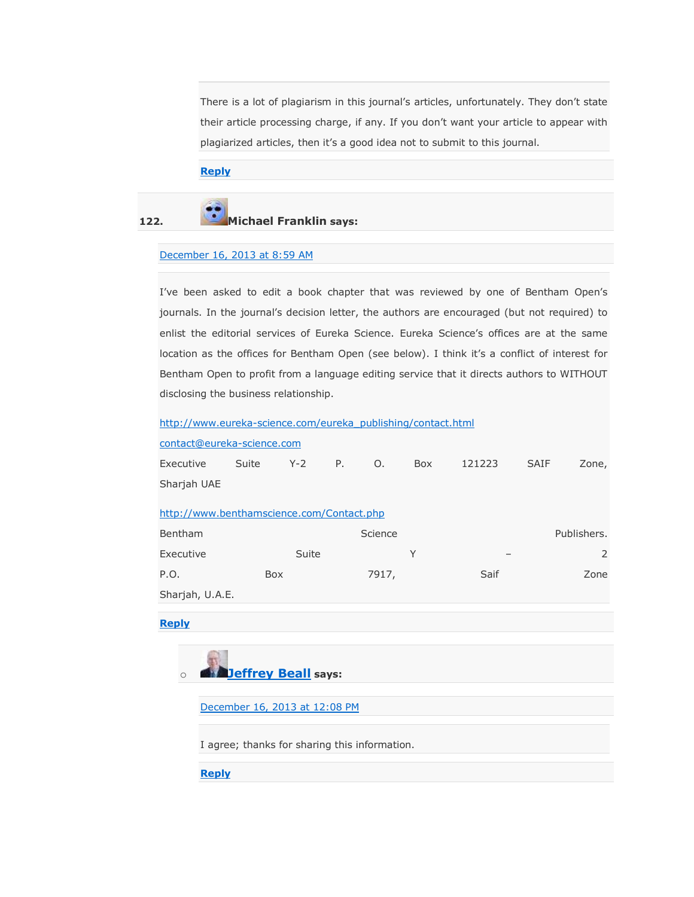There is a lot of plagiarism in this journal's articles, unfortunately. They don't state their article processing charge, if any. If you don't want your article to appear with plagiarized articles, then it's a good idea not to submit to this journal.

Reply

122. **Michael Franklin says:**

December 16, 2013 at 8:59 AM

I've been asked to edit a book chapter that was reviewed by one of Bentham Open's journals. In the journal's decision letter, the authors are encouraged (but not required) to enlist the editorial services of Eureka Science. Eureka Science's offices are at the same location as the offices for Bentham Open (see below). I think it's a conflict of interest for Bentham Open to profit from a language editing service that it directs authors to WITHOUT disclosing the business relationship.

http://www.eureka-science.com/eureka_publishing/contact.html
contact@eureka-science.com
Executive Suite Y-2 P. O. Box 121223 SAIF Zone, Sharjah UAE

http://www.benthamscience.com/Contact.php
Bentham Science Publishers.
Executive Suite Y – 2
P.O. Box 7917, Saif Zone
Sharjah, U.A.E.

Reply

- **Jeffrey Beall says:**

  December 16, 2013 at 12:08 PM

  I agree; thanks for sharing this information.

  Reply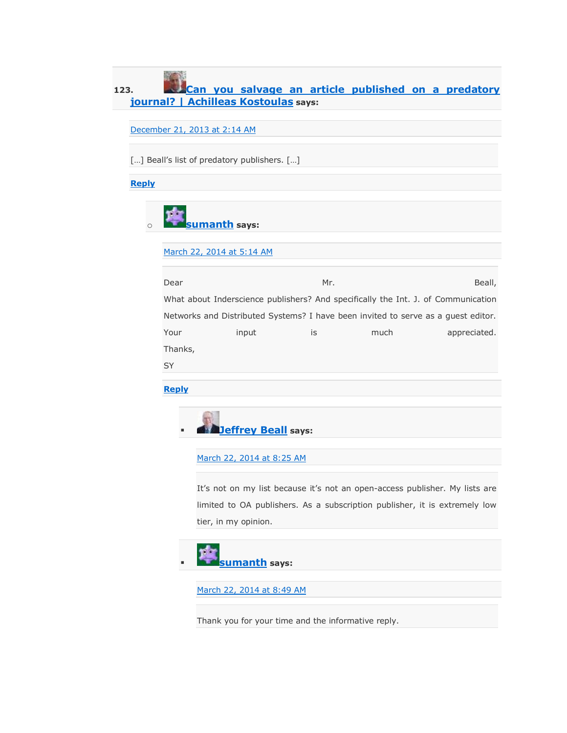123. **Can you salvage an article published on a predatory journal? | Achilleas Kostoulas** says:

December 21, 2013 at 2:14 AM

[…] Beall's list of predatory publishers. […]

**Reply**

- **sumanth** says:

  March 22, 2014 at 5:14 AM

  Dear Mr. Beall,
  What about Inderscience publishers? And specifically the Int. J. of Communication Networks and Distributed Systems? I have been invited to serve as a guest editor. Your input is much appreciated.
  Thanks,
  SY

  **Reply**

  - **Jeffrey Beall** says:

    March 22, 2014 at 8:25 AM

    It's not on my list because it's not an open-access publisher. My lists are limited to OA publishers. As a subscription publisher, it is extremely low tier, in my opinion.

  - **sumanth** says:

    March 22, 2014 at 8:49 AM

    Thank you for your time and the informative reply.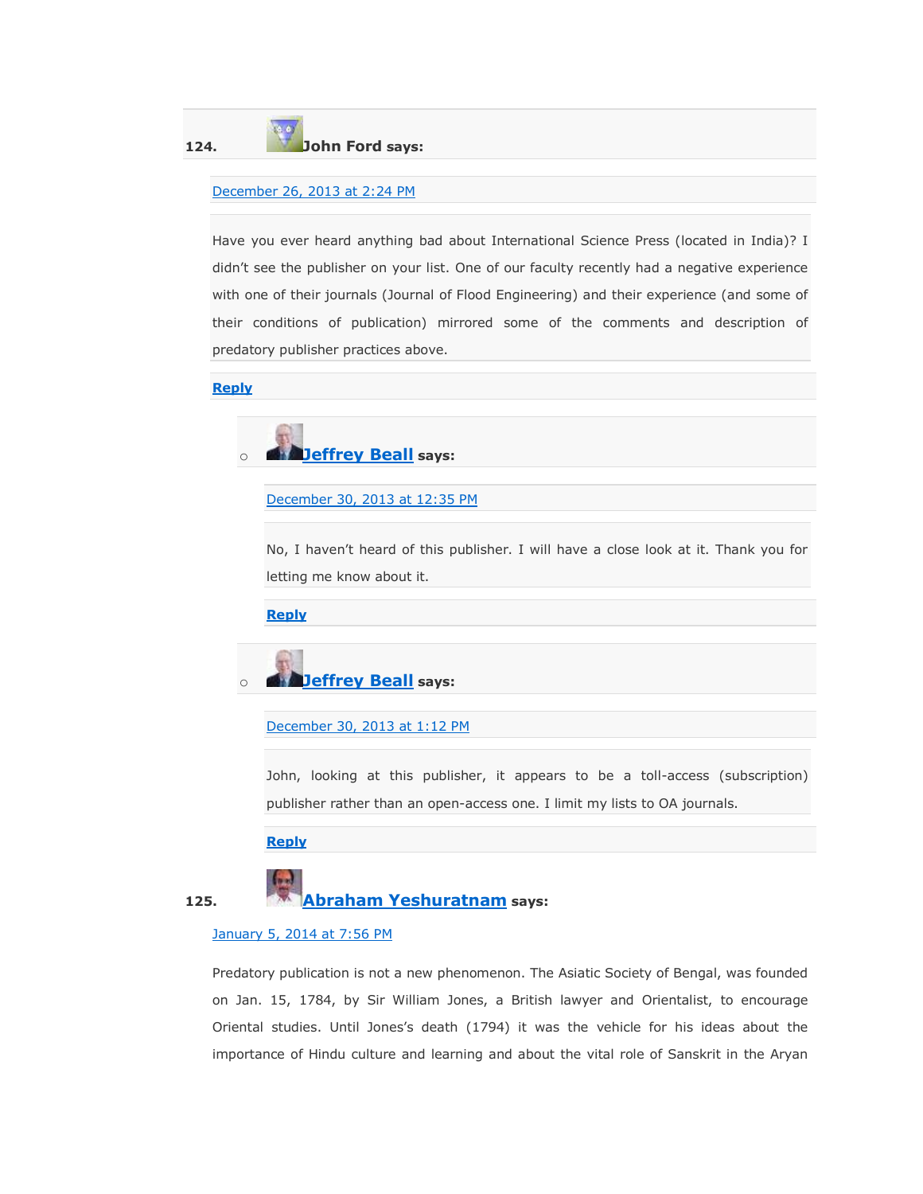124. **John Ford says:**

December 26, 2013 at 2:24 PM

Have you ever heard anything bad about International Science Press (located in India)? I didn't see the publisher on your list. One of our faculty recently had a negative experience with one of their journals (Journal of Flood Engineering) and their experience (and some of their conditions of publication) mirrored some of the comments and description of predatory publisher practices above.

**Reply**

- **Jeffrey Beall says:**

  December 30, 2013 at 12:35 PM

  No, I haven't heard of this publisher. I will have a close look at it. Thank you for letting me know about it.

  **Reply**

- **Jeffrey Beall says:**

  December 30, 2013 at 1:12 PM

  John, looking at this publisher, it appears to be a toll-access (subscription) publisher rather than an open-access one. I limit my lists to OA journals.

  **Reply**

125. **Abraham Yeshuratnam says:**

January 5, 2014 at 7:56 PM

Predatory publication is not a new phenomenon. The Asiatic Society of Bengal, was founded on Jan. 15, 1784, by Sir William Jones, a British lawyer and Orientalist, to encourage Oriental studies. Until Jones's death (1794) it was the vehicle for his ideas about the importance of Hindu culture and learning and about the vital role of Sanskrit in the Aryan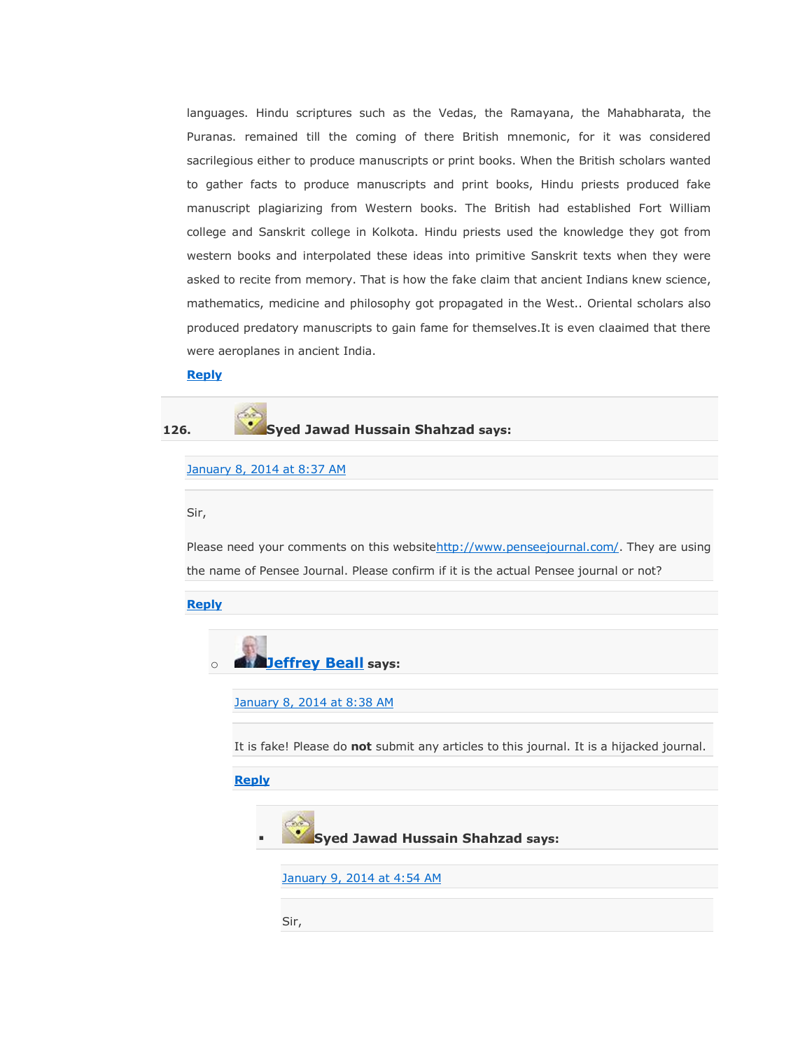languages. Hindu scriptures such as the Vedas, the Ramayana, the Mahabharata, the Puranas. remained till the coming of there British mnemonic, for it was considered sacrilegious either to produce manuscripts or print books. When the British scholars wanted to gather facts to produce manuscripts and print books, Hindu priests produced fake manuscript plagiarizing from Western books. The British had established Fort William college and Sanskrit college in Kolkota. Hindu priests used the knowledge they got from western books and interpolated these ideas into primitive Sanskrit texts when they were asked to recite from memory. That is how the fake claim that ancient Indians knew science, mathematics, medicine and philosophy got propagated in the West.. Oriental scholars also produced predatory manuscripts to gain fame for themselves.It is even claaimed that there were aeroplanes in ancient India.

**Reply**

126. **Syed Jawad Hussain Shahzad says:**

January 8, 2014 at 8:37 AM

Sir,

Please need your comments on this websitehttp://www.penseejournal.com/. They are using the name of Pensee Journal. Please confirm if it is the actual Pensee journal or not?

**Reply**

- **Jeffrey Beall says:**

  January 8, 2014 at 8:38 AM

  It is fake! Please do **not** submit any articles to this journal. It is a hijacked journal.

  **Reply**

  - **Syed Jawad Hussain Shahzad says:**

    January 9, 2014 at 4:54 AM

    Sir,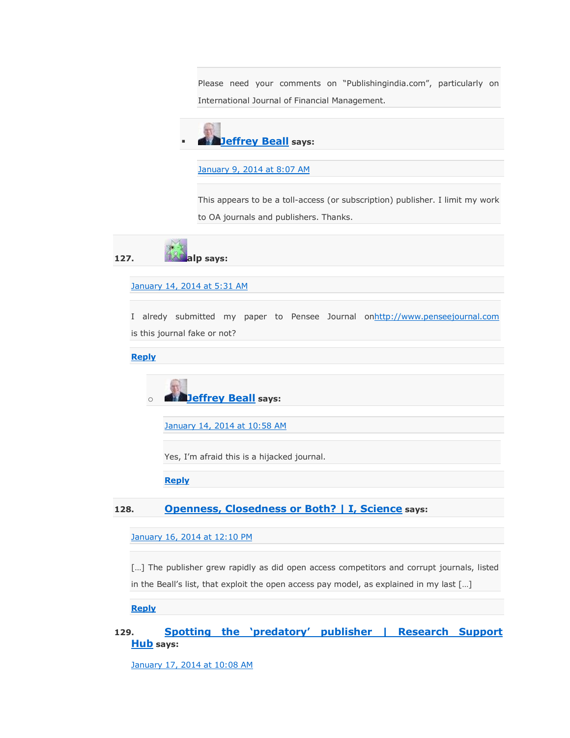Please need your comments on "Publishingindia.com", particularly on International Journal of Financial Management.

- **Jeffrey Beall says:**

  January 9, 2014 at 8:07 AM

  This appears to be a toll-access (or subscription) publisher. I limit my work to OA journals and publishers. Thanks.

**127. alp says:**

January 14, 2014 at 5:31 AM

I alredy submitted my paper to Pensee Journal onhttp://www.penseejournal.com is this journal fake or not?

**Reply**

- **Jeffrey Beall says:**

  January 14, 2014 at 10:58 AM

  Yes, I'm afraid this is a hijacked journal.

  **Reply**

**128. Openness, Closedness or Both? | I, Science says:**

January 16, 2014 at 12:10 PM

[…] The publisher grew rapidly as did open access competitors and corrupt journals, listed in the Beall's list, that exploit the open access pay model, as explained in my last […]

**Reply**

**129. Spotting the 'predatory' publisher | Research Support Hub says:**

January 17, 2014 at 10:08 AM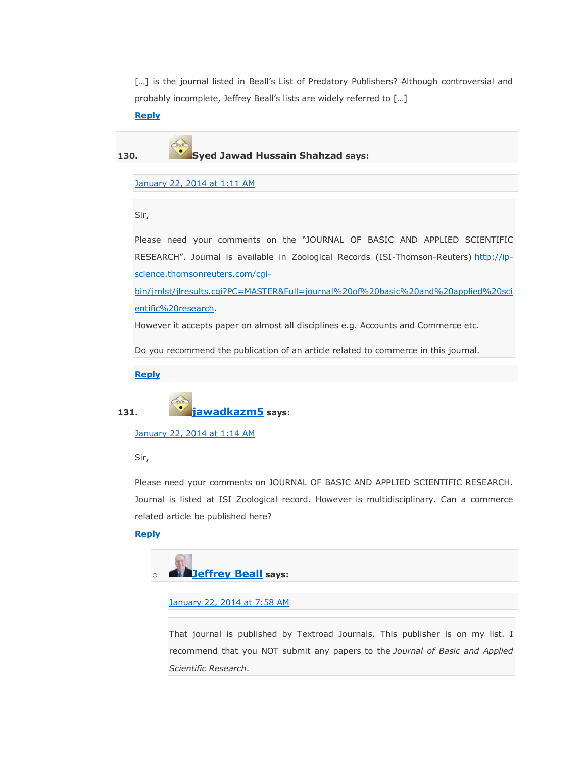[…] is the journal listed in Beall's List of Predatory Publishers? Although controversial and probably incomplete, Jeffrey Beall's lists are widely referred to […]

Reply

130. **Syed Jawad Hussain Shahzad says:**

January 22, 2014 at 1:11 AM

Sir,

Please need your comments on the "JOURNAL OF BASIC AND APPLIED SCIENTIFIC RESEARCH". Journal is available in Zoological Records (ISI-Thomson-Reuters) http://ip-science.thomsonreuters.com/cgi-bin/jrnlst/jlresults.cgi?PC=MASTER&Full=journal%20of%20basic%20and%20applied%20scientific%20research.

However it accepts paper on almost all disciplines e.g. Accounts and Commerce etc.

Do you recommend the publication of an article related to commerce in this journal.

Reply

131. **jawadkazm5 says:**

January 22, 2014 at 1:14 AM

Sir,

Please need your comments on JOURNAL OF BASIC AND APPLIED SCIENTIFIC RESEARCH. Journal is listed at ISI Zoological record. However is multidisciplinary. Can a commerce related article be published here?

Reply

- **Jeffrey Beall says:**

  January 22, 2014 at 7:58 AM

  That journal is published by Textroad Journals. This publisher is on my list. I recommend that you NOT submit any papers to the *Journal of Basic and Applied Scientific Research*.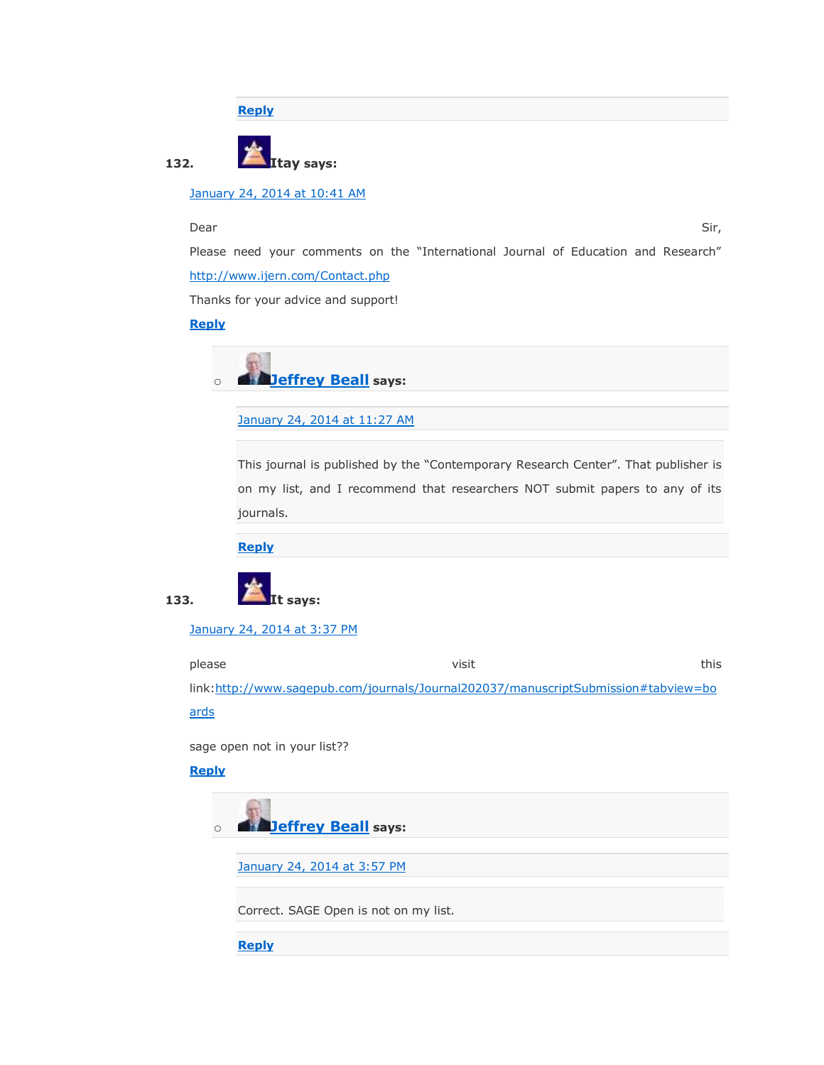Reply

132. **Itay says:**

January 24, 2014 at 10:41 AM

Dear Sir,

Please need your comments on the "International Journal of Education and Research"

http://www.ijern.com/Contact.php

Thanks for your advice and support!

Reply

- **Jeffrey Beall says:**

  January 24, 2014 at 11:27 AM

  This journal is published by the "Contemporary Research Center". That publisher is on my list, and I recommend that researchers NOT submit papers to any of its journals.

  Reply

133. **It says:**

January 24, 2014 at 3:37 PM

please visit this link:http://www.sagepub.com/journals/Journal202037/manuscriptSubmission#tabview=boards

sage open not in your list??

Reply

- **Jeffrey Beall says:**

  January 24, 2014 at 3:57 PM

  Correct. SAGE Open is not on my list.

  Reply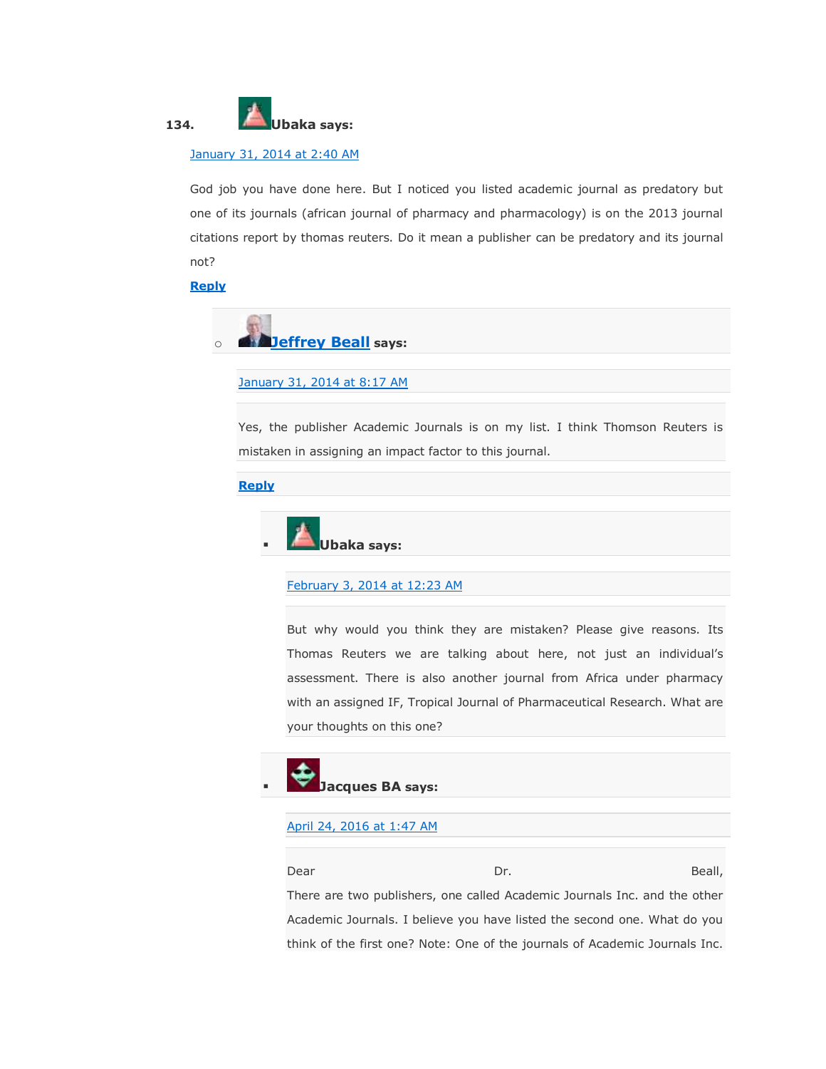134. **Ubaka says:**

January 31, 2014 at 2:40 AM

God job you have done here. But I noticed you listed academic journal as predatory but one of its journals (african journal of pharmacy and pharmacology) is on the 2013 journal citations report by thomas reuters. Do it mean a publisher can be predatory and its journal not?

**Reply**

- **Jeffrey Beall says:**

  January 31, 2014 at 8:17 AM

  Yes, the publisher Academic Journals is on my list. I think Thomson Reuters is mistaken in assigning an impact factor to this journal.

  **Reply**

  - **Ubaka says:**

    February 3, 2014 at 12:23 AM

    But why would you think they are mistaken? Please give reasons. Its Thomas Reuters we are talking about here, not just an individual's assessment. There is also another journal from Africa under pharmacy with an assigned IF, Tropical Journal of Pharmaceutical Research. What are your thoughts on this one?

  - **Jacques BA says:**

    April 24, 2016 at 1:47 AM

    Dear Dr. Beall,
    There are two publishers, one called Academic Journals Inc. and the other Academic Journals. I believe you have listed the second one. What do you think of the first one? Note: One of the journals of Academic Journals Inc.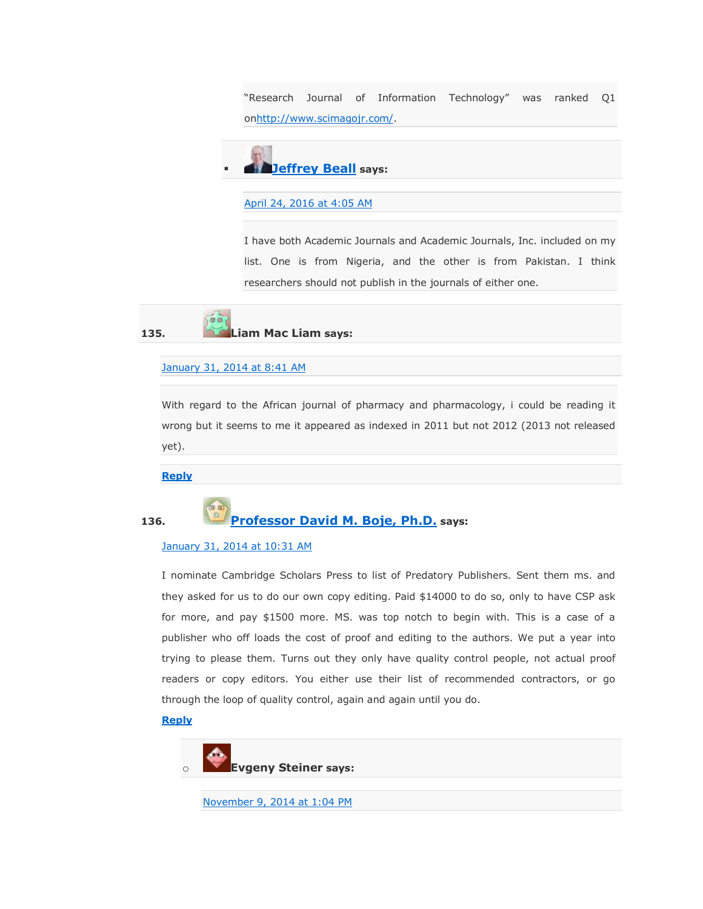"Research Journal of Information Technology" was ranked Q1 onhttp://www.scimagojr.com/.

- **Jeffrey Beall** says:

  April 24, 2016 at 4:05 AM

  I have both Academic Journals and Academic Journals, Inc. included on my list. One is from Nigeria, and the other is from Pakistan. I think researchers should not publish in the journals of either one.

135. **Liam Mac Liam says:**

January 31, 2014 at 8:41 AM

With regard to the African journal of pharmacy and pharmacology, i could be reading it wrong but it seems to me it appeared as indexed in 2011 but not 2012 (2013 not released yet).

**Reply**

136. **Professor David M. Boje, Ph.D. says:**

January 31, 2014 at 10:31 AM

I nominate Cambridge Scholars Press to list of Predatory Publishers. Sent them ms. and they asked for us to do our own copy editing. Paid $14000 to do so, only to have CSP ask for more, and pay $1500 more. MS. was top notch to begin with. This is a case of a publisher who off loads the cost of proof and editing to the authors. We put a year into trying to please them. Turns out they only have quality control people, not actual proof readers or copy editors. You either use their list of recommended contractors, or go through the loop of quality control, again and again until you do.

**Reply**

- **Evgeny Steiner says:**

  November 9, 2014 at 1:04 PM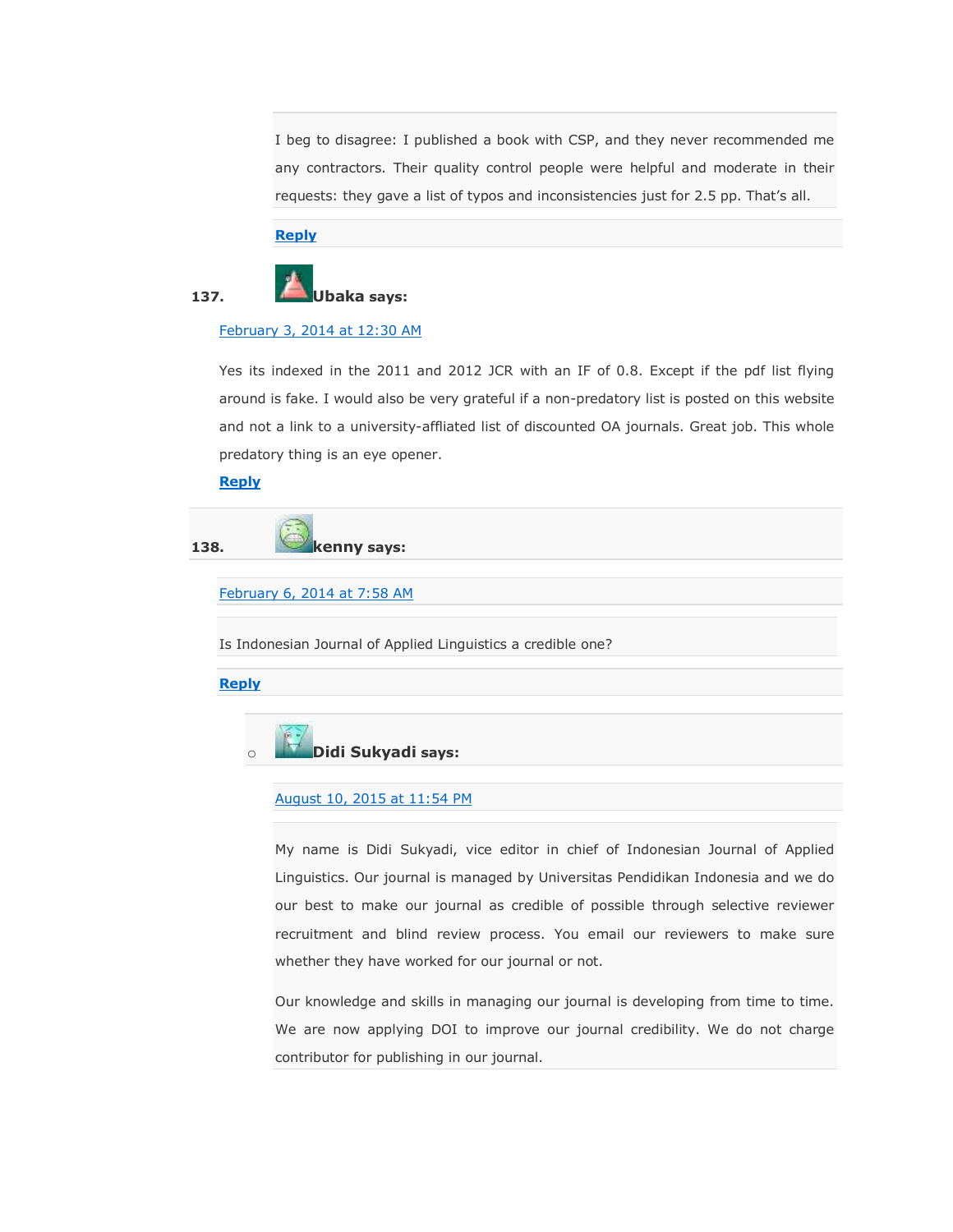I beg to disagree: I published a book with CSP, and they never recommended me any contractors. Their quality control people were helpful and moderate in their requests: they gave a list of typos and inconsistencies just for 2.5 pp. That's all.

**Reply**

137. **Ubaka says:**

February 3, 2014 at 12:30 AM

Yes its indexed in the 2011 and 2012 JCR with an IF of 0.8. Except if the pdf list flying around is fake. I would also be very grateful if a non-predatory list is posted on this website and not a link to a university-affliated list of discounted OA journals. Great job. This whole predatory thing is an eye opener.

**Reply**

138. **kenny says:**

February 6, 2014 at 7:58 AM

Is Indonesian Journal of Applied Linguistics a credible one?

**Reply**

- **Didi Sukyadi says:**

  August 10, 2015 at 11:54 PM

  My name is Didi Sukyadi, vice editor in chief of Indonesian Journal of Applied Linguistics. Our journal is managed by Universitas Pendidikan Indonesia and we do our best to make our journal as credible of possible through selective reviewer recruitment and blind review process. You email our reviewers to make sure whether they have worked for our journal or not.

  Our knowledge and skills in managing our journal is developing from time to time. We are now applying DOI to improve our journal credibility. We do not charge contributor for publishing in our journal.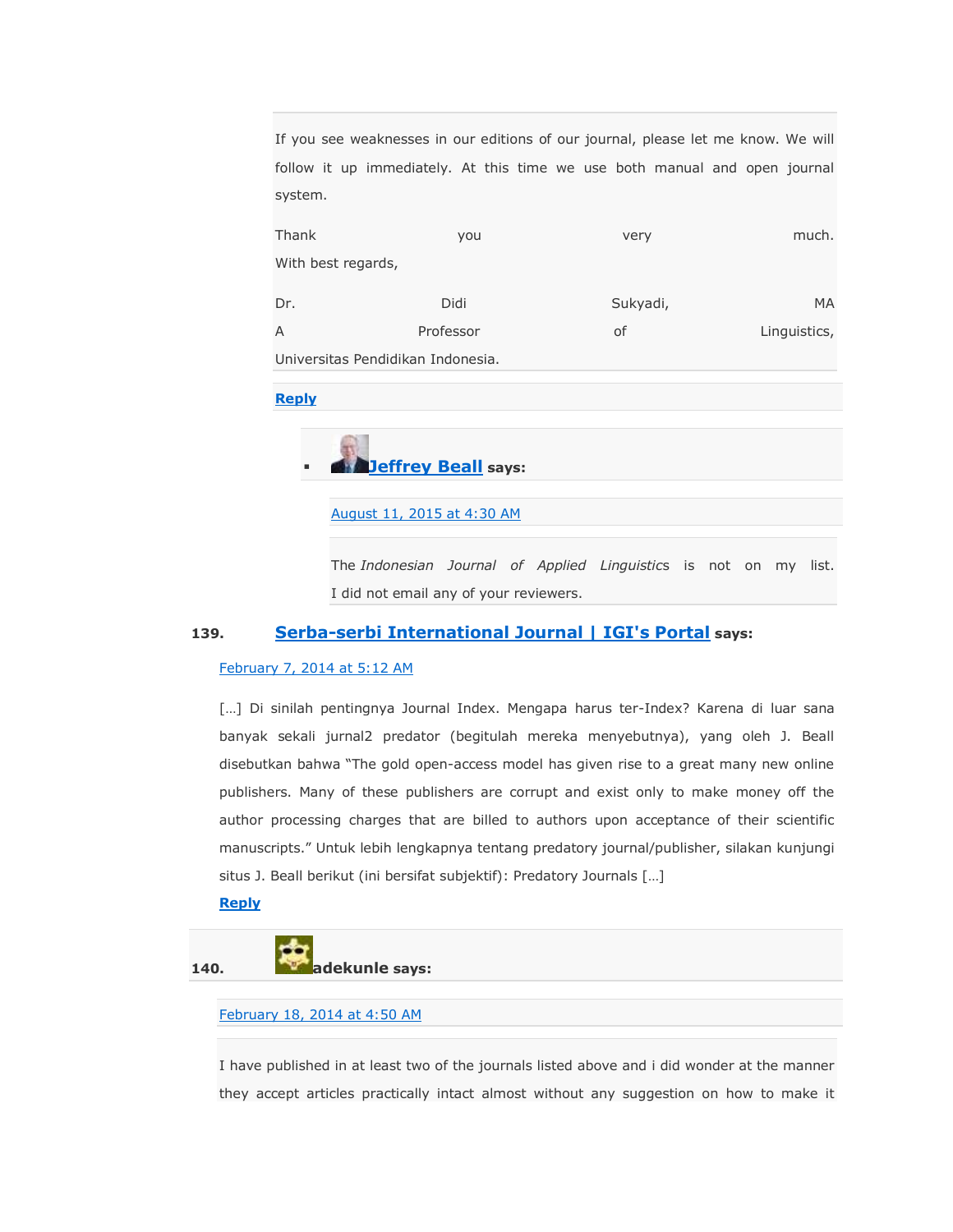If you see weaknesses in our editions of our journal, please let me know. We will follow it up immediately. At this time we use both manual and open journal system.

Thank you very much.
With best regards,

Dr. Didi Sukyadi, MA
A Professor of Linguistics,
Universitas Pendidikan Indonesia.

**Reply**

- **Jeffrey Beall** says:

  August 11, 2015 at 4:30 AM

  The *Indonesian Journal of Applied Linguistics* is not on my list. I did not email any of your reviewers.

**139. Serba-serbi International Journal | IGI's Portal says:**

February 7, 2014 at 5:12 AM

[…] Di sinilah pentingnya Journal Index. Mengapa harus ter-Index? Karena di luar sana banyak sekali jurnal2 predator (begitulah mereka menyebutnya), yang oleh J. Beall disebutkan bahwa "The gold open-access model has given rise to a great many new online publishers. Many of these publishers are corrupt and exist only to make money off the author processing charges that are billed to authors upon acceptance of their scientific manuscripts." Untuk lebih lengkapnya tentang predatory journal/publisher, silakan kunjungi situs J. Beall berikut (ini bersifat subjektif): Predatory Journals […]

**Reply**

**140. adekunle says:**

February 18, 2014 at 4:50 AM

I have published in at least two of the journals listed above and i did wonder at the manner they accept articles practically intact almost without any suggestion on how to make it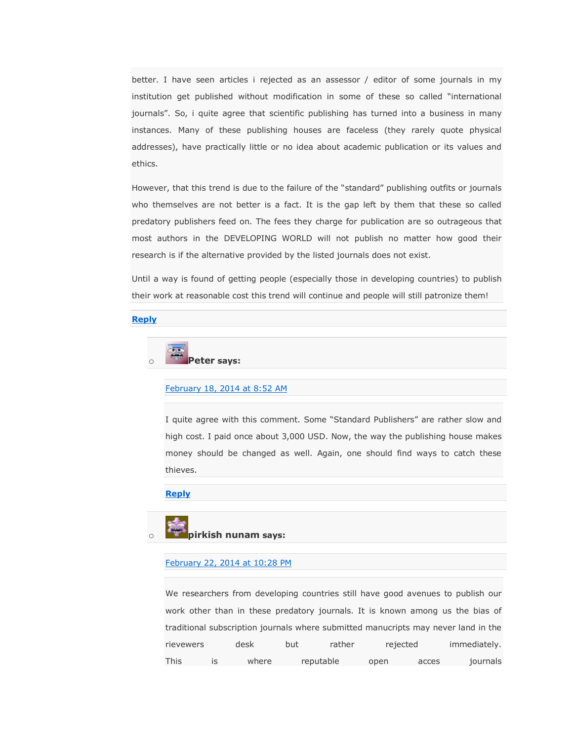better. I have seen articles i rejected as an assessor / editor of some journals in my institution get published without modification in some of these so called "international journals". So, i quite agree that scientific publishing has turned into a business in many instances. Many of these publishing houses are faceless (they rarely quote physical addresses), have practically little or no idea about academic publication or its values and ethics.

However, that this trend is due to the failure of the "standard" publishing outfits or journals who themselves are not better is a fact. It is the gap left by them that these so called predatory publishers feed on. The fees they charge for publication are so outrageous that most authors in the DEVELOPING WORLD will not publish no matter how good their research is if the alternative provided by the listed journals does not exist.

Until a way is found of getting people (especially those in developing countries) to publish their work at reasonable cost this trend will continue and people will still patronize them!

Reply

- **Peter says:**

  February 18, 2014 at 8:52 AM

  I quite agree with this comment. Some "Standard Publishers" are rather slow and high cost. I paid once about 3,000 USD. Now, the way the publishing house makes money should be changed as well. Again, one should find ways to catch these thieves.

  Reply

- **pirkish nunam says:**

  February 22, 2014 at 10:28 PM

  We researchers from developing countries still have good avenues to publish our work other than in these predatory journals. It is known among us the bias of traditional subscription journals where submitted manucripts may never land in the rievewers desk but rather rejected immediately. This is where reputable open acces journals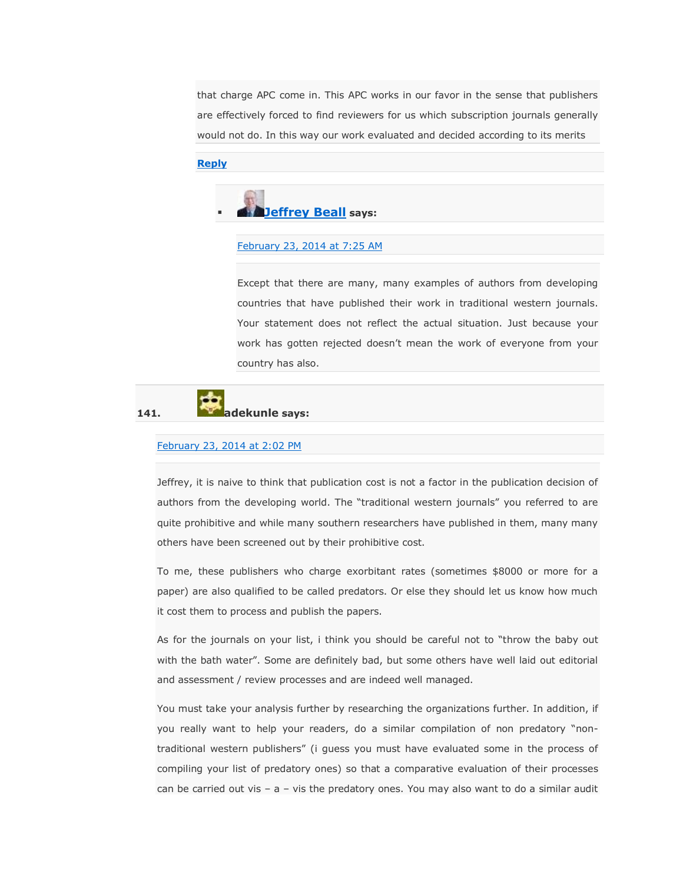that charge APC come in. This APC works in our favor in the sense that publishers are effectively forced to find reviewers for us which subscription journals generally would not do. In this way our work evaluated and decided according to its merits

**Reply**

- **Jeffrey Beall** says:

  February 23, 2014 at 7:25 AM

  Except that there are many, many examples of authors from developing countries that have published their work in traditional western journals. Your statement does not reflect the actual situation. Just because your work has gotten rejected doesn't mean the work of everyone from your country has also.

141. **adekunle says:**

February 23, 2014 at 2:02 PM

Jeffrey, it is naive to think that publication cost is not a factor in the publication decision of authors from the developing world. The "traditional western journals" you referred to are quite prohibitive and while many southern researchers have published in them, many many others have been screened out by their prohibitive cost.

To me, these publishers who charge exorbitant rates (sometimes $8000 or more for a paper) are also qualified to be called predators. Or else they should let us know how much it cost them to process and publish the papers.

As for the journals on your list, i think you should be careful not to "throw the baby out with the bath water". Some are definitely bad, but some others have well laid out editorial and assessment / review processes and are indeed well managed.

You must take your analysis further by researching the organizations further. In addition, if you really want to help your readers, do a similar compilation of non predatory "non-traditional western publishers" (i guess you must have evaluated some in the process of compiling your list of predatory ones) so that a comparative evaluation of their processes can be carried out vis – a – vis the predatory ones. You may also want to do a similar audit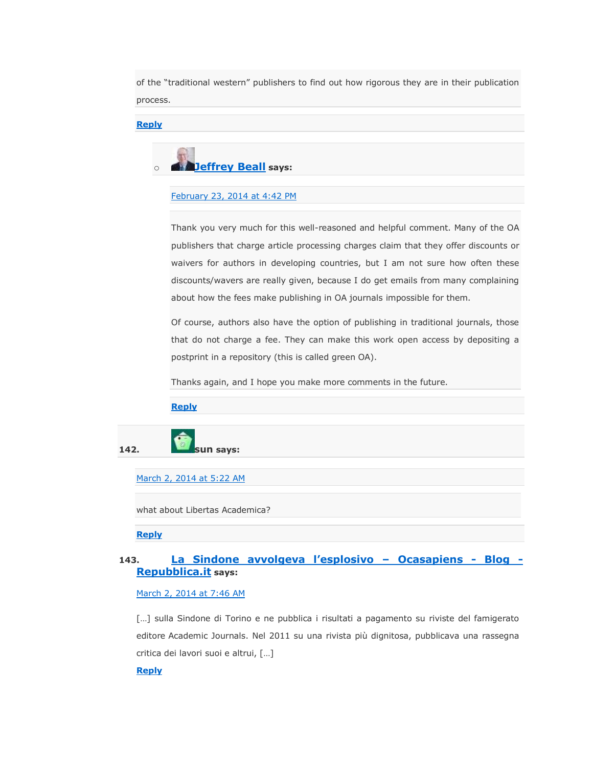of the "traditional western" publishers to find out how rigorous they are in their publication process.

Reply

- **Jeffrey Beall says:**

  February 23, 2014 at 4:42 PM

  Thank you very much for this well-reasoned and helpful comment. Many of the OA publishers that charge article processing charges claim that they offer discounts or waivers for authors in developing countries, but I am not sure how often these discounts/wavers are really given, because I do get emails from many complaining about how the fees make publishing in OA journals impossible for them.

  Of course, authors also have the option of publishing in traditional journals, those that do not charge a fee. They can make this work open access by depositing a postprint in a repository (this is called green OA).

  Thanks again, and I hope you make more comments in the future.

  Reply

142. **sun says:**

   March 2, 2014 at 5:22 AM

   what about Libertas Academica?

   Reply

143. **La Sindone avvolgeva l'esplosivo – Ocasapiens - Blog - Repubblica.it says:**

   March 2, 2014 at 7:46 AM

   […] sulla Sindone di Torino e ne pubblica i risultati a pagamento su riviste del famigerato editore Academic Journals. Nel 2011 su una rivista più dignitosa, pubblicava una rassegna critica dei lavori suoi e altrui, […]

   Reply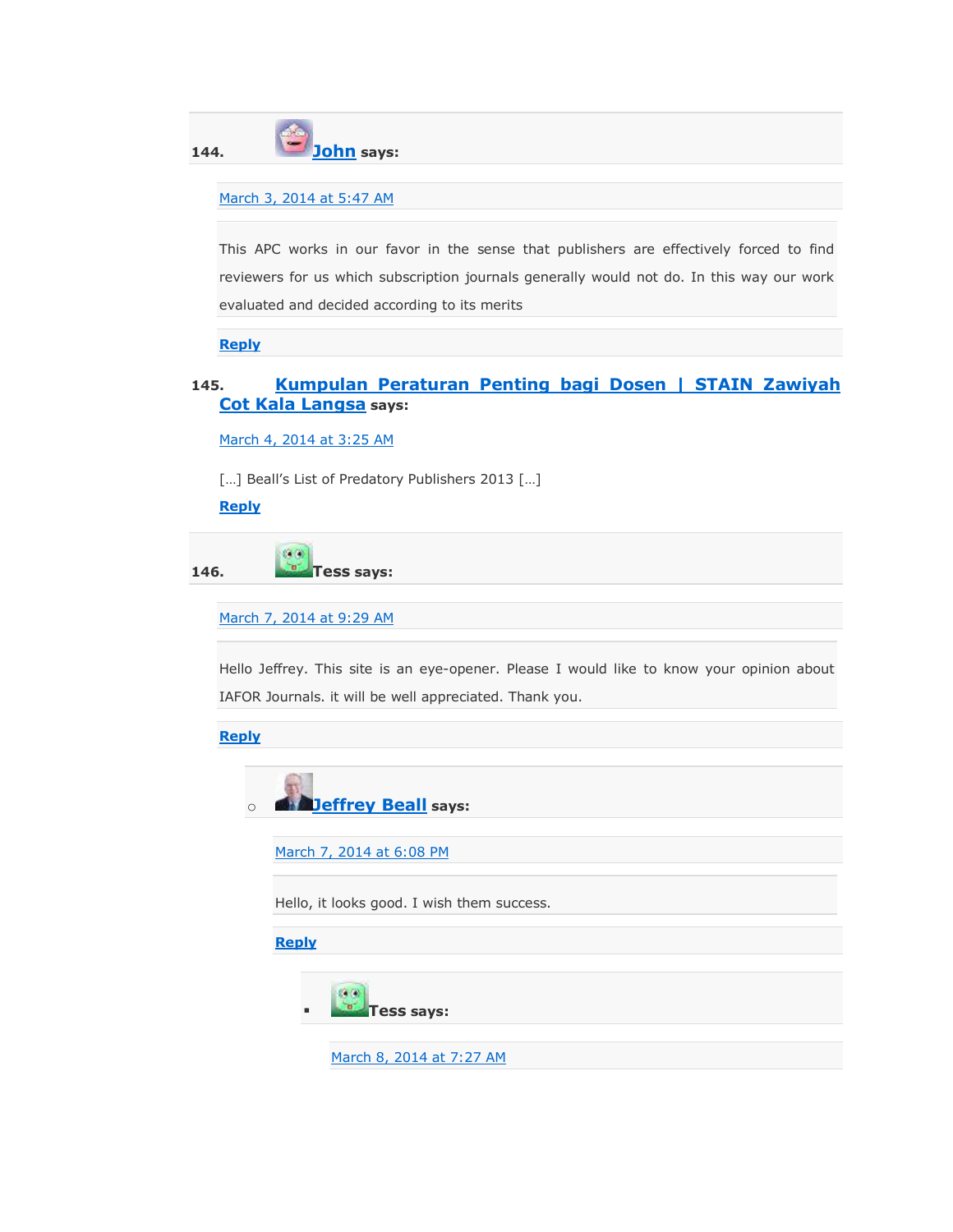144. **John** says:

March 3, 2014 at 5:47 AM

This APC works in our favor in the sense that publishers are effectively forced to find reviewers for us which subscription journals generally would not do. In this way our work evaluated and decided according to its merits

**Reply**

145. **Kumpulan Peraturan Penting bagi Dosen | STAIN Zawiyah Cot Kala Langsa** says:

March 4, 2014 at 3:25 AM

[…] Beall's List of Predatory Publishers 2013 […]

**Reply**

146. **Tess says:**

March 7, 2014 at 9:29 AM

Hello Jeffrey. This site is an eye-opener. Please I would like to know your opinion about IAFOR Journals. it will be well appreciated. Thank you.

**Reply**

- **Jeffrey Beall** says:

  March 7, 2014 at 6:08 PM

  Hello, it looks good. I wish them success.

  **Reply**

  - **Tess says:**

    March 8, 2014 at 7:27 AM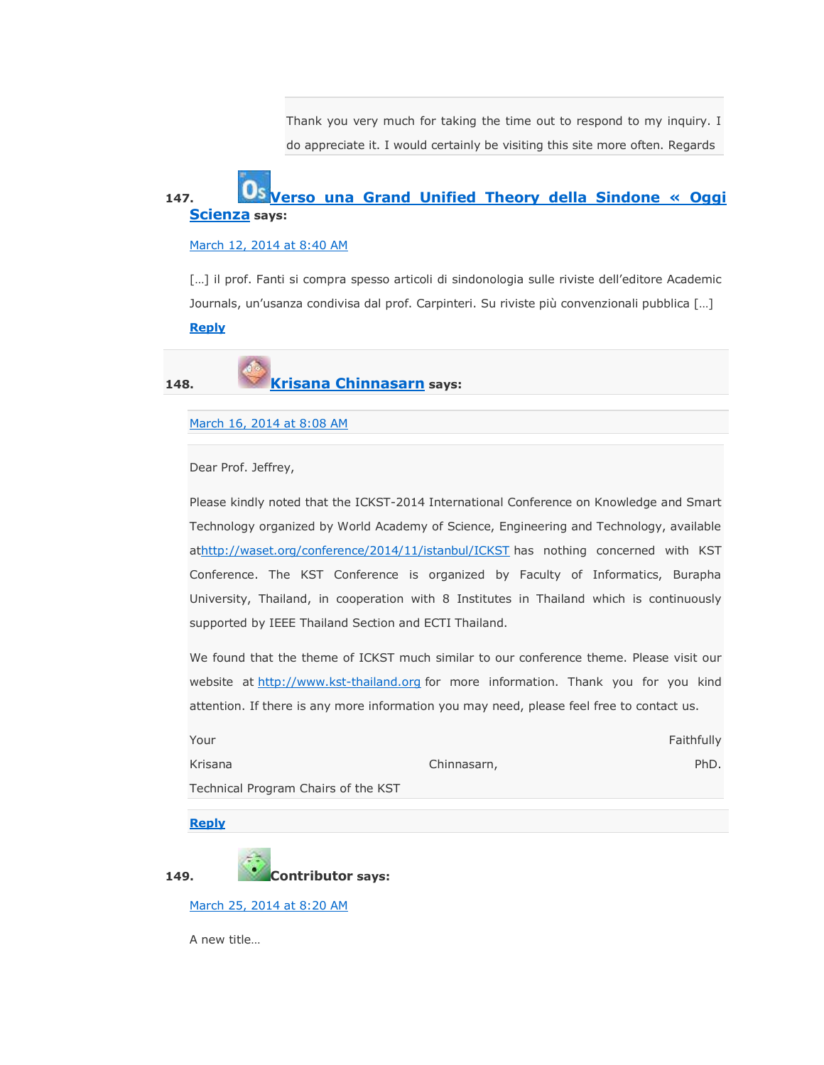Thank you very much for taking the time out to respond to my inquiry. I do appreciate it. I would certainly be visiting this site more often. Regards

147. **Verso una Grand Unified Theory della Sindone « Oggi Scienza** says:

March 12, 2014 at 8:40 AM

[…] il prof. Fanti si compra spesso articoli di sindonologia sulle riviste dell'editore Academic Journals, un'usanza condivisa dal prof. Carpinteri. Su riviste più convenzionali pubblica […]

Reply

148. **Krisana Chinnasarn** says:

March 16, 2014 at 8:08 AM

Dear Prof. Jeffrey,

Please kindly noted that the ICKST-2014 International Conference on Knowledge and Smart Technology organized by World Academy of Science, Engineering and Technology, available athttp://waset.org/conference/2014/11/istanbul/ICKST has nothing concerned with KST Conference. The KST Conference is organized by Faculty of Informatics, Burapha University, Thailand, in cooperation with 8 Institutes in Thailand which is continuously supported by IEEE Thailand Section and ECTI Thailand.

We found that the theme of ICKST much similar to our conference theme. Please visit our website at http://www.kst-thailand.org for more information. Thank you for you kind attention. If there is any more information you may need, please feel free to contact us.

Your Faithfully
Krisana Chinnasarn, PhD.
Technical Program Chairs of the KST

Reply

149. **Contributor** says:

March 25, 2014 at 8:20 AM

A new title…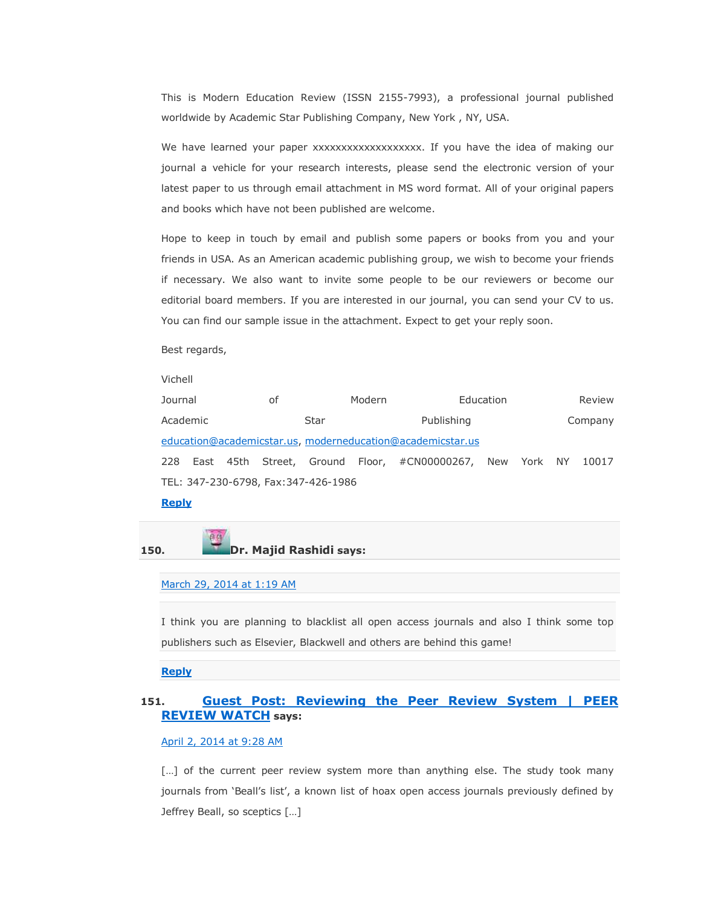This is Modern Education Review (ISSN 2155-7993), a professional journal published worldwide by Academic Star Publishing Company, New York , NY, USA.

We have learned your paper xxxxxxxxxxxxxxxxxxx. If you have the idea of making our journal a vehicle for your research interests, please send the electronic version of your latest paper to us through email attachment in MS word format. All of your original papers and books which have not been published are welcome.

Hope to keep in touch by email and publish some papers or books from you and your friends in USA. As an American academic publishing group, we wish to become your friends if necessary. We also want to invite some people to be our reviewers or become our editorial board members. If you are interested in our journal, you can send your CV to us. You can find our sample issue in the attachment. Expect to get your reply soon.

Best regards,

Vichell
Journal of Modern Education Review
Academic Star Publishing Company
education@academicstar.us, moderneducation@academicstar.us
228 East 45th Street, Ground Floor, #CN00000267, New York NY 10017
TEL: 347-230-6798, Fax:347-426-1986

**Reply**

**150. Dr. Majid Rashidi says:**

March 29, 2014 at 1:19 AM

I think you are planning to blacklist all open access journals and also I think some top publishers such as Elsevier, Blackwell and others are behind this game!

**Reply**

**151. Guest Post: Reviewing the Peer Review System | PEER REVIEW WATCH says:**

April 2, 2014 at 9:28 AM

[…] of the current peer review system more than anything else. The study took many journals from 'Beall's list', a known list of hoax open access journals previously defined by Jeffrey Beall, so sceptics […]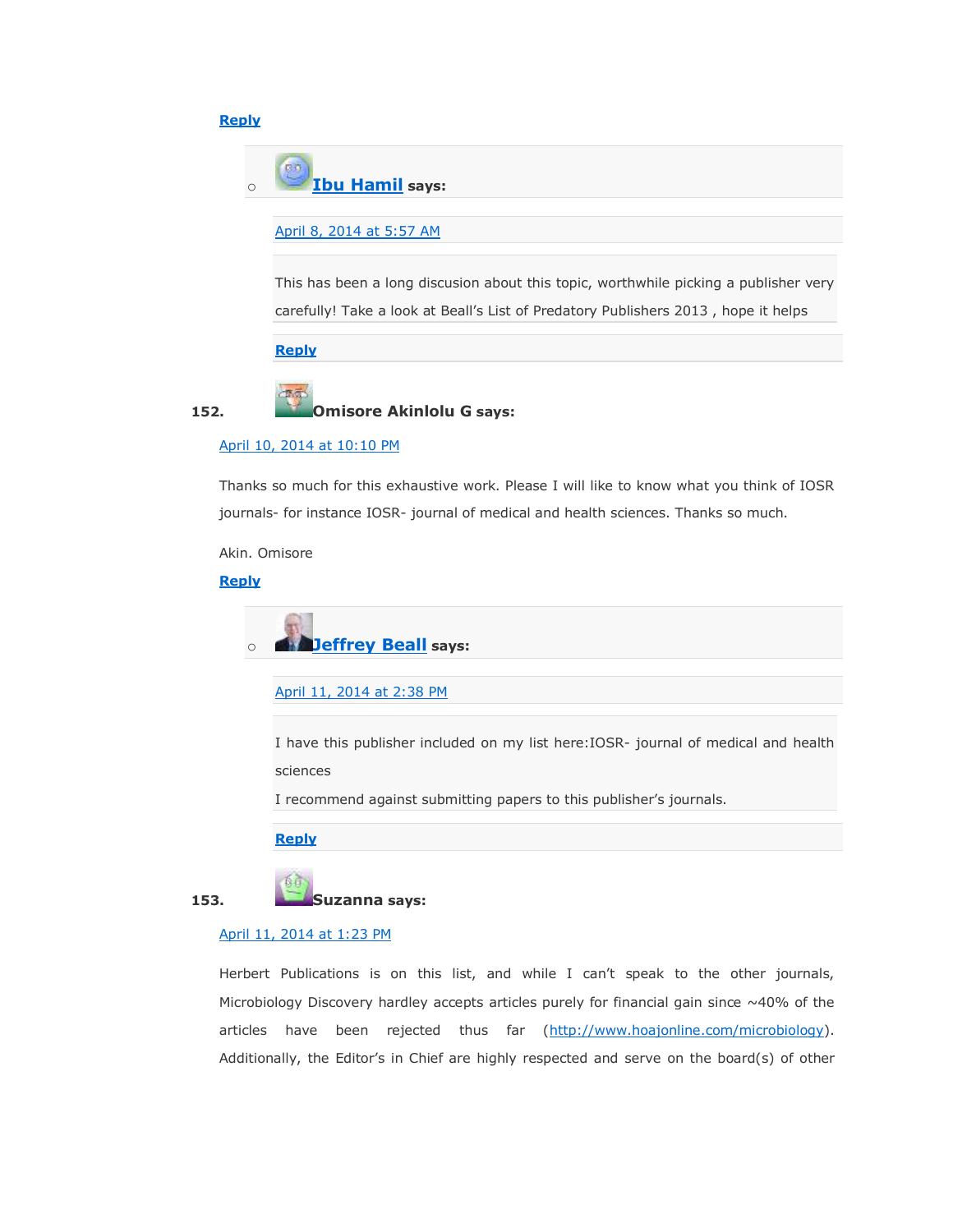Reply

- **Ibu Hamil** says:

  April 8, 2014 at 5:57 AM

  This has been a long discusion about this topic, worthwhile picking a publisher very carefully! Take a look at Beall's List of Predatory Publishers 2013 , hope it helps

  Reply

152. **Omisore Akinlolu G says:**

April 10, 2014 at 10:10 PM

Thanks so much for this exhaustive work. Please I will like to know what you think of IOSR journals- for instance IOSR- journal of medical and health sciences. Thanks so much.

Akin. Omisore

Reply

- **Jeffrey Beall** says:

  April 11, 2014 at 2:38 PM

  I have this publisher included on my list here:IOSR- journal of medical and health sciences

  I recommend against submitting papers to this publisher's journals.

  Reply

153. **Suzanna says:**

April 11, 2014 at 1:23 PM

Herbert Publications is on this list, and while I can't speak to the other journals, Microbiology Discovery hardley accepts articles purely for financial gain since ~40% of the articles have been rejected thus far (http://www.hoajonline.com/microbiology). Additionally, the Editor's in Chief are highly respected and serve on the board(s) of other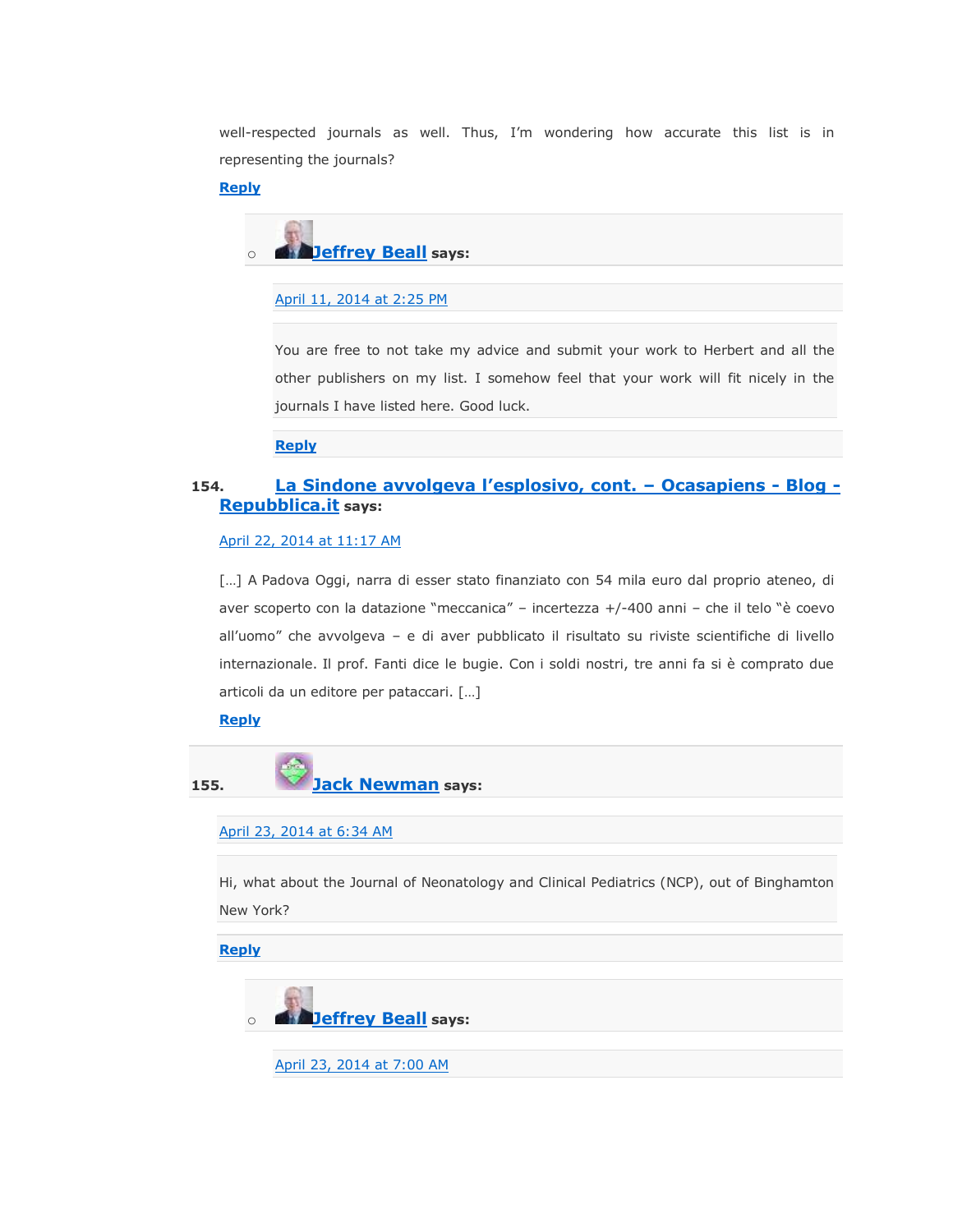well-respected journals as well. Thus, I'm wondering how accurate this list is in representing the journals?

Reply

- **Jeffrey Beall** says:

  April 11, 2014 at 2:25 PM

  You are free to not take my advice and submit your work to Herbert and all the other publishers on my list. I somehow feel that your work will fit nicely in the journals I have listed here. Good luck.

  Reply

154. **La Sindone avvolgeva l'esplosivo, cont. – Ocasapiens - Blog - Repubblica.it** says:

April 22, 2014 at 11:17 AM

[…] A Padova Oggi, narra di esser stato finanziato con 54 mila euro dal proprio ateneo, di aver scoperto con la datazione "meccanica" – incertezza +/-400 anni – che il telo "è coevo all'uomo" che avvolgeva – e di aver pubblicato il risultato su riviste scientifiche di livello internazionale. Il prof. Fanti dice le bugie. Con i soldi nostri, tre anni fa si è comprato due articoli da un editore per pataccari. […]

Reply

155. **Jack Newman** says:

April 23, 2014 at 6:34 AM

Hi, what about the Journal of Neonatology and Clinical Pediatrics (NCP), out of Binghamton New York?

Reply

- **Jeffrey Beall** says:

  April 23, 2014 at 7:00 AM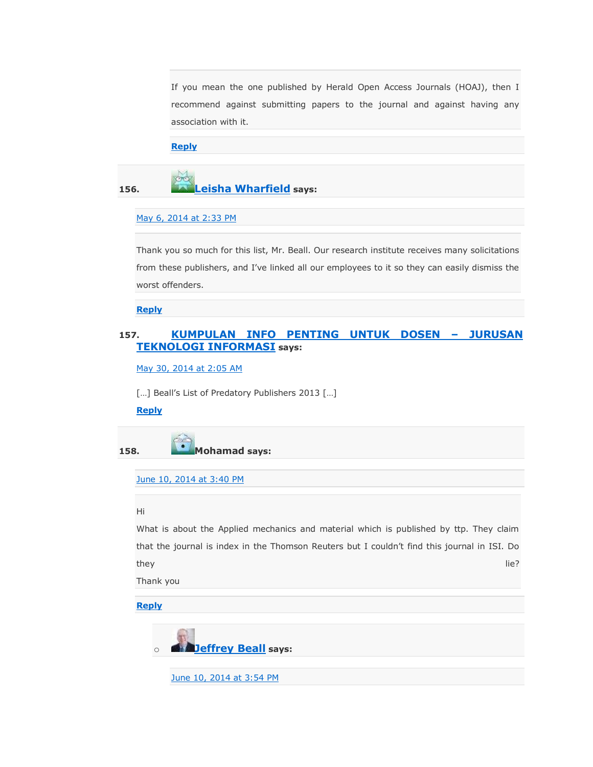If you mean the one published by Herald Open Access Journals (HOAJ), then I recommend against submitting papers to the journal and against having any association with it.

**Reply**

156. **Leisha Wharfield** **says:**

May 6, 2014 at 2:33 PM

Thank you so much for this list, Mr. Beall. Our research institute receives many solicitations from these publishers, and I've linked all our employees to it so they can easily dismiss the worst offenders.

**Reply**

157. **KUMPULAN INFO PENTING UNTUK DOSEN – JURUSAN TEKNOLOGI INFORMASI** **says:**

May 30, 2014 at 2:05 AM

[…] Beall's List of Predatory Publishers 2013 […]

**Reply**

158. **Mohamad** **says:**

June 10, 2014 at 3:40 PM

Hi
What is about the Applied mechanics and material which is published by ttp. They claim that the journal is index in the Thomson Reuters but I couldn't find this journal in ISI. Do they lie?
Thank you

**Reply**

- **Jeffrey Beall** **says:**

  June 10, 2014 at 3:54 PM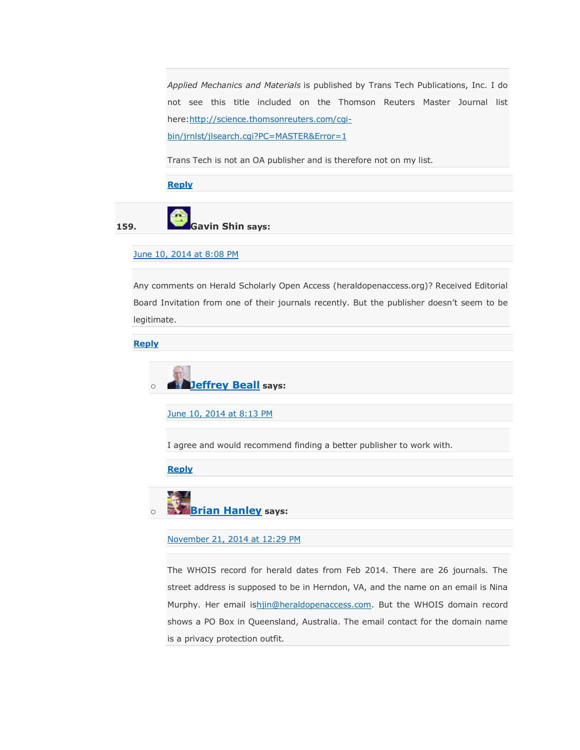*Applied Mechanics and Materials* is published by Trans Tech Publications, Inc. I do not see this title included on the Thomson Reuters Master Journal list here:http://science.thomsonreuters.com/cgi-bin/jrnlst/jlsearch.cgi?PC=MASTER&Error=1

Trans Tech is not an OA publisher and is therefore not on my list.

**Reply**

159. **Gavin Shin says:**

June 10, 2014 at 8:08 PM

Any comments on Herald Scholarly Open Access (heraldopenaccess.org)? Received Editorial Board Invitation from one of their journals recently. But the publisher doesn't seem to be legitimate.

**Reply**

- **Jeffrey Beall says:**

  June 10, 2014 at 8:13 PM

  I agree and would recommend finding a better publisher to work with.

  **Reply**

- **Brian Hanley says:**

  November 21, 2014 at 12:29 PM

  The WHOIS record for herald dates from Feb 2014. There are 26 journals. The street address is supposed to be in Herndon, VA, and the name on an email is Nina Murphy. Her email ishjin@heraldopenaccess.com. But the WHOIS domain record shows a PO Box in Queensland, Australia. The email contact for the domain name is a privacy protection outfit.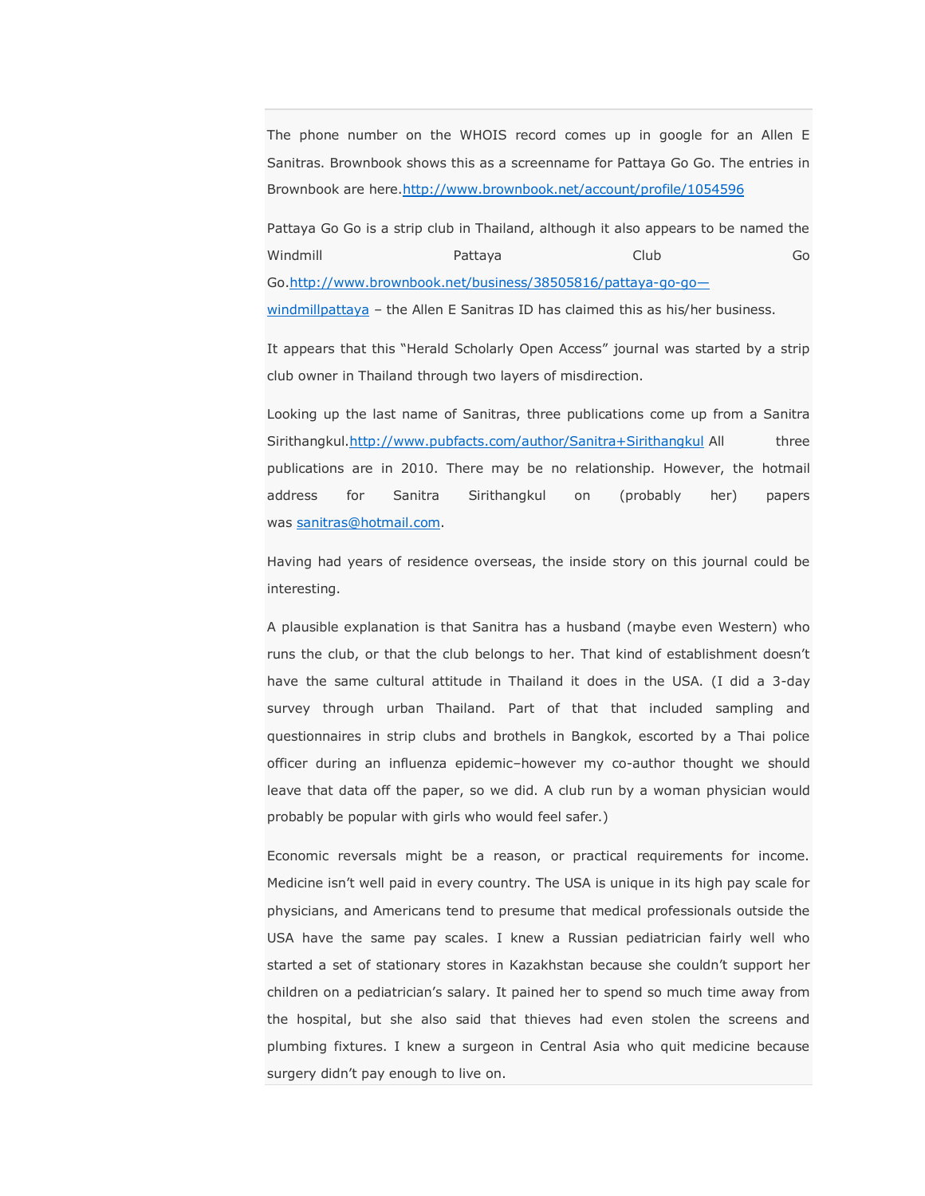The phone number on the WHOIS record comes up in google for an Allen E Sanitras. Brownbook shows this as a screenname for Pattaya Go Go. The entries in Brownbook are here.http://www.brownbook.net/account/profile/1054596

Pattaya Go Go is a strip club in Thailand, although it also appears to be named the Windmill Pattaya Club Go Go.http://www.brownbook.net/business/38505816/pattaya-go-go—windmillpattaya – the Allen E Sanitras ID has claimed this as his/her business.

It appears that this "Herald Scholarly Open Access" journal was started by a strip club owner in Thailand through two layers of misdirection.

Looking up the last name of Sanitras, three publications come up from a Sanitra Sirithangkul.http://www.pubfacts.com/author/Sanitra+Sirithangkul All three publications are in 2010. There may be no relationship. However, the hotmail address for Sanitra Sirithangkul on (probably her) papers was sanitras@hotmail.com.

Having had years of residence overseas, the inside story on this journal could be interesting.

A plausible explanation is that Sanitra has a husband (maybe even Western) who runs the club, or that the club belongs to her. That kind of establishment doesn't have the same cultural attitude in Thailand it does in the USA. (I did a 3-day survey through urban Thailand. Part of that that included sampling and questionnaires in strip clubs and brothels in Bangkok, escorted by a Thai police officer during an influenza epidemic–however my co-author thought we should leave that data off the paper, so we did. A club run by a woman physician would probably be popular with girls who would feel safer.)

Economic reversals might be a reason, or practical requirements for income. Medicine isn't well paid in every country. The USA is unique in its high pay scale for physicians, and Americans tend to presume that medical professionals outside the USA have the same pay scales. I knew a Russian pediatrician fairly well who started a set of stationary stores in Kazakhstan because she couldn't support her children on a pediatrician's salary. It pained her to spend so much time away from the hospital, but she also said that thieves had even stolen the screens and plumbing fixtures. I knew a surgeon in Central Asia who quit medicine because surgery didn't pay enough to live on.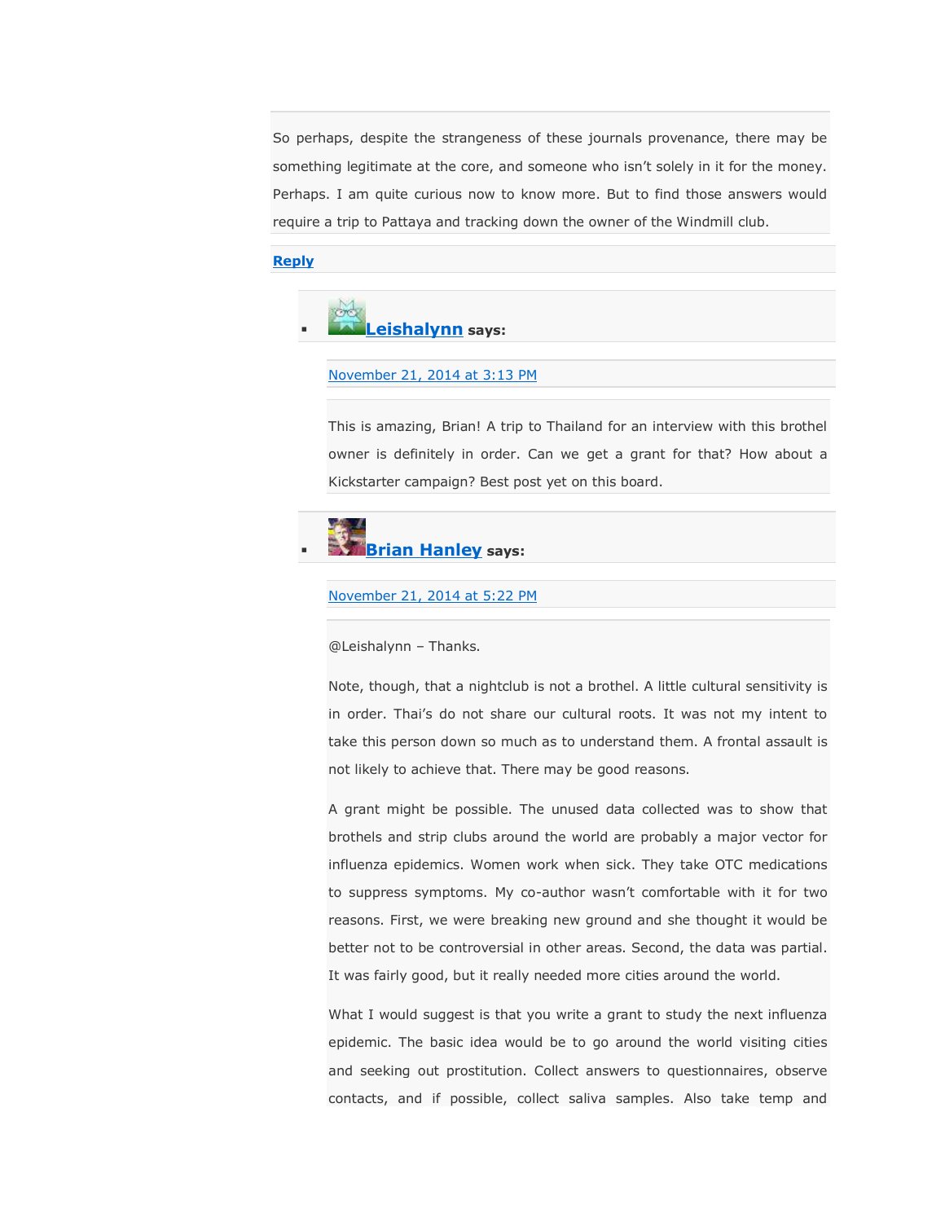So perhaps, despite the strangeness of these journals provenance, there may be something legitimate at the core, and someone who isn't solely in it for the money. Perhaps. I am quite curious now to know more. But to find those answers would require a trip to Pattaya and tracking down the owner of the Windmill club.

**Reply**

- **Leishalynn** says:

  November 21, 2014 at 3:13 PM

  This is amazing, Brian! A trip to Thailand for an interview with this brothel owner is definitely in order. Can we get a grant for that? How about a Kickstarter campaign? Best post yet on this board.

- **Brian Hanley** says:

  November 21, 2014 at 5:22 PM

  @Leishalynn – Thanks.

  Note, though, that a nightclub is not a brothel. A little cultural sensitivity is in order. Thai's do not share our cultural roots. It was not my intent to take this person down so much as to understand them. A frontal assault is not likely to achieve that. There may be good reasons.

  A grant might be possible. The unused data collected was to show that brothels and strip clubs around the world are probably a major vector for influenza epidemics. Women work when sick. They take OTC medications to suppress symptoms. My co-author wasn't comfortable with it for two reasons. First, we were breaking new ground and she thought it would be better not to be controversial in other areas. Second, the data was partial. It was fairly good, but it really needed more cities around the world.

  What I would suggest is that you write a grant to study the next influenza epidemic. The basic idea would be to go around the world visiting cities and seeking out prostitution. Collect answers to questionnaires, observe contacts, and if possible, collect saliva samples. Also take temp and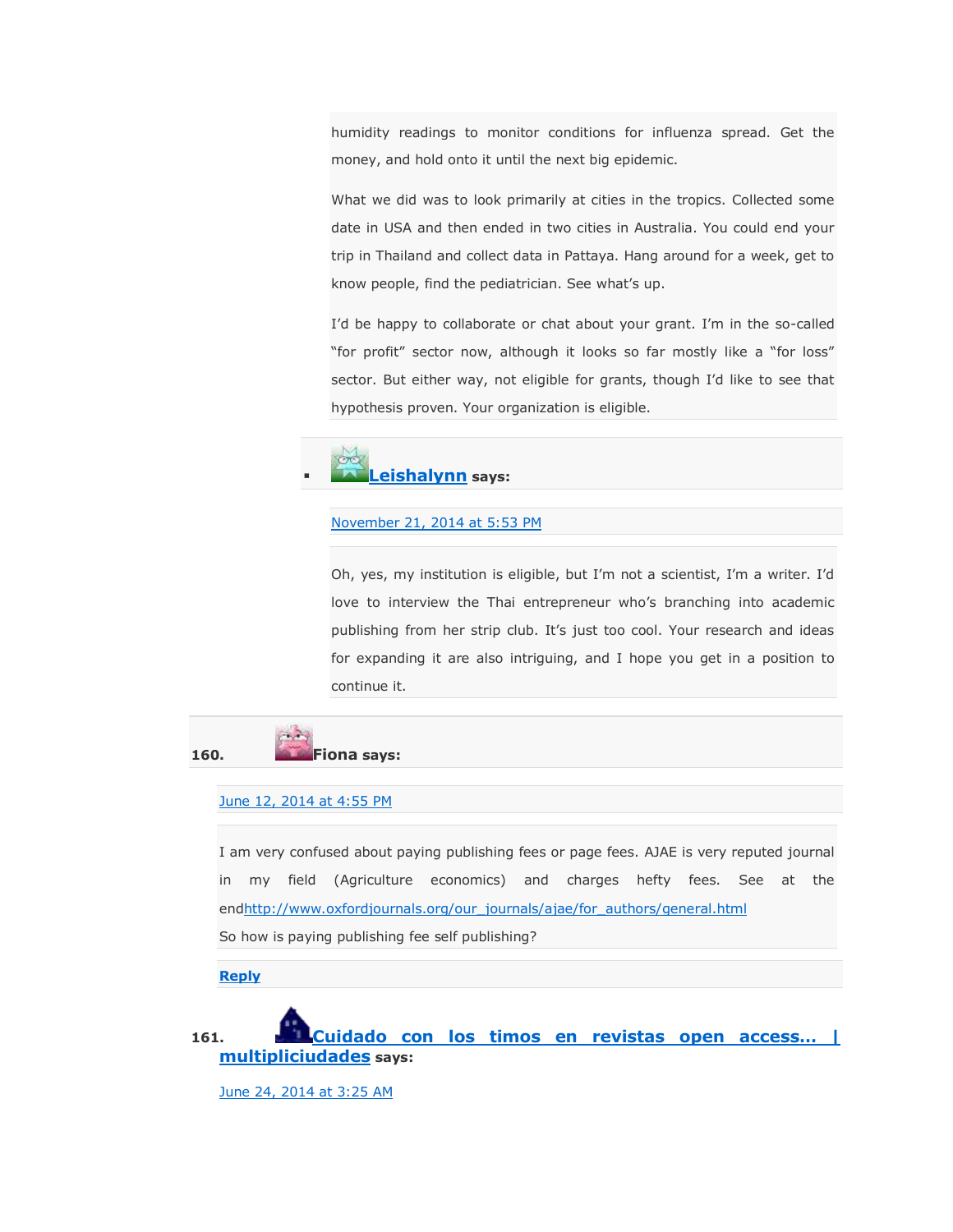humidity readings to monitor conditions for influenza spread. Get the money, and hold onto it until the next big epidemic.

What we did was to look primarily at cities in the tropics. Collected some date in USA and then ended in two cities in Australia. You could end your trip in Thailand and collect data in Pattaya. Hang around for a week, get to know people, find the pediatrician. See what's up.

I'd be happy to collaborate or chat about your grant. I'm in the so-called "for profit" sector now, although it looks so far mostly like a "for loss" sector. But either way, not eligible for grants, though I'd like to see that hypothesis proven. Your organization is eligible.

- **Leishalynn** says:

  November 21, 2014 at 5:53 PM

  Oh, yes, my institution is eligible, but I'm not a scientist, I'm a writer. I'd love to interview the Thai entrepreneur who's branching into academic publishing from her strip club. It's just too cool. Your research and ideas for expanding it are also intriguing, and I hope you get in a position to continue it.

160. **Fiona says:**

June 12, 2014 at 4:55 PM

I am very confused about paying publishing fees or page fees. AJAE is very reputed journal in my field (Agriculture economics) and charges hefty fees. See at the endhttp://www.oxfordjournals.org/our_journals/ajae/for_authors/general.html
So how is paying publishing fee self publishing?

**Reply**

161. **Cuidado con los timos en revistas open access… | multipliciudades** says:

June 24, 2014 at 3:25 AM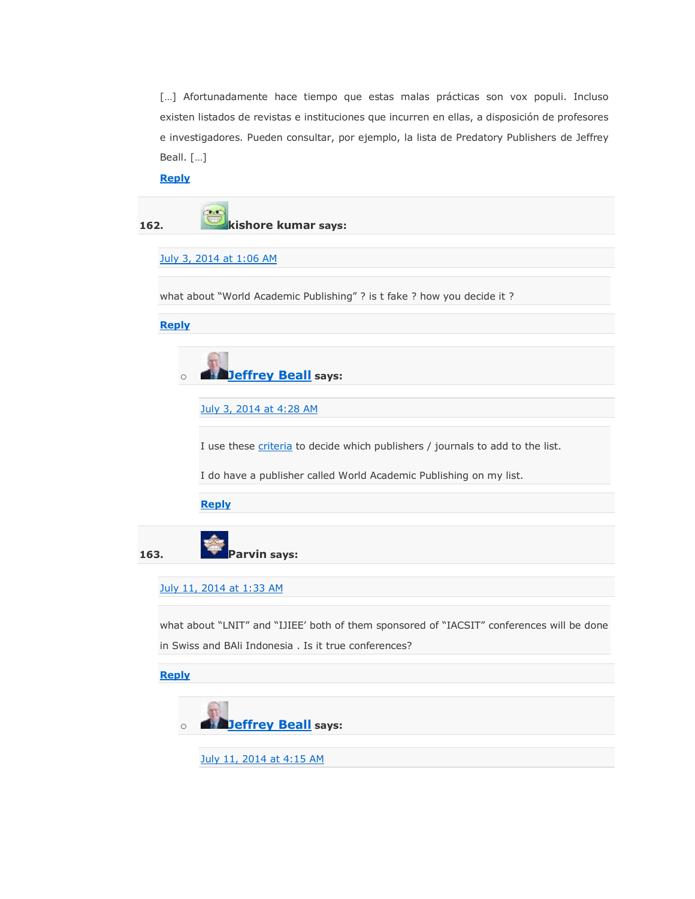[…] Afortunadamente hace tiempo que estas malas prácticas son vox populi. Incluso existen listados de revistas e instituciones que incurren en ellas, a disposición de profesores e investigadores. Pueden consultar, por ejemplo, la lista de Predatory Publishers de Jeffrey Beall. […]

**Reply**

162. **kishore kumar says:**

July 3, 2014 at 1:06 AM

what about "World Academic Publishing" ? is t fake ? how you decide it ?

**Reply**

- **Jeffrey Beall says:**

  July 3, 2014 at 4:28 AM

  I use these criteria to decide which publishers / journals to add to the list.

  I do have a publisher called World Academic Publishing on my list.

  **Reply**

163. **Parvin says:**

July 11, 2014 at 1:33 AM

what about "LNIT" and "IJIEE' both of them sponsored of "IACSIT" conferences will be done in Swiss and BAli Indonesia . Is it true conferences?

**Reply**

- **Jeffrey Beall says:**

  July 11, 2014 at 4:15 AM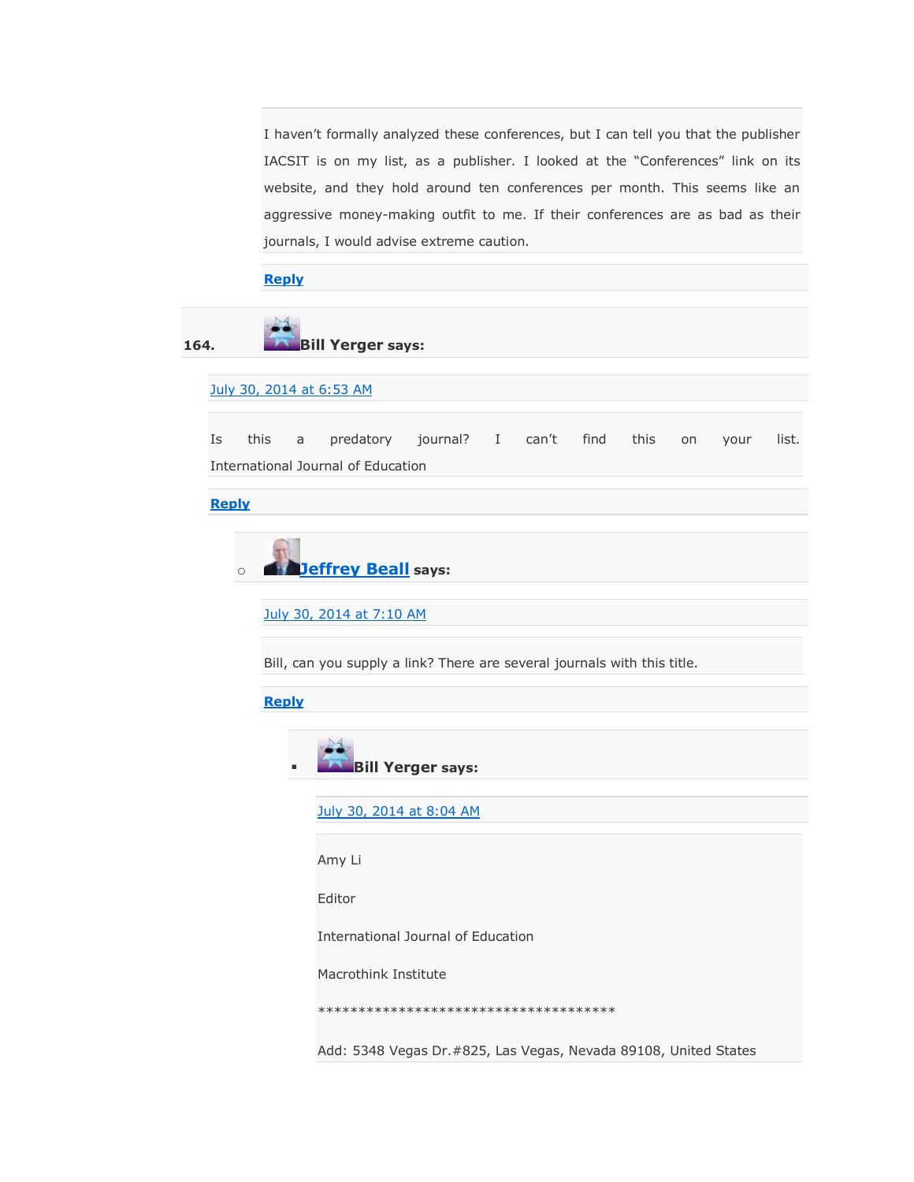I haven't formally analyzed these conferences, but I can tell you that the publisher IACSIT is on my list, as a publisher. I looked at the "Conferences" link on its website, and they hold around ten conferences per month. This seems like an aggressive money-making outfit to me. If their conferences are as bad as their journals, I would advise extreme caution.

**Reply**

164. **Bill Yerger says:**

July 30, 2014 at 6:53 AM

Is this a predatory journal? I can't find this on your list. International Journal of Education

**Reply**

- **Jeffrey Beall says:**

  July 30, 2014 at 7:10 AM

  Bill, can you supply a link? There are several journals with this title.

  **Reply**

  - **Bill Yerger says:**

    July 30, 2014 at 8:04 AM

    Amy Li

    Editor

    International Journal of Education

    Macrothink Institute

    *************************************

    Add: 5348 Vegas Dr.#825, Las Vegas, Nevada 89108, United States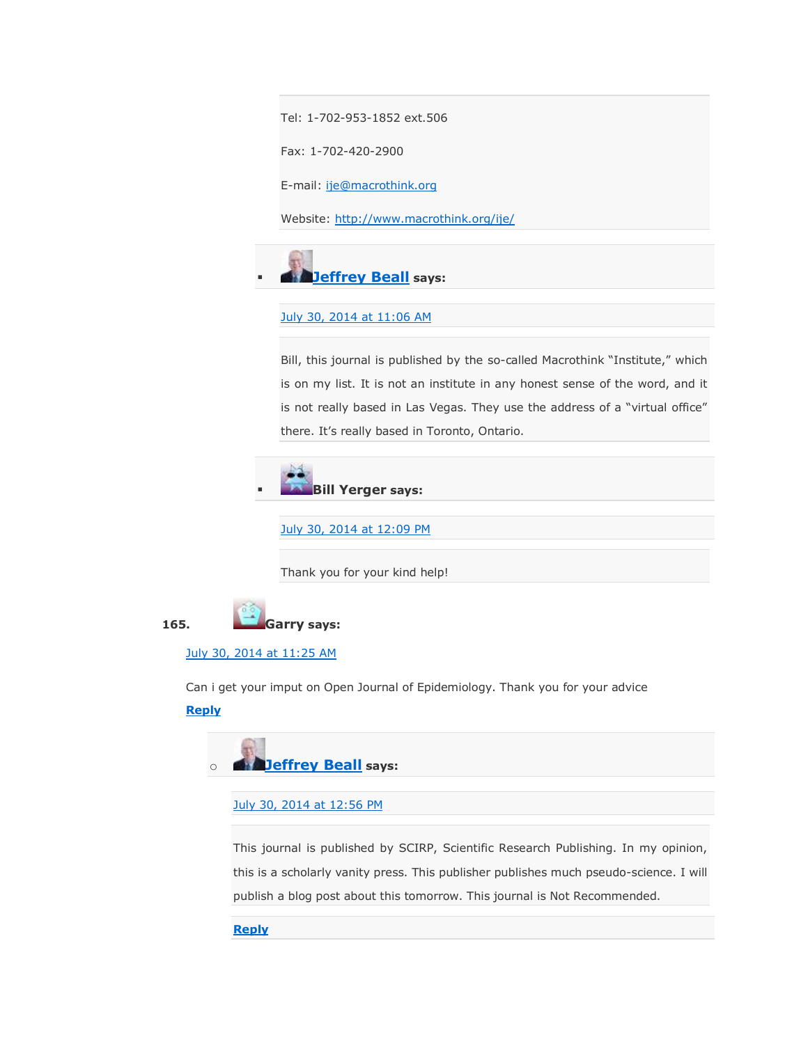Tel: 1-702-953-1852 ext.506

Fax: 1-702-420-2900

E-mail: ije@macrothink.org

Website: http://www.macrothink.org/ije/

- **Jeffrey Beall** says:

  July 30, 2014 at 11:06 AM

  Bill, this journal is published by the so-called Macrothink "Institute," which is on my list. It is not an institute in any honest sense of the word, and it is not really based in Las Vegas. They use the address of a "virtual office" there. It's really based in Toronto, Ontario.

- **Bill Yerger** says:

  July 30, 2014 at 12:09 PM

  Thank you for your kind help!

165. **Garry** says:

July 30, 2014 at 11:25 AM

Can i get your imput on Open Journal of Epidemiology. Thank you for your advice

**Reply**

- **Jeffrey Beall** says:

  July 30, 2014 at 12:56 PM

  This journal is published by SCIRP, Scientific Research Publishing. In my opinion, this is a scholarly vanity press. This publisher publishes much pseudo-science. I will publish a blog post about this tomorrow. This journal is Not Recommended.

  **Reply**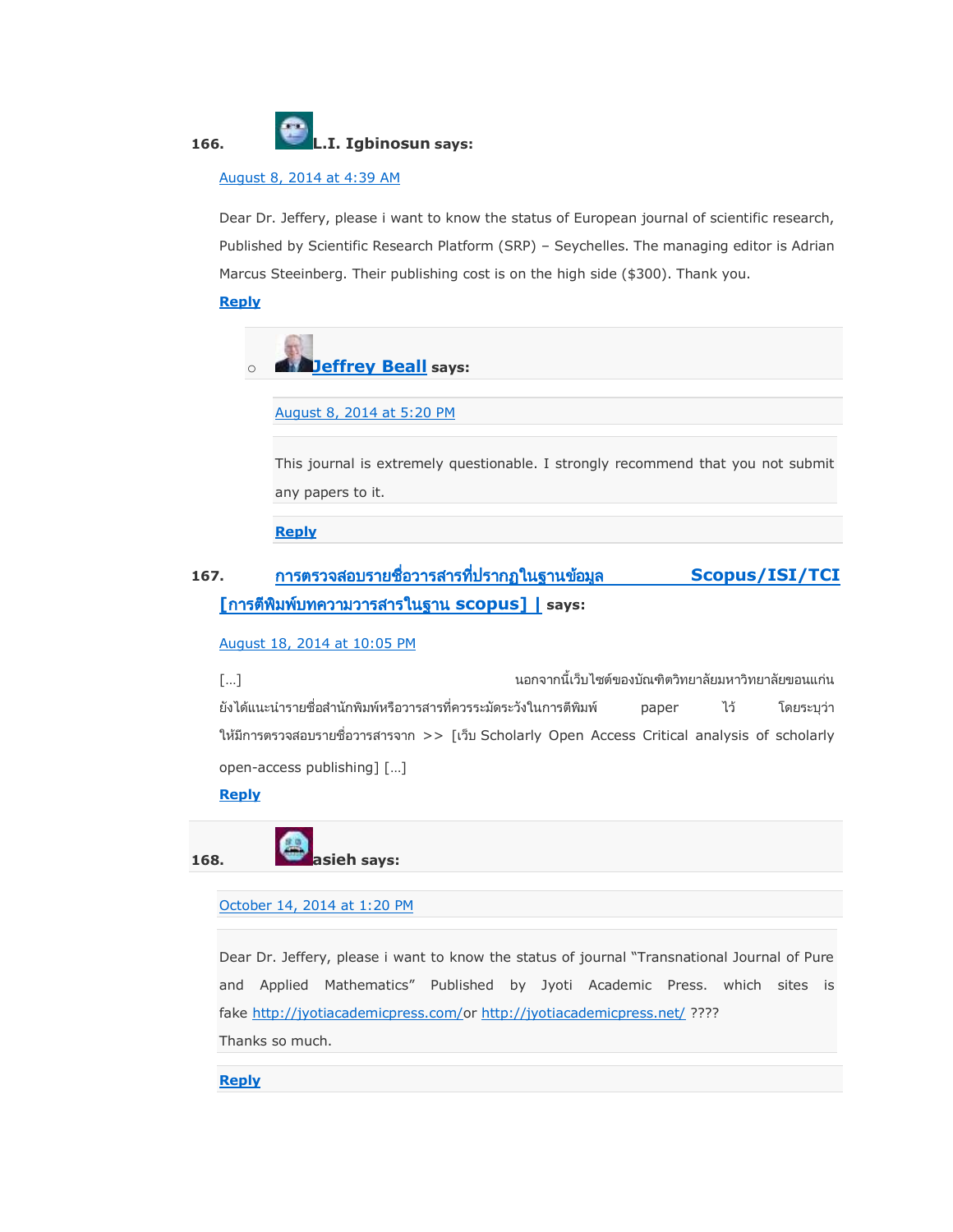166. **L.I. Igbinosun says:**

August 8, 2014 at 4:39 AM

Dear Dr. Jeffery, please i want to know the status of European journal of scientific research, Published by Scientific Research Platform (SRP) – Seychelles. The managing editor is Adrian Marcus Steeinberg. Their publishing cost is on the high side ($300). Thank you.

**Reply**

- **Jeffrey Beall says:**

  August 8, 2014 at 5:20 PM

  This journal is extremely questionable. I strongly recommend that you not submit any papers to it.

  **Reply**

167. **การตรวจสอบรายชื่อวารสารที่ปรากฏในฐานข้อมูล Scopus/ISI/TCI [การตีพิมพ์บทความวารสารในฐาน scopus] | says:**

August 18, 2014 at 10:05 PM

[…] นอกจากนี้เว็บไซต์ของบัณฑิตวิทยาลัยมหาวิทยาลัยขอนแก่น ยังได้แนะนำรายชื่อสำนักพิมพ์หรือวารสารที่ควรระมัดระวังในการตีพิมพ์ paper ไว้ โดยระบุว่า ให้มีการตรวจสอบรายชื่อวารสารจาก >> [เว็บ Scholarly Open Access Critical analysis of scholarly open-access publishing] […]

**Reply**

168. **asieh says:**

October 14, 2014 at 1:20 PM

Dear Dr. Jeffery, please i want to know the status of journal "Transnational Journal of Pure and Applied Mathematics" Published by Jyoti Academic Press. which sites is fake http://jyotiacademicpress.com/or http://jyotiacademicpress.net/ ????
Thanks so much.

**Reply**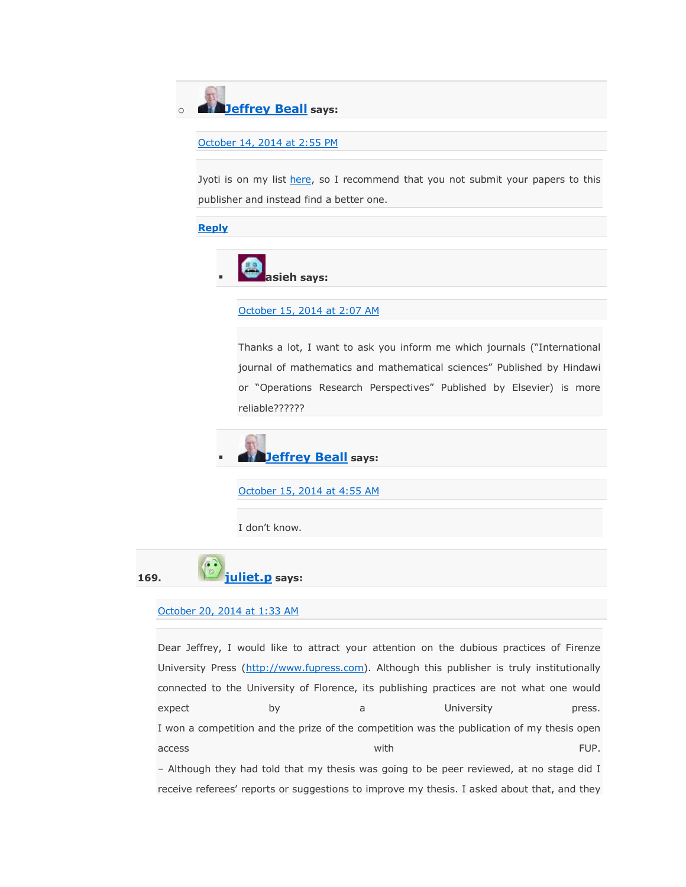- **Jeffrey Beall** says:

  October 14, 2014 at 2:55 PM

  Jyoti is on my list here, so I recommend that you not submit your papers to this publisher and instead find a better one.

  **Reply**

  - **asieh** says:

    October 15, 2014 at 2:07 AM

    Thanks a lot, I want to ask you inform me which journals ("International journal of mathematics and mathematical sciences" Published by Hindawi or "Operations Research Perspectives" Published by Elsevier) is more reliable??????

  - **Jeffrey Beall** says:

    October 15, 2014 at 4:55 AM

    I don't know.

169. **juliet.p** says:

October 20, 2014 at 1:33 AM

Dear Jeffrey, I would like to attract your attention on the dubious practices of Firenze University Press (http://www.fupress.com). Although this publisher is truly institutionally connected to the University of Florence, its publishing practices are not what one would expect by a University press.
I won a competition and the prize of the competition was the publication of my thesis open access with FUP.
– Although they had told that my thesis was going to be peer reviewed, at no stage did I receive referees' reports or suggestions to improve my thesis. I asked about that, and they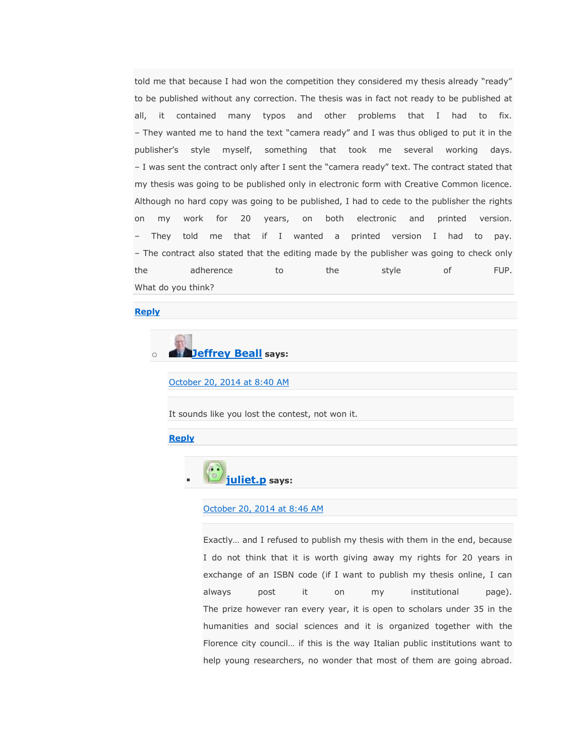told me that because I had won the competition they considered my thesis already "ready" to be published without any correction. The thesis was in fact not ready to be published at all, it contained many typos and other problems that I had to fix.
– They wanted me to hand the text "camera ready" and I was thus obliged to put it in the publisher's style myself, something that took me several working days.
– I was sent the contract only after I sent the "camera ready" text. The contract stated that my thesis was going to be published only in electronic form with Creative Common licence. Although no hard copy was going to be published, I had to cede to the publisher the rights on my work for 20 years, on both electronic and printed version.
– They told me that if I wanted a printed version I had to pay.
– The contract also stated that the editing made by the publisher was going to check only the adherence to the style of FUP.
What do you think?

Reply

- **Jeffrey Beall** says:

  October 20, 2014 at 8:40 AM

  It sounds like you lost the contest, not won it.

  Reply

  - **juliet.p** says:

    October 20, 2014 at 8:46 AM

    Exactly… and I refused to publish my thesis with them in the end, because I do not think that it is worth giving away my rights for 20 years in exchange of an ISBN code (if I want to publish my thesis online, I can always post it on my institutional page).
    The prize however ran every year, it is open to scholars under 35 in the humanities and social sciences and it is organized together with the Florence city council… if this is the way Italian public institutions want to help young researchers, no wonder that most of them are going abroad.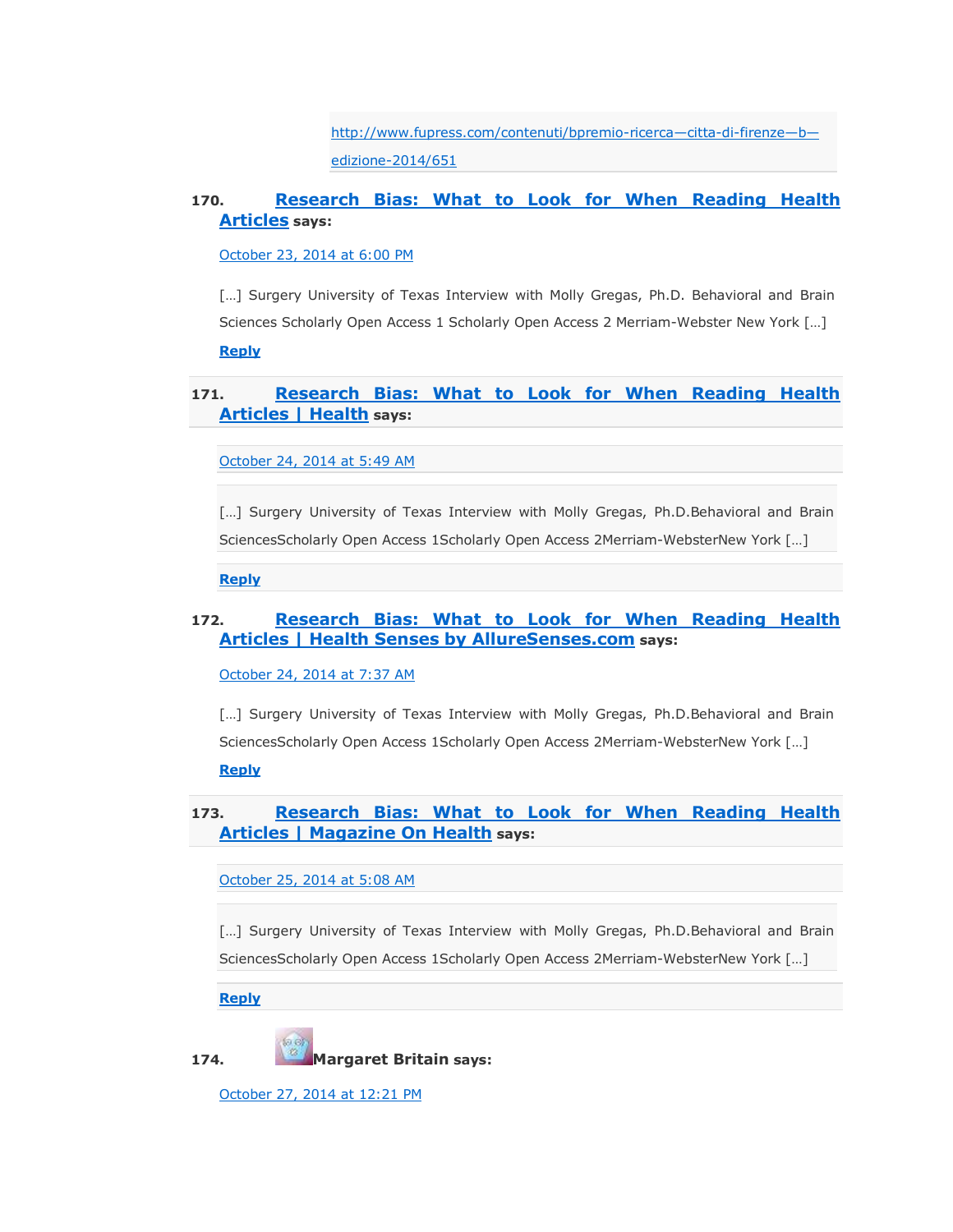http://www.fupress.com/contenuti/bpremio-ricerca—citta-di-firenze—b—edizione-2014/651

170. **Research Bias: What to Look for When Reading Health Articles** says:

October 23, 2014 at 6:00 PM

[…] Surgery University of Texas Interview with Molly Gregas, Ph.D. Behavioral and Brain Sciences Scholarly Open Access 1 Scholarly Open Access 2 Merriam-Webster New York […]

**Reply**

171. **Research Bias: What to Look for When Reading Health Articles | Health** says:

October 24, 2014 at 5:49 AM

[…] Surgery University of Texas Interview with Molly Gregas, Ph.D.Behavioral and Brain SciencesScholarly Open Access 1Scholarly Open Access 2Merriam-WebsterNew York […]

**Reply**

172. **Research Bias: What to Look for When Reading Health Articles | Health Senses by AllureSenses.com** says:

October 24, 2014 at 7:37 AM

[…] Surgery University of Texas Interview with Molly Gregas, Ph.D.Behavioral and Brain SciencesScholarly Open Access 1Scholarly Open Access 2Merriam-WebsterNew York […]

**Reply**

173. **Research Bias: What to Look for When Reading Health Articles | Magazine On Health** says:

October 25, 2014 at 5:08 AM

[…] Surgery University of Texas Interview with Molly Gregas, Ph.D.Behavioral and Brain SciencesScholarly Open Access 1Scholarly Open Access 2Merriam-WebsterNew York […]

**Reply**

174. **Margaret Britain** says:

October 27, 2014 at 12:21 PM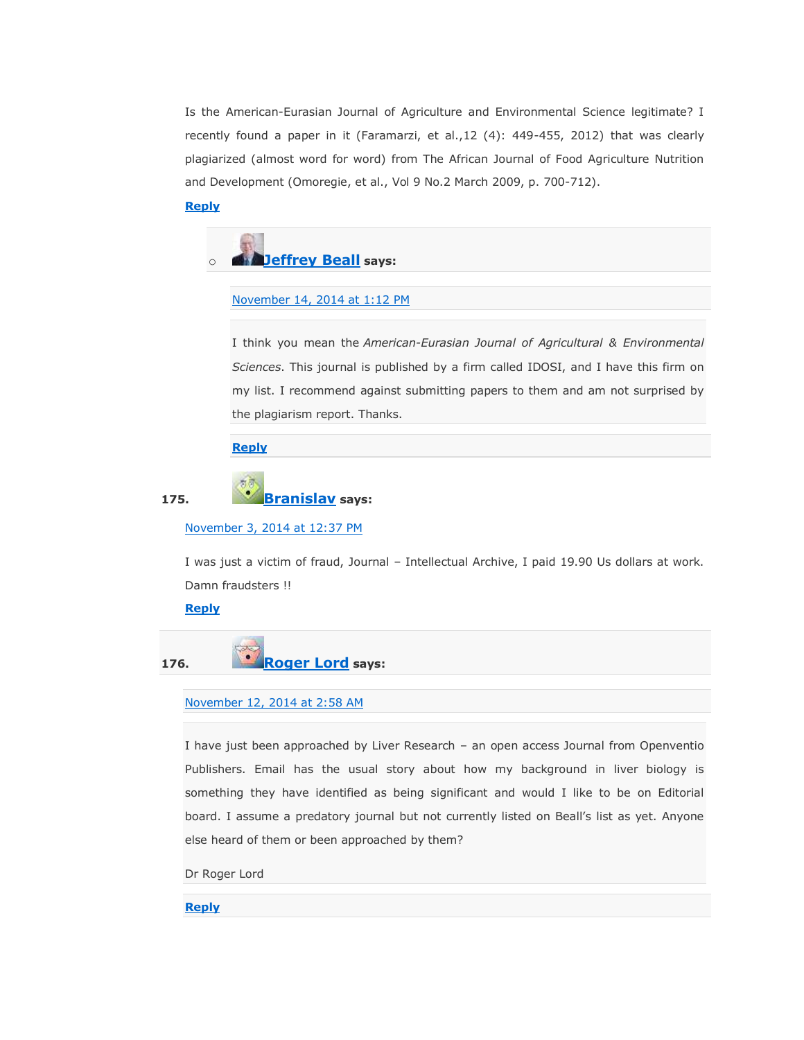Is the American-Eurasian Journal of Agriculture and Environmental Science legitimate? I recently found a paper in it (Faramarzi, et al.,12 (4): 449-455, 2012) that was clearly plagiarized (almost word for word) from The African Journal of Food Agriculture Nutrition and Development (Omoregie, et al., Vol 9 No.2 March 2009, p. 700-712).

**Reply**

- **Jeffrey Beall** says:

  November 14, 2014 at 1:12 PM

  I think you mean the *American-Eurasian Journal of Agricultural & Environmental Sciences*. This journal is published by a firm called IDOSI, and I have this firm on my list. I recommend against submitting papers to them and am not surprised by the plagiarism report. Thanks.

  **Reply**

175. **Branislav** says:

November 3, 2014 at 12:37 PM

I was just a victim of fraud, Journal – Intellectual Archive, I paid 19.90 Us dollars at work. Damn fraudsters !!

**Reply**

176. **Roger Lord** says:

November 12, 2014 at 2:58 AM

I have just been approached by Liver Research – an open access Journal from Openventio Publishers. Email has the usual story about how my background in liver biology is something they have identified as being significant and would I like to be on Editorial board. I assume a predatory journal but not currently listed on Beall's list as yet. Anyone else heard of them or been approached by them?

Dr Roger Lord

**Reply**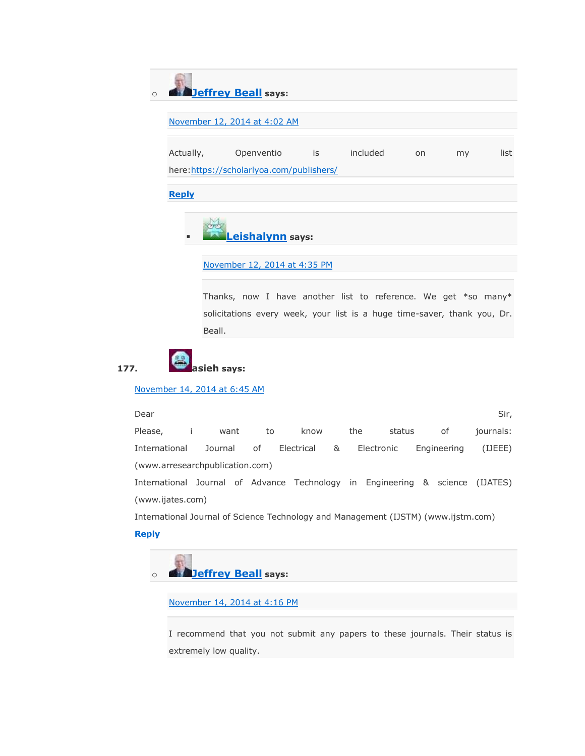- **Jeffrey Beall** says:

  November 12, 2014 at 4:02 AM

  Actually, Openventio is included on my list here:https://scholarlyoa.com/publishers/

  **Reply**

  - **Leishalynn** says:

    November 12, 2014 at 4:35 PM

    Thanks, now I have another list to reference. We get *so many* solicitations every week, your list is a huge time-saver, thank you, Dr. Beall.

**177.** **asieh says:**

November 14, 2014 at 6:45 AM

Dear Sir,
Please, i want to know the status of journals:
International Journal of Electrical & Electronic Engineering (IJEEE) (www.arresearchpublication.com)
International Journal of Advance Technology in Engineering & science (IJATES) (www.ijates.com)
International Journal of Science Technology and Management (IJSTM) (www.ijstm.com)

**Reply**

- **Jeffrey Beall** says:

  November 14, 2014 at 4:16 PM

  I recommend that you not submit any papers to these journals. Their status is extremely low quality.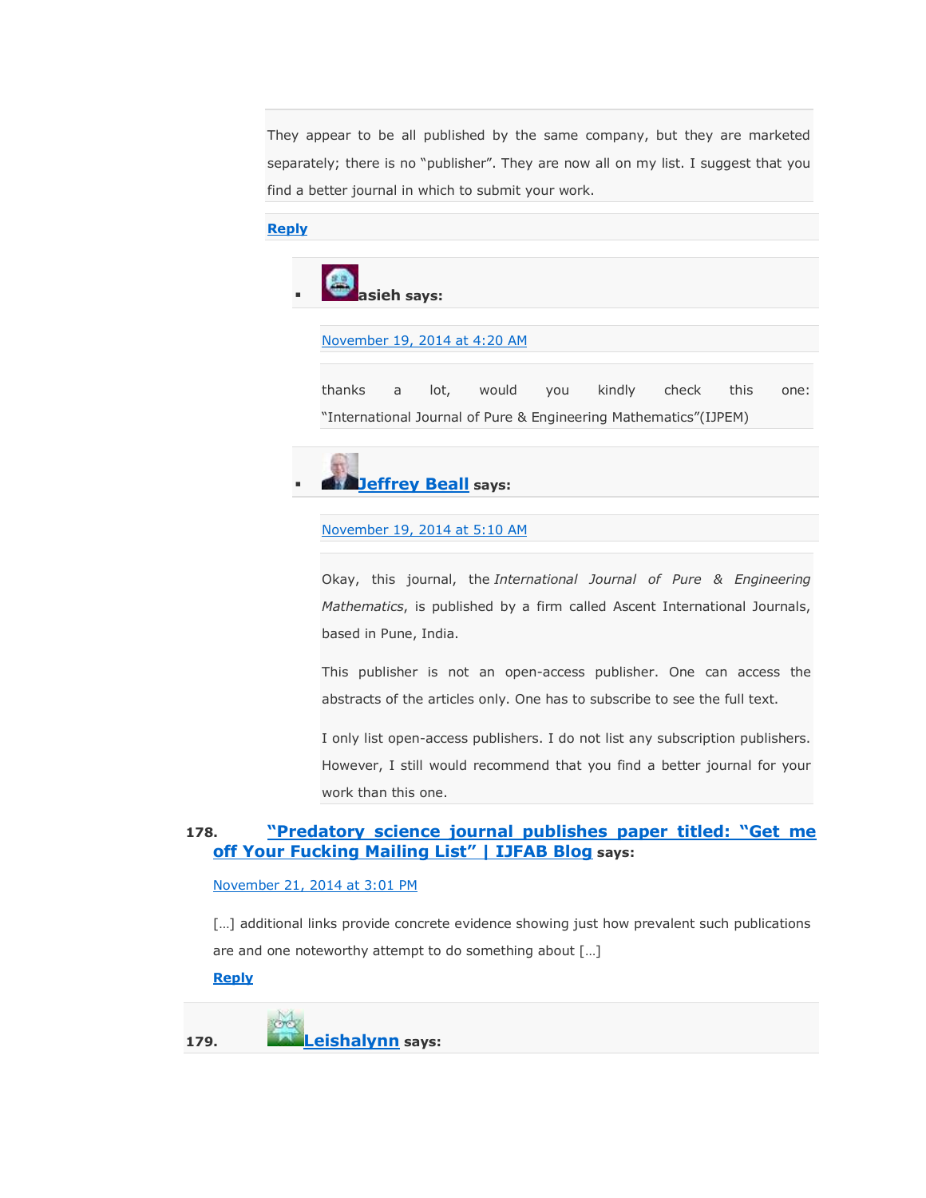They appear to be all published by the same company, but they are marketed separately; there is no "publisher". They are now all on my list. I suggest that you find a better journal in which to submit your work.

**Reply**

- **asieh says:**

  November 19, 2014 at 4:20 AM

  thanks a lot, would you kindly check this one: "International Journal of Pure & Engineering Mathematics"(IJPEM)

- **Jeffrey Beall says:**

  November 19, 2014 at 5:10 AM

  Okay, this journal, the *International Journal of Pure & Engineering Mathematics*, is published by a firm called Ascent International Journals, based in Pune, India.

  This publisher is not an open-access publisher. One can access the abstracts of the articles only. One has to subscribe to see the full text.

  I only list open-access publishers. I do not list any subscription publishers. However, I still would recommend that you find a better journal for your work than this one.

178. **"Predatory science journal publishes paper titled: "Get me off Your Fucking Mailing List" | IJFAB Blog says:**

  November 21, 2014 at 3:01 PM

  […] additional links provide concrete evidence showing just how prevalent such publications are and one noteworthy attempt to do something about […]

  **Reply**

179. **Leishalynn says:**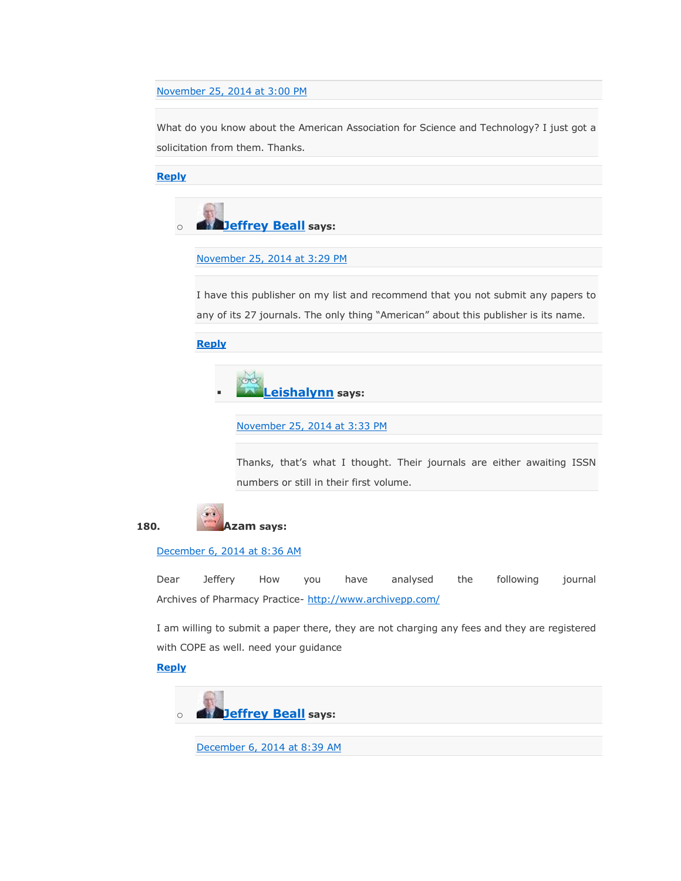November 25, 2014 at 3:00 PM

What do you know about the American Association for Science and Technology? I just got a solicitation from them. Thanks.

**Reply**

- **Jeffrey Beall says:**

  November 25, 2014 at 3:29 PM

  I have this publisher on my list and recommend that you not submit any papers to any of its 27 journals. The only thing "American" about this publisher is its name.

  **Reply**

  - **Leishalynn says:**

    November 25, 2014 at 3:33 PM

    Thanks, that's what I thought. Their journals are either awaiting ISSN numbers or still in their first volume.

180. **Azam says:**

December 6, 2014 at 8:36 AM

Dear Jeffery How you have analysed the following journal Archives of Pharmacy Practice- http://www.archivepp.com/

I am willing to submit a paper there, they are not charging any fees and they are registered with COPE as well. need your guidance

**Reply**

- **Jeffrey Beall says:**

  December 6, 2014 at 8:39 AM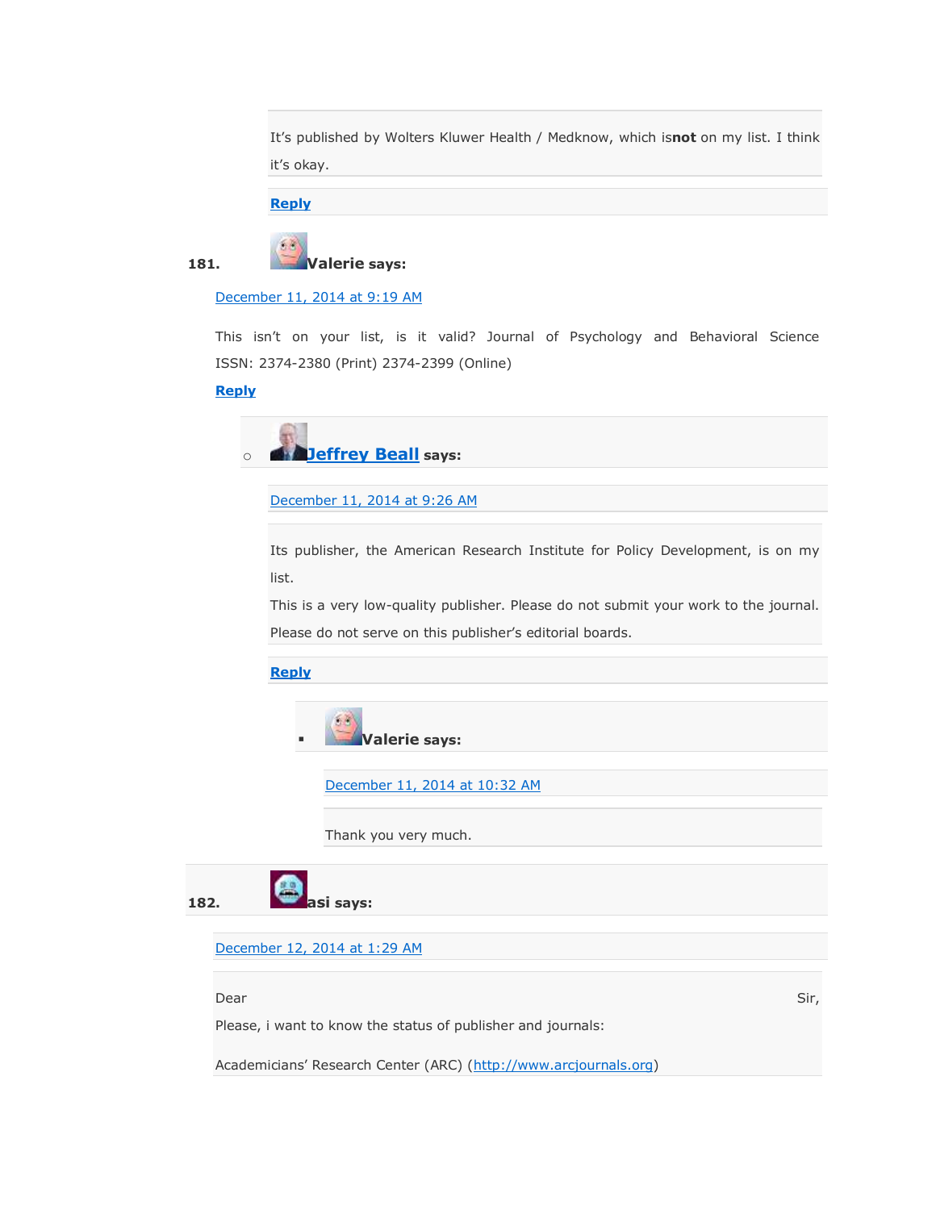It's published by Wolters Kluwer Health / Medknow, which is**not** on my list. I think it's okay.

**Reply**

181. **Valerie says:**

December 11, 2014 at 9:19 AM

This isn't on your list, is it valid? Journal of Psychology and Behavioral Science ISSN: 2374-2380 (Print) 2374-2399 (Online)

**Reply**

- **Jeffrey Beall says:**

  December 11, 2014 at 9:26 AM

  Its publisher, the American Research Institute for Policy Development, is on my list.
  This is a very low-quality publisher. Please do not submit your work to the journal.
  Please do not serve on this publisher's editorial boards.

  **Reply**

  - **Valerie says:**

    December 11, 2014 at 10:32 AM

    Thank you very much.

182. **asi says:**

December 12, 2014 at 1:29 AM

Dear Sir,
Please, i want to know the status of publisher and journals:

Academicians' Research Center (ARC) (http://www.arcjournals.org)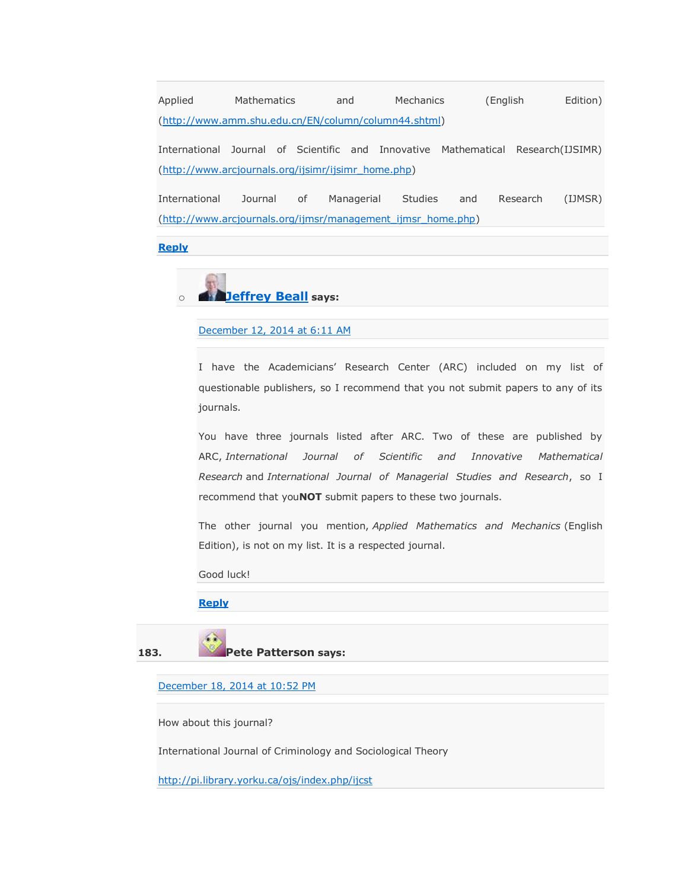Applied Mathematics and Mechanics (English Edition) (http://www.amm.shu.edu.cn/EN/column/column44.shtml)

International Journal of Scientific and Innovative Mathematical Research(IJSIMR) (http://www.arcjournals.org/ijsimr/ijsimr_home.php)

International Journal of Managerial Studies and Research (IJMSR) (http://www.arcjournals.org/ijmsr/management_ijmsr_home.php)

**Reply**

- **Jeffrey Beall** says:

  December 12, 2014 at 6:11 AM

  I have the Academicians' Research Center (ARC) included on my list of questionable publishers, so I recommend that you not submit papers to any of its journals.

  You have three journals listed after ARC. Two of these are published by ARC, *International Journal of Scientific and Innovative Mathematical Research* and *International Journal of Managerial Studies and Research*, so I recommend that you**NOT** submit papers to these two journals.

  The other journal you mention, *Applied Mathematics and Mechanics* (English Edition), is not on my list. It is a respected journal.

  Good luck!

  **Reply**

**183. Pete Patterson says:**

December 18, 2014 at 10:52 PM

How about this journal?

International Journal of Criminology and Sociological Theory

http://pi.library.yorku.ca/ojs/index.php/ijcst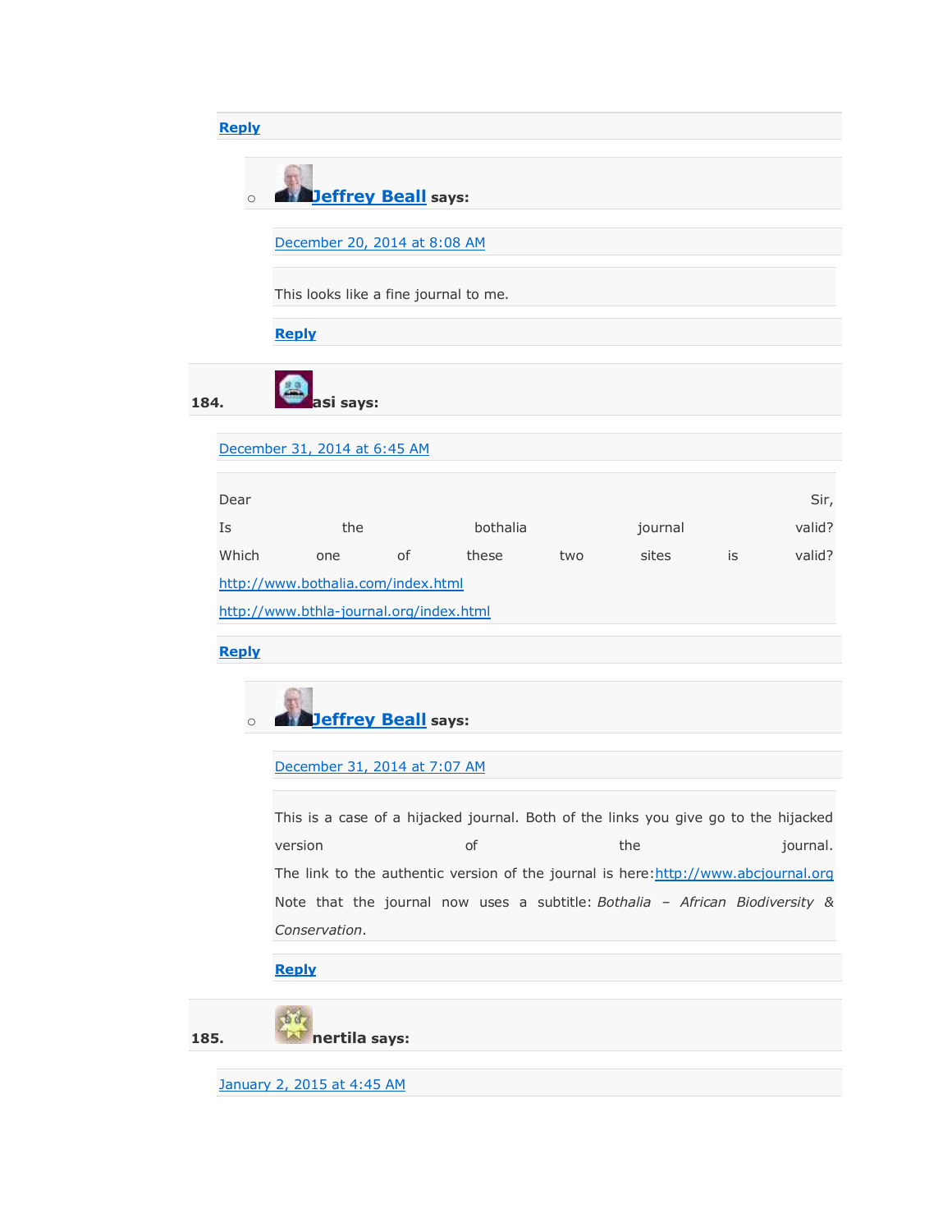Reply

- **Jeffrey Beall** says:

  December 20, 2014 at 8:08 AM

  This looks like a fine journal to me.

  Reply

184. **asi** says:

December 31, 2014 at 6:45 AM

Dear Sir,
Is the bothalia journal valid?
Which one of these two sites is valid?
http://www.bothalia.com/index.html
http://www.bthla-journal.org/index.html

Reply

- **Jeffrey Beall** says:

  December 31, 2014 at 7:07 AM

  This is a case of a hijacked journal. Both of the links you give go to the hijacked version of the journal.
  The link to the authentic version of the journal is here: http://www.abcjournal.org
  Note that the journal now uses a subtitle: *Bothalia – African Biodiversity & Conservation*.

  Reply

185. **nertila** says:

January 2, 2015 at 4:45 AM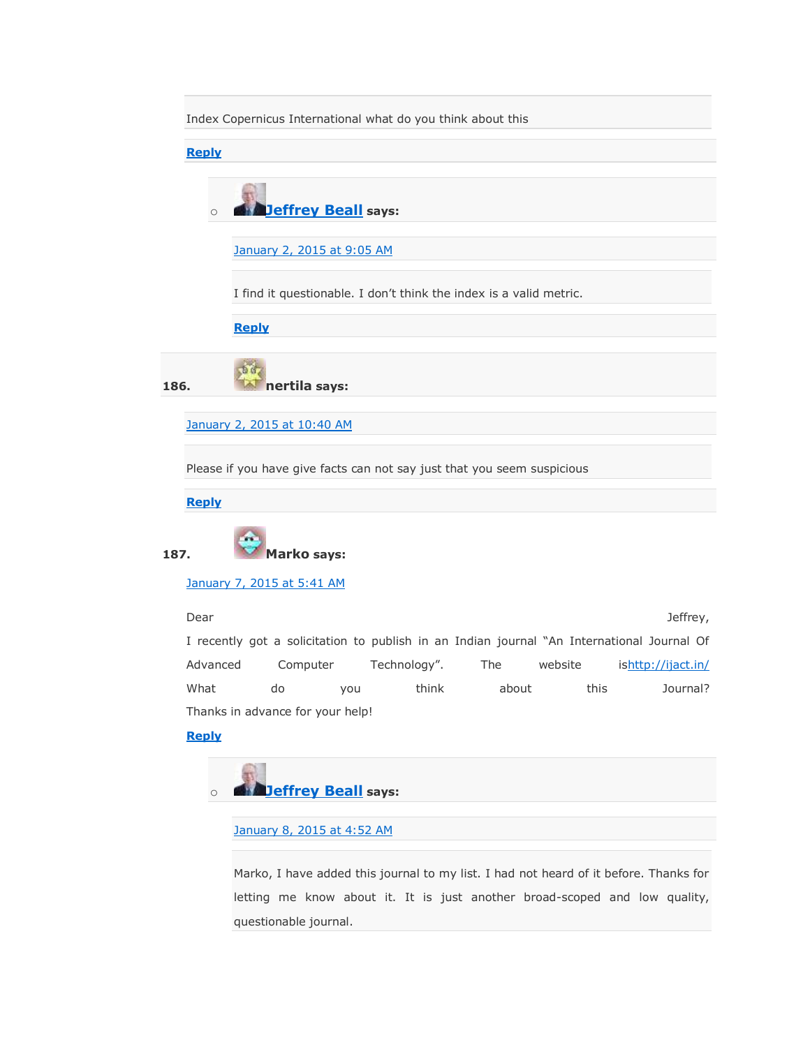Index Copernicus International what do you think about this

Reply

- **Jeffrey Beall says:**

  January 2, 2015 at 9:05 AM

  I find it questionable. I don't think the index is a valid metric.

  Reply

186. **nertila says:**

January 2, 2015 at 10:40 AM

Please if you have give facts can not say just that you seem suspicious

Reply

187. **Marko says:**

January 7, 2015 at 5:41 AM

Dear Jeffrey,
I recently got a solicitation to publish in an Indian journal "An International Journal Of Advanced Computer Technology". The website ishttp://ijact.in/
What do you think about this Journal?
Thanks in advance for your help!

Reply

- **Jeffrey Beall says:**

  January 8, 2015 at 4:52 AM

  Marko, I have added this journal to my list. I had not heard of it before. Thanks for letting me know about it. It is just another broad-scoped and low quality, questionable journal.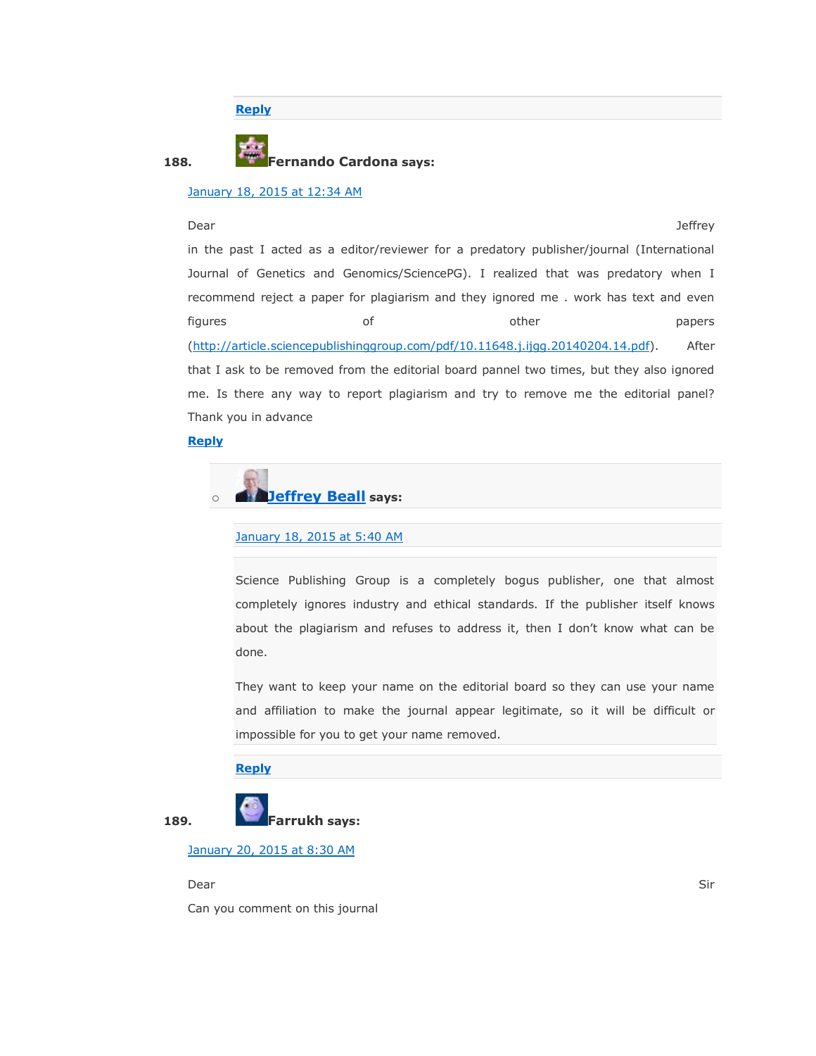**Reply**

**188.** **Fernando Cardona says:**

January 18, 2015 at 12:34 AM

Dear Jeffrey
in the past I acted as a editor/reviewer for a predatory publisher/journal (International Journal of Genetics and Genomics/SciencePG). I realized that was predatory when I recommend reject a paper for plagiarism and they ignored me . work has text and even figures of other papers (http://article.sciencepublishinggroup.com/pdf/10.11648.j.ijgg.20140204.14.pdf). After that I ask to be removed from the editorial board pannel two times, but they also ignored me. Is there any way to report plagiarism and try to remove me the editorial panel? Thank you in advance

**Reply**

- **Jeffrey Beall** says:

  January 18, 2015 at 5:40 AM

  Science Publishing Group is a completely bogus publisher, one that almost completely ignores industry and ethical standards. If the publisher itself knows about the plagiarism and refuses to address it, then I don't know what can be done.

  They want to keep your name on the editorial board so they can use your name and affiliation to make the journal appear legitimate, so it will be difficult or impossible for you to get your name removed.

  **Reply**

**189.** **Farrukh says:**

January 20, 2015 at 8:30 AM

Dear Sir
Can you comment on this journal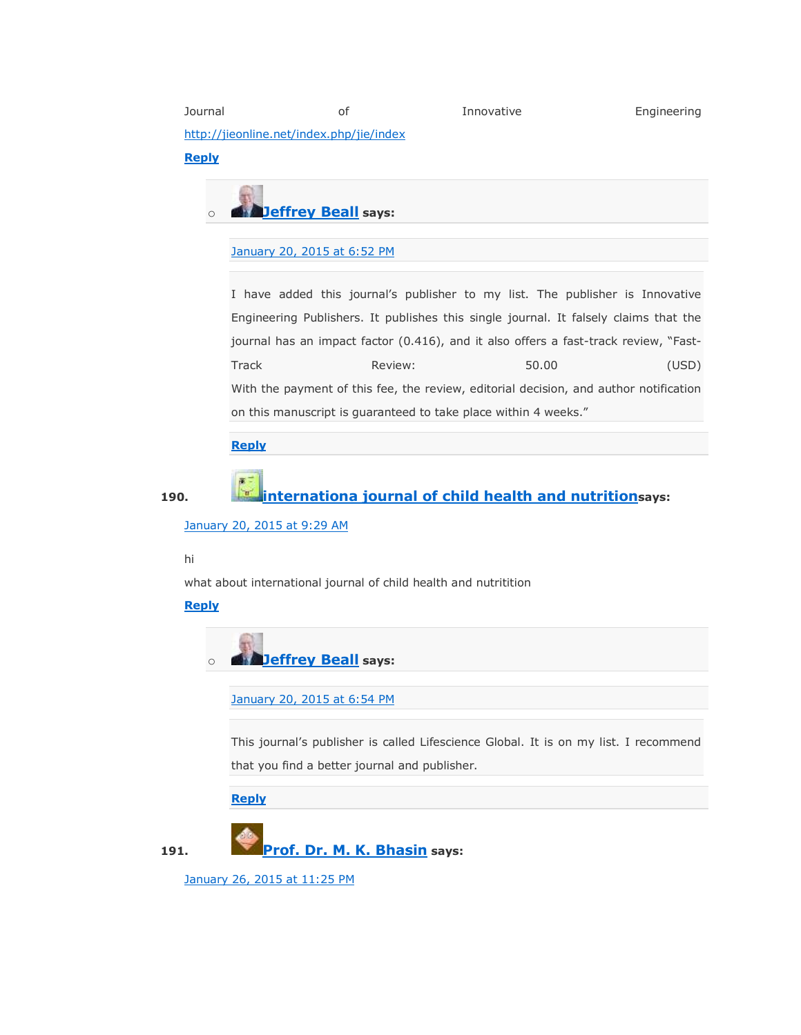Journal of Innovative Engineering
http://jieonline.net/index.php/jie/index

Reply

- **Jeffrey Beall** says:

  January 20, 2015 at 6:52 PM

  I have added this journal's publisher to my list. The publisher is Innovative Engineering Publishers. It publishes this single journal. It falsely claims that the journal has an impact factor (0.416), and it also offers a fast-track review, "Fast-Track Review: 50.00 (USD)
  With the payment of this fee, the review, editorial decision, and author notification on this manuscript is guaranteed to take place within 4 weeks."

  Reply

190. **internationa journal of child health and nutrition** says:

January 20, 2015 at 9:29 AM

hi
what about international journal of child health and nutritition

Reply

- **Jeffrey Beall** says:

  January 20, 2015 at 6:54 PM

  This journal's publisher is called Lifescience Global. It is on my list. I recommend that you find a better journal and publisher.

  Reply

191. **Prof. Dr. M. K. Bhasin** says:

January 26, 2015 at 11:25 PM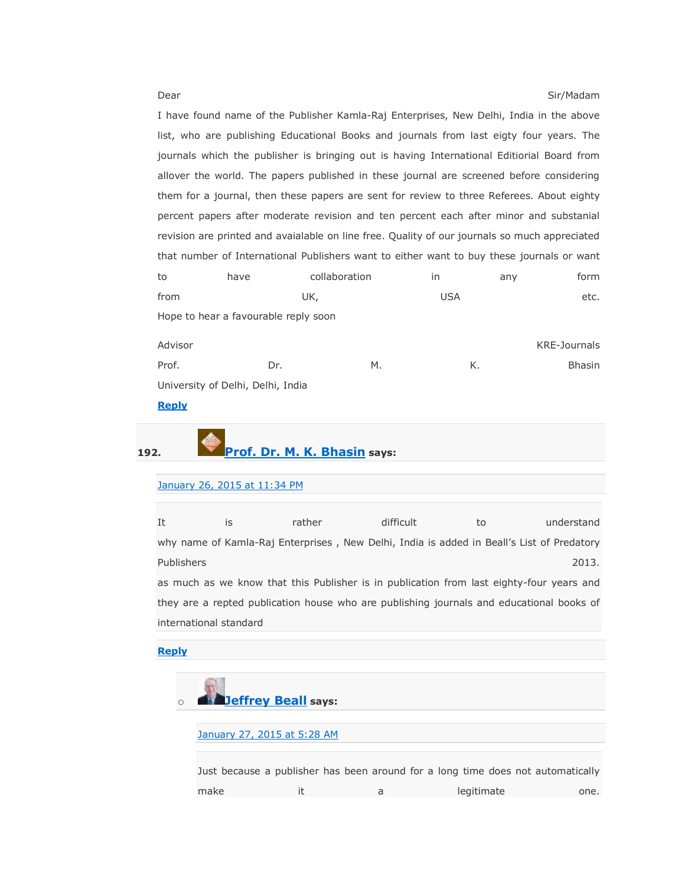Dear Sir/Madam
I have found name of the Publisher Kamla-Raj Enterprises, New Delhi, India in the above list, who are publishing Educational Books and journals from last eigty four years. The journals which the publisher is bringing out is having International Editiorial Board from allover the world. The papers published in these journal are screened before considering them for a journal, then these papers are sent for review to three Referees. About eighty percent papers after moderate revision and ten percent each after minor and substanial revision are printed and avaialable on line free. Quality of our journals so much appreciated that number of International Publishers want to either want to buy these journals or want to have collaboration in any form from UK, USA etc.
Hope to hear a favourable reply soon

Advisor KRE-Journals
Prof. Dr. M. K. Bhasin
University of Delhi, Delhi, India

**Reply**

192. **Prof. Dr. M. K. Bhasin** says:

January 26, 2015 at 11:34 PM

It is rather difficult to understand why name of Kamla-Raj Enterprises , New Delhi, India is added in Beall's List of Predatory Publishers 2013.
as much as we know that this Publisher is in publication from last eighty-four years and they are a repted publication house who are publishing journals and educational books of international standard

**Reply**

- **Jeffrey Beall** says:

  January 27, 2015 at 5:28 AM

  Just because a publisher has been around for a long time does not automatically make it a legitimate one.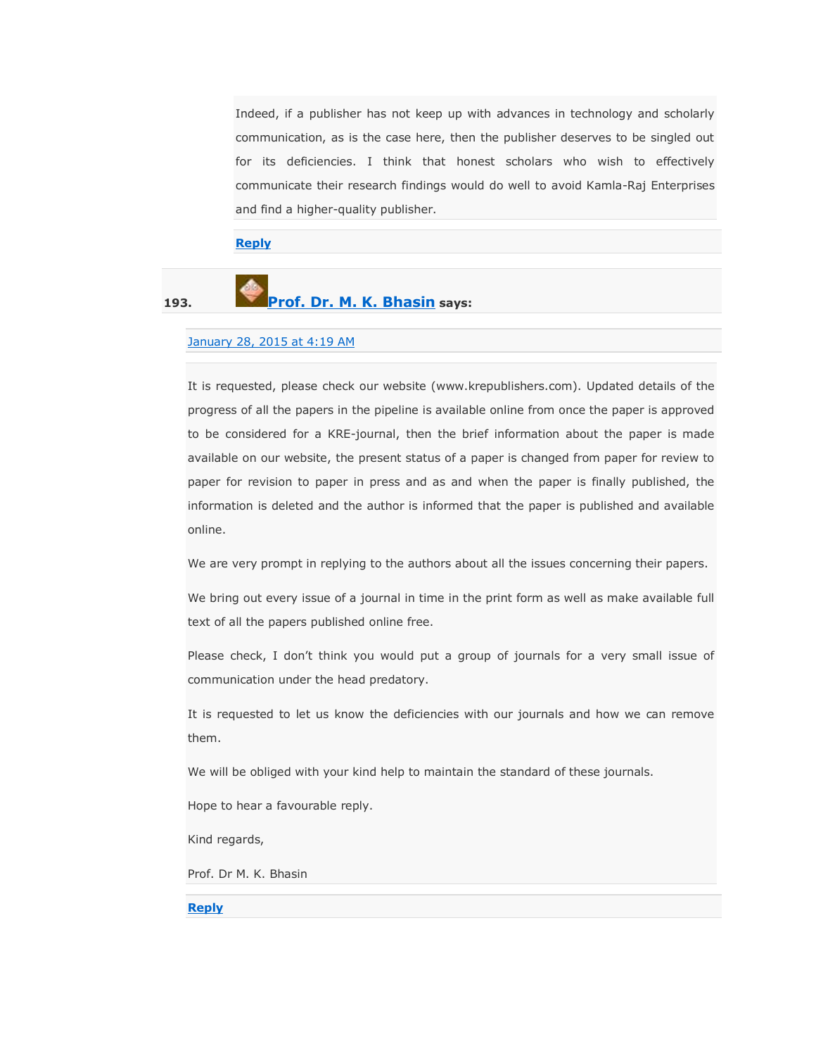Indeed, if a publisher has not keep up with advances in technology and scholarly communication, as is the case here, then the publisher deserves to be singled out for its deficiencies. I think that honest scholars who wish to effectively communicate their research findings would do well to avoid Kamla-Raj Enterprises and find a higher-quality publisher.

**Reply**

**193.** **Prof. Dr. M. K. Bhasin** **says:**

January 28, 2015 at 4:19 AM

It is requested, please check our website (www.krepublishers.com). Updated details of the progress of all the papers in the pipeline is available online from once the paper is approved to be considered for a KRE-journal, then the brief information about the paper is made available on our website, the present status of a paper is changed from paper for review to paper for revision to paper in press and as and when the paper is finally published, the information is deleted and the author is informed that the paper is published and available online.

We are very prompt in replying to the authors about all the issues concerning their papers.

We bring out every issue of a journal in time in the print form as well as make available full text of all the papers published online free.

Please check, I don't think you would put a group of journals for a very small issue of communication under the head predatory.

It is requested to let us know the deficiencies with our journals and how we can remove them.

We will be obliged with your kind help to maintain the standard of these journals.

Hope to hear a favourable reply.

Kind regards,

Prof. Dr M. K. Bhasin

**Reply**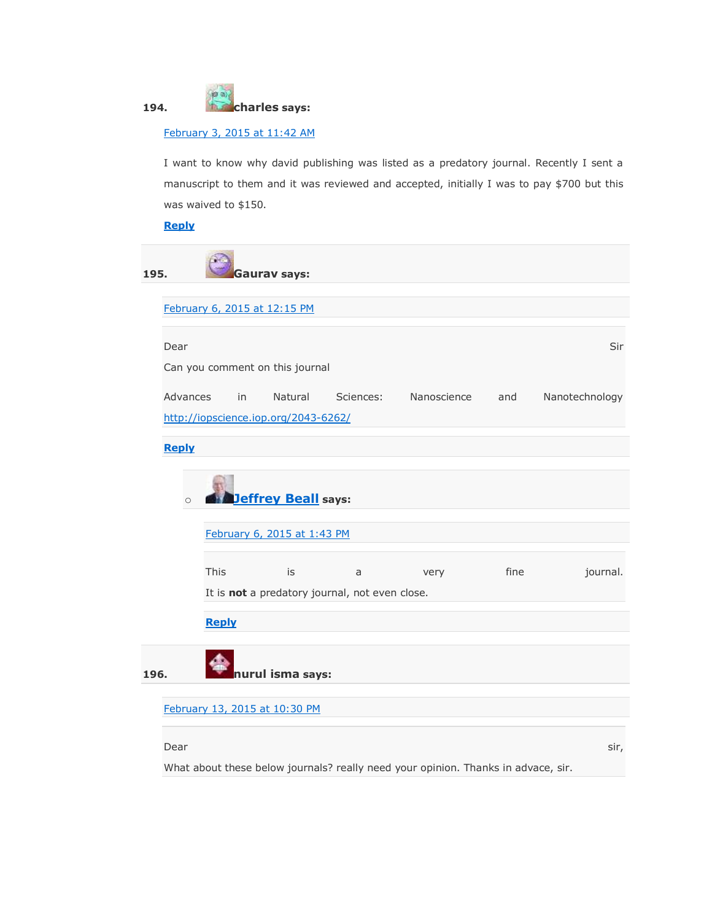194. **charles says:**

February 3, 2015 at 11:42 AM

I want to know why david publishing was listed as a predatory journal. Recently I sent a manuscript to them and it was reviewed and accepted, initially I was to pay $700 but this was waived to $150.

**Reply**

195. **Gaurav says:**

February 6, 2015 at 12:15 PM

Dear Sir
Can you comment on this journal

Advances in Natural Sciences: Nanoscience and Nanotechnology
http://iopscience.iop.org/2043-6262/

**Reply**

- **Jeffrey Beall says:**

  February 6, 2015 at 1:43 PM

  This is a very fine journal.
  It is **not** a predatory journal, not even close.

  **Reply**

196. **nurul isma says:**

February 13, 2015 at 10:30 PM

Dear sir,
What about these below journals? really need your opinion. Thanks in advace, sir.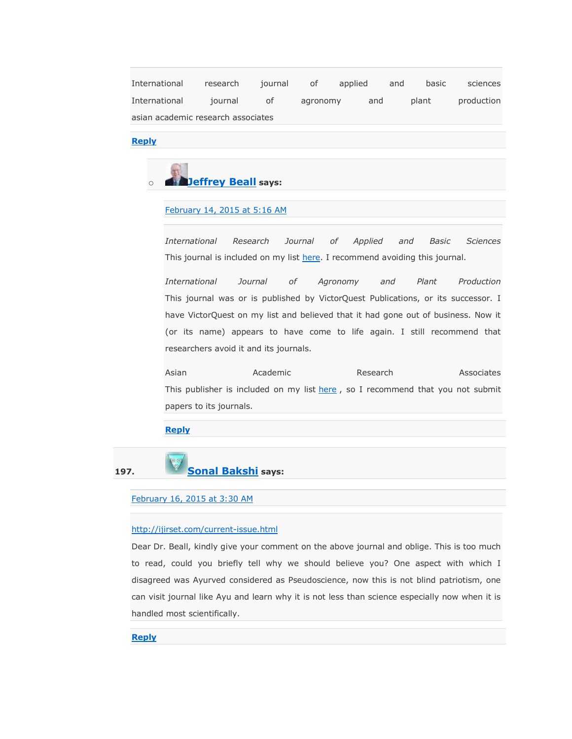International research journal of applied and basic sciences
International journal of agronomy and plant production
asian academic research associates

Reply

- **Jeffrey Beall** says:

  February 14, 2015 at 5:16 AM

  *International Research Journal of Applied and Basic Sciences*
  This journal is included on my list here. I recommend avoiding this journal.

  *International Journal of Agronomy and Plant Production*
  This journal was or is published by VictorQuest Publications, or its successor. I have VictorQuest on my list and believed that it had gone out of business. Now it (or its name) appears to have come to life again. I still recommend that researchers avoid it and its journals.

  Asian Academic Research Associates
  This publisher is included on my list here , so I recommend that you not submit papers to its journals.

  Reply

197. **Sonal Bakshi** says:

February 16, 2015 at 3:30 AM

http://ijirset.com/current-issue.html
Dear Dr. Beall, kindly give your comment on the above journal and oblige. This is too much to read, could you briefly tell why we should believe you? One aspect with which I disagreed was Ayurved considered as Pseudoscience, now this is not blind patriotism, one can visit journal like Ayu and learn why it is not less than science especially now when it is handled most scientifically.

Reply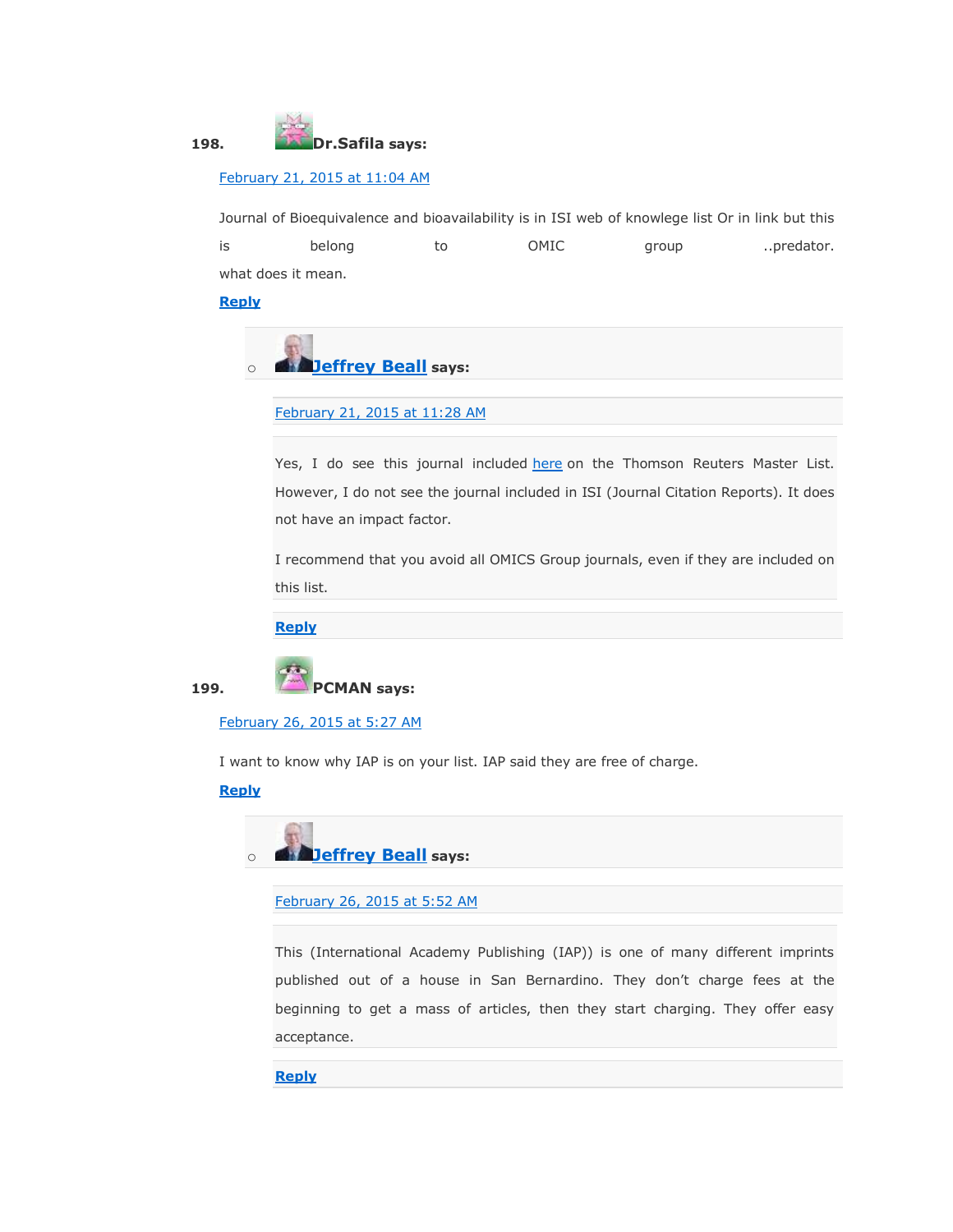198. **Dr.Safila says:**

February 21, 2015 at 11:04 AM

Journal of Bioequivalence and bioavailability is in ISI web of knowlege list Or in link but this is belong to OMIC group ..predator. what does it mean.

**Reply**

- **Jeffrey Beall says:**

  February 21, 2015 at 11:28 AM

  Yes, I do see this journal included here on the Thomson Reuters Master List. However, I do not see the journal included in ISI (Journal Citation Reports). It does not have an impact factor.

  I recommend that you avoid all OMICS Group journals, even if they are included on this list.

  **Reply**

199. **PCMAN says:**

February 26, 2015 at 5:27 AM

I want to know why IAP is on your list. IAP said they are free of charge.

**Reply**

- **Jeffrey Beall says:**

  February 26, 2015 at 5:52 AM

  This (International Academy Publishing (IAP)) is one of many different imprints published out of a house in San Bernardino. They don't charge fees at the beginning to get a mass of articles, then they start charging. They offer easy acceptance.

  **Reply**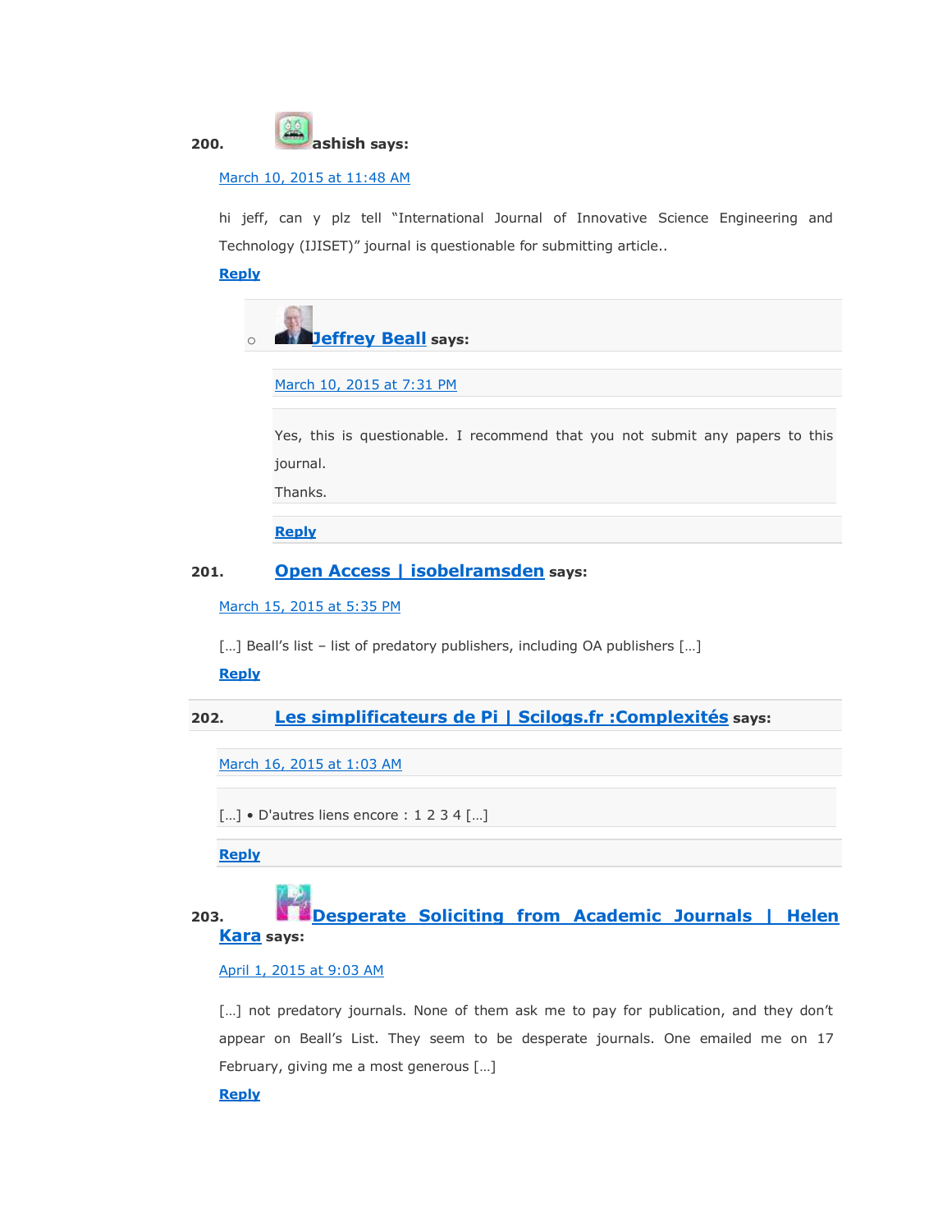200. **ashish says:**

March 10, 2015 at 11:48 AM

hi jeff, can y plz tell "International Journal of Innovative Science Engineering and Technology (IJISET)" journal is questionable for submitting article..

**Reply**

- **Jeffrey Beall says:**

  March 10, 2015 at 7:31 PM

  Yes, this is questionable. I recommend that you not submit any papers to this journal.
  Thanks.

  **Reply**

201. **Open Access | isobelramsden says:**

March 15, 2015 at 5:35 PM

[…] Beall's list – list of predatory publishers, including OA publishers […]

**Reply**

202. **Les simplificateurs de Pi | Scilogs.fr :Complexités says:**

March 16, 2015 at 1:03 AM

[…] • D'autres liens encore : 1 2 3 4 […]

**Reply**

203. **Desperate Soliciting from Academic Journals | Helen Kara says:**

April 1, 2015 at 9:03 AM

[…] not predatory journals. None of them ask me to pay for publication, and they don't appear on Beall's List. They seem to be desperate journals. One emailed me on 17 February, giving me a most generous […]

**Reply**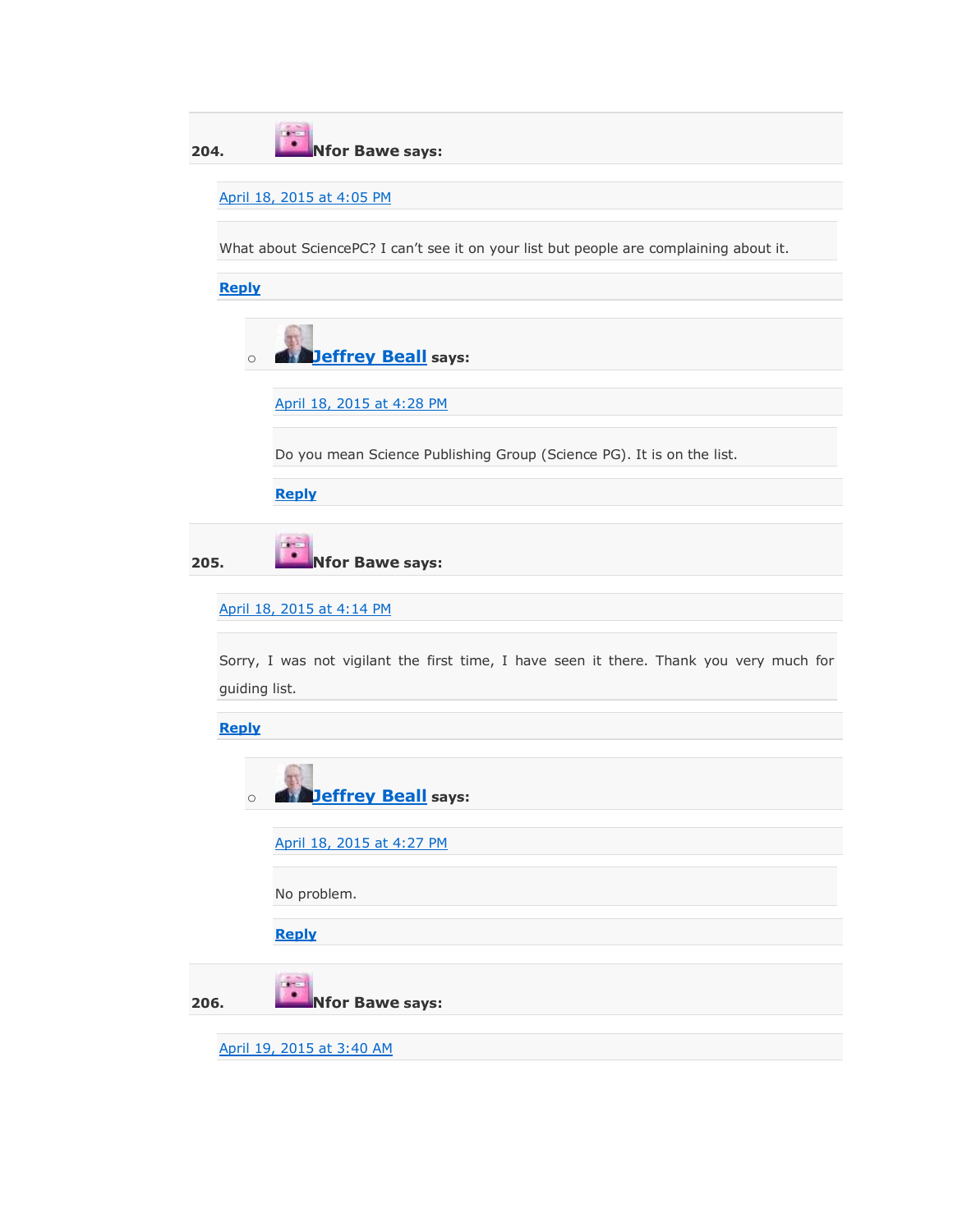**204.** **Nfor Bawe says:**

April 18, 2015 at 4:05 PM

What about SciencePC? I can't see it on your list but people are complaining about it.

**Reply**

- **Jeffrey Beall says:**

  April 18, 2015 at 4:28 PM

  Do you mean Science Publishing Group (Science PG). It is on the list.

  **Reply**

**205.** **Nfor Bawe says:**

April 18, 2015 at 4:14 PM

Sorry, I was not vigilant the first time, I have seen it there. Thank you very much for guiding list.

**Reply**

- **Jeffrey Beall says:**

  April 18, 2015 at 4:27 PM

  No problem.

  **Reply**

**206.** **Nfor Bawe says:**

April 19, 2015 at 3:40 AM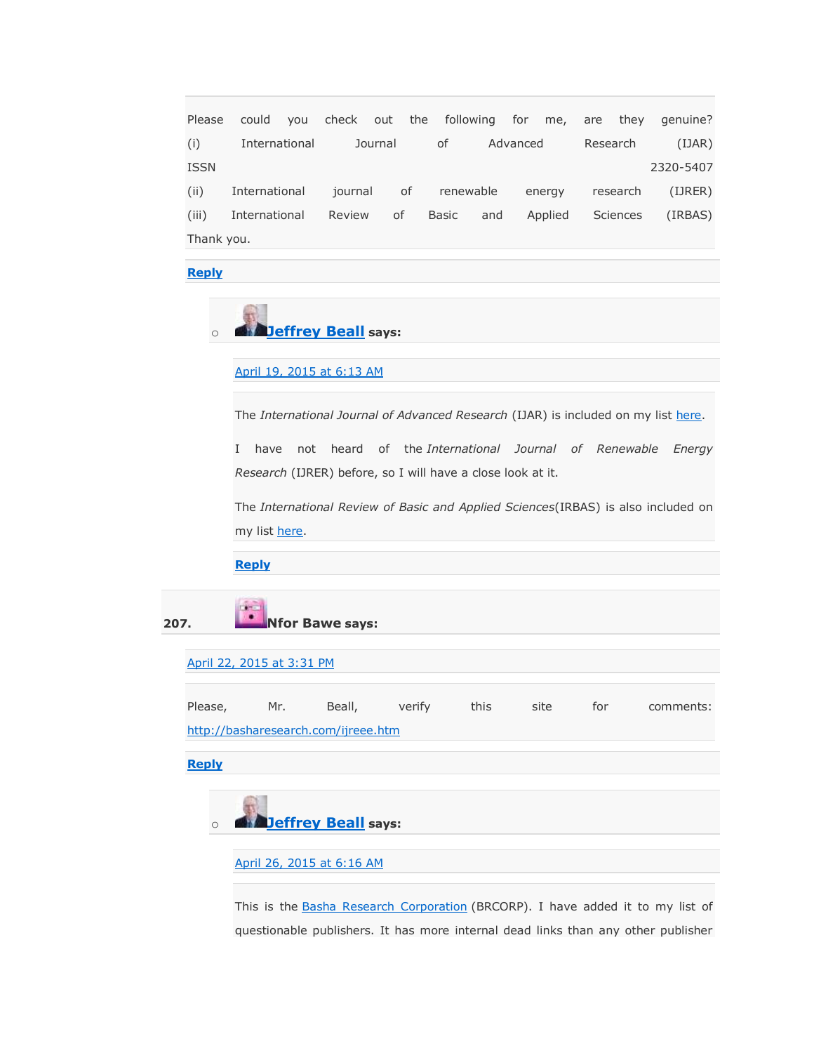Please could you check out the following for me, are they genuine?
(i) International Journal of Advanced Research (IJAR)
ISSN 2320-5407
(ii) International journal of renewable energy research (IJRER)
(iii) International Review of Basic and Applied Sciences (IRBAS)
Thank you.

Reply

- **Jeffrey Beall** says:

  April 19, 2015 at 6:13 AM

  The *International Journal of Advanced Research* (IJAR) is included on my list here.

  I have not heard of the *International Journal of Renewable Energy Research* (IJRER) before, so I will have a close look at it.

  The *International Review of Basic and Applied Sciences*(IRBAS) is also included on my list here.

  Reply

207. **Nfor Bawe** says:

April 22, 2015 at 3:31 PM

Please, Mr. Beall, verify this site for comments: http://basharesearch.com/ijreee.htm

Reply

- **Jeffrey Beall** says:

  April 26, 2015 at 6:16 AM

  This is the Basha Research Corporation (BRCORP). I have added it to my list of questionable publishers. It has more internal dead links than any other publisher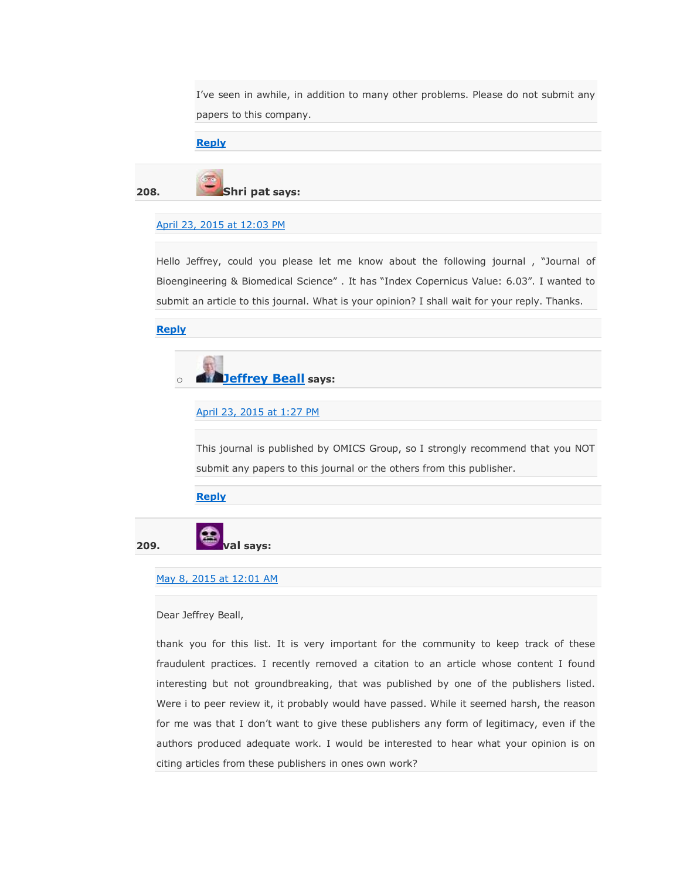I've seen in awhile, in addition to many other problems. Please do not submit any papers to this company.

Reply

**208.** **Shri pat says:**

April 23, 2015 at 12:03 PM

Hello Jeffrey, could you please let me know about the following journal , "Journal of Bioengineering & Biomedical Science" . It has "Index Copernicus Value: 6.03". I wanted to submit an article to this journal. What is your opinion? I shall wait for your reply. Thanks.

Reply

- **Jeffrey Beall says:**

  April 23, 2015 at 1:27 PM

  This journal is published by OMICS Group, so I strongly recommend that you NOT submit any papers to this journal or the others from this publisher.

  Reply

**209.** **val says:**

May 8, 2015 at 12:01 AM

Dear Jeffrey Beall,

thank you for this list. It is very important for the community to keep track of these fraudulent practices. I recently removed a citation to an article whose content I found interesting but not groundbreaking, that was published by one of the publishers listed. Were i to peer review it, it probably would have passed. While it seemed harsh, the reason for me was that I don't want to give these publishers any form of legitimacy, even if the authors produced adequate work. I would be interested to hear what your opinion is on citing articles from these publishers in ones own work?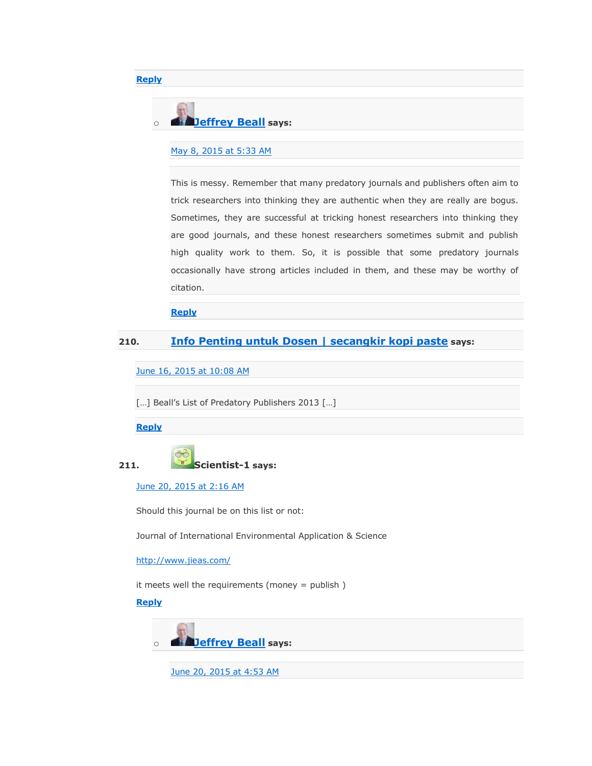Reply

- **Jeffrey Beall** says:

  May 8, 2015 at 5:33 AM

  This is messy. Remember that many predatory journals and publishers often aim to trick researchers into thinking they are authentic when they are really are bogus. Sometimes, they are successful at tricking honest researchers into thinking they are good journals, and these honest researchers sometimes submit and publish high quality work to them. So, it is possible that some predatory journals occasionally have strong articles included in them, and these may be worthy of citation.

  Reply

210. **Info Penting untuk Dosen | secangkir kopi paste** says:

June 16, 2015 at 10:08 AM

[…] Beall's List of Predatory Publishers 2013 […]

Reply

211. **Scientist-1** says:

June 20, 2015 at 2:16 AM

Should this journal be on this list or not:

Journal of International Environmental Application & Science

http://www.jieas.com/

it meets well the requirements (money = publish )

Reply

- **Jeffrey Beall** says:

  June 20, 2015 at 4:53 AM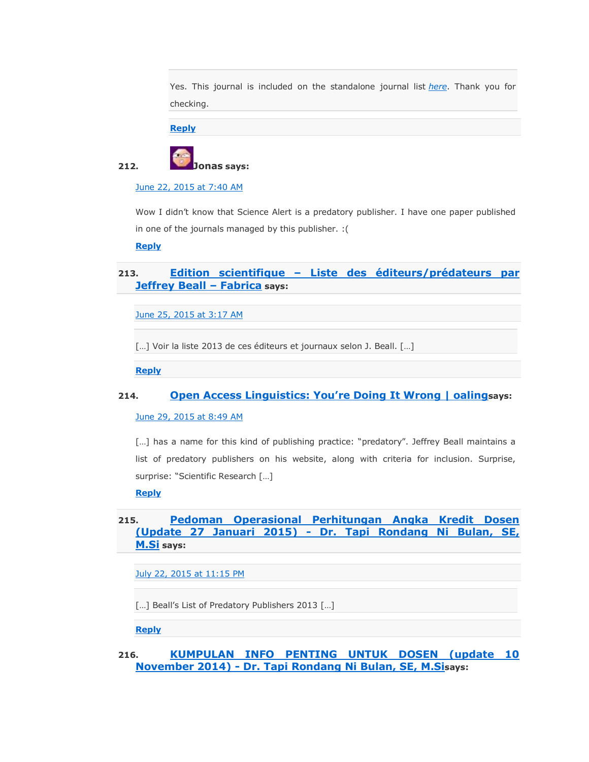Yes. This journal is included on the standalone journal list *here*. Thank you for checking.

**Reply**

212. **Jonas says:**

June 22, 2015 at 7:40 AM

Wow I didn't know that Science Alert is a predatory publisher. I have one paper published in one of the journals managed by this publisher. :(

**Reply**

213. **Edition scientifique – Liste des éditeurs/prédateurs par Jeffrey Beall – Fabrica says:**

June 25, 2015 at 3:17 AM

[…] Voir la liste 2013 de ces éditeurs et journaux selon J. Beall. […]

**Reply**

214. **Open Access Linguistics: You're Doing It Wrong | oaling says:**

June 29, 2015 at 8:49 AM

[…] has a name for this kind of publishing practice: "predatory". Jeffrey Beall maintains a list of predatory publishers on his website, along with criteria for inclusion. Surprise, surprise: "Scientific Research […]

**Reply**

215. **Pedoman Operasional Perhitungan Angka Kredit Dosen (Update 27 Januari 2015) - Dr. Tapi Rondang Ni Bulan, SE, M.Si says:**

July 22, 2015 at 11:15 PM

[…] Beall's List of Predatory Publishers 2013 […]

**Reply**

216. **KUMPULAN INFO PENTING UNTUK DOSEN (update 10 November 2014) - Dr. Tapi Rondang Ni Bulan, SE, M.Si says:**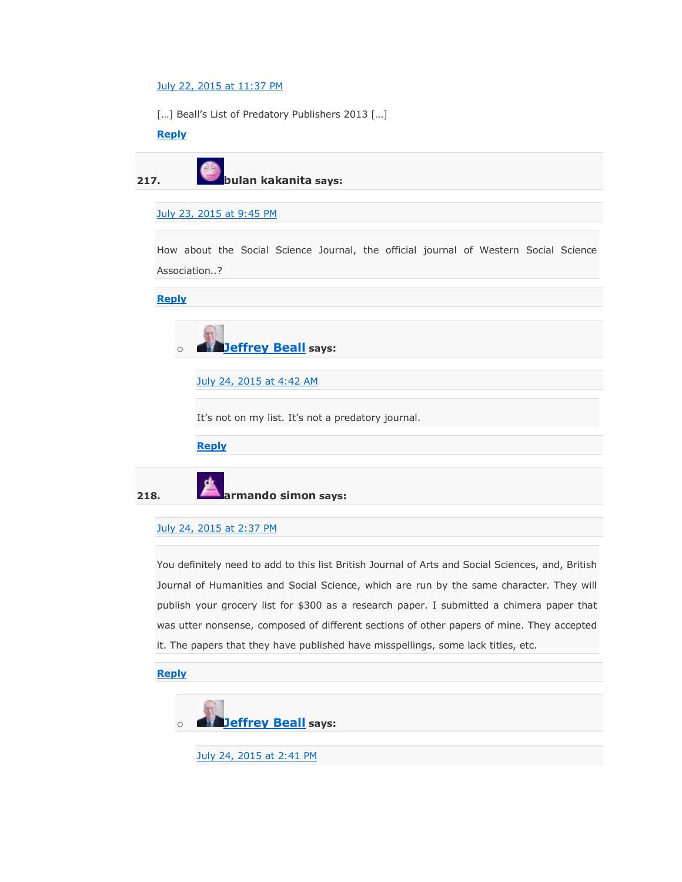July 22, 2015 at 11:37 PM

[…] Beall's List of Predatory Publishers 2013 […]

**Reply**

**217.** **bulan kakanita says:**

July 23, 2015 at 9:45 PM

How about the Social Science Journal, the official journal of Western Social Science Association..?

**Reply**

- **Jeffrey Beall says:**

  July 24, 2015 at 4:42 AM

  It's not on my list. It's not a predatory journal.

  **Reply**

**218.** **armando simon says:**

July 24, 2015 at 2:37 PM

You definitely need to add to this list British Journal of Arts and Social Sciences, and, British Journal of Humanities and Social Science, which are run by the same character. They will publish your grocery list for $300 as a research paper. I submitted a chimera paper that was utter nonsense, composed of different sections of other papers of mine. They accepted it. The papers that they have published have misspellings, some lack titles, etc.

**Reply**

- **Jeffrey Beall says:**

  July 24, 2015 at 2:41 PM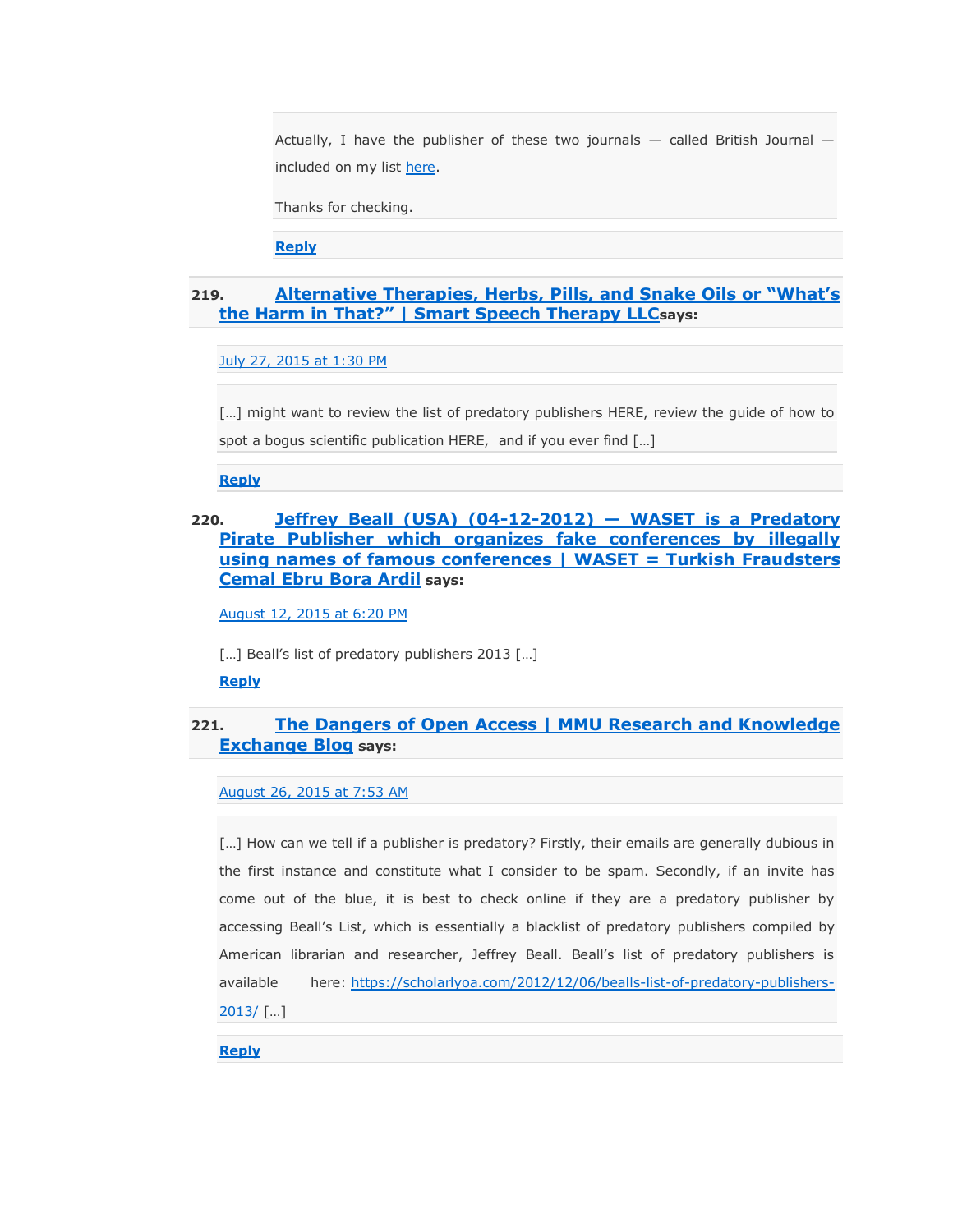Actually, I have the publisher of these two journals — called British Journal — included on my list here.

Thanks for checking.

Reply

219. **Alternative Therapies, Herbs, Pills, and Snake Oils or "What's the Harm in That?" | Smart Speech Therapy LLC** says:

July 27, 2015 at 1:30 PM

[…] might want to review the list of predatory publishers HERE, review the guide of how to spot a bogus scientific publication HERE,  and if you ever find […]

Reply

220. **Jeffrey Beall (USA) (04-12-2012) — WASET is a Predatory Pirate Publisher which organizes fake conferences by illegally using names of famous conferences | WASET = Turkish Fraudsters Cemal Ebru Bora Ardil** says:

August 12, 2015 at 6:20 PM

[…] Beall's list of predatory publishers 2013 […]

Reply

221. **The Dangers of Open Access | MMU Research and Knowledge Exchange Blog** says:

August 26, 2015 at 7:53 AM

[…] How can we tell if a publisher is predatory? Firstly, their emails are generally dubious in the first instance and constitute what I consider to be spam. Secondly, if an invite has come out of the blue, it is best to check online if they are a predatory publisher by accessing Beall's List, which is essentially a blacklist of predatory publishers compiled by American librarian and researcher, Jeffrey Beall. Beall's list of predatory publishers is available here: https://scholarlyoa.com/2012/12/06/bealls-list-of-predatory-publishers-2013/ […]

Reply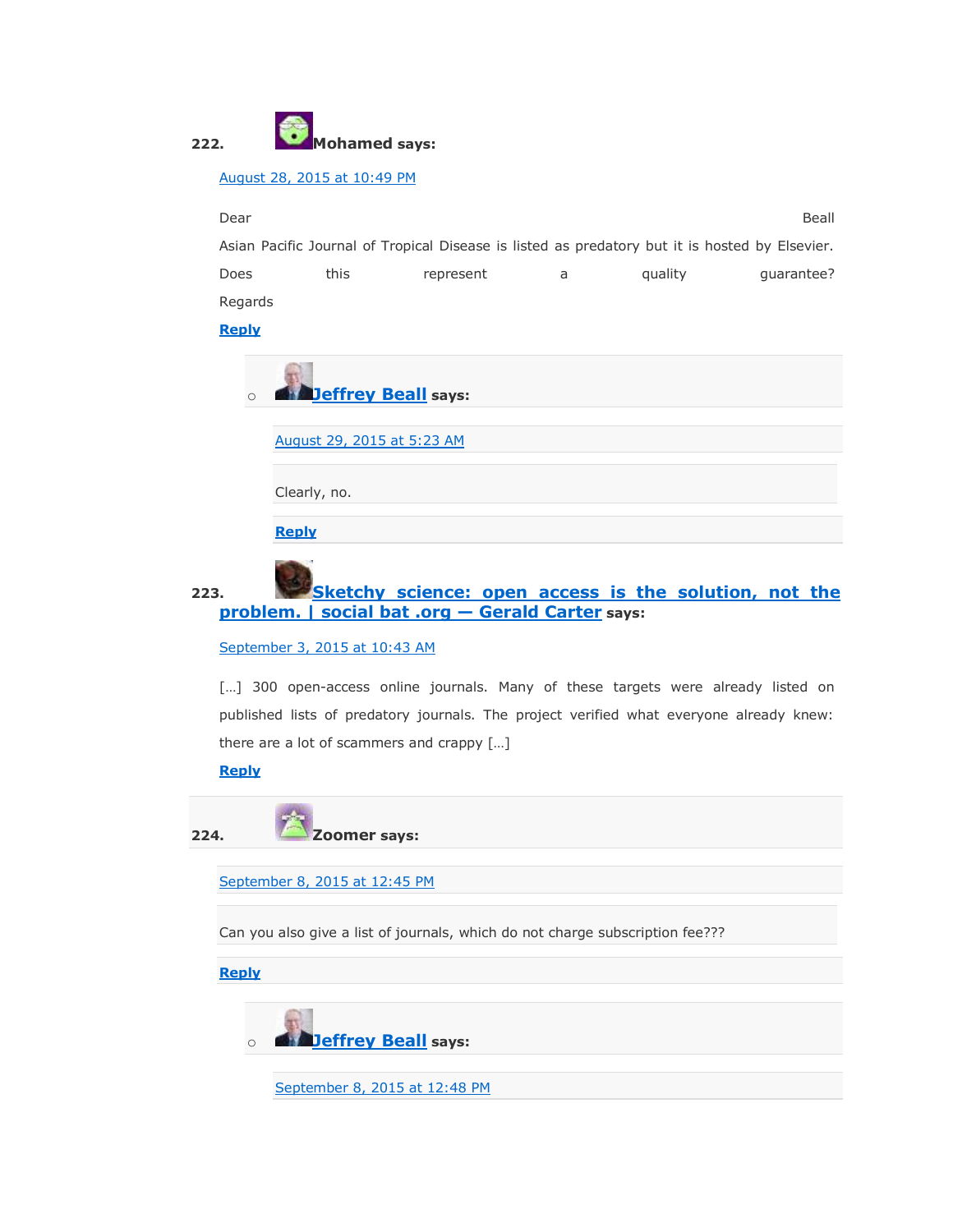222. **Mohamed** says:

August 28, 2015 at 10:49 PM

Dear Beall
Asian Pacific Journal of Tropical Disease is listed as predatory but it is hosted by Elsevier. Does this represent a quality guarantee?
Regards

**Reply**

- **Jeffrey Beall** says:

  August 29, 2015 at 5:23 AM

  Clearly, no.

  **Reply**

223. **Sketchy science: open access is the solution, not the problem. | social bat .org — Gerald Carter** says:

September 3, 2015 at 10:43 AM

[…] 300 open-access online journals. Many of these targets were already listed on published lists of predatory journals. The project verified what everyone already knew: there are a lot of scammers and crappy […]

**Reply**

224. **Zoomer** says:

September 8, 2015 at 12:45 PM

Can you also give a list of journals, which do not charge subscription fee???

**Reply**

- **Jeffrey Beall** says:

  September 8, 2015 at 12:48 PM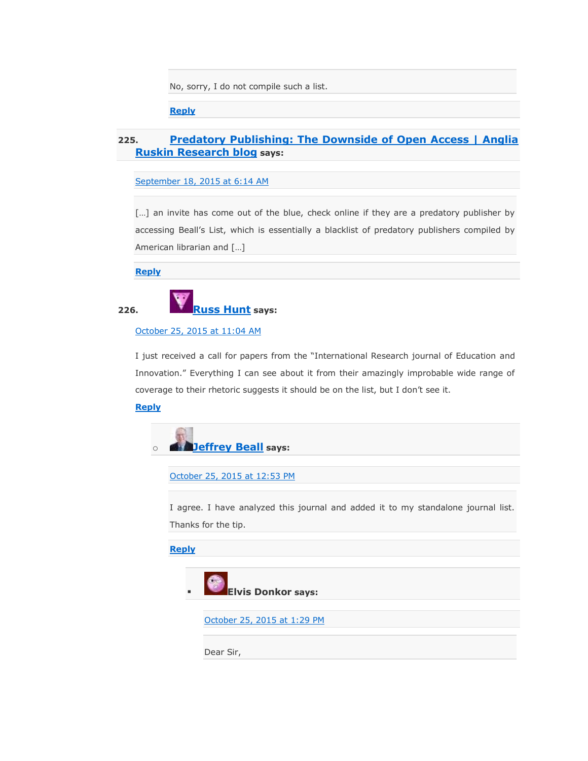No, sorry, I do not compile such a list.

**Reply**

**225. Predatory Publishing: The Downside of Open Access | Anglia Ruskin Research blog says:**

September 18, 2015 at 6:14 AM

[…] an invite has come out of the blue, check online if they are a predatory publisher by accessing Beall's List, which is essentially a blacklist of predatory publishers compiled by American librarian and […]

**Reply**

**226. Russ Hunt says:**

October 25, 2015 at 11:04 AM

I just received a call for papers from the "International Research journal of Education and Innovation." Everything I can see about it from their amazingly improbable wide range of coverage to their rhetoric suggests it should be on the list, but I don't see it.

**Reply**

- **Jeffrey Beall says:**

  October 25, 2015 at 12:53 PM

  I agree. I have analyzed this journal and added it to my standalone journal list. Thanks for the tip.

  **Reply**

  - **Elvis Donkor says:**

    October 25, 2015 at 1:29 PM

    Dear Sir,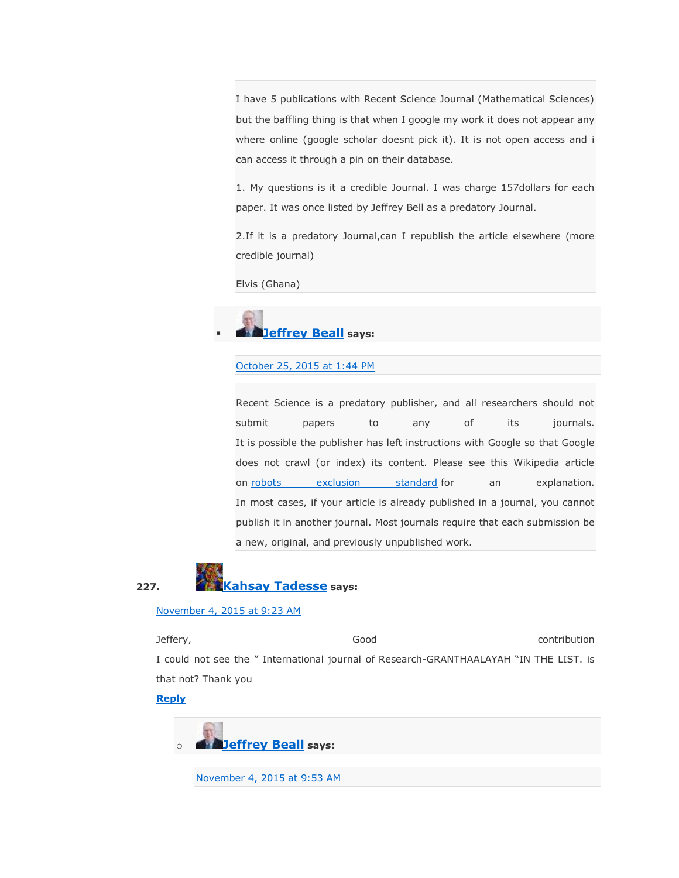I have 5 publications with Recent Science Journal (Mathematical Sciences) but the baffling thing is that when I google my work it does not appear any where online (google scholar doesnt pick it). It is not open access and i can access it through a pin on their database.

1. My questions is it a credible Journal. I was charge 157dollars for each paper. It was once listed by Jeffrey Bell as a predatory Journal.

2.If it is a predatory Journal,can I republish the article elsewhere (more credible journal)

Elvis (Ghana)

- **Jeffrey Beall** says:

  October 25, 2015 at 1:44 PM

  Recent Science is a predatory publisher, and all researchers should not submit papers to any of its journals.
  It is possible the publisher has left instructions with Google so that Google does not crawl (or index) its content. Please see this Wikipedia article on robots exclusion standard for an explanation.
  In most cases, if your article is already published in a journal, you cannot publish it in another journal. Most journals require that each submission be a new, original, and previously unpublished work.

227. **Kahsay Tadesse** says:

November 4, 2015 at 9:23 AM

Jeffery, Good contribution
I could not see the " International journal of Research-GRANTHAALAYAH "IN THE LIST. is that not? Thank you

**Reply**

- **Jeffrey Beall** says:

  November 4, 2015 at 9:53 AM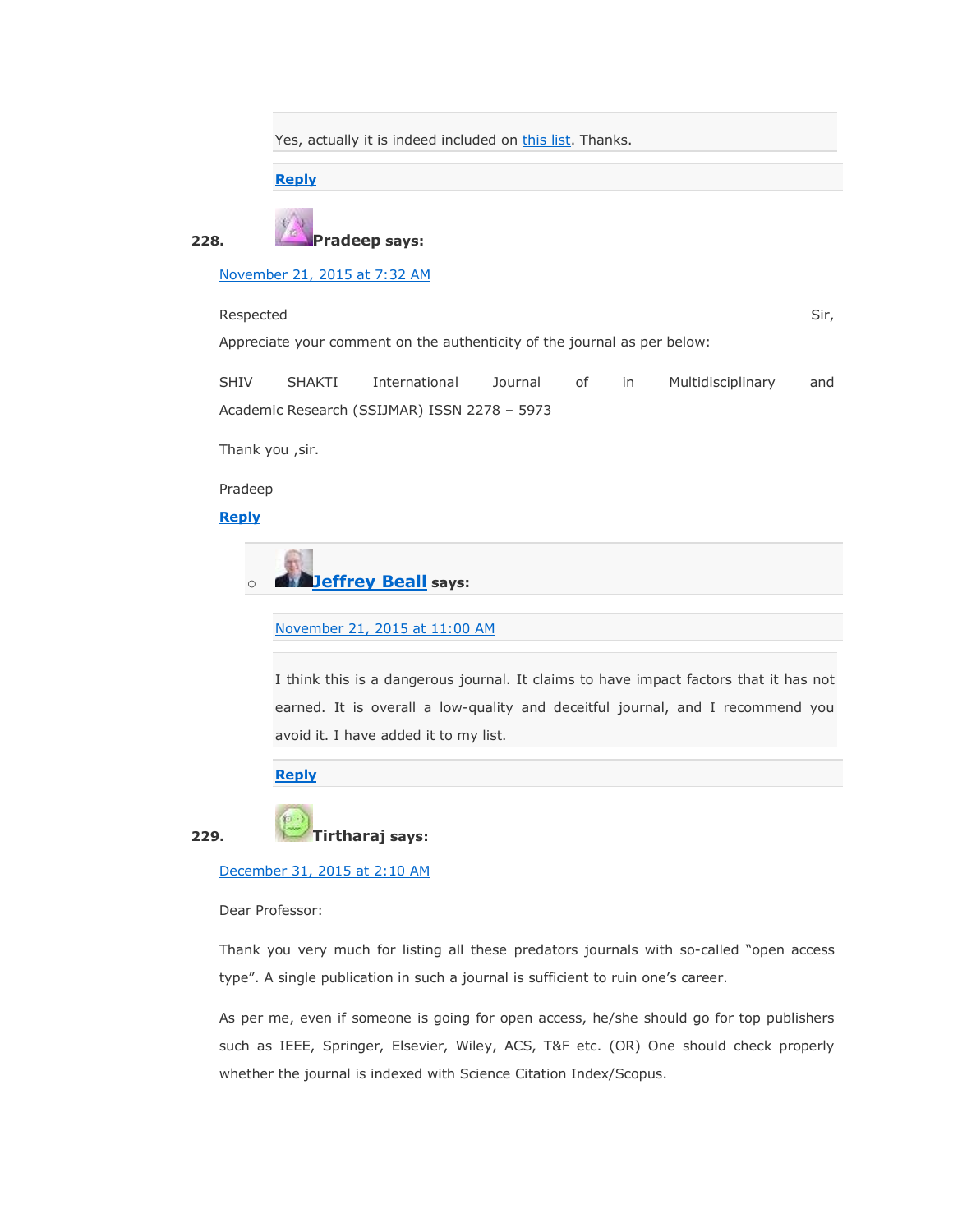Yes, actually it is indeed included on this list. Thanks.

Reply

228. **Pradeep says:**

November 21, 2015 at 7:32 AM

Respected Sir,
Appreciate your comment on the authenticity of the journal as per below:

SHIV SHAKTI International Journal of in Multidisciplinary and Academic Research (SSIJMAR) ISSN 2278 – 5973

Thank you ,sir.

Pradeep

Reply

- **Jeffrey Beall says:**

  November 21, 2015 at 11:00 AM

  I think this is a dangerous journal. It claims to have impact factors that it has not earned. It is overall a low-quality and deceitful journal, and I recommend you avoid it. I have added it to my list.

  Reply

229. **Tirtharaj says:**

December 31, 2015 at 2:10 AM

Dear Professor:

Thank you very much for listing all these predators journals with so-called "open access type". A single publication in such a journal is sufficient to ruin one's career.

As per me, even if someone is going for open access, he/she should go for top publishers such as IEEE, Springer, Elsevier, Wiley, ACS, T&F etc. (OR) One should check properly whether the journal is indexed with Science Citation Index/Scopus.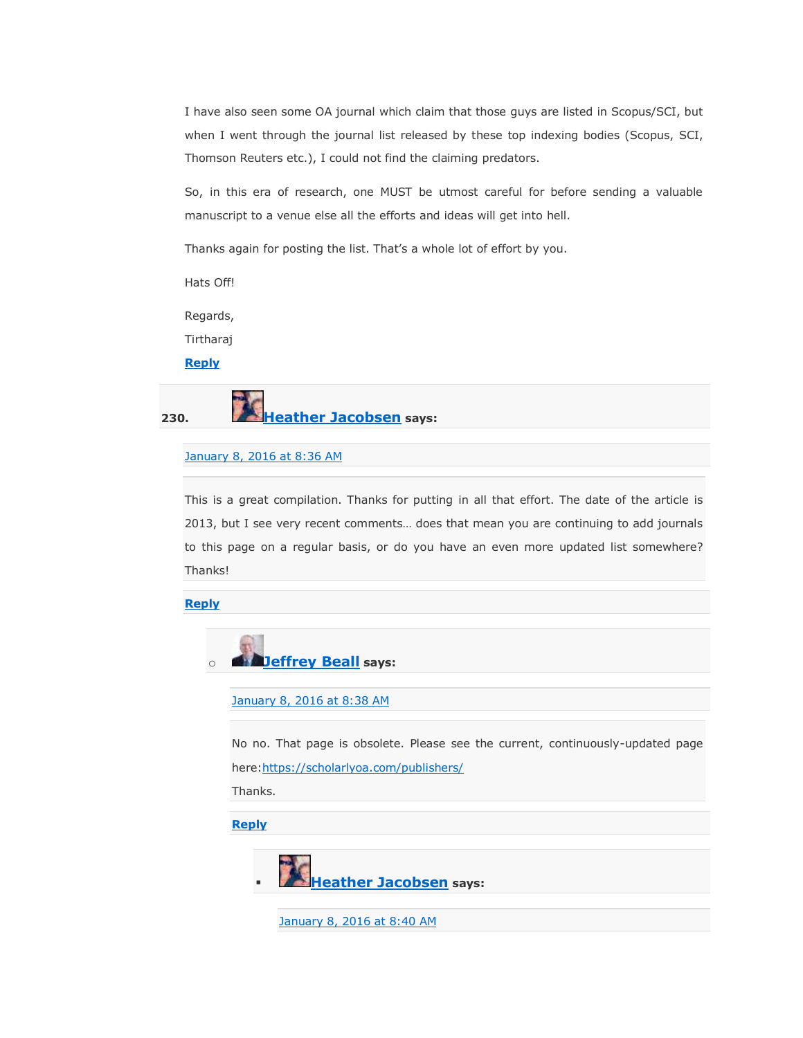I have also seen some OA journal which claim that those guys are listed in Scopus/SCI, but when I went through the journal list released by these top indexing bodies (Scopus, SCI, Thomson Reuters etc.), I could not find the claiming predators.

So, in this era of research, one MUST be utmost careful for before sending a valuable manuscript to a venue else all the efforts and ideas will get into hell.

Thanks again for posting the list. That's a whole lot of effort by you.

Hats Off!

Regards,

Tirtharaj

**Reply**

230. **Heather Jacobsen** says:

January 8, 2016 at 8:36 AM

This is a great compilation. Thanks for putting in all that effort. The date of the article is 2013, but I see very recent comments… does that mean you are continuing to add journals to this page on a regular basis, or do you have an even more updated list somewhere? Thanks!

**Reply**

- **Jeffrey Beall** says:

  January 8, 2016 at 8:38 AM

  No no. That page is obsolete. Please see the current, continuously-updated page here:https://scholarlyoa.com/publishers/
  Thanks.

  **Reply**

  - **Heather Jacobsen** says:

    January 8, 2016 at 8:40 AM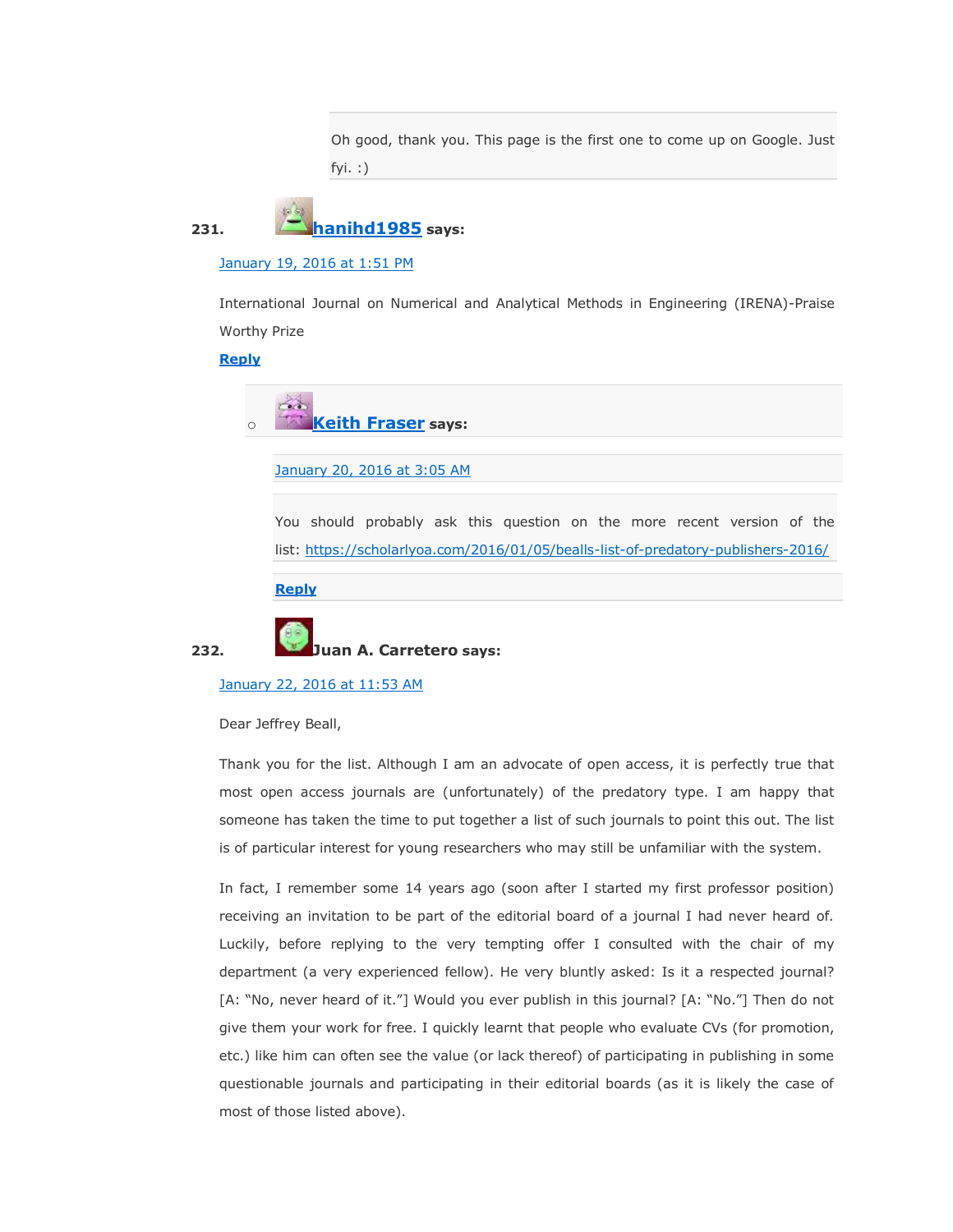Oh good, thank you. This page is the first one to come up on Google. Just fyi. :)

231. **hanihd1985** says:

January 19, 2016 at 1:51 PM

International Journal on Numerical and Analytical Methods in Engineering (IRENA)-Praise Worthy Prize

**Reply**

- **Keith Fraser** says:

  January 20, 2016 at 3:05 AM

  You should probably ask this question on the more recent version of the list: https://scholarlyoa.com/2016/01/05/bealls-list-of-predatory-publishers-2016/

  **Reply**

232. **Juan A. Carretero** says:

January 22, 2016 at 11:53 AM

Dear Jeffrey Beall,

Thank you for the list. Although I am an advocate of open access, it is perfectly true that most open access journals are (unfortunately) of the predatory type. I am happy that someone has taken the time to put together a list of such journals to point this out. The list is of particular interest for young researchers who may still be unfamiliar with the system.

In fact, I remember some 14 years ago (soon after I started my first professor position) receiving an invitation to be part of the editorial board of a journal I had never heard of. Luckily, before replying to the very tempting offer I consulted with the chair of my department (a very experienced fellow). He very bluntly asked: Is it a respected journal? [A: "No, never heard of it."] Would you ever publish in this journal? [A: "No."] Then do not give them your work for free. I quickly learnt that people who evaluate CVs (for promotion, etc.) like him can often see the value (or lack thereof) of participating in publishing in some questionable journals and participating in their editorial boards (as it is likely the case of most of those listed above).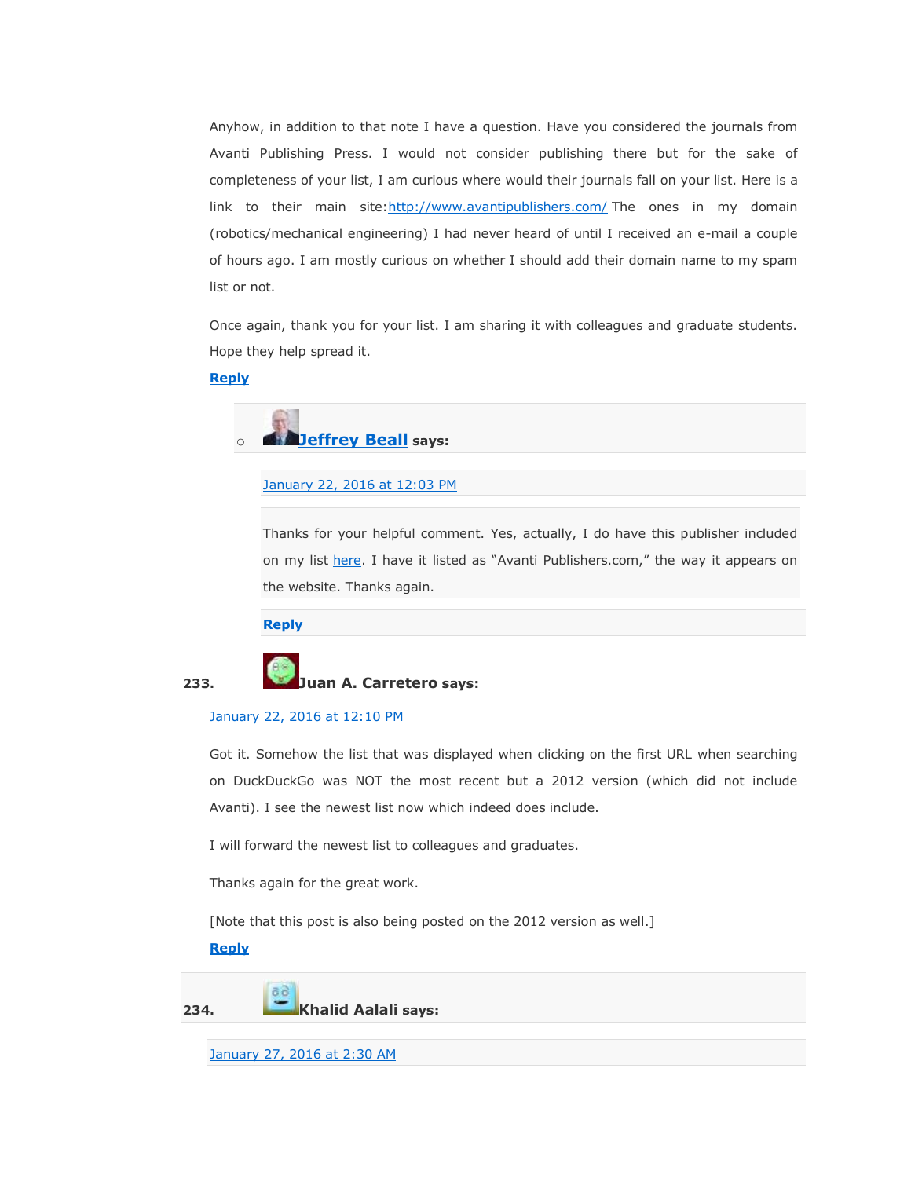Anyhow, in addition to that note I have a question. Have you considered the journals from Avanti Publishing Press. I would not consider publishing there but for the sake of completeness of your list, I am curious where would their journals fall on your list. Here is a link to their main site:http://www.avantipublishers.com/ The ones in my domain (robotics/mechanical engineering) I had never heard of until I received an e-mail a couple of hours ago. I am mostly curious on whether I should add their domain name to my spam list or not.

Once again, thank you for your list. I am sharing it with colleagues and graduate students. Hope they help spread it.

Reply

- **Jeffrey Beall** says:

  January 22, 2016 at 12:03 PM

  Thanks for your helpful comment. Yes, actually, I do have this publisher included on my list here. I have it listed as "Avanti Publishers.com," the way it appears on the website. Thanks again.

  Reply

233. **Juan A. Carretero** says:

January 22, 2016 at 12:10 PM

Got it. Somehow the list that was displayed when clicking on the first URL when searching on DuckDuckGo was NOT the most recent but a 2012 version (which did not include Avanti). I see the newest list now which indeed does include.

I will forward the newest list to colleagues and graduates.

Thanks again for the great work.

[Note that this post is also being posted on the 2012 version as well.]

Reply

234. **Khalid Aalali** says:

January 27, 2016 at 2:30 AM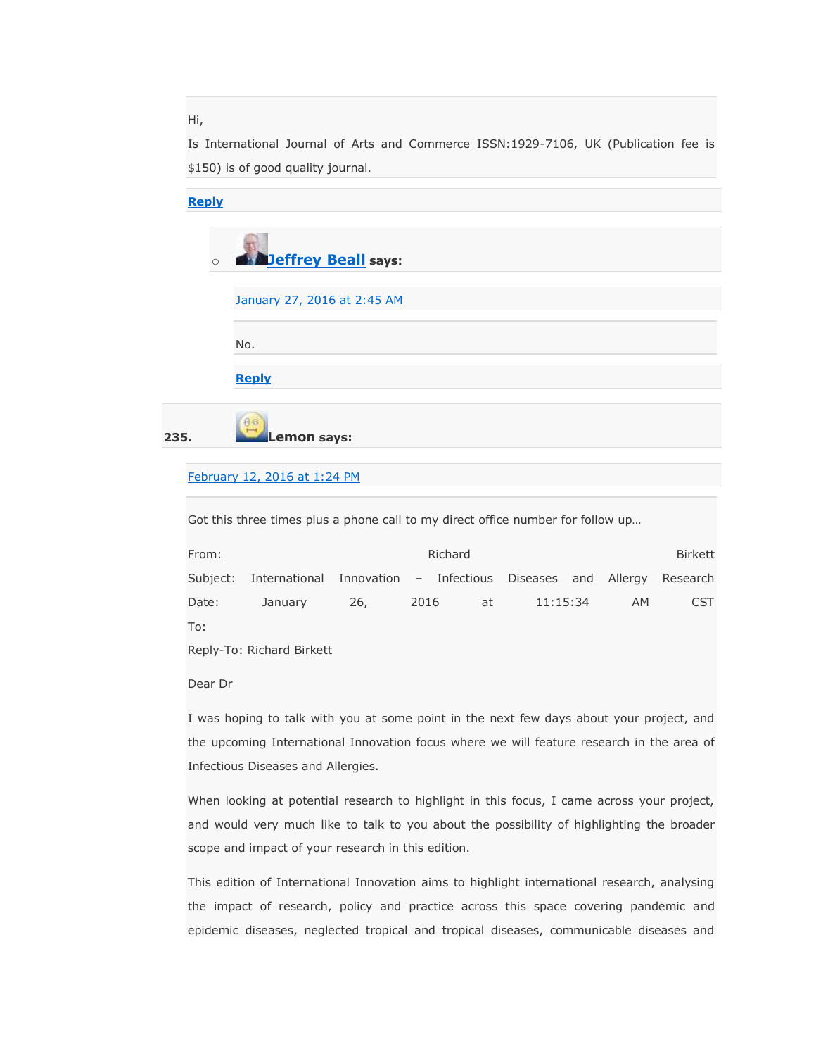Hi,

Is International Journal of Arts and Commerce ISSN:1929-7106, UK (Publication fee is $150) is of good quality journal.

**Reply**

- **Jeffrey Beall** says:

  January 27, 2016 at 2:45 AM

  No.

  **Reply**

235. **Lemon says:**

February 12, 2016 at 1:24 PM

Got this three times plus a phone call to my direct office number for follow up…

From: Richard Birkett
Subject: International Innovation – Infectious Diseases and Allergy Research
Date: January 26, 2016 at 11:15:34 AM CST
To:
Reply-To: Richard Birkett

Dear Dr

I was hoping to talk with you at some point in the next few days about your project, and the upcoming International Innovation focus where we will feature research in the area of Infectious Diseases and Allergies.

When looking at potential research to highlight in this focus, I came across your project, and would very much like to talk to you about the possibility of highlighting the broader scope and impact of your research in this edition.

This edition of International Innovation aims to highlight international research, analysing the impact of research, policy and practice across this space covering pandemic and epidemic diseases, neglected tropical and tropical diseases, communicable diseases and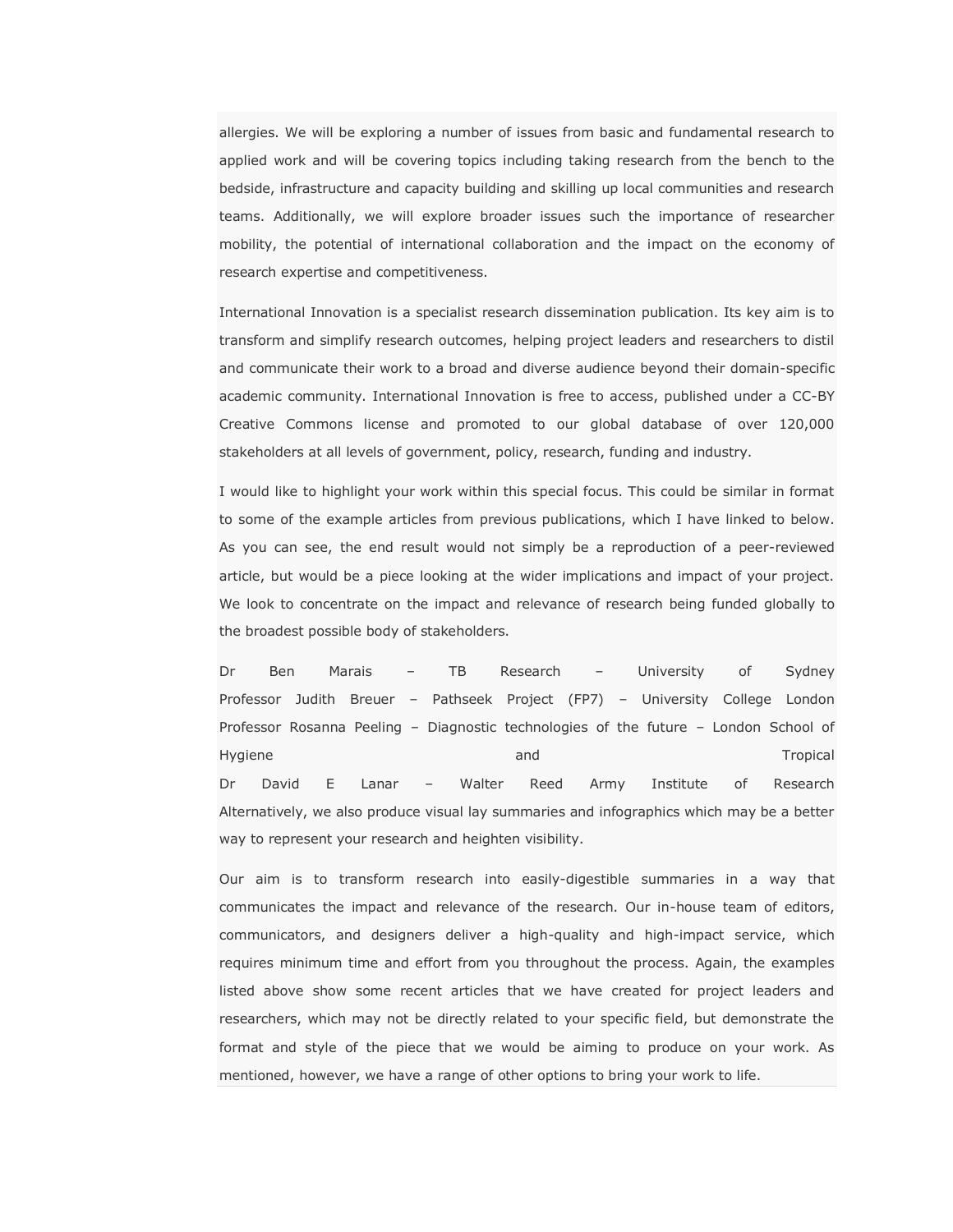allergies. We will be exploring a number of issues from basic and fundamental research to applied work and will be covering topics including taking research from the bench to the bedside, infrastructure and capacity building and skilling up local communities and research teams. Additionally, we will explore broader issues such the importance of researcher mobility, the potential of international collaboration and the impact on the economy of research expertise and competitiveness.

International Innovation is a specialist research dissemination publication. Its key aim is to transform and simplify research outcomes, helping project leaders and researchers to distil and communicate their work to a broad and diverse audience beyond their domain-specific academic community. International Innovation is free to access, published under a CC-BY Creative Commons license and promoted to our global database of over 120,000 stakeholders at all levels of government, policy, research, funding and industry.

I would like to highlight your work within this special focus. This could be similar in format to some of the example articles from previous publications, which I have linked to below. As you can see, the end result would not simply be a reproduction of a peer-reviewed article, but would be a piece looking at the wider implications and impact of your project. We look to concentrate on the impact and relevance of research being funded globally to the broadest possible body of stakeholders.

Dr Ben Marais – TB Research – University of Sydney
Professor Judith Breuer – Pathseek Project (FP7) – University College London
Professor Rosanna Peeling – Diagnostic technologies of the future – London School of Hygiene and Tropical
Dr David E Lanar – Walter Reed Army Institute of Research
Alternatively, we also produce visual lay summaries and infographics which may be a better way to represent your research and heighten visibility.

Our aim is to transform research into easily-digestible summaries in a way that communicates the impact and relevance of the research. Our in-house team of editors, communicators, and designers deliver a high-quality and high-impact service, which requires minimum time and effort from you throughout the process. Again, the examples listed above show some recent articles that we have created for project leaders and researchers, which may not be directly related to your specific field, but demonstrate the format and style of the piece that we would be aiming to produce on your work. As mentioned, however, we have a range of other options to bring your work to life.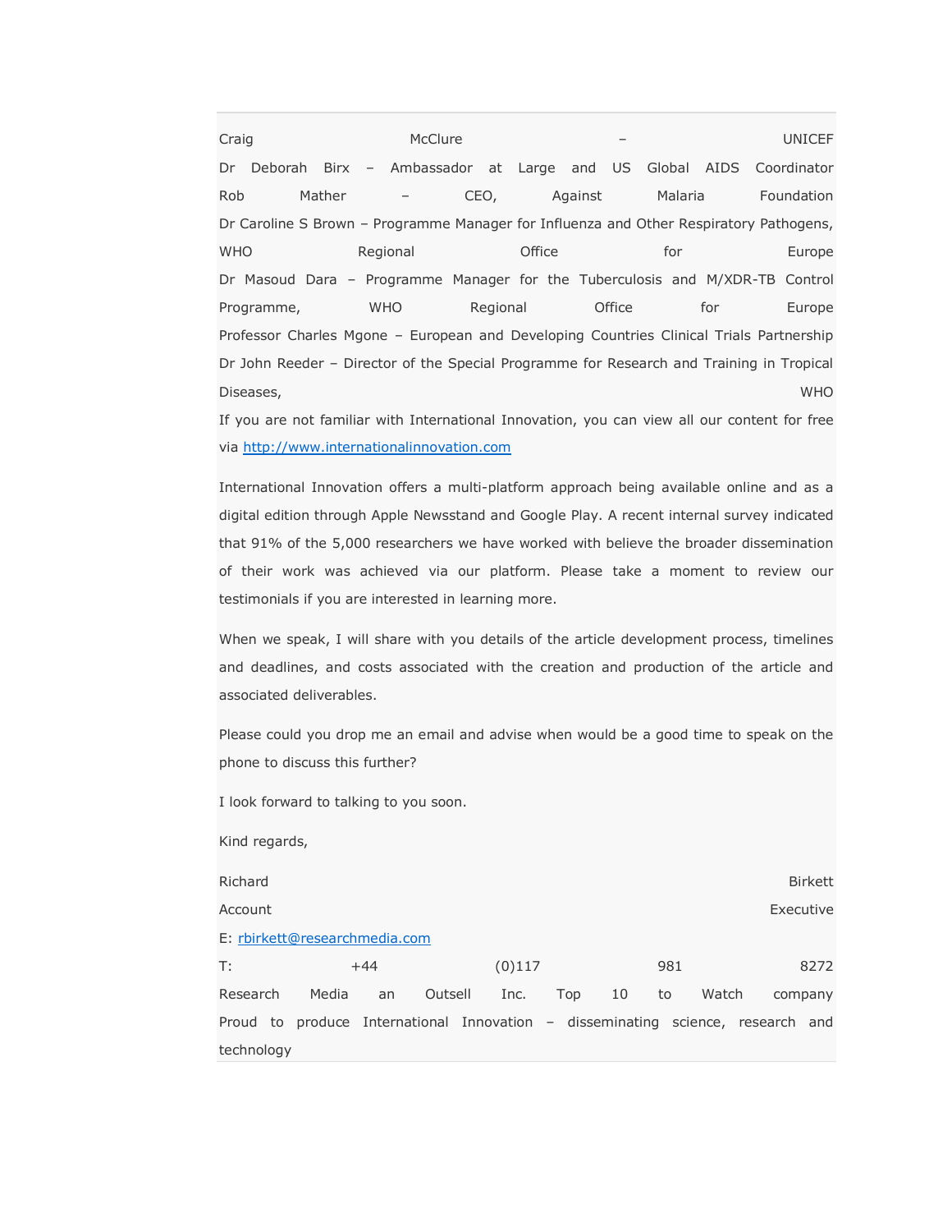Craig McClure – UNICEF
Dr Deborah Birx – Ambassador at Large and US Global AIDS Coordinator
Rob Mather – CEO, Against Malaria Foundation
Dr Caroline S Brown – Programme Manager for Influenza and Other Respiratory Pathogens, WHO Regional Office for Europe
Dr Masoud Dara – Programme Manager for the Tuberculosis and M/XDR-TB Control Programme, WHO Regional Office for Europe
Professor Charles Mgone – European and Developing Countries Clinical Trials Partnership
Dr John Reeder – Director of the Special Programme for Research and Training in Tropical Diseases, WHO
If you are not familiar with International Innovation, you can view all our content for free via http://www.internationalinnovation.com

International Innovation offers a multi-platform approach being available online and as a digital edition through Apple Newsstand and Google Play. A recent internal survey indicated that 91% of the 5,000 researchers we have worked with believe the broader dissemination of their work was achieved via our platform. Please take a moment to review our testimonials if you are interested in learning more.

When we speak, I will share with you details of the article development process, timelines and deadlines, and costs associated with the creation and production of the article and associated deliverables.

Please could you drop me an email and advise when would be a good time to speak on the phone to discuss this further?

I look forward to talking to you soon.

Kind regards,

Richard Birkett
Account Executive
E: rbirkett@researchmedia.com
T: +44 (0)117 981 8272
Research Media an Outsell Inc. Top 10 to Watch company
Proud to produce International Innovation – disseminating science, research and technology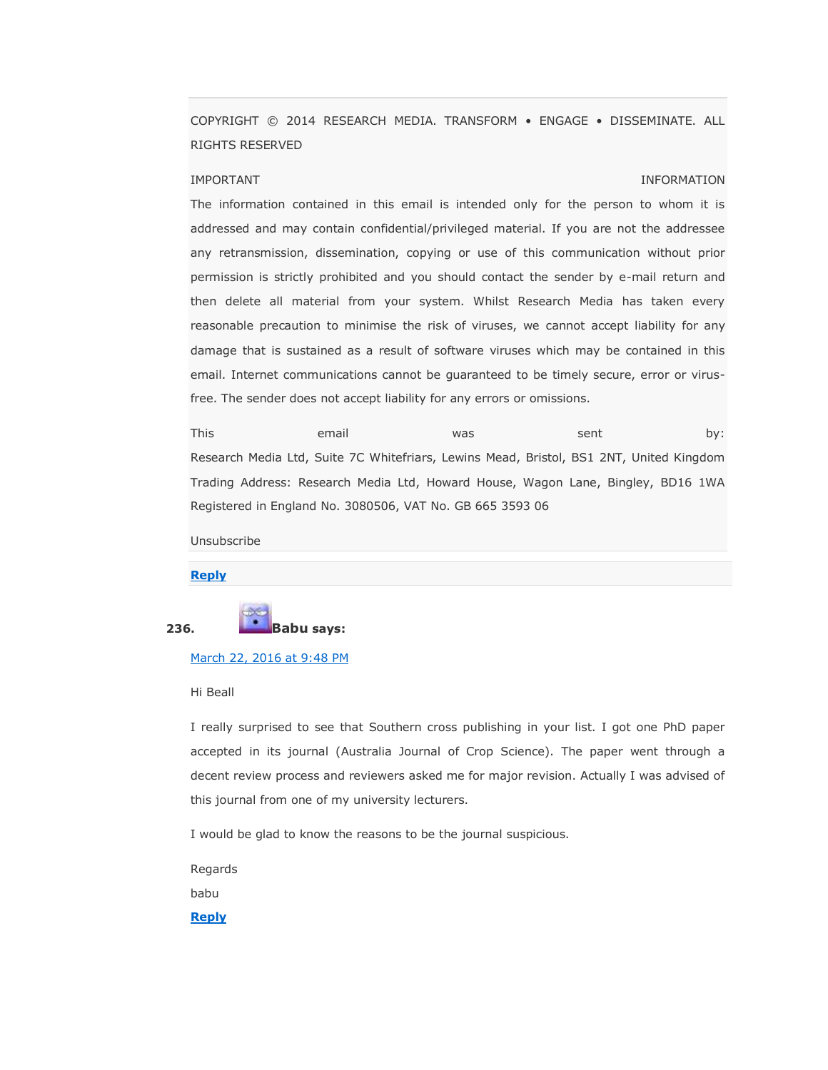COPYRIGHT © 2014 RESEARCH MEDIA. TRANSFORM • ENGAGE • DISSEMINATE. ALL RIGHTS RESERVED

IMPORTANT INFORMATION

The information contained in this email is intended only for the person to whom it is addressed and may contain confidential/privileged material. If you are not the addressee any retransmission, dissemination, copying or use of this communication without prior permission is strictly prohibited and you should contact the sender by e-mail return and then delete all material from your system. Whilst Research Media has taken every reasonable precaution to minimise the risk of viruses, we cannot accept liability for any damage that is sustained as a result of software viruses which may be contained in this email. Internet communications cannot be guaranteed to be timely secure, error or virus-free. The sender does not accept liability for any errors or omissions.

This email was sent by:
Research Media Ltd, Suite 7C Whitefriars, Lewins Mead, Bristol, BS1 2NT, United Kingdom
Trading Address: Research Media Ltd, Howard House, Wagon Lane, Bingley, BD16 1WA
Registered in England No. 3080506, VAT No. GB 665 3593 06

Unsubscribe

Reply

236. **Babu says:**

March 22, 2016 at 9:48 PM

Hi Beall

I really surprised to see that Southern cross publishing in your list. I got one PhD paper accepted in its journal (Australia Journal of Crop Science). The paper went through a decent review process and reviewers asked me for major revision. Actually I was advised of this journal from one of my university lecturers.

I would be glad to know the reasons to be the journal suspicious.

Regards

babu

Reply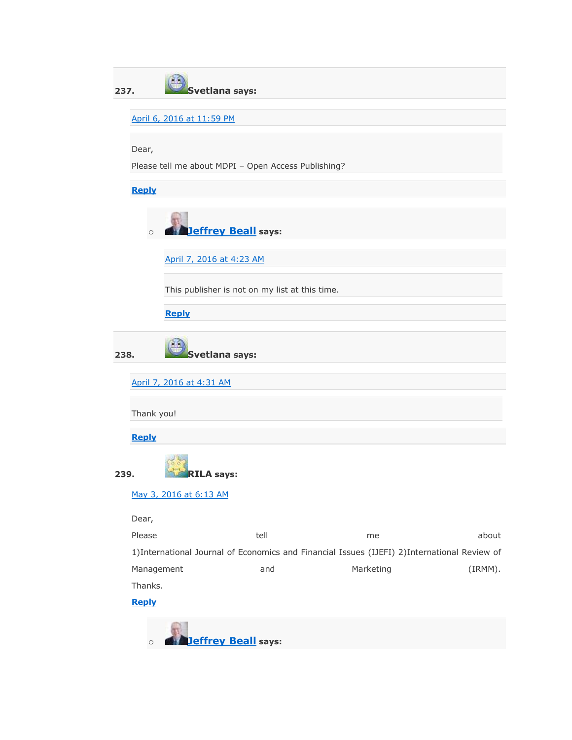237. **Svetlana says:**

April 6, 2016 at 11:59 PM

Dear,

Please tell me about MDPI – Open Access Publishing?

**Reply**

- **Jeffrey Beall says:**

  April 7, 2016 at 4:23 AM

  This publisher is not on my list at this time.

  **Reply**

238. **Svetlana says:**

April 7, 2016 at 4:31 AM

Thank you!

**Reply**

239. **RILA says:**

May 3, 2016 at 6:13 AM

Dear,

Please tell me about 1)International Journal of Economics and Financial Issues (IJEFI) 2)International Review of Management and Marketing (IRMM). Thanks.

**Reply**

- **Jeffrey Beall says:**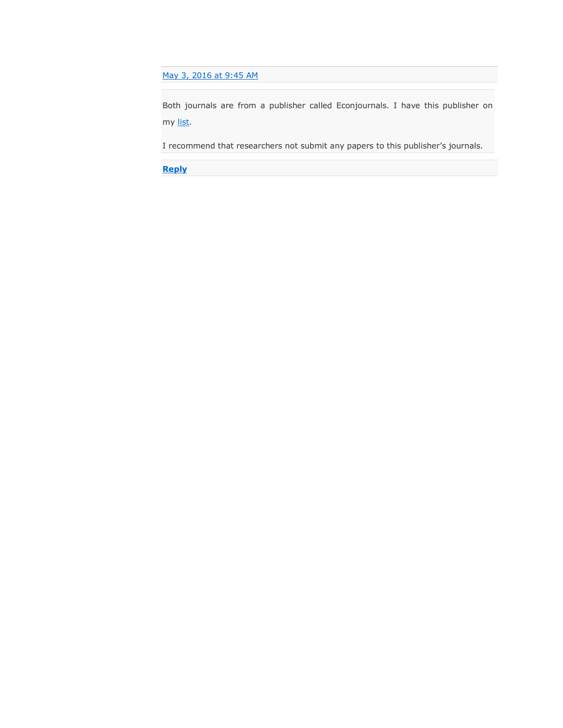[May 3, 2016 at 9:45 AM]

Both journals are from a publisher called Econjournals. I have this publisher on my [list].

I recommend that researchers not submit any papers to this publisher's journals.

**Reply**